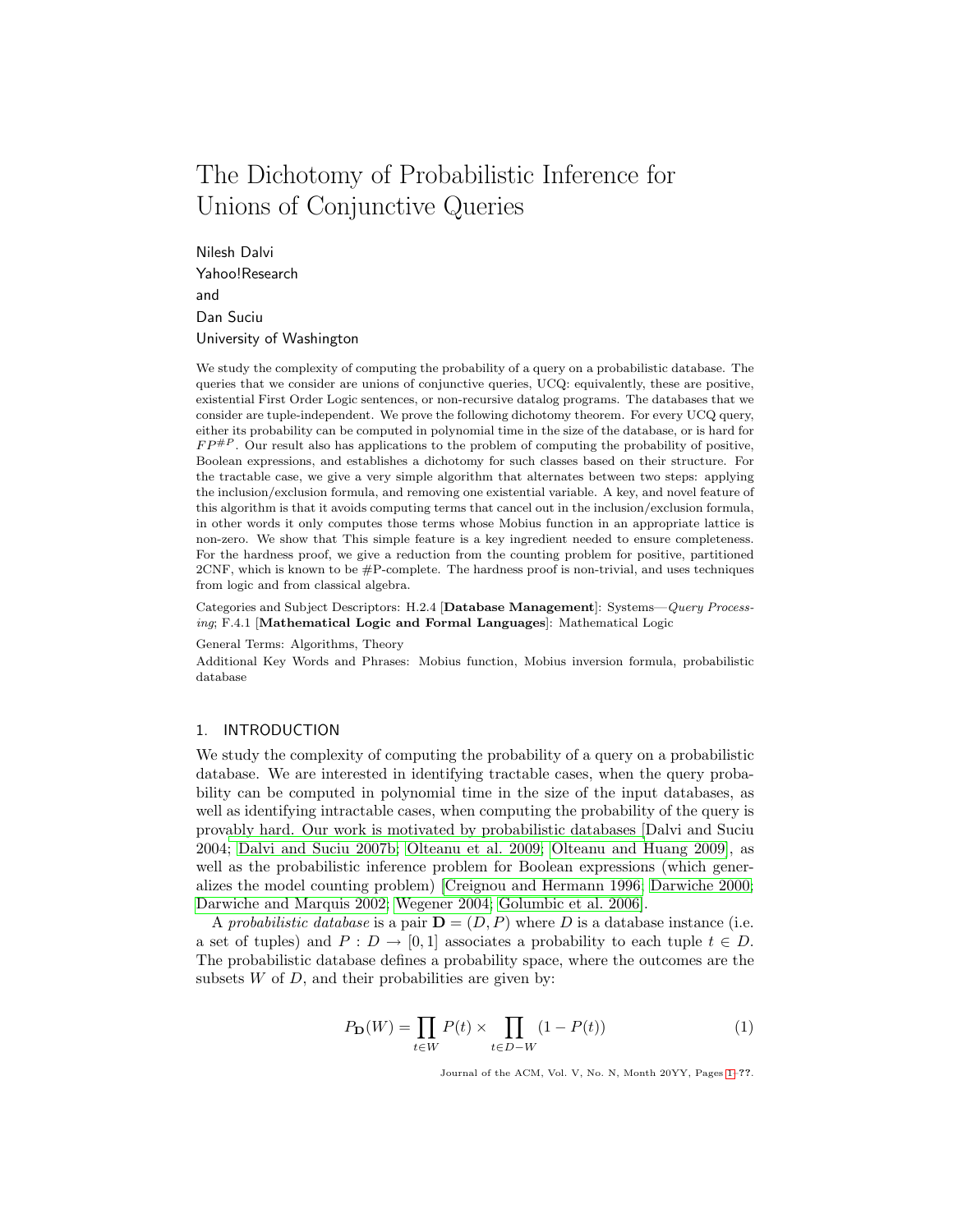# The Dichotomy of Probabilistic Inference for Unions of Conjunctive Queries

Nilesh Dalvi
Yahoo!Research
and
Dan Suciu
University of Washington

We study the complexity of computing the probability of a query on a probabilistic database. The queries that we consider are unions of conjunctive queries, UCQ: equivalently, these are positive, existential First Order Logic sentences, or non-recursive datalog programs. The databases that we consider are tuple-independent. We prove the following dichotomy theorem. For every UCQ query, either its probability can be computed in polynomial time in the size of the database, or is hard for $FP^{\#P}$. Our result also has applications to the problem of computing the probability of positive, Boolean expressions, and establishes a dichotomy for such classes based on their structure. For the tractable case, we give a very simple algorithm that alternates between two steps: applying the inclusion/exclusion formula, and removing one existential variable. A key, and novel feature of this algorithm is that it avoids computing terms that cancel out in the inclusion/exclusion formula, in other words it only computes those terms whose Mobius function in an appropriate lattice is non-zero. We show that This simple feature is a key ingredient needed to ensure completeness. For the hardness proof, we give a reduction from the counting problem for positive, partitioned 2CNF, which is known to be #P-complete. The hardness proof is non-trivial, and uses techniques from logic and from classical algebra.

Categories and Subject Descriptors: H.2.4 [**Database Management**]: Systems—*Query Processing*; F.4.1 [**Mathematical Logic and Formal Languages**]: Mathematical Logic

General Terms: Algorithms, Theory

Additional Key Words and Phrases: Mobius function, Mobius inversion formula, probabilistic database

## 1. INTRODUCTION

We study the complexity of computing the probability of a query on a probabilistic database. We are interested in identifying tractable cases, when the query probability can be computed in polynomial time in the size of the input databases, as well as identifying intractable cases, when computing the probability of the query is provably hard. Our work is motivated by probabilistic databases [Dalvi and Suciu 2004; Dalvi and Suciu 2007b; Olteanu et al. 2009; Olteanu and Huang 2009], as well as the probabilistic inference problem for Boolean expressions (which generalizes the model counting problem) [Creignou and Hermann 1996; Darwiche 2000; Darwiche and Marquis 2002; Wegener 2004; Golumbic et al. 2006].

A *probabilistic database* is a pair $\mathbf{D} = (D, P)$ where $D$ is a database instance (i.e. a set of tuples) and $P : D \to [0, 1]$ associates a probability to each tuple $t \in D$. The probabilistic database defines a probability space, where the outcomes are the subsets $W$ of $D$, and their probabilities are given by:

$$P_{\mathbf{D}}(W) = \prod_{t \in W} P(t) \times \prod_{t \in D - W} (1 - P(t)) \tag{1}$$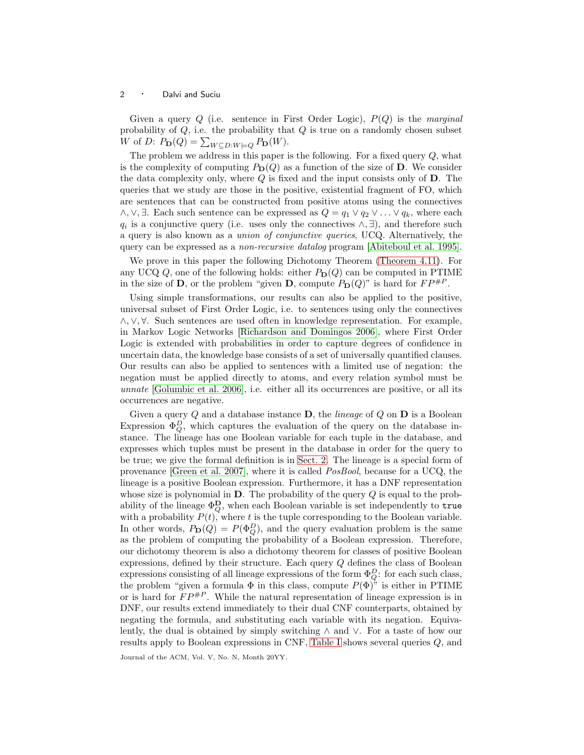Given a query $Q$ (i.e. sentence in First Order Logic), $P(Q)$ is the *marginal* probability of $Q$, i.e. the probability that $Q$ is true on a randomly chosen subset $W$ of $D$: $P_{\mathbf{D}}(Q) = \sum_{W \subseteq D: W \models Q} P_{\mathbf{D}}(W)$.

The problem we address in this paper is the following. For a fixed query $Q$, what is the complexity of computing $P_{\mathbf{D}}(Q)$ as a function of the size of $\mathbf{D}$. We consider the data complexity only, where $Q$ is fixed and the input consists only of $\mathbf{D}$. The queries that we study are those in the positive, existential fragment of FO, which are sentences that can be constructed from positive atoms using the connectives $\wedge, \vee, \exists$. Each such sentence can be expressed as $Q = q_1 \vee q_2 \vee \ldots \vee q_k$, where each $q_i$ is a conjunctive query (i.e. uses only the connectives $\wedge, \exists$), and therefore such a query is also known as a *union of conjunctive queries*, UCQ. Alternatively, the query can be expressed as a *non-recursive datalog* program [Abiteboul et al. 1995].

We prove in this paper the following Dichotomy Theorem (Theorem 4.11). For any UCQ $Q$, one of the following holds: either $P_{\mathbf{D}}(Q)$ can be computed in PTIME in the size of $\mathbf{D}$, or the problem "given $\mathbf{D}$, compute $P_{\mathbf{D}}(Q)$" is hard for $FP^{\#P}$.

Using simple transformations, our results can also be applied to the positive, universal subset of First Order Logic, i.e. to sentences using only the connectives $\wedge, \vee, \forall$. Such sentences are used often in knowledge representation. For example, in Markov Logic Networks [Richardson and Domingos 2006], where First Order Logic is extended with probabilities in order to capture degrees of confidence in uncertain data, the knowledge base consists of a set of universally quantified clauses. Our results can also be applied to sentences with a limited use of negation: the negation must be applied directly to atoms, and every relation symbol must be *unnate* [Golumbic et al. 2006], i.e. either all its occurrences are positive, or all its occurrences are negative.

Given a query $Q$ and a database instance $\mathbf{D}$, the *lineage* of $Q$ on $\mathbf{D}$ is a Boolean Expression $\Phi_Q^D$, which captures the evaluation of the query on the database instance. The lineage has one Boolean variable for each tuple in the database, and expresses which tuples must be present in the database in order for the query to be true; we give the formal definition is in Sect. 2. The lineage is a special form of provenance [Green et al. 2007], where it is called *PosBool*, because for a UCQ, the lineage is a positive Boolean expression. Furthermore, it has a DNF representation whose size is polynomial in $\mathbf{D}$. The probability of the query $Q$ is equal to the probability of the lineage $\Phi_Q^{\mathbf{D}}$, when each Boolean variable is set independently to `true` with a probability $P(t)$, where $t$ is the tuple corresponding to the Boolean variable. In other words, $P_{\mathbf{D}}(Q) = P(\Phi_Q^D)$, and the query evaluation problem is the same as the problem of computing the probability of a Boolean expression. Therefore, our dichotomy theorem is also a dichotomy theorem for classes of positive Boolean expressions, defined by their structure. Each query $Q$ defines the class of Boolean expressions consisting of all lineage expressions of the form $\Phi_Q^D$: for each such class, the problem "given a formula $\Phi$ in this class, compute $P(\Phi)$" is either in PTIME or is hard for $FP^{\#P}$. While the natural representation of lineage expression is in DNF, our results extend immediately to their dual CNF counterparts, obtained by negating the formula, and substituting each variable with its negation. Equivalently, the dual is obtained by simply switching $\wedge$ and $\vee$. For a taste of how our results apply to Boolean expressions in CNF, Table I shows several queries $Q$, and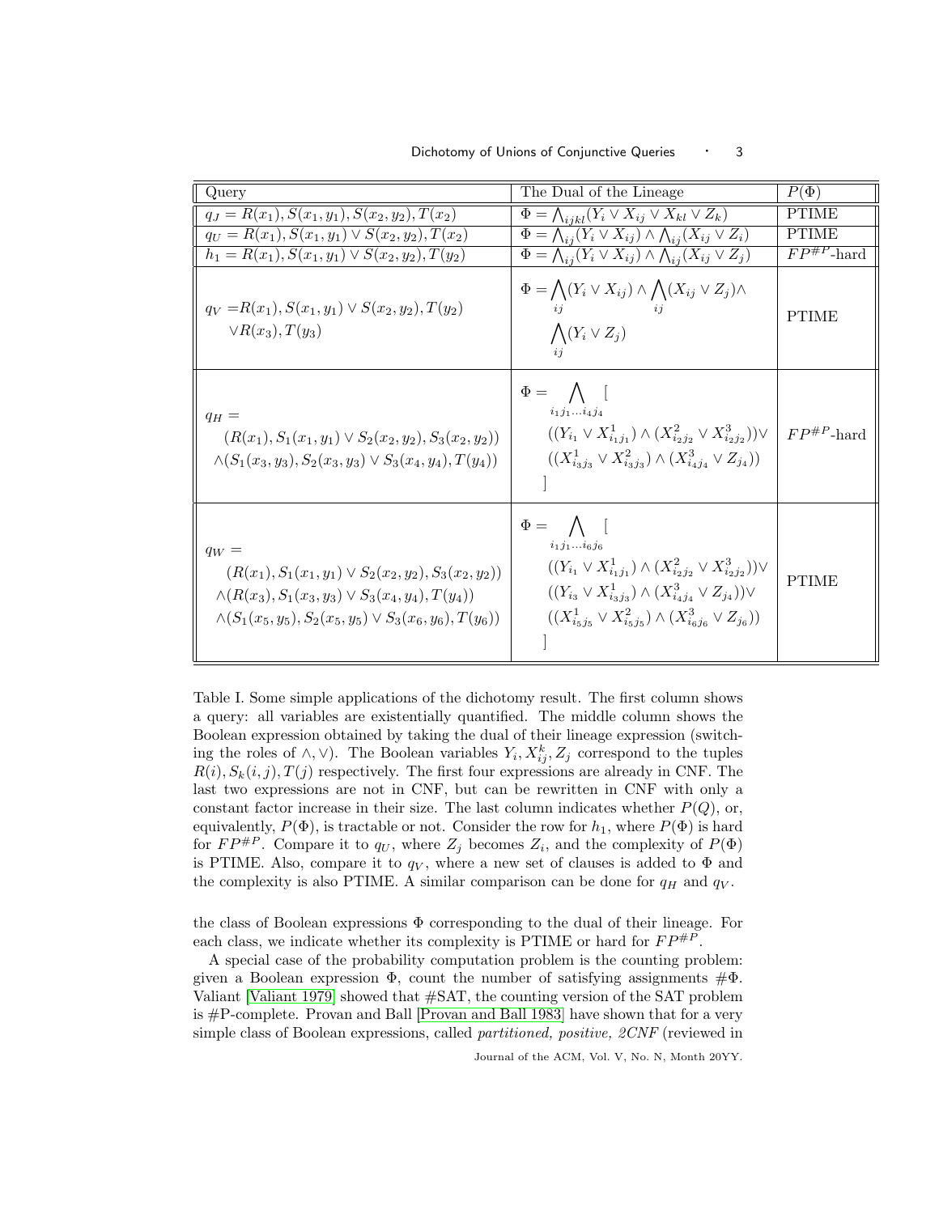| Query | The Dual of the Lineage | $P(\Phi)$ |
|---|---|---|
| $q_J = R(x_1), S(x_1, y_1), S(x_2, y_2), T(x_2)$ | $\Phi = \bigwedge_{ijkl}(Y_i \vee X_{ij} \vee X_{kl} \vee Z_k)$ | PTIME |
| $q_U = R(x_1), S(x_1, y_1) \vee S(x_2, y_2), T(x_2)$ | $\Phi = \bigwedge_{ij}(Y_i \vee X_{ij}) \wedge \bigwedge_{ij}(X_{ij} \vee Z_i)$ | PTIME |
| $h_1 = R(x_1), S(x_1, y_1) \vee S(x_2, y_2), T(y_2)$ | $\Phi = \bigwedge_{ij}(Y_i \vee X_{ij}) \wedge \bigwedge_{ij}(X_{ij} \vee Z_j)$ | $FP^{\#P}$-hard |
| $q_V = R(x_1), S(x_1, y_1) \vee S(x_2, y_2), T(y_2) \vee R(x_3), T(y_3)$ | $\Phi = \bigwedge_{ij}(Y_i \vee X_{ij}) \wedge \bigwedge_{ij}(X_{ij} \vee Z_j) \wedge \bigwedge_{ij}(Y_i \vee Z_j)$ | PTIME |
| $q_H = (R(x_1), S_1(x_1, y_1) \vee S_2(x_2, y_2), S_3(x_2, y_2)) \wedge (S_1(x_3, y_3), S_2(x_3, y_3) \vee S_3(x_4, y_4), T(y_4))$ | $\Phi = \bigwedge_{i_1 j_1 \ldots i_4 j_4} [ ((Y_{i_1} \vee X^1_{i_1 j_1}) \wedge (X^2_{i_2 j_2} \vee X^3_{i_2 j_2})) \vee ((X^1_{i_3 j_3} \vee X^2_{i_3 j_3}) \wedge (X^3_{i_4 j_4} \vee Z_{j_4})) ]$ | $FP^{\#P}$-hard |
| $q_W = (R(x_1), S_1(x_1, y_1) \vee S_2(x_2, y_2), S_3(x_2, y_2)) \wedge (R(x_3), S_1(x_3, y_3) \vee S_3(x_4, y_4), T(y_4)) \wedge (S_1(x_5, y_5), S_2(x_5, y_5) \vee S_3(x_6, y_6), T(y_6))$ | $\Phi = \bigwedge_{i_1 j_1 \ldots i_6 j_6} [ ((Y_{i_1} \vee X^1_{i_1 j_1}) \wedge (X^2_{i_2 j_2} \vee X^3_{i_2 j_2})) \vee ((Y_{i_3} \vee X^1_{i_3 j_3}) \wedge (X^3_{i_4 j_4} \vee Z_{j_4})) \vee ((X^1_{i_5 j_5} \vee X^2_{i_5 j_5}) \wedge (X^3_{i_6 j_6} \vee Z_{j_6})) ]$ | PTIME |

Table I. Some simple applications of the dichotomy result. The first column shows a query: all variables are existentially quantified. The middle column shows the Boolean expression obtained by taking the dual of their lineage expression (switching the roles of $\wedge, \vee$). The Boolean variables $Y_i, X^k_{ij}, Z_j$ correspond to the tuples $R(i), S_k(i,j), T(j)$ respectively. The first four expressions are already in CNF. The last two expressions are not in CNF, but can be rewritten in CNF with only a constant factor increase in their size. The last column indicates whether $P(Q)$, or, equivalently, $P(\Phi)$, is tractable or not. Consider the row for $h_1$, where $P(\Phi)$ is hard for $FP^{\#P}$. Compare it to $q_U$, where $Z_j$ becomes $Z_i$, and the complexity of $P(\Phi)$ is PTIME. Also, compare it to $q_V$, where a new set of clauses is added to $\Phi$ and the complexity is also PTIME. A similar comparison can be done for $q_H$ and $q_V$.

the class of Boolean expressions $\Phi$ corresponding to the dual of their lineage. For each class, we indicate whether its complexity is PTIME or hard for $FP^{\#P}$.

A special case of the probability computation problem is the counting problem: given a Boolean expression $\Phi$, count the number of satisfying assignments $\#\Phi$. Valiant [Valiant 1979] showed that #SAT, the counting version of the SAT problem is #P-complete. Provan and Ball [Provan and Ball 1983] have shown that for a very simple class of Boolean expressions, called *partitioned, positive, 2CNF* (reviewed in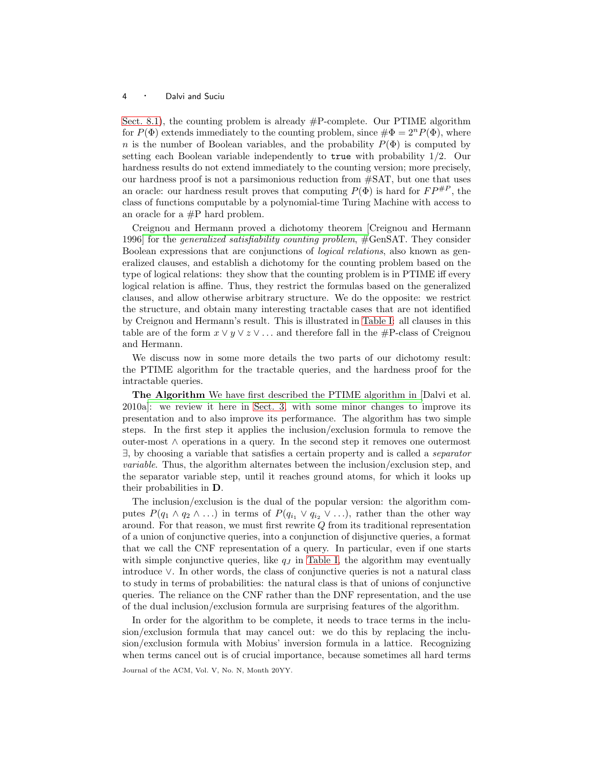Sect. 8.1), the counting problem is already #P-complete. Our PTIME algorithm for $P(\Phi)$ extends immediately to the counting problem, since $\#\Phi = 2^n P(\Phi)$, where $n$ is the number of Boolean variables, and the probability $P(\Phi)$ is computed by setting each Boolean variable independently to `true` with probability 1/2. Our hardness results do not extend immediately to the counting version; more precisely, our hardness proof is not a parsimonious reduction from #SAT, but one that uses an oracle: our hardness result proves that computing $P(\Phi)$ is hard for $FP^{\#P}$, the class of functions computable by a polynomial-time Turing Machine with access to an oracle for a #P hard problem.

Creignou and Hermann proved a dichotomy theorem [Creignou and Hermann 1996] for the *generalized satisfiability counting problem*, #GenSAT. They consider Boolean expressions that are conjunctions of *logical relations*, also known as generalized clauses, and establish a dichotomy for the counting problem based on the type of logical relations: they show that the counting problem is in PTIME iff every logical relation is affine. Thus, they restrict the formulas based on the generalized clauses, and allow otherwise arbitrary structure. We do the opposite: we restrict the structure, and obtain many interesting tractable cases that are not identified by Creignou and Hermann's result. This is illustrated in Table I: all clauses in this table are of the form $x \vee y \vee z \vee \ldots$ and therefore fall in the #P-class of Creignou and Hermann.

We discuss now in some more details the two parts of our dichotomy result: the PTIME algorithm for the tractable queries, and the hardness proof for the intractable queries.

**The Algorithm** We have first described the PTIME algorithm in [Dalvi et al. 2010a]: we review it here in Sect. 3, with some minor changes to improve its presentation and to also improve its performance. The algorithm has two simple steps. In the first step it applies the inclusion/exclusion formula to remove the outer-most $\wedge$ operations in a query. In the second step it removes one outermost $\exists$, by choosing a variable that satisfies a certain property and is called a *separator variable*. Thus, the algorithm alternates between the inclusion/exclusion step, and the separator variable step, until it reaches ground atoms, for which it looks up their probabilities in $\mathbf{D}$.

The inclusion/exclusion is the dual of the popular version: the algorithm computes $P(q_1 \wedge q_2 \wedge \ldots)$ in terms of $P(q_{i_1} \vee q_{i_2} \vee \ldots)$, rather than the other way around. For that reason, we must first rewrite $Q$ from its traditional representation of a union of conjunctive queries, into a conjunction of disjunctive queries, a format that we call the CNF representation of a query. In particular, even if one starts with simple conjunctive queries, like $q_J$ in Table I, the algorithm may eventually introduce $\vee$. In other words, the class of conjunctive queries is not a natural class to study in terms of probabilities: the natural class is that of unions of conjunctive queries. The reliance on the CNF rather than the DNF representation, and the use of the dual inclusion/exclusion formula are surprising features of the algorithm.

In order for the algorithm to be complete, it needs to trace terms in the inclusion/exclusion formula that may cancel out: we do this by replacing the inclusion/exclusion formula with Mobius' inversion formula in a lattice. Recognizing when terms cancel out is of crucial importance, because sometimes all hard terms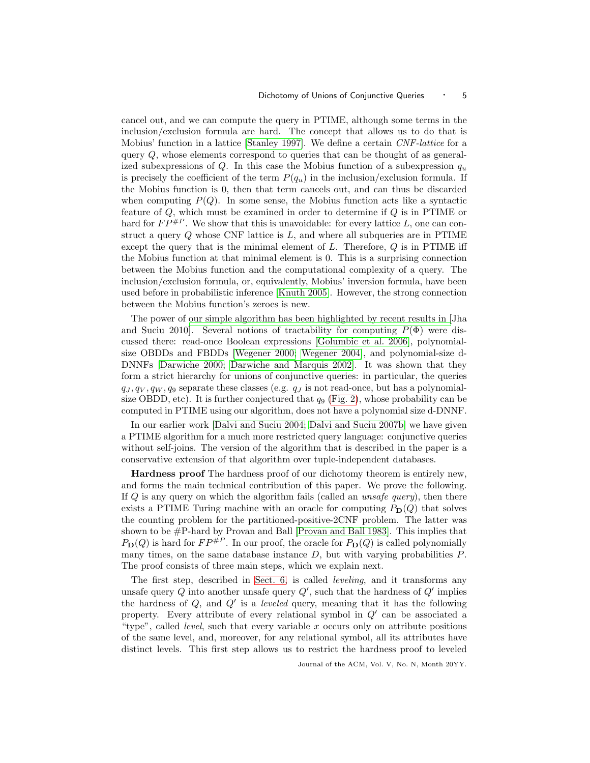cancel out, and we can compute the query in PTIME, although some terms in the inclusion/exclusion formula are hard. The concept that allows us to do that is Mobius' function in a lattice [Stanley 1997]. We define a certain *CNF-lattice* for a query $Q$, whose elements correspond to queries that can be thought of as generalized subexpressions of $Q$. In this case the Mobius function of a subexpression $q_u$ is precisely the coefficient of the term $P(q_u)$ in the inclusion/exclusion formula. If the Mobius function is 0, then that term cancels out, and can thus be discarded when computing $P(Q)$. In some sense, the Mobius function acts like a syntactic feature of $Q$, which must be examined in order to determine if $Q$ is in PTIME or hard for $FP^{\#P}$. We show that this is unavoidable: for every lattice $L$, one can construct a query $Q$ whose CNF lattice is $L$, and where all subqueries are in PTIME except the query that is the minimal element of $L$. Therefore, $Q$ is in PTIME iff the Mobius function at that minimal element is 0. This is a surprising connection between the Mobius function and the computational complexity of a query. The inclusion/exclusion formula, or, equivalently, Mobius' inversion formula, have been used before in probabilistic inference [Knuth 2005]. However, the strong connection between the Mobius function's zeroes is new.

The power of our simple algorithm has been highlighted by recent results in [Jha and Suciu 2010]. Several notions of tractability for computing $P(\Phi)$ were discussed there: read-once Boolean expressions [Golumbic et al. 2006], polynomial-size OBDDs and FBDDs [Wegener 2000; Wegener 2004], and polynomial-size d-DNNFs [Darwiche 2000; Darwiche and Marquis 2002]. It was shown that they form a strict hierarchy for unions of conjunctive queries: in particular, the queries $q_J, q_V, q_W, q_9$ separate these classes (e.g. $q_J$ is not read-once, but has a polynomial-size OBDD, etc). It is further conjectured that $q_9$ (Fig. 2), whose probability can be computed in PTIME using our algorithm, does not have a polynomial size d-DNNF.

In our earlier work [Dalvi and Suciu 2004; Dalvi and Suciu 2007b] we have given a PTIME algorithm for a much more restricted query language: conjunctive queries without self-joins. The version of the algorithm that is described in the paper is a conservative extension of that algorithm over tuple-independent databases.

**Hardness proof** The hardness proof of our dichotomy theorem is entirely new, and forms the main technical contribution of this paper. We prove the following. If $Q$ is any query on which the algorithm fails (called an *unsafe query*), then there exists a PTIME Turing machine with an oracle for computing $P_{\mathbf{D}}(Q)$ that solves the counting problem for the partitioned-positive-2CNF problem. The latter was shown to be #P-hard by Provan and Ball [Provan and Ball 1983]. This implies that $P_{\mathbf{D}}(Q)$ is hard for $FP^{\#P}$. In our proof, the oracle for $P_{\mathbf{D}}(Q)$ is called polynomially many times, on the same database instance $D$, but with varying probabilities $P$. The proof consists of three main steps, which we explain next.

The first step, described in Sect. 6, is called *leveling*, and it transforms any unsafe query $Q$ into another unsafe query $Q'$, such that the hardness of $Q'$ implies the hardness of $Q$, and $Q'$ is a *leveled* query, meaning that it has the following property. Every attribute of every relational symbol in $Q'$ can be associated a "type", called *level*, such that every variable $x$ occurs only on attribute positions of the same level, and, moreover, for any relational symbol, all its attributes have distinct levels. This first step allows us to restrict the hardness proof to leveled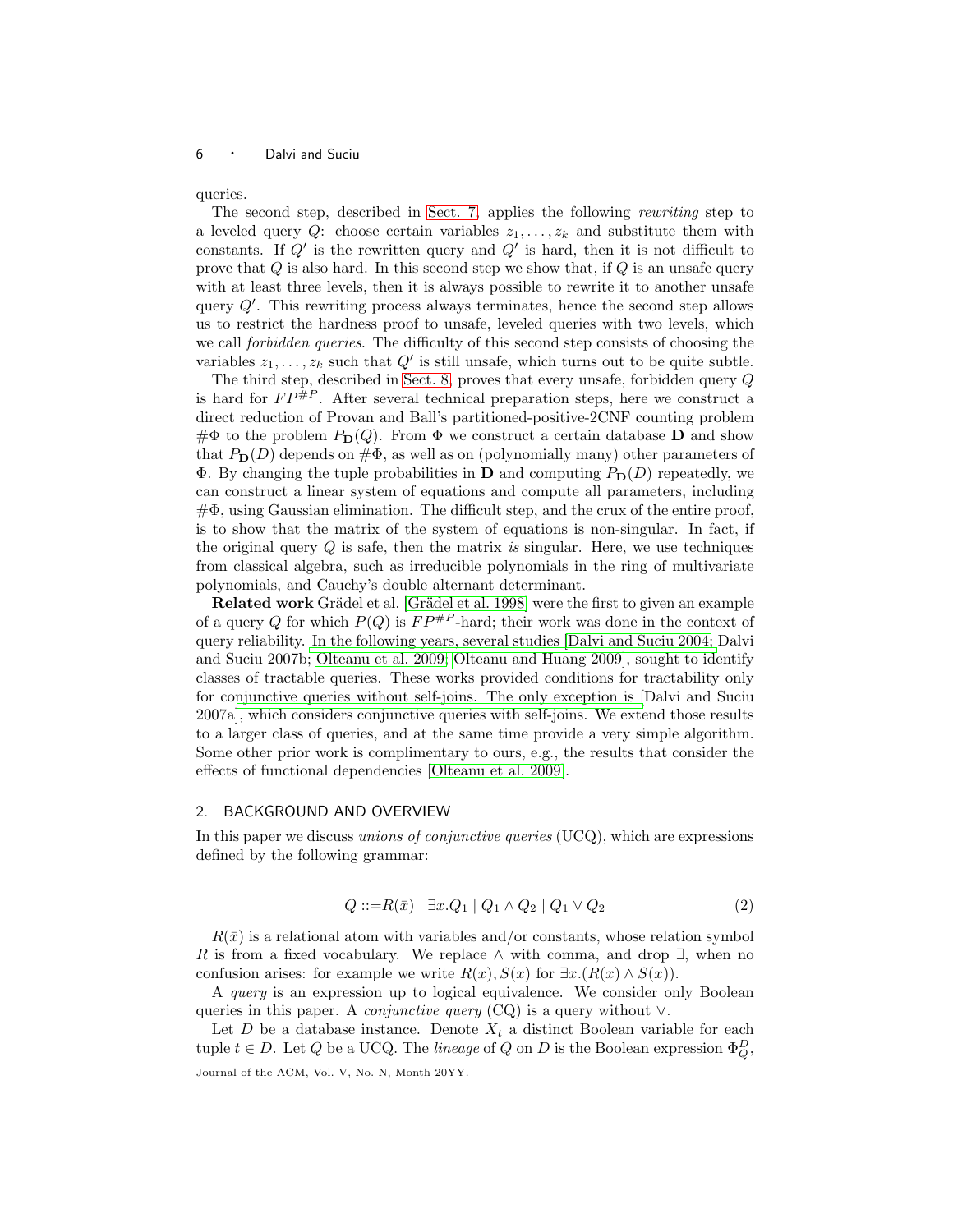queries.

The second step, described in Sect. 7, applies the following *rewriting* step to a leveled query $Q$: choose certain variables $z_1, \ldots, z_k$ and substitute them with constants. If $Q'$ is the rewritten query and $Q'$ is hard, then it is not difficult to prove that $Q$ is also hard. In this second step we show that, if $Q$ is an unsafe query with at least three levels, then it is always possible to rewrite it to another unsafe query $Q'$. This rewriting process always terminates, hence the second step allows us to restrict the hardness proof to unsafe, leveled queries with two levels, which we call *forbidden queries*. The difficulty of this second step consists of choosing the variables $z_1, \ldots, z_k$ such that $Q'$ is still unsafe, which turns out to be quite subtle.

The third step, described in Sect. 8, proves that every unsafe, forbidden query $Q$ is hard for $FP^{\#P}$. After several technical preparation steps, here we construct a direct reduction of Provan and Ball's partitioned-positive-2CNF counting problem $\#\Phi$ to the problem $P_{\mathbf{D}}(Q)$. From $\Phi$ we construct a certain database $\mathbf{D}$ and show that $P_{\mathbf{D}}(D)$ depends on $\#\Phi$, as well as on (polynomially many) other parameters of $\Phi$. By changing the tuple probabilities in $\mathbf{D}$ and computing $P_{\mathbf{D}}(D)$ repeatedly, we can construct a linear system of equations and compute all parameters, including $\#\Phi$, using Gaussian elimination. The difficult step, and the crux of the entire proof, is to show that the matrix of the system of equations is non-singular. In fact, if the original query $Q$ is safe, then the matrix *is* singular. Here, we use techniques from classical algebra, such as irreducible polynomials in the ring of multivariate polynomials, and Cauchy's double alternant determinant.

**Related work** Grädel et al. [Grädel et al. 1998] were the first to given an example of a query $Q$ for which $P(Q)$ is $FP^{\#P}$-hard; their work was done in the context of query reliability. In the following years, several studies [Dalvi and Suciu 2004; Dalvi and Suciu 2007b; Olteanu et al. 2009; Olteanu and Huang 2009], sought to identify classes of tractable queries. These works provided conditions for tractability only for conjunctive queries without self-joins. The only exception is [Dalvi and Suciu 2007a], which considers conjunctive queries with self-joins. We extend those results to a larger class of queries, and at the same time provide a very simple algorithm. Some other prior work is complimentary to ours, e.g., the results that consider the effects of functional dependencies [Olteanu et al. 2009].

## 2. BACKGROUND AND OVERVIEW

In this paper we discuss *unions of conjunctive queries* (UCQ), which are expressions defined by the following grammar:

$$Q ::= R(\bar{x}) \mid \exists x.Q_1 \mid Q_1 \wedge Q_2 \mid Q_1 \vee Q_2 \tag{2}$$

$R(\bar{x})$ is a relational atom with variables and/or constants, whose relation symbol $R$ is from a fixed vocabulary. We replace $\wedge$ with comma, and drop $\exists$, when no confusion arises: for example we write $R(x), S(x)$ for $\exists x.(R(x) \wedge S(x))$.

A *query* is an expression up to logical equivalence. We consider only Boolean queries in this paper. A *conjunctive query* (CQ) is a query without $\vee$.

Let $D$ be a database instance. Denote $X_t$ a distinct Boolean variable for each tuple $t \in D$. Let $Q$ be a UCQ. The *lineage* of $Q$ on $D$ is the Boolean expression $\Phi_Q^D$,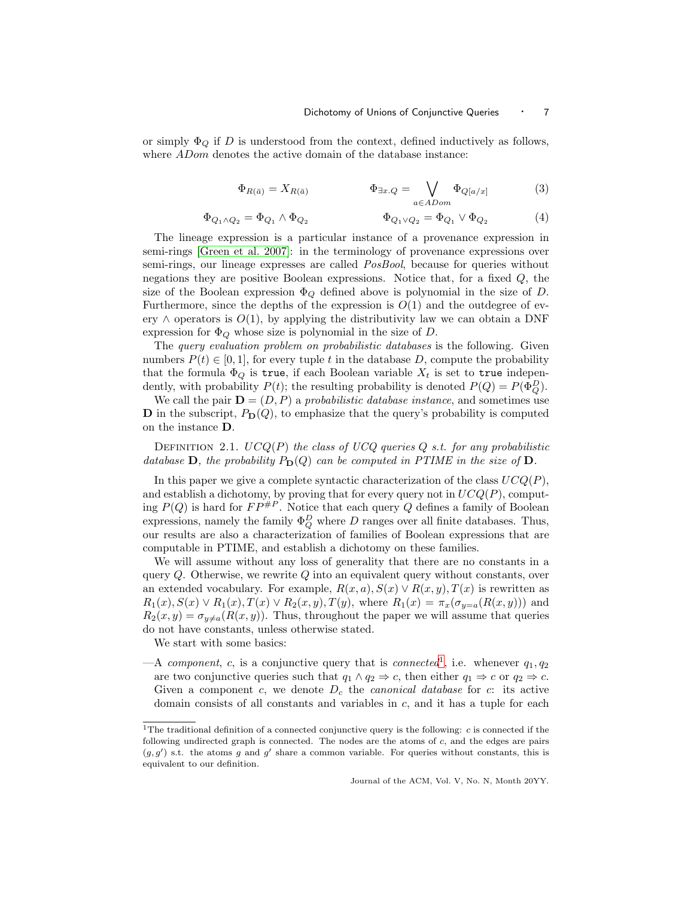or simply $\Phi_Q$ if $D$ is understood from the context, defined inductively as follows, where $ADom$ denotes the active domain of the database instance:

$$\Phi_{R(\bar{a})} = X_{R(\bar{a})} \qquad\qquad \Phi_{\exists x.Q} = \bigvee_{a \in ADom} \Phi_{Q[a/x]} \tag{3}$$

$$\Phi_{Q_1 \wedge Q_2} = \Phi_{Q_1} \wedge \Phi_{Q_2} \qquad\qquad \Phi_{Q_1 \vee Q_2} = \Phi_{Q_1} \vee \Phi_{Q_2} \tag{4}$$

The lineage expression is a particular instance of a provenance expression in semi-rings [Green et al. 2007]: in the terminology of provenance expressions over semi-rings, our lineage expresses are called *PosBool*, because for queries without negations they are positive Boolean expressions. Notice that, for a fixed $Q$, the size of the Boolean expression $\Phi_Q$ defined above is polynomial in the size of $D$. Furthermore, since the depths of the expression is $O(1)$ and the outdegree of every $\wedge$ operators is $O(1)$, by applying the distributivity law we can obtain a DNF expression for $\Phi_Q$ whose size is polynomial in the size of $D$.

The *query evaluation problem on probabilistic databases* is the following. Given numbers $P(t) \in [0, 1]$, for every tuple $t$ in the database $D$, compute the probability that the formula $\Phi_Q$ is `true`, if each Boolean variable $X_t$ is set to `true` independently, with probability $P(t)$; the resulting probability is denoted $P(Q) = P(\Phi_Q^D)$.

We call the pair $\mathbf{D} = (D, P)$ a *probabilistic database instance*, and sometimes use $\mathbf{D}$ in the subscript, $P_{\mathbf{D}}(Q)$, to emphasize that the query's probability is computed on the instance $\mathbf{D}$.

Definition 2.1. *$UCQ(P)$ the class of UCQ queries $Q$ s.t. for any probabilistic database $\mathbf{D}$, the probability $P_{\mathbf{D}}(Q)$ can be computed in PTIME in the size of $\mathbf{D}$.*

In this paper we give a complete syntactic characterization of the class $UCQ(P)$, and establish a dichotomy, by proving that for every query not in $UCQ(P)$, computing $P(Q)$ is hard for $FP^{\#P}$. Notice that each query $Q$ defines a family of Boolean expressions, namely the family $\Phi_Q^D$ where $D$ ranges over all finite databases. Thus, our results are also a characterization of families of Boolean expressions that are computable in PTIME, and establish a dichotomy on these families.

We will assume without any loss of generality that there are no constants in a query $Q$. Otherwise, we rewrite $Q$ into an equivalent query without constants, over an extended vocabulary. For example, $R(x, a), S(x) \vee R(x, y), T(x)$ is rewritten as $R_1(x), S(x) \vee R_1(x), T(x) \vee R_2(x, y), T(y)$, where $R_1(x) = \pi_x(\sigma_{y=a}(R(x, y)))$ and $R_2(x, y) = \sigma_{y \neq a}(R(x, y))$. Thus, throughout the paper we will assume that queries do not have constants, unless otherwise stated.

We start with some basics:

—A *component*, $c$, is a conjunctive query that is *connected*[1], i.e. whenever $q_1, q_2$ are two conjunctive queries such that $q_1 \wedge q_2 \Rightarrow c$, then either $q_1 \Rightarrow c$ or $q_2 \Rightarrow c$. Given a component $c$, we denote $D_c$ the *canonical database* for $c$: its active domain consists of all constants and variables in $c$, and it has a tuple for each

[1] The traditional definition of a connected conjunctive query is the following: $c$ is connected if the following undirected graph is connected. The nodes are the atoms of $c$, and the edges are pairs $(g, g')$ s.t. the atoms $g$ and $g'$ share a common variable. For queries without constants, this is equivalent to our definition.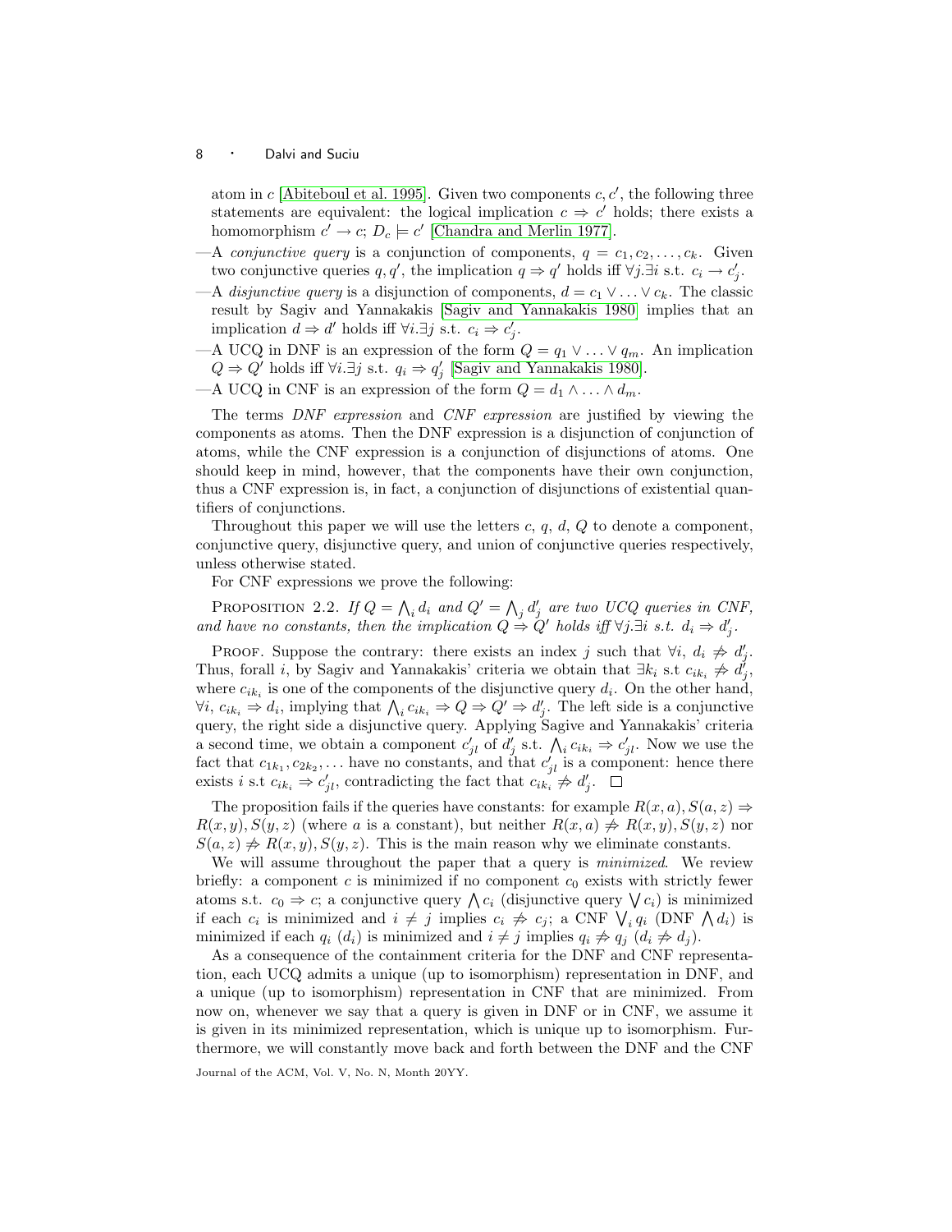atom in $c$ [Abiteboul et al. 1995]. Given two components $c, c'$, the following three statements are equivalent: the logical implication $c \Rightarrow c'$ holds; there exists a homomorphism $c' \to c$; $D_c \models c'$ [Chandra and Merlin 1977].

—A *conjunctive query* is a conjunction of components, $q = c_1, c_2, \ldots, c_k$. Given two conjunctive queries $q, q'$, the implication $q \Rightarrow q'$ holds iff $\forall j.\exists i$ s.t. $c_i \to c'_j$.

—A *disjunctive query* is a disjunction of components, $d = c_1 \vee \ldots \vee c_k$. The classic result by Sagiv and Yannakakis [Sagiv and Yannakakis 1980] implies that an implication $d \Rightarrow d'$ holds iff $\forall i.\exists j$ s.t. $c_i \Rightarrow c'_j$.

—A UCQ in DNF is an expression of the form $Q = q_1 \vee \ldots \vee q_m$. An implication $Q \Rightarrow Q'$ holds iff $\forall i.\exists j$ s.t. $q_i \Rightarrow q'_j$ [Sagiv and Yannakakis 1980].

—A UCQ in CNF is an expression of the form $Q = d_1 \wedge \ldots \wedge d_m$.

The terms *DNF expression* and *CNF expression* are justified by viewing the components as atoms. Then the DNF expression is a disjunction of conjunction of atoms, while the CNF expression is a conjunction of disjunctions of atoms. One should keep in mind, however, that the components have their own conjunction, thus a CNF expression is, in fact, a conjunction of disjunctions of existential quantifiers of conjunctions.

Throughout this paper we will use the letters $c$, $q$, $d$, $Q$ to denote a component, conjunctive query, disjunctive query, and union of conjunctive queries respectively, unless otherwise stated.

For CNF expressions we prove the following:

Proposition 2.2. *If $Q = \bigwedge_i d_i$ and $Q' = \bigwedge_j d'_j$ are two UCQ queries in CNF, and have no constants, then the implication $Q \Rightarrow Q'$ holds iff $\forall j.\exists i$ s.t. $d_i \Rightarrow d'_j$.*

Proof. Suppose the contrary: there exists an index $j$ such that $\forall i$, $d_i \not\Rightarrow d'_j$. Thus, forall $i$, by Sagiv and Yannakakis' criteria we obtain that $\exists k_i$ s.t $c_{ik_i} \not\Rightarrow d'_j$, where $c_{ik_i}$ is one of the components of the disjunctive query $d_i$. On the other hand, $\forall i$, $c_{ik_i} \Rightarrow d_i$, implying that $\bigwedge_i c_{ik_i} \Rightarrow Q \Rightarrow Q' \Rightarrow d'_j$. The left side is a conjunctive query, the right side a disjunctive query. Applying Sagive and Yannakakis' criteria a second time, we obtain a component $c'_{jl}$ of $d'_j$ s.t. $\bigwedge_i c_{ik_i} \Rightarrow c'_{jl}$. Now we use the fact that $c_{1k_1}, c_{2k_2}, \ldots$ have no constants, and that $c'_{jl}$ is a component: hence there exists $i$ s.t $c_{ik_i} \Rightarrow c'_{jl}$, contradicting the fact that $c_{ik_i} \not\Rightarrow d'_j$. $\square$

The proposition fails if the queries have constants: for example $R(x, a), S(a, z) \Rightarrow R(x, y), S(y, z)$ (where $a$ is a constant), but neither $R(x, a) \not\Rightarrow R(x, y), S(y, z)$ nor $S(a, z) \not\Rightarrow R(x, y), S(y, z)$. This is the main reason why we eliminate constants.

We will assume throughout the paper that a query is *minimized*. We review briefly: a component $c$ is minimized if no component $c_0$ exists with strictly fewer atoms s.t. $c_0 \Rightarrow c$; a conjunctive query $\bigwedge c_i$ (disjunctive query $\bigvee c_i$) is minimized if each $c_i$ is minimized and $i \neq j$ implies $c_i \not\Rightarrow c_j$; a CNF $\bigvee_i q_i$ (DNF $\bigwedge d_i$) is minimized if each $q_i$ ($d_i$) is minimized and $i \neq j$ implies $q_i \not\Rightarrow q_j$ ($d_i \not\Rightarrow d_j$).

As a consequence of the containment criteria for the DNF and CNF representation, each UCQ admits a unique (up to isomorphism) representation in DNF, and a unique (up to isomorphism) representation in CNF that are minimized. From now on, whenever we say that a query is given in DNF or in CNF, we assume it is given in its minimized representation, which is unique up to isomorphism. Furthermore, we will constantly move back and forth between the DNF and the CNF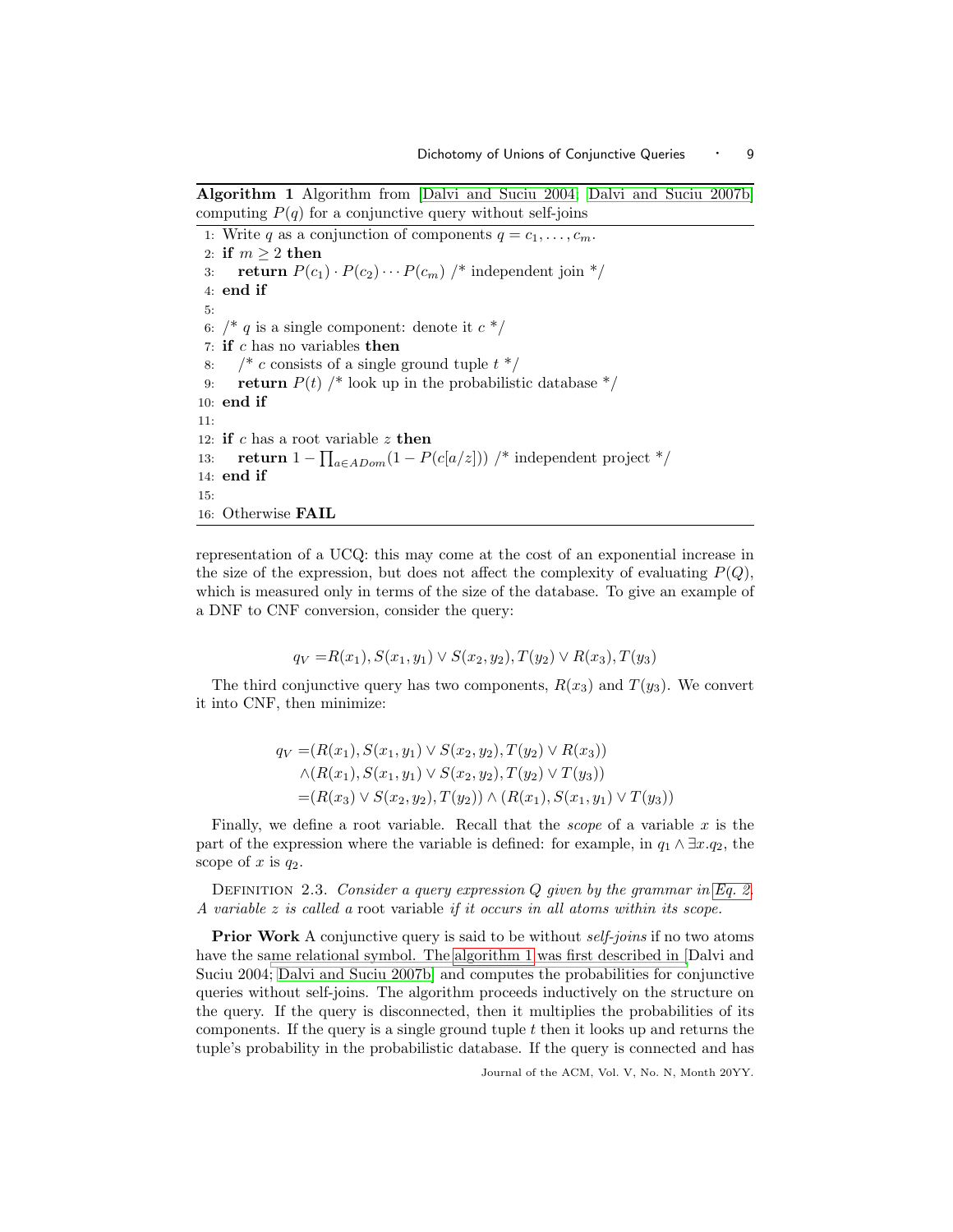**Algorithm 1** Algorithm from [Dalvi and Suciu 2004; Dalvi and Suciu 2007b] computing $P(q)$ for a conjunctive query without self-joins

```
1: Write q as a conjunction of components q = c_1, ..., c_m.
2: if m ≥ 2 then
3:    return P(c_1) · P(c_2) ··· P(c_m) /* independent join */
4: end if
5:
6: /* q is a single component: denote it c */
7: if c has no variables then
8:    /* c consists of a single ground tuple t */
9:    return P(t) /* look up in the probabilistic database */
10: end if
11:
12: if c has a root variable z then
13:    return 1 − ∏_{a∈ADom}(1 − P(c[a/z])) /* independent project */
14: end if
15:
16: Otherwise FAIL
```

representation of a UCQ: this may come at the cost of an exponential increase in the size of the expression, but does not affect the complexity of evaluating $P(Q)$, which is measured only in terms of the size of the database. To give an example of a DNF to CNF conversion, consider the query:

$$q_V = R(x_1), S(x_1, y_1) \vee S(x_2, y_2), T(y_2) \vee R(x_3), T(y_3)$$

The third conjunctive query has two components, $R(x_3)$ and $T(y_3)$. We convert it into CNF, then minimize:

$$\begin{aligned}
q_V =& (R(x_1), S(x_1, y_1) \vee S(x_2, y_2), T(y_2) \vee R(x_3)) \\
&\wedge (R(x_1), S(x_1, y_1) \vee S(x_2, y_2), T(y_2) \vee T(y_3)) \\
=& (R(x_3) \vee S(x_2, y_2), T(y_2)) \wedge (R(x_1), S(x_1, y_1) \vee T(y_3))
\end{aligned}$$

Finally, we define a root variable. Recall that the *scope* of a variable $x$ is the part of the expression where the variable is defined: for example, in $q_1 \wedge \exists x.q_2$, the scope of $x$ is $q_2$.

Definition 2.3. *Consider a query expression $Q$ given by the grammar in Eq. 2. A variable $z$ is called a* root variable *if it occurs in all atoms within its scope.*

**Prior Work** A conjunctive query is said to be without *self-joins* if no two atoms have the same relational symbol. The algorithm 1 was first described in [Dalvi and Suciu 2004; Dalvi and Suciu 2007b] and computes the probabilities for conjunctive queries without self-joins. The algorithm proceeds inductively on the structure on the query. If the query is disconnected, then it multiplies the probabilities of its components. If the query is a single ground tuple $t$ then it looks up and returns the tuple's probability in the probabilistic database. If the query is connected and has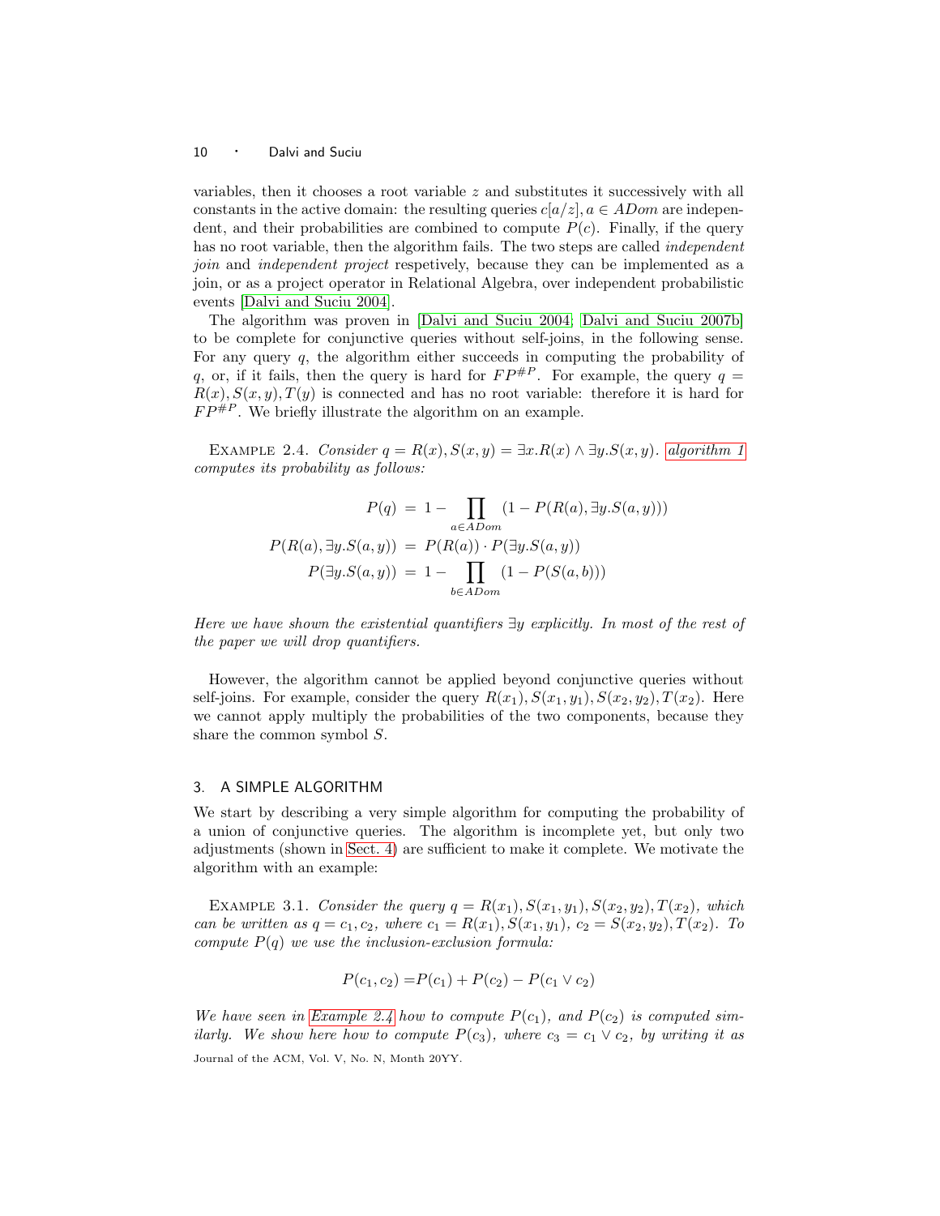variables, then it chooses a root variable $z$ and substitutes it successively with all constants in the active domain: the resulting queries $c[a/z], a \in ADom$ are independent, and their probabilities are combined to compute $P(c)$. Finally, if the query has no root variable, then the algorithm fails. The two steps are called *independent join* and *independent project* respetively, because they can be implemented as a join, or as a project operator in Relational Algebra, over independent probabilistic events [Dalvi and Suciu 2004].

The algorithm was proven in [Dalvi and Suciu 2004; Dalvi and Suciu 2007b] to be complete for conjunctive queries without self-joins, in the following sense. For any query $q$, the algorithm either succeeds in computing the probability of $q$, or, if it fails, then the query is hard for $FP^{\#P}$. For example, the query $q = R(x), S(x, y), T(y)$ is connected and has no root variable: therefore it is hard for $FP^{\#P}$. We briefly illustrate the algorithm on an example.

EXAMPLE 2.4. *Consider $q = R(x), S(x, y) = \exists x.R(x) \wedge \exists y.S(x, y)$. algorithm 1 computes its probability as follows:*

$$
\begin{aligned}
P(q) &= 1 - \prod_{a \in ADom} (1 - P(R(a), \exists y.S(a, y))) \\
P(R(a), \exists y.S(a, y)) &= P(R(a)) \cdot P(\exists y.S(a, y)) \\
P(\exists y.S(a, y)) &= 1 - \prod_{b \in ADom} (1 - P(S(a, b)))
\end{aligned}
$$

*Here we have shown the existential quantifiers $\exists y$ explicitly. In most of the rest of the paper we will drop quantifiers.*

However, the algorithm cannot be applied beyond conjunctive queries without self-joins. For example, consider the query $R(x_1), S(x_1, y_1), S(x_2, y_2), T(x_2)$. Here we cannot apply multiply the probabilities of the two components, because they share the common symbol $S$.

## 3. A SIMPLE ALGORITHM

We start by describing a very simple algorithm for computing the probability of a union of conjunctive queries. The algorithm is incomplete yet, but only two adjustments (shown in Sect. 4) are sufficient to make it complete. We motivate the algorithm with an example:

EXAMPLE 3.1. *Consider the query $q = R(x_1), S(x_1, y_1), S(x_2, y_2), T(x_2)$, which can be written as $q = c_1, c_2$, where $c_1 = R(x_1), S(x_1, y_1)$, $c_2 = S(x_2, y_2), T(x_2)$. To compute $P(q)$ we use the inclusion-exclusion formula:*

$$
P(c_1, c_2) = P(c_1) + P(c_2) - P(c_1 \vee c_2)
$$

*We have seen in Example 2.4 how to compute $P(c_1)$, and $P(c_2)$ is computed similarly. We show here how to compute $P(c_3)$, where $c_3 = c_1 \vee c_2$, by writing it as*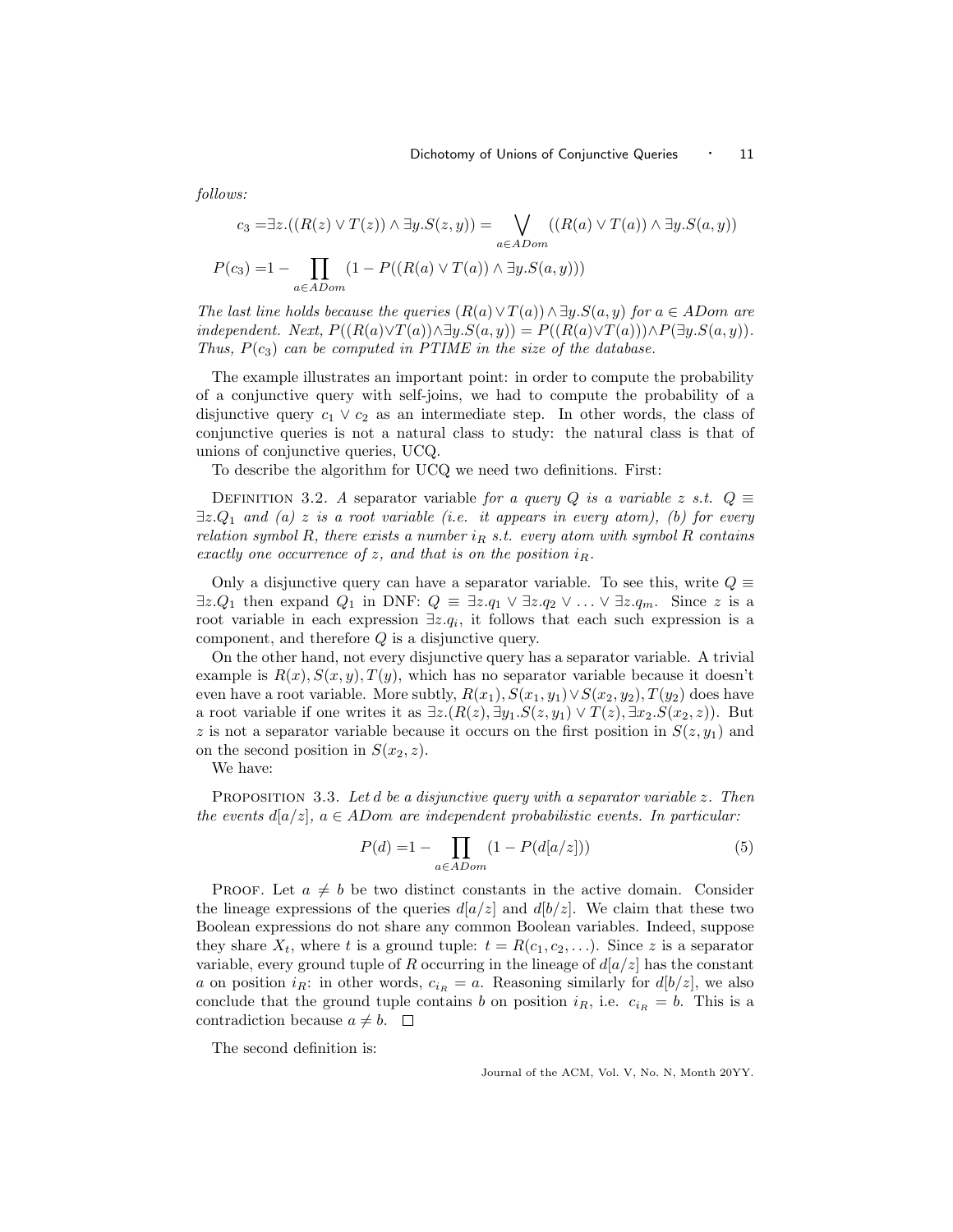*follows:*

$$c_3 = \exists z.((R(z) \vee T(z)) \wedge \exists y.S(z,y)) = \bigvee_{a \in ADom} ((R(a) \vee T(a)) \wedge \exists y.S(a,y))$$

$$P(c_3) = 1 - \prod_{a \in ADom} (1 - P((R(a) \vee T(a)) \wedge \exists y.S(a,y)))$$

*The last line holds because the queries $(R(a) \vee T(a)) \wedge \exists y.S(a,y)$ for $a \in ADom$ are independent. Next, $P((R(a) \vee T(a)) \wedge \exists y.S(a,y)) = P((R(a) \vee T(a))) \wedge P(\exists y.S(a,y))$. Thus, $P(c_3)$ can be computed in PTIME in the size of the database.*

The example illustrates an important point: in order to compute the probability of a conjunctive query with self-joins, we had to compute the probability of a disjunctive query $c_1 \vee c_2$ as an intermediate step. In other words, the class of conjunctive queries is not a natural class to study: the natural class is that of unions of conjunctive queries, UCQ.

To describe the algorithm for UCQ we need two definitions. First:

Definition 3.2. *A* separator variable *for a query $Q$ is a variable $z$ s.t. $Q \equiv \exists z.Q_1$ and (a) $z$ is a root variable (i.e. it appears in every atom), (b) for every relation symbol $R$, there exists a number $i_R$ s.t. every atom with symbol $R$ contains exactly one occurrence of $z$, and that is on the position $i_R$.*

Only a disjunctive query can have a separator variable. To see this, write $Q \equiv \exists z.Q_1$ then expand $Q_1$ in DNF: $Q \equiv \exists z.q_1 \vee \exists z.q_2 \vee \ldots \vee \exists z.q_m$. Since $z$ is a root variable in each expression $\exists z.q_i$, it follows that each such expression is a component, and therefore $Q$ is a disjunctive query.

On the other hand, not every disjunctive query has a separator variable. A trivial example is $R(x), S(x,y), T(y)$, which has no separator variable because it doesn't even have a root variable. More subtly, $R(x_1), S(x_1,y_1) \vee S(x_2,y_2), T(y_2)$ does have a root variable if one writes it as $\exists z.(R(z), \exists y_1.S(z,y_1) \vee T(z), \exists x_2.S(x_2,z))$. But $z$ is not a separator variable because it occurs on the first position in $S(z,y_1)$ and on the second position in $S(x_2,z)$.

We have:

Proposition 3.3. *Let $d$ be a disjunctive query with a separator variable $z$. Then the events $d[a/z]$, $a \in ADom$ are independent probabilistic events. In particular:*

$$P(d) = 1 - \prod_{a \in ADom} (1 - P(d[a/z])) \tag{5}$$

Proof. Let $a \neq b$ be two distinct constants in the active domain. Consider the lineage expressions of the queries $d[a/z]$ and $d[b/z]$. We claim that these two Boolean expressions do not share any common Boolean variables. Indeed, suppose they share $X_t$, where $t$ is a ground tuple: $t = R(c_1, c_2, \ldots)$. Since $z$ is a separator variable, every ground tuple of $R$ occurring in the lineage of $d[a/z]$ has the constant $a$ on position $i_R$: in other words, $c_{i_R} = a$. Reasoning similarly for $d[b/z]$, we also conclude that the ground tuple contains $b$ on position $i_R$, i.e. $c_{i_R} = b$. This is a contradiction because $a \neq b$. $\square$

The second definition is: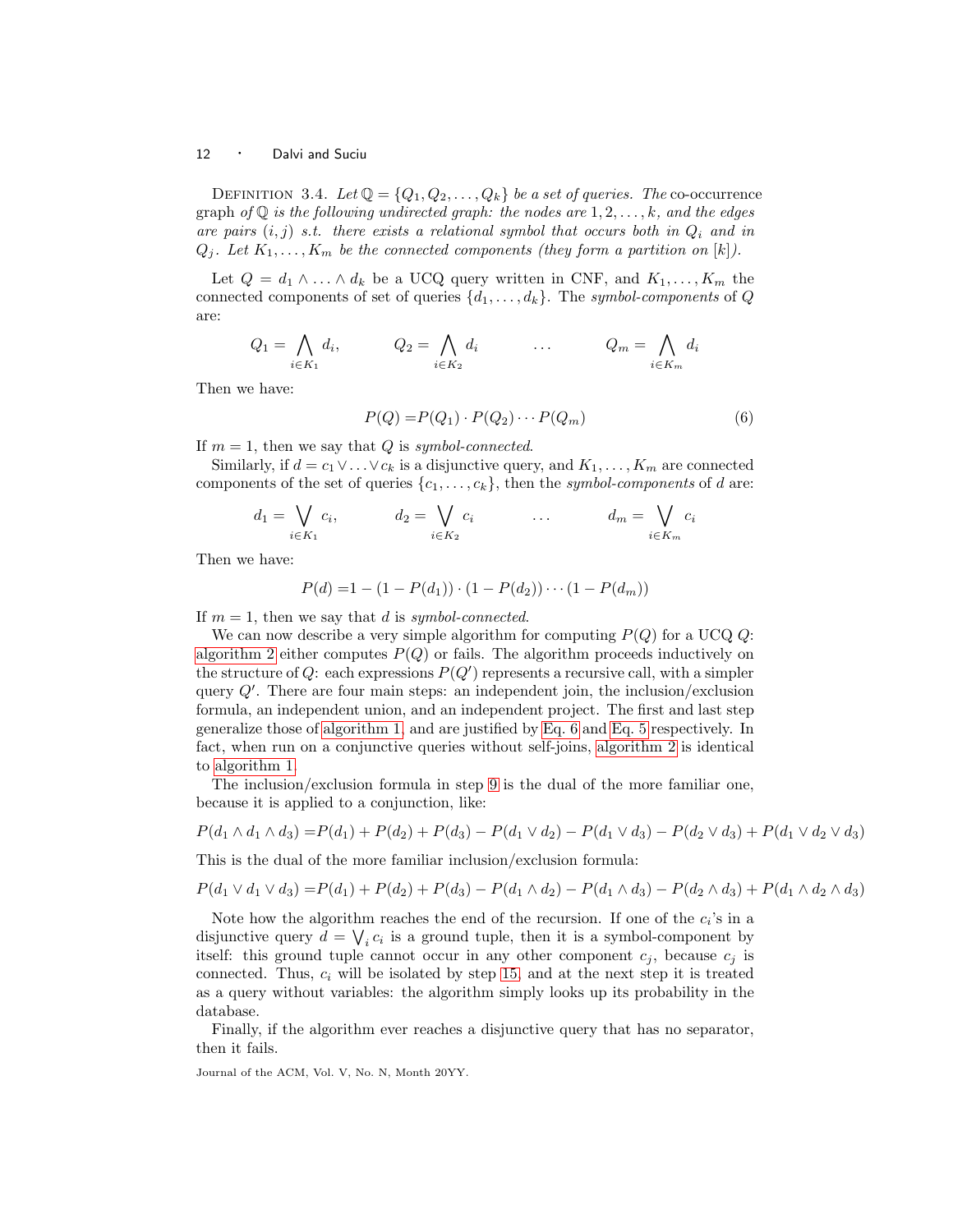DEFINITION 3.4. *Let $\mathbb{Q} = \{Q_1, Q_2, \ldots, Q_k\}$ be a set of queries. The* co-occurrence graph *of $\mathbb{Q}$ is the following undirected graph: the nodes are $1, 2, \ldots, k$, and the edges are pairs $(i, j)$ s.t. there exists a relational symbol that occurs both in $Q_i$ and in $Q_j$. Let $K_1, \ldots, K_m$ be the connected components (they form a partition on $[k]$).*

Let $Q = d_1 \wedge \ldots \wedge d_k$ be a UCQ query written in CNF, and $K_1, \ldots, K_m$ the connected components of set of queries $\{d_1, \ldots, d_k\}$. The *symbol-components* of $Q$ are:

$$Q_1 = \bigwedge_{i \in K_1} d_i, \qquad Q_2 = \bigwedge_{i \in K_2} d_i \qquad \ldots \qquad Q_m = \bigwedge_{i \in K_m} d_i$$

Then we have:

$$P(Q) = P(Q_1) \cdot P(Q_2) \cdots P(Q_m) \tag{6}$$

If $m = 1$, then we say that $Q$ is *symbol-connected*.

Similarly, if $d = c_1 \vee \ldots \vee c_k$ is a disjunctive query, and $K_1, \ldots, K_m$ are connected components of the set of queries $\{c_1, \ldots, c_k\}$, then the *symbol-components* of $d$ are:

$$d_1 = \bigvee_{i \in K_1} c_i, \qquad d_2 = \bigvee_{i \in K_2} c_i \qquad \ldots \qquad d_m = \bigvee_{i \in K_m} c_i$$

Then we have:

$$P(d) = 1 - (1 - P(d_1)) \cdot (1 - P(d_2)) \cdots (1 - P(d_m))$$

If $m = 1$, then we say that $d$ is *symbol-connected*.

We can now describe a very simple algorithm for computing $P(Q)$ for a UCQ $Q$: algorithm 2 either computes $P(Q)$ or fails. The algorithm proceeds inductively on the structure of $Q$: each expressions $P(Q')$ represents a recursive call, with a simpler query $Q'$. There are four main steps: an independent join, the inclusion/exclusion formula, an independent union, and an independent project. The first and last step generalize those of algorithm 1, and are justified by Eq. 6 and Eq. 5 respectively. In fact, when run on a conjunctive queries without self-joins, algorithm 2 is identical to algorithm 1.

The inclusion/exclusion formula in step 9 is the dual of the more familiar one, because it is applied to a conjunction, like:

$$P(d_1 \wedge d_1 \wedge d_3) = P(d_1) + P(d_2) + P(d_3) - P(d_1 \vee d_2) - P(d_1 \vee d_3) - P(d_2 \vee d_3) + P(d_1 \vee d_2 \vee d_3)$$

This is the dual of the more familiar inclusion/exclusion formula:

$$P(d_1 \vee d_1 \vee d_3) = P(d_1) + P(d_2) + P(d_3) - P(d_1 \wedge d_2) - P(d_1 \wedge d_3) - P(d_2 \wedge d_3) + P(d_1 \wedge d_2 \wedge d_3)$$

Note how the algorithm reaches the end of the recursion. If one of the $c_i$'s in a disjunctive query $d = \bigvee_i c_i$ is a ground tuple, then it is a symbol-component by itself: this ground tuple cannot occur in any other component $c_j$, because $c_j$ is connected. Thus, $c_i$ will be isolated by step 15, and at the next step it is treated as a query without variables: the algorithm simply looks up its probability in the database.

Finally, if the algorithm ever reaches a disjunctive query that has no separator, then it fails.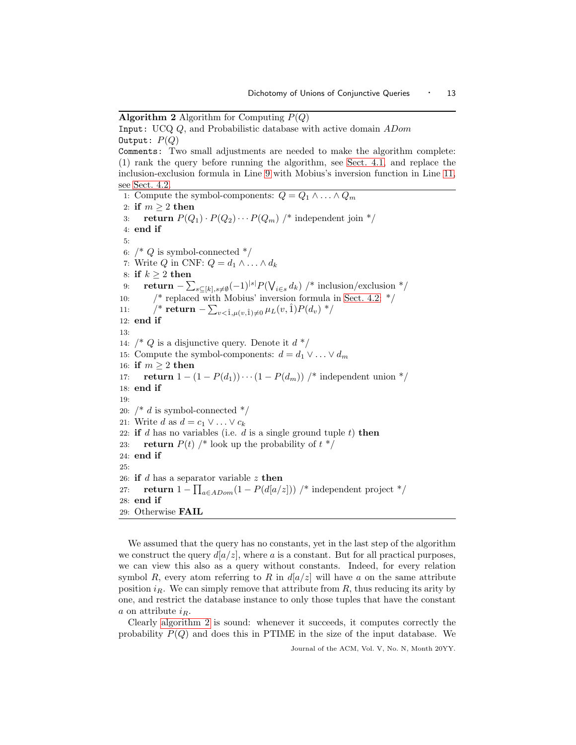**Algorithm 2** Algorithm for Computing $P(Q)$

`Input:` UCQ $Q$, and Probabilistic database with active domain $ADom$

`Output:` $P(Q)$

`Comments:` Two small adjustments are needed to make the algorithm complete: (1) rank the query before running the algorithm, see Sect. 4.1, and replace the inclusion-exclusion formula in Line 9 with Mobius's inversion function in Line 11, see Sect. 4.2.

1: Compute the symbol-components: $Q = Q_1 \wedge \ldots \wedge Q_m$
2: **if** $m \geq 2$ **then**
3: &nbsp;&nbsp;&nbsp;&nbsp;**return** $P(Q_1) \cdot P(Q_2) \cdots P(Q_m)$ /* independent join */
4: **end if**
5:
6: /* $Q$ is symbol-connected */
7: Write $Q$ in CNF: $Q = d_1 \wedge \ldots \wedge d_k$
8: **if** $k \geq 2$ **then**
9: &nbsp;&nbsp;&nbsp;&nbsp;**return** $-\sum_{s \subseteq [k], s \neq \emptyset} (-1)^{|s|} P(\bigvee_{i \in s} d_k)$ /* inclusion/exclusion */
10: &nbsp;&nbsp;&nbsp;&nbsp;&nbsp;&nbsp;&nbsp;&nbsp;/* replaced with Mobius' inversion formula in Sect. 4.2: */
11: &nbsp;&nbsp;&nbsp;&nbsp;&nbsp;&nbsp;&nbsp;&nbsp;/* **return** $-\sum_{v < \hat{1}, \mu(v,\hat{1}) \neq 0} \mu_L(v, \hat{1}) P(d_v)$ */
12: **end if**
13:
14: /* $Q$ is a disjunctive query. Denote it $d$ */
15: Compute the symbol-components: $d = d_1 \vee \ldots \vee d_m$
16: **if** $m \geq 2$ **then**
17: &nbsp;&nbsp;&nbsp;&nbsp;**return** $1 - (1 - P(d_1)) \cdots (1 - P(d_m))$ /* independent union */
18: **end if**
19:
20: /* $d$ is symbol-connected */
21: Write $d$ as $d = c_1 \vee \ldots \vee c_k$
22: **if** $d$ has no variables (i.e. $d$ is a single ground tuple $t$) **then**
23: &nbsp;&nbsp;&nbsp;&nbsp;**return** $P(t)$ /* look up the probability of $t$ */
24: **end if**
25:
26: **if** $d$ has a separator variable $z$ **then**
27: &nbsp;&nbsp;&nbsp;&nbsp;**return** $1 - \prod_{a \in ADom}(1 - P(d[a/z]))$ /* independent project */
28: **end if**
29: Otherwise **FAIL**

We assumed that the query has no constants, yet in the last step of the algorithm we construct the query $d[a/z]$, where $a$ is a constant. But for all practical purposes, we can view this also as a query without constants. Indeed, for every relation symbol $R$, every atom referring to $R$ in $d[a/z]$ will have $a$ on the same attribute position $i_R$. We can simply remove that attribute from $R$, thus reducing its arity by one, and restrict the database instance to only those tuples that have the constant $a$ on attribute $i_R$.

Clearly algorithm 2 is sound: whenever it succeeds, it computes correctly the probability $P(Q)$ and does this in PTIME in the size of the input database. We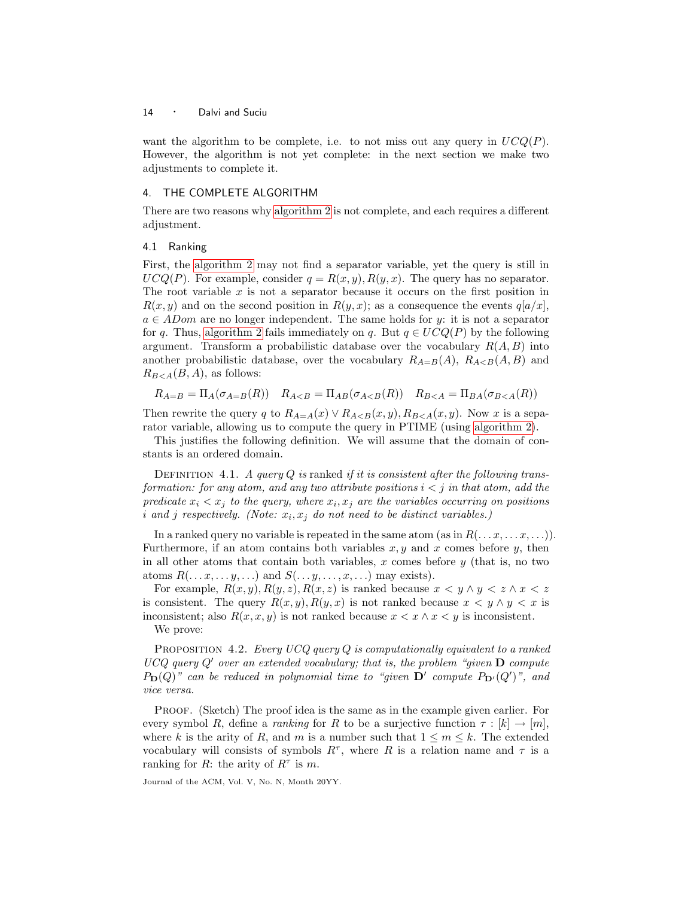want the algorithm to be complete, i.e. to not miss out any query in $UCQ(P)$. However, the algorithm is not yet complete: in the next section we make two adjustments to complete it.

## 4. THE COMPLETE ALGORITHM

There are two reasons why algorithm 2 is not complete, and each requires a different adjustment.

### 4.1 Ranking

First, the algorithm 2 may not find a separator variable, yet the query is still in $UCQ(P)$. For example, consider $q = R(x, y), R(y, x)$. The query has no separator. The root variable $x$ is not a separator because it occurs on the first position in $R(x, y)$ and on the second position in $R(y, x)$; as a consequence the events $q[a/x]$, $a \in ADom$ are no longer independent. The same holds for $y$: it is not a separator for $q$. Thus, algorithm 2 fails immediately on $q$. But $q \in UCQ(P)$ by the following argument. Transform a probabilistic database over the vocabulary $R(A, B)$ into another probabilistic database, over the vocabulary $R_{A=B}(A)$, $R_{A<B}(A, B)$ and $R_{B<A}(B, A)$, as follows:

$$R_{A=B} = \Pi_A(\sigma_{A=B}(R)) \quad R_{A<B} = \Pi_{AB}(\sigma_{A<B}(R)) \quad R_{B<A} = \Pi_{BA}(\sigma_{B<A}(R))$$

Then rewrite the query $q$ to $R_{A=A}(x) \vee R_{A<B}(x, y), R_{B<A}(x, y)$. Now $x$ is a separator variable, allowing us to compute the query in PTIME (using algorithm 2).

This justifies the following definition. We will assume that the domain of constants is an ordered domain.

Definition 4.1. *A query $Q$ is* ranked *if it is consistent after the following transformation: for any atom, and any two attribute positions $i < j$ in that atom, add the predicate $x_i < x_j$ to the query, where $x_i, x_j$ are the variables occurring on positions $i$ and $j$ respectively. (Note: $x_i, x_j$ do not need to be distinct variables.)*

In a ranked query no variable is repeated in the same atom (as in $R(\ldots x, \ldots x, \ldots)$). Furthermore, if an atom contains both variables $x, y$ and $x$ comes before $y$, then in all other atoms that contain both variables, $x$ comes before $y$ (that is, no two atoms $R(\ldots x, \ldots y, \ldots)$ and $S(\ldots y, \ldots, x, \ldots)$ may exists).

For example, $R(x, y), R(y, z), R(x, z)$ is ranked because $x < y \wedge y < z \wedge x < z$ is consistent. The query $R(x, y), R(y, x)$ is not ranked because $x < y \wedge y < x$ is inconsistent; also $R(x, x, y)$ is not ranked because $x < x \wedge x < y$ is inconsistent.

We prove:

Proposition 4.2. *Every UCQ query $Q$ is computationally equivalent to a ranked UCQ query $Q'$ over an extended vocabulary; that is, the problem "given $\mathbf{D}$ compute $P_{\mathbf{D}}(Q)$" can be reduced in polynomial time to "given $\mathbf{D}'$ compute $P_{\mathbf{D}'}(Q')$", and vice versa.*

Proof. (Sketch) The proof idea is the same as in the example given earlier. For every symbol $R$, define a *ranking* for $R$ to be a surjective function $\tau : [k] \to [m]$, where $k$ is the arity of $R$, and $m$ is a number such that $1 \leq m \leq k$. The extended vocabulary will consists of symbols $R^\tau$, where $R$ is a relation name and $\tau$ is a ranking for $R$: the arity of $R^\tau$ is $m$.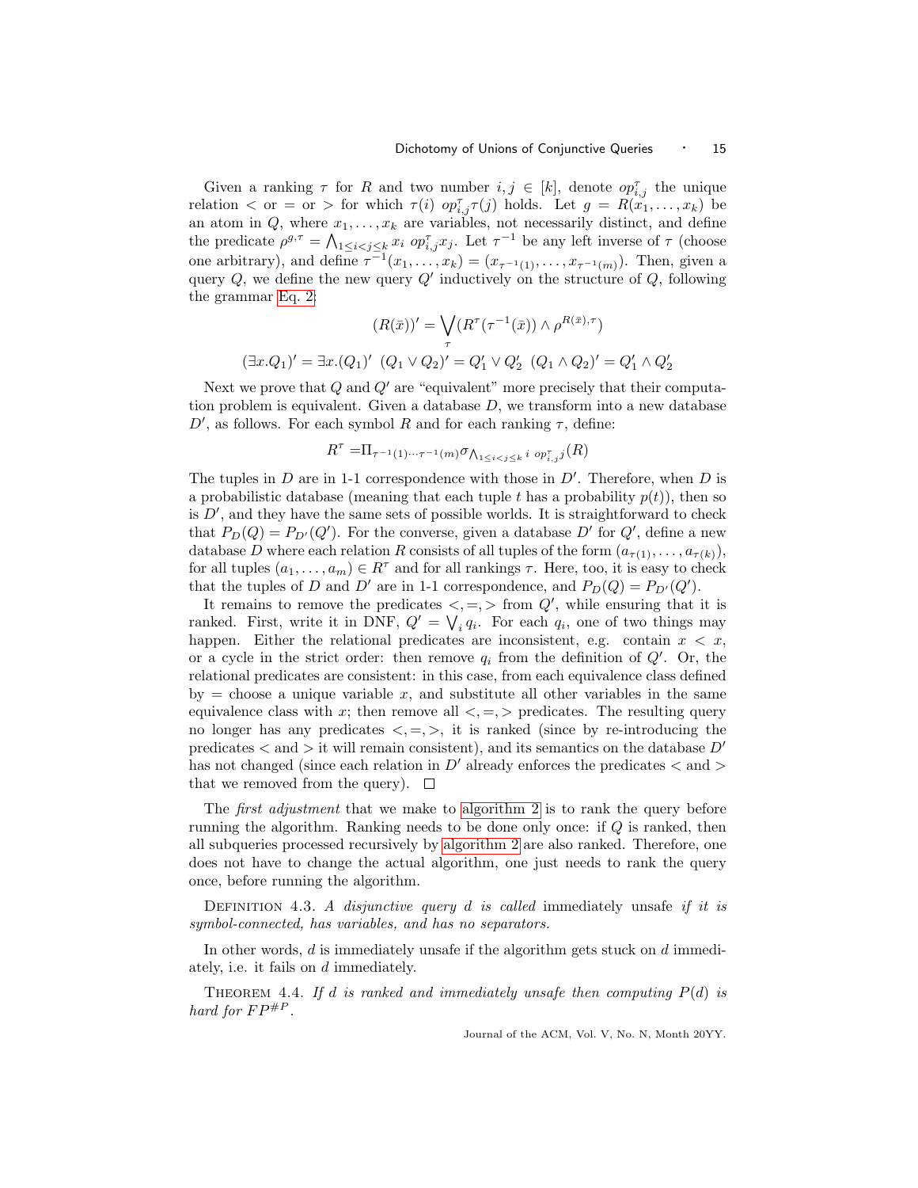Given a ranking $\tau$ for $R$ and two number $i, j \in [k]$, denote $op^{\tau}_{i,j}$ the unique relation $<$ or $=$ or $>$ for which $\tau(i)\ op^{\tau}_{i,j} \tau(j)$ holds. Let $g = R(x_1, \ldots, x_k)$ be an atom in $Q$, where $x_1, \ldots, x_k$ are variables, not necessarily distinct, and define the predicate $\rho^{g,\tau} = \bigwedge_{1 \leq i < j \leq k} x_i\ op^{\tau}_{i,j} x_j$. Let $\tau^{-1}$ be any left inverse of $\tau$ (choose one arbitrary), and define $\tau^{-1}(x_1, \ldots, x_k) = (x_{\tau^{-1}(1)}, \ldots, x_{\tau^{-1}(m)})$. Then, given a query $Q$, we define the new query $Q'$ inductively on the structure of $Q$, following the grammar Eq. 2:

$$(R(\bar{x}))' = \bigvee_{\tau} (R^{\tau}(\tau^{-1}(\bar{x})) \wedge \rho^{R(\bar{x}),\tau})$$

$$(\exists x.Q_1)' = \exists x.(Q_1)' \quad (Q_1 \vee Q_2)' = Q'_1 \vee Q'_2 \quad (Q_1 \wedge Q_2)' = Q'_1 \wedge Q'_2$$

Next we prove that $Q$ and $Q'$ are "equivalent" more precisely that their computation problem is equivalent. Given a database $D$, we transform into a new database $D'$, as follows. For each symbol $R$ and for each ranking $\tau$, define:

$$R^{\tau} = \Pi_{\tau^{-1}(1) \cdots \tau^{-1}(m)} \sigma_{\bigwedge_{1 \leq i < j \leq k} i\ op^{\tau}_{i,j} j}(R)$$

The tuples in $D$ are in 1-1 correspondence with those in $D'$. Therefore, when $D$ is a probabilistic database (meaning that each tuple $t$ has a probability $p(t)$), then so is $D'$, and they have the same sets of possible worlds. It is straightforward to check that $P_D(Q) = P_{D'}(Q')$. For the converse, given a database $D'$ for $Q'$, define a new database $D$ where each relation $R$ consists of all tuples of the form $(a_{\tau(1)}, \ldots, a_{\tau(k)})$, for all tuples $(a_1, \ldots, a_m) \in R^{\tau}$ and for all rankings $\tau$. Here, too, it is easy to check that the tuples of $D$ and $D'$ are in 1-1 correspondence, and $P_D(Q) = P_{D'}(Q')$.

It remains to remove the predicates $<, =, >$ from $Q'$, while ensuring that it is ranked. First, write it in DNF, $Q' = \bigvee_i q_i$. For each $q_i$, one of two things may happen. Either the relational predicates are inconsistent, e.g. contain $x < x$, or a cycle in the strict order: then remove $q_i$ from the definition of $Q'$. Or, the relational predicates are consistent: in this case, from each equivalence class defined by $=$ choose a unique variable $x$, and substitute all other variables in the same equivalence class with $x$; then remove all $<, =, >$ predicates. The resulting query no longer has any predicates $<, =, >$, it is ranked (since by re-introducing the predicates $<$ and $>$ it will remain consistent), and its semantics on the database $D'$ has not changed (since each relation in $D'$ already enforces the predicates $<$ and $>$ that we removed from the query). $\square$

The *first adjustment* that we make to algorithm 2 is to rank the query before running the algorithm. Ranking needs to be done only once: if $Q$ is ranked, then all subqueries processed recursively by algorithm 2 are also ranked. Therefore, one does not have to change the actual algorithm, one just needs to rank the query once, before running the algorithm.

Definition 4.3. *A disjunctive query $d$ is called* immediately unsafe *if it is symbol-connected, has variables, and has no separators.*

In other words, $d$ is immediately unsafe if the algorithm gets stuck on $d$ immediately, i.e. it fails on $d$ immediately.

Theorem 4.4. *If $d$ is ranked and immediately unsafe then computing $P(d)$ is hard for $FP^{\#P}$.*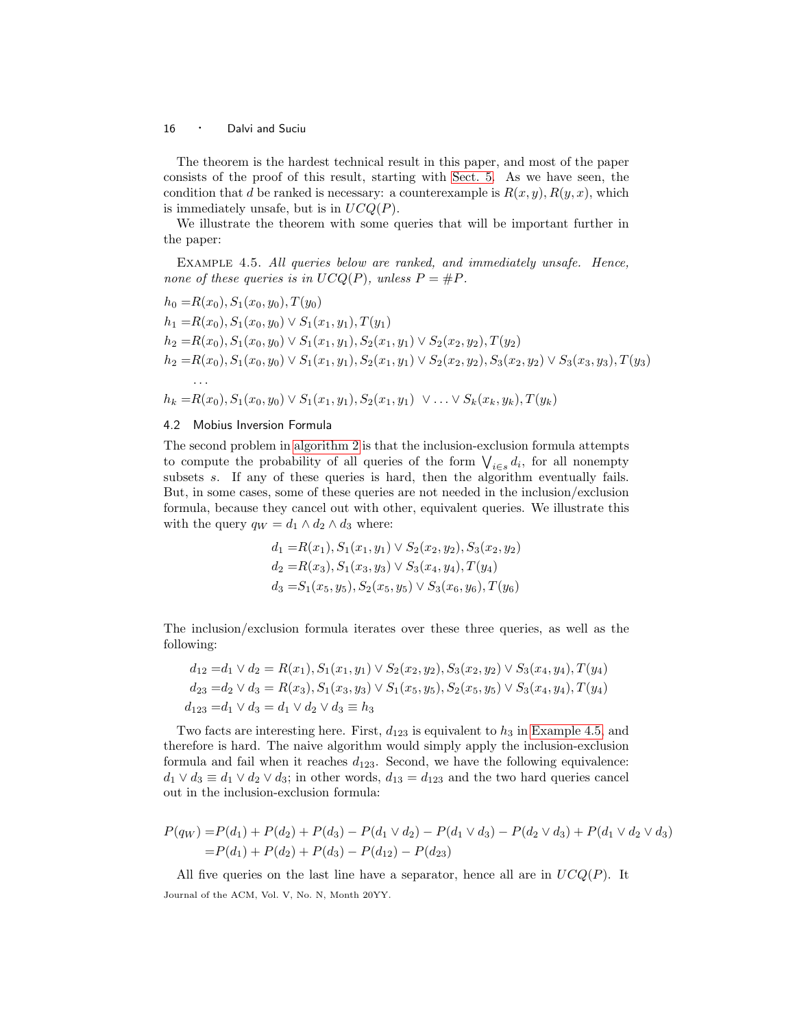The theorem is the hardest technical result in this paper, and most of the paper consists of the proof of this result, starting with Sect. 5. As we have seen, the condition that $d$ be ranked is necessary: a counterexample is $R(x, y), R(y, x)$, which is immediately unsafe, but is in $UCQ(P)$.

We illustrate the theorem with some queries that will be important further in the paper:

EXAMPLE 4.5. *All queries below are ranked, and immediately unsafe. Hence, none of these queries is in $UCQ(P)$, unless $P = \#P$.*

$$
\begin{aligned}
h_0 =& R(x_0), S_1(x_0, y_0), T(y_0) \\
h_1 =& R(x_0), S_1(x_0, y_0) \vee S_1(x_1, y_1), T(y_1) \\
h_2 =& R(x_0), S_1(x_0, y_0) \vee S_1(x_1, y_1), S_2(x_1, y_1) \vee S_2(x_2, y_2), T(y_2) \\
h_2 =& R(x_0), S_1(x_0, y_0) \vee S_1(x_1, y_1), S_2(x_1, y_1) \vee S_2(x_2, y_2), S_3(x_2, y_2) \vee S_3(x_3, y_3), T(y_3) \\
& \ldots \\
h_k =& R(x_0), S_1(x_0, y_0) \vee S_1(x_1, y_1), S_2(x_1, y_1) \ \vee \ldots \vee S_k(x_k, y_k), T(y_k)
\end{aligned}
$$

### 4.2 Mobius Inversion Formula

The second problem in algorithm 2 is that the inclusion-exclusion formula attempts to compute the probability of all queries of the form $\bigvee_{i \in s} d_i$, for all nonempty subsets $s$. If any of these queries is hard, then the algorithm eventually fails. But, in some cases, some of these queries are not needed in the inclusion/exclusion formula, because they cancel out with other, equivalent queries. We illustrate this with the query $q_W = d_1 \wedge d_2 \wedge d_3$ where:

$$
\begin{aligned}
d_1 =& R(x_1), S_1(x_1, y_1) \vee S_2(x_2, y_2), S_3(x_2, y_2) \\
d_2 =& R(x_3), S_1(x_3, y_3) \vee S_3(x_4, y_4), T(y_4) \\
d_3 =& S_1(x_5, y_5), S_2(x_5, y_5) \vee S_3(x_6, y_6), T(y_6)
\end{aligned}
$$

The inclusion/exclusion formula iterates over these three queries, as well as the following:

$$
\begin{aligned}
d_{12} =& d_1 \vee d_2 = R(x_1), S_1(x_1, y_1) \vee S_2(x_2, y_2), S_3(x_2, y_2) \vee S_3(x_4, y_4), T(y_4) \\
d_{23} =& d_2 \vee d_3 = R(x_3), S_1(x_3, y_3) \vee S_1(x_5, y_5), S_2(x_5, y_5) \vee S_3(x_4, y_4), T(y_4) \\
d_{123} =& d_1 \vee d_3 = d_1 \vee d_2 \vee d_3 \equiv h_3
\end{aligned}
$$

Two facts are interesting here. First, $d_{123}$ is equivalent to $h_3$ in Example 4.5, and therefore is hard. The naive algorithm would simply apply the inclusion-exclusion formula and fail when it reaches $d_{123}$. Second, we have the following equivalence: $d_1 \vee d_3 \equiv d_1 \vee d_2 \vee d_3$; in other words, $d_{13} = d_{123}$ and the two hard queries cancel out in the inclusion-exclusion formula:

$$
\begin{aligned}
P(q_W) =& P(d_1) + P(d_2) + P(d_3) - P(d_1 \vee d_2) - P(d_1 \vee d_3) - P(d_2 \vee d_3) + P(d_1 \vee d_2 \vee d_3) \\
=& P(d_1) + P(d_2) + P(d_3) - P(d_{12}) - P(d_{23})
\end{aligned}
$$

All five queries on the last line have a separator, hence all are in $UCQ(P)$. It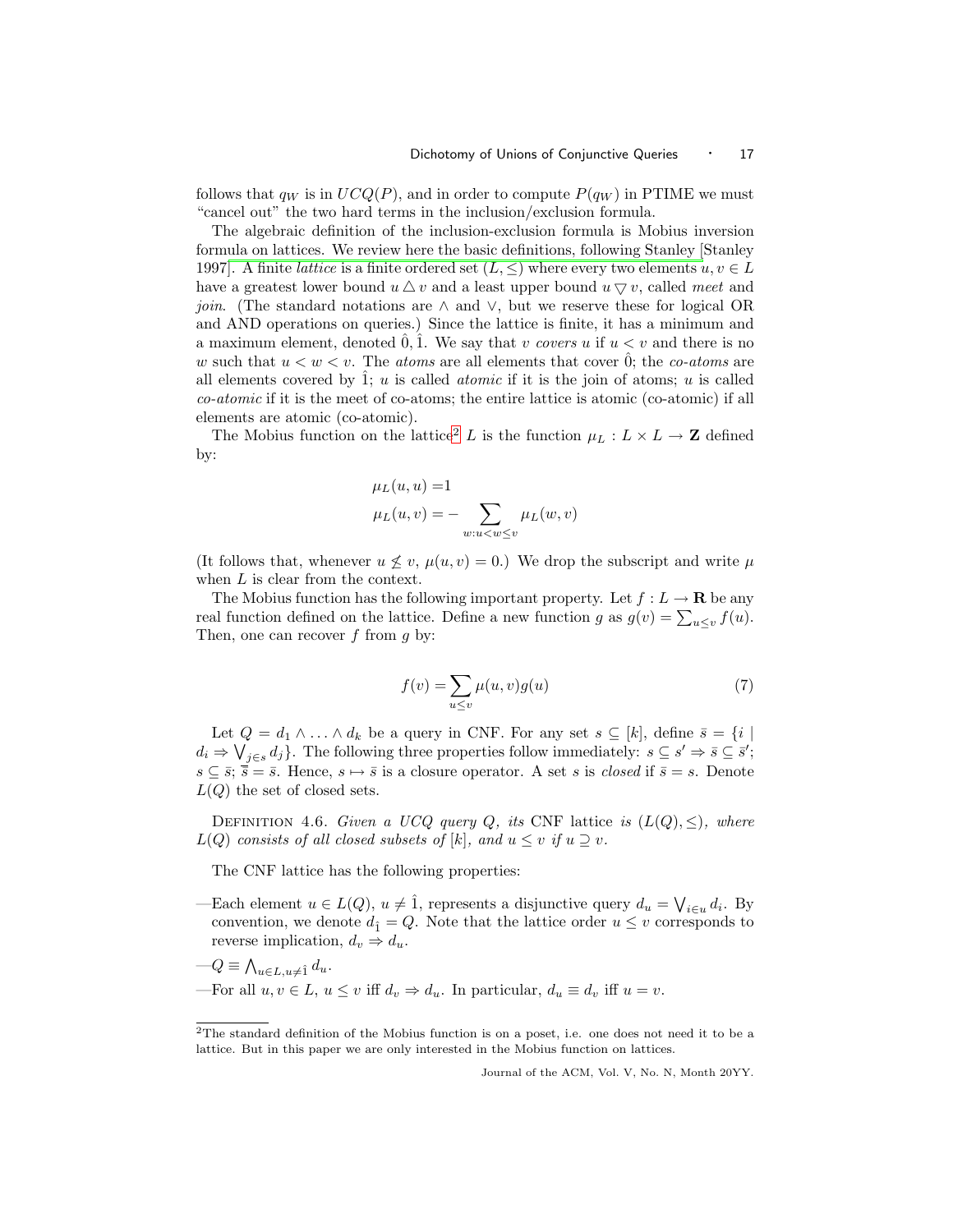follows that $q_W$ is in $UCQ(P)$, and in order to compute $P(q_W)$ in PTIME we must "cancel out" the two hard terms in the inclusion/exclusion formula.

The algebraic definition of the inclusion-exclusion formula is Mobius inversion formula on lattices. We review here the basic definitions, following Stanley [Stanley 1997]. A finite *lattice* is a finite ordered set $(L, \leq)$ where every two elements $u, v \in L$ have a greatest lower bound $u \bigtriangleup v$ and a least upper bound $u \bigtriangledown v$, called *meet* and *join*. (The standard notations are $\wedge$ and $\vee$, but we reserve these for logical OR and AND operations on queries.) Since the lattice is finite, it has a minimum and a maximum element, denoted $\hat{0}, \hat{1}$. We say that $v$ *covers* $u$ if $u < v$ and there is no $w$ such that $u < w < v$. The *atoms* are all elements that cover $\hat{0}$; the *co-atoms* are all elements covered by $\hat{1}$; $u$ is called *atomic* if it is the join of atoms; $u$ is called *co-atomic* if it is the meet of co-atoms; the entire lattice is atomic (co-atomic) if all elements are atomic (co-atomic).

The Mobius function on the lattice[2] $L$ is the function $\mu_L : L \times L \to \mathbf{Z}$ defined by:

$$\mu_L(u, u) = 1$$
$$\mu_L(u, v) = - \sum_{w: u < w \leq v} \mu_L(w, v)$$

(It follows that, whenever $u \not\leq v$, $\mu(u, v) = 0$.) We drop the subscript and write $\mu$ when $L$ is clear from the context.

The Mobius function has the following important property. Let $f : L \to \mathbf{R}$ be any real function defined on the lattice. Define a new function $g$ as $g(v) = \sum_{u \leq v} f(u)$. Then, one can recover $f$ from $g$ by:

$$f(v) = \sum_{u \leq v} \mu(u, v) g(u) \tag{7}$$

Let $Q = d_1 \wedge \ldots \wedge d_k$ be a query in CNF. For any set $s \subseteq [k]$, define $\bar{s} = \{i \mid d_i \Rightarrow \bigvee_{j \in s} d_j\}$. The following three properties follow immediately: $s \subseteq s' \Rightarrow \bar{s} \subseteq \bar{s}'$; $s \subseteq \bar{s}$; $\bar{\bar{s}} = \bar{s}$. Hence, $s \mapsto \bar{s}$ is a closure operator. A set $s$ is *closed* if $\bar{s} = s$. Denote $L(Q)$ the set of closed sets.

Definition 4.6. *Given a UCQ query $Q$, its* CNF lattice *is $(L(Q), \leq)$, where $L(Q)$ consists of all closed subsets of $[k]$, and $u \leq v$ if $u \supseteq v$.*

The CNF lattice has the following properties:

— Each element $u \in L(Q)$, $u \neq \hat{1}$, represents a disjunctive query $d_u = \bigvee_{i \in u} d_i$. By convention, we denote $d_{\hat{1}} = Q$. Note that the lattice order $u \leq v$ corresponds to reverse implication, $d_v \Rightarrow d_u$.

— $Q \equiv \bigwedge_{u \in L, u \neq \hat{1}} d_u$.

— For all $u, v \in L$, $u \leq v$ iff $d_v \Rightarrow d_u$. In particular, $d_u \equiv d_v$ iff $u = v$.

[2] The standard definition of the Mobius function is on a poset, i.e. one does not need it to be a lattice. But in this paper we are only interested in the Mobius function on lattices.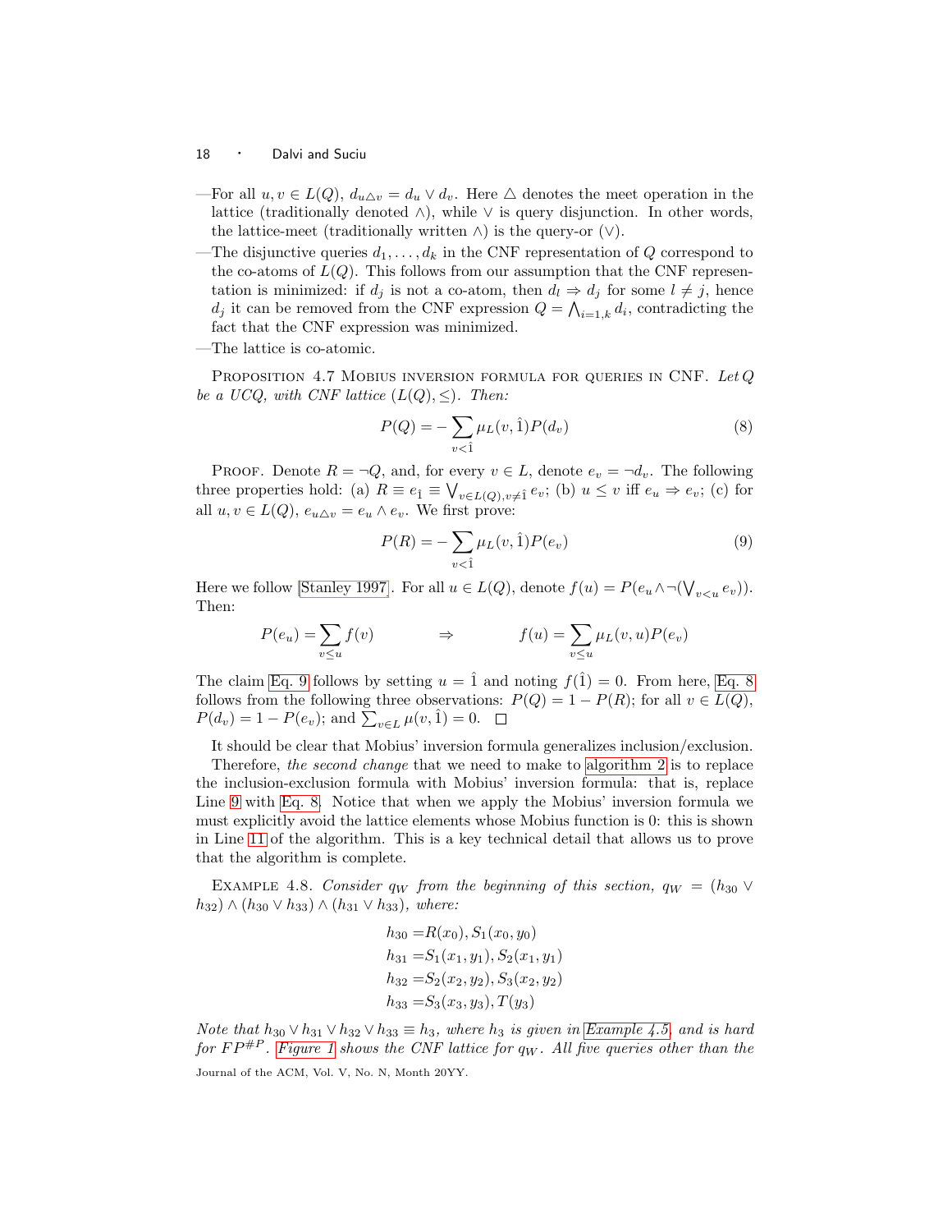—For all $u, v \in L(Q)$, $d_{u \triangle v} = d_u \vee d_v$. Here $\triangle$ denotes the meet operation in the lattice (traditionally denoted $\wedge$), while $\vee$ is query disjunction. In other words, the lattice-meet (traditionally written $\wedge$) is the query-or ($\vee$).

—The disjunctive queries $d_1, \ldots, d_k$ in the CNF representation of $Q$ correspond to the co-atoms of $L(Q)$. This follows from our assumption that the CNF representation is minimized: if $d_j$ is not a co-atom, then $d_l \Rightarrow d_j$ for some $l \neq j$, hence $d_j$ it can be removed from the CNF expression $Q = \bigwedge_{i=1,k} d_i$, contradicting the fact that the CNF expression was minimized.

—The lattice is co-atomic.

Proposition 4.7 Mobius inversion formula for queries in CNF. *Let $Q$ be a UCQ, with CNF lattice $(L(Q), \leq)$. Then:*

$$P(Q) = -\sum_{v < \hat{1}} \mu_L(v, \hat{1}) P(d_v) \tag{8}$$

Proof. Denote $R = \neg Q$, and, for every $v \in L$, denote $e_v = \neg d_v$. The following three properties hold: (a) $R \equiv e_{\hat{1}} \equiv \bigvee_{v \in L(Q), v \neq \hat{1}} e_v$; (b) $u \leq v$ iff $e_u \Rightarrow e_v$; (c) for all $u, v \in L(Q)$, $e_{u \triangle v} = e_u \wedge e_v$. We first prove:

$$P(R) = -\sum_{v < \hat{1}} \mu_L(v, \hat{1}) P(e_v) \tag{9}$$

Here we follow [Stanley 1997]. For all $u \in L(Q)$, denote $f(u) = P(e_u \wedge \neg(\bigvee_{v < u} e_v))$. Then:

$$P(e_u) = \sum_{v \leq u} f(v) \qquad \Rightarrow \qquad f(u) = \sum_{v \leq u} \mu_L(v, u) P(e_v)$$

The claim Eq. 9 follows by setting $u = \hat{1}$ and noting $f(\hat{1}) = 0$. From here, Eq. 8 follows from the following three observations: $P(Q) = 1 - P(R)$; for all $v \in L(Q)$, $P(d_v) = 1 - P(e_v)$; and $\sum_{v \in L} \mu(v, \hat{1}) = 0$. $\square$

It should be clear that Mobius' inversion formula generalizes inclusion/exclusion. Therefore, *the second change* that we need to make to algorithm 2 is to replace the inclusion-exclusion formula with Mobius' inversion formula: that is, replace Line 9 with Eq. 8. Notice that when we apply the Mobius' inversion formula we must explicitly avoid the lattice elements whose Mobius function is 0: this is shown in Line 11 of the algorithm. This is a key technical detail that allows us to prove that the algorithm is complete.

Example 4.8. *Consider $q_W$ from the beginning of this section, $q_W = (h_{30} \vee h_{32}) \wedge (h_{30} \vee h_{33}) \wedge (h_{31} \vee h_{33})$, where:*

$$\begin{aligned}
h_{30} &= R(x_0), S_1(x_0, y_0) \\
h_{31} &= S_1(x_1, y_1), S_2(x_1, y_1) \\
h_{32} &= S_2(x_2, y_2), S_3(x_2, y_2) \\
h_{33} &= S_3(x_3, y_3), T(y_3)
\end{aligned}$$

*Note that $h_{30} \vee h_{31} \vee h_{32} \vee h_{33} \equiv h_3$, where $h_3$ is given in Example 4.5, and is hard for $FP^{\#P}$. Figure 1 shows the CNF lattice for $q_W$. All five queries other than the*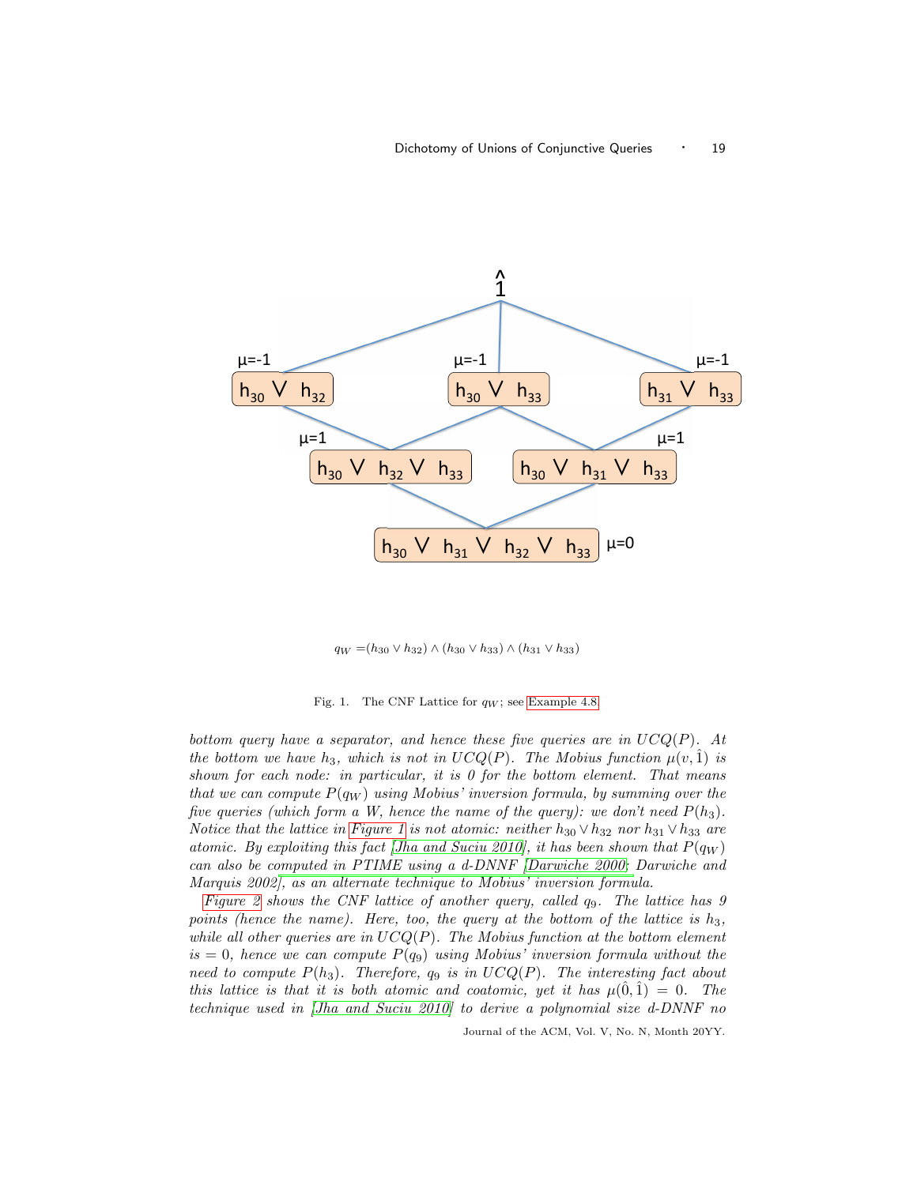$q_W = (h_{30} \vee h_{32}) \wedge (h_{30} \vee h_{33}) \wedge (h_{31} \vee h_{33})$

Fig. 1. The CNF Lattice for $q_W$; see Example 4.8

*bottom query have a separator, and hence these five queries are in $UCQ(P)$. At the bottom we have $h_3$, which is not in $UCQ(P)$. The Mobius function $\mu(v, \hat{1})$ is shown for each node: in particular, it is 0 for the bottom element. That means that we can compute $P(q_W)$ using Mobius' inversion formula, by summing over the five queries (which form a W, hence the name of the query): we don't need $P(h_3)$. Notice that the lattice in Figure 1 is not atomic: neither $h_{30} \vee h_{32}$ nor $h_{31} \vee h_{33}$ are atomic. By exploiting this fact [Jha and Suciu 2010], it has been shown that $P(q_W)$ can also be computed in PTIME using a d-DNNF [Darwiche 2000; Darwiche and Marquis 2002], as an alternate technique to Mobius' inversion formula.*

*Figure 2 shows the CNF lattice of another query, called $q_9$. The lattice has 9 points (hence the name). Here, too, the query at the bottom of the lattice is $h_3$, while all other queries are in $UCQ(P)$. The Mobius function at the bottom element is $= 0$, hence we can compute $P(q_9)$ using Mobius' inversion formula without the need to compute $P(h_3)$. Therefore, $q_9$ is in $UCQ(P)$. The interesting fact about this lattice is that it is both atomic and coatomic, yet it has $\mu(\hat{0}, \hat{1}) = 0$. The technique used in [Jha and Suciu 2010] to derive a polynomial size d-DNNF no*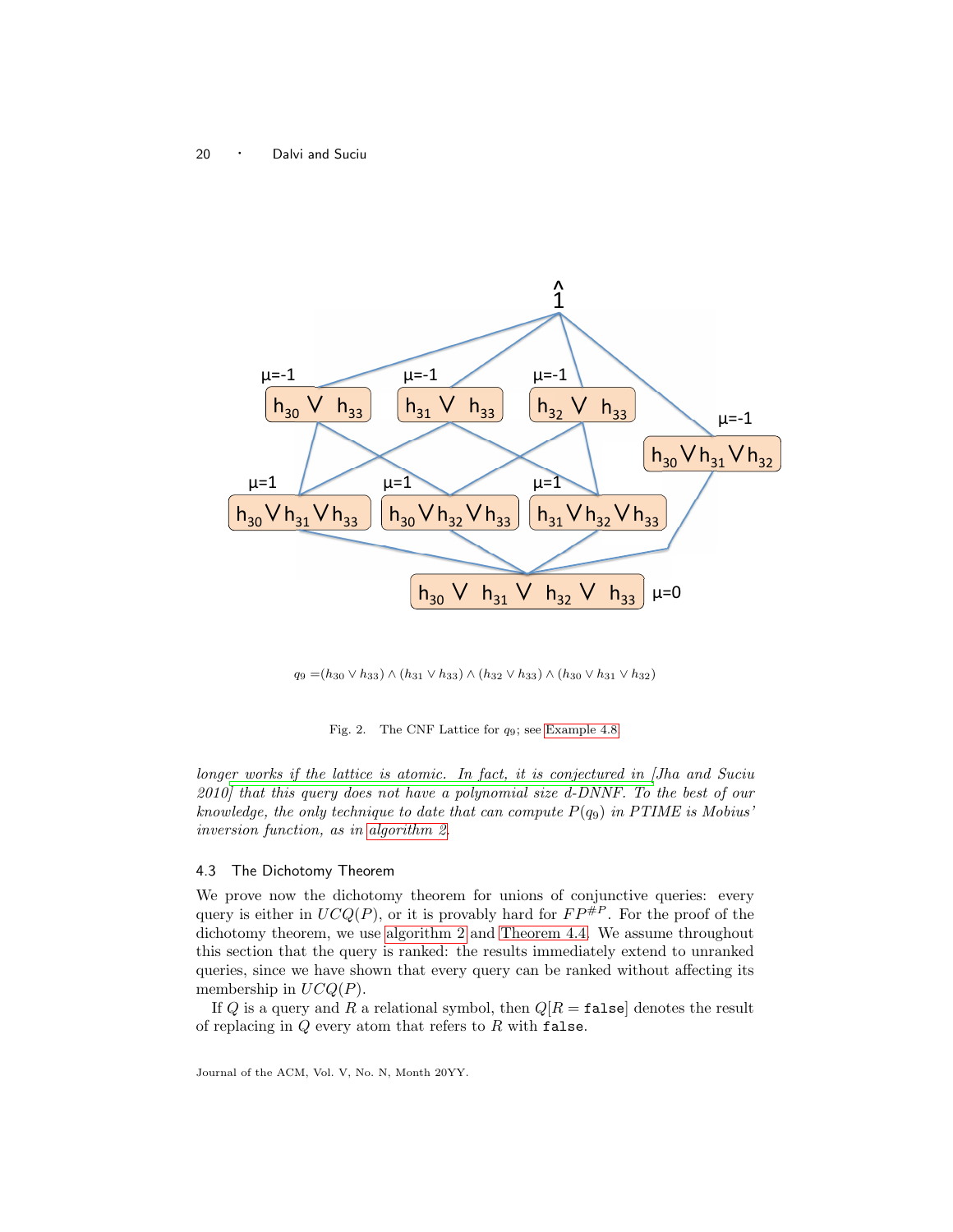$q_9 = (h_{30} \vee h_{33}) \wedge (h_{31} \vee h_{33}) \wedge (h_{32} \vee h_{33}) \wedge (h_{30} \vee h_{31} \vee h_{32})$

Fig. 2. The CNF Lattice for $q_9$; see Example 4.8

*longer works if the lattice is atomic. In fact, it is conjectured in [Jha and Suciu 2010] that this query does not have a polynomial size d-DNNF. To the best of our knowledge, the only technique to date that can compute $P(q_9)$ in PTIME is Mobius' inversion function, as in algorithm 2.*

### 4.3 The Dichotomy Theorem

We prove now the dichotomy theorem for unions of conjunctive queries: every query is either in $UCQ(P)$, or it is provably hard for $FP^{\#P}$. For the proof of the dichotomy theorem, we use algorithm 2 and Theorem 4.4. We assume throughout this section that the query is ranked: the results immediately extend to unranked queries, since we have shown that every query can be ranked without affecting its membership in $UCQ(P)$.

If $Q$ is a query and $R$ a relational symbol, then $Q[R = \texttt{false}]$ denotes the result of replacing in $Q$ every atom that refers to $R$ with `false`.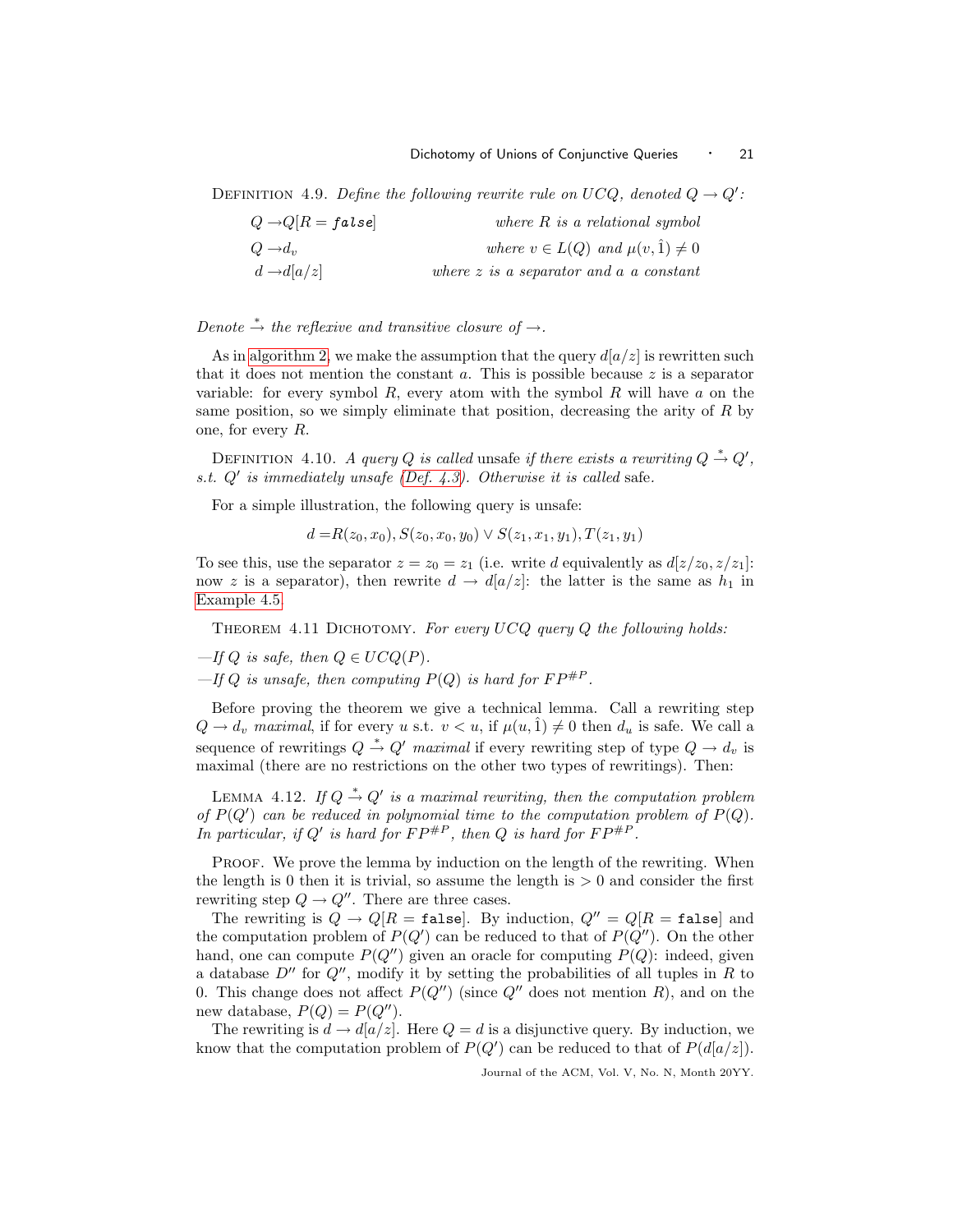Definition 4.9. *Define the following rewrite rule on UCQ, denoted $Q \to Q'$:*

$$
\begin{aligned}
Q &\to Q[R = \texttt{false}] && \text{where } R \text{ is a relational symbol} \\
Q &\to d_v && \text{where } v \in L(Q) \text{ and } \mu(v, \hat{1}) \neq 0 \\
d &\to d[a/z] && \text{where } z \text{ is a separator and } a \text{ a constant}
\end{aligned}
$$

*Denote $\xrightarrow{*}$ the reflexive and transitive closure of $\to$.*

As in algorithm 2, we make the assumption that the query $d[a/z]$ is rewritten such that it does not mention the constant $a$. This is possible because $z$ is a separator variable: for every symbol $R$, every atom with the symbol $R$ will have $a$ on the same position, so we simply eliminate that position, decreasing the arity of $R$ by one, for every $R$.

Definition 4.10. *A query $Q$ is called* unsafe *if there exists a rewriting $Q \xrightarrow{*} Q'$, s.t. $Q'$ is immediately unsafe (Def. 4.3). Otherwise it is called* safe.

For a simple illustration, the following query is unsafe:

$$d = R(z_0, x_0), S(z_0, x_0, y_0) \vee S(z_1, x_1, y_1), T(z_1, y_1)$$

To see this, use the separator $z = z_0 = z_1$ (i.e. write $d$ equivalently as $d[z/z_0, z/z_1]$: now $z$ is a separator), then rewrite $d \to d[a/z]$: the latter is the same as $h_1$ in Example 4.5.

Theorem 4.11 Dichotomy. *For every UCQ query $Q$ the following holds:*

— *If $Q$ is safe, then $Q \in UCQ(P)$.*

— *If $Q$ is unsafe, then computing $P(Q)$ is hard for $FP^{\#P}$.*

Before proving the theorem we give a technical lemma. Call a rewriting step $Q \to d_v$ *maximal*, if for every $u$ s.t. $v < u$, if $\mu(u, \hat{1}) \neq 0$ then $d_u$ is safe. We call a sequence of rewritings $Q \xrightarrow{*} Q'$ *maximal* if every rewriting step of type $Q \to d_v$ is maximal (there are no restrictions on the other two types of rewritings). Then:

Lemma 4.12. *If $Q \xrightarrow{*} Q'$ is a maximal rewriting, then the computation problem of $P(Q')$ can be reduced in polynomial time to the computation problem of $P(Q)$. In particular, if $Q'$ is hard for $FP^{\#P}$, then $Q$ is hard for $FP^{\#P}$.*

Proof. We prove the lemma by induction on the length of the rewriting. When the length is 0 then it is trivial, so assume the length is $> 0$ and consider the first rewriting step $Q \to Q''$. There are three cases.

The rewriting is $Q \to Q[R = \texttt{false}]$. By induction, $Q'' = Q[R = \texttt{false}]$ and the computation problem of $P(Q')$ can be reduced to that of $P(Q'')$. On the other hand, one can compute $P(Q'')$ given an oracle for computing $P(Q)$: indeed, given a database $D''$ for $Q''$, modify it by setting the probabilities of all tuples in $R$ to 0. This change does not affect $P(Q'')$ (since $Q''$ does not mention $R$), and on the new database, $P(Q) = P(Q'')$.

The rewriting is $d \to d[a/z]$. Here $Q = d$ is a disjunctive query. By induction, we know that the computation problem of $P(Q')$ can be reduced to that of $P(d[a/z])$.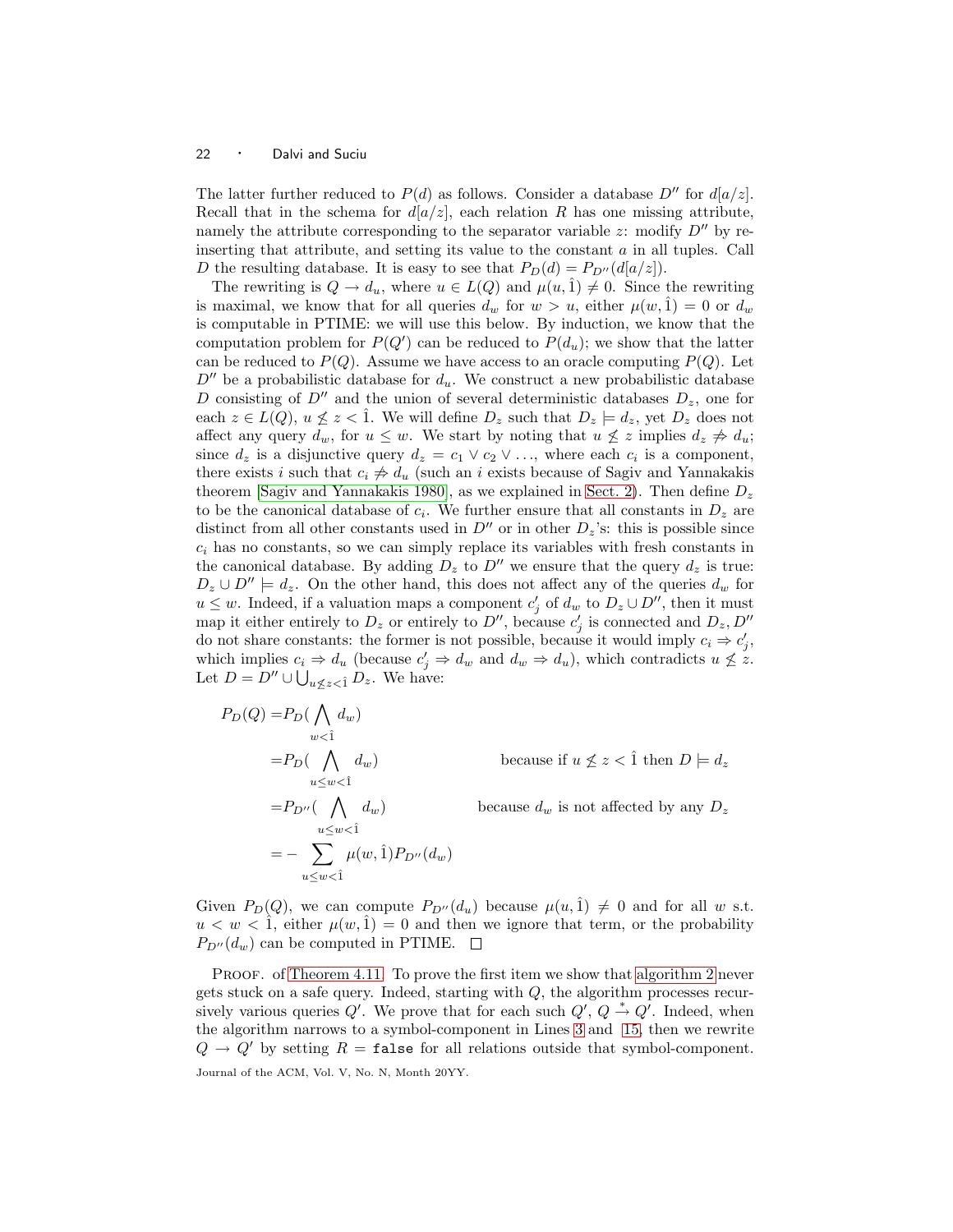The latter further reduced to $P(d)$ as follows. Consider a database $D''$ for $d[a/z]$. Recall that in the schema for $d[a/z]$, each relation $R$ has one missing attribute, namely the attribute corresponding to the separator variable $z$: modify $D''$ by reinserting that attribute, and setting its value to the constant $a$ in all tuples. Call $D$ the resulting database. It is easy to see that $P_D(d) = P_{D''}(d[a/z])$.

The rewriting is $Q \to d_u$, where $u \in L(Q)$ and $\mu(u, \hat{1}) \neq 0$. Since the rewriting is maximal, we know that for all queries $d_w$ for $w > u$, either $\mu(w, \hat{1}) = 0$ or $d_w$ is computable in PTIME: we will use this below. By induction, we know that the computation problem for $P(Q')$ can be reduced to $P(d_u)$; we show that the latter can be reduced to $P(Q)$. Assume we have access to an oracle computing $P(Q)$. Let $D''$ be a probabilistic database for $d_u$. We construct a new probabilistic database $D$ consisting of $D''$ and the union of several deterministic databases $D_z$, one for each $z \in L(Q)$, $u \not\leq z < \hat{1}$. We will define $D_z$ such that $D_z \models d_z$, yet $D_z$ does not affect any query $d_w$, for $u \leq w$. We start by noting that $u \not\leq z$ implies $d_z \not\Rightarrow d_u$; since $d_z$ is a disjunctive query $d_z = c_1 \vee c_2 \vee \ldots$, where each $c_i$ is a component, there exists $i$ such that $c_i \not\Rightarrow d_u$ (such an $i$ exists because of Sagiv and Yannakakis theorem [Sagiv and Yannakakis 1980], as we explained in Sect. 2). Then define $D_z$ to be the canonical database of $c_i$. We further ensure that all constants in $D_z$ are distinct from all other constants used in $D''$ or in other $D_z$'s: this is possible since $c_i$ has no constants, so we can simply replace its variables with fresh constants in the canonical database. By adding $D_z$ to $D''$ we ensure that the query $d_z$ is true: $D_z \cup D'' \models d_z$. On the other hand, this does not affect any of the queries $d_w$ for $u \leq w$. Indeed, if a valuation maps a component $c'_j$ of $d_w$ to $D_z \cup D''$, then it must map it either entirely to $D_z$ or entirely to $D''$, because $c'_j$ is connected and $D_z, D''$ do not share constants: the former is not possible, because it would imply $c_i \Rightarrow c'_j$, which implies $c_i \Rightarrow d_u$ (because $c'_j \Rightarrow d_w$ and $d_w \Rightarrow d_u$), which contradicts $u \not\leq z$. Let $D = D'' \cup \bigcup_{u \not\leq z < \hat{1}} D_z$. We have:

$$
\begin{aligned}
P_D(Q) &= P_D\Big(\bigwedge_{w<\hat{1}} d_w\Big) & \\
&= P_D\Big(\bigwedge_{u \leq w < \hat{1}} d_w\Big) & \text{because if } u \not\leq z < \hat{1} \text{ then } D \models d_z \\
&= P_{D''}\Big(\bigwedge_{u \leq w < \hat{1}} d_w\Big) & \text{because } d_w \text{ is not affected by any } D_z \\
&= -\sum_{u \leq w < \hat{1}} \mu(w, \hat{1}) P_{D''}(d_w) &
\end{aligned}
$$

Given $P_D(Q)$, we can compute $P_{D''}(d_u)$ because $\mu(u, \hat{1}) \neq 0$ and for all $w$ s.t. $u < w < \hat{1}$, either $\mu(w, \hat{1}) = 0$ and then we ignore that term, or the probability $P_{D''}(d_w)$ can be computed in PTIME. $\square$

Proof. of Theorem 4.11. To prove the first item we show that algorithm 2 never gets stuck on a safe query. Indeed, starting with $Q$, the algorithm processes recursively various queries $Q'$. We prove that for each such $Q'$, $Q \xrightarrow{*} Q'$. Indeed, when the algorithm narrows to a symbol-component in Lines 3 and 15, then we rewrite $Q \to Q'$ by setting $R = \texttt{false}$ for all relations outside that symbol-component.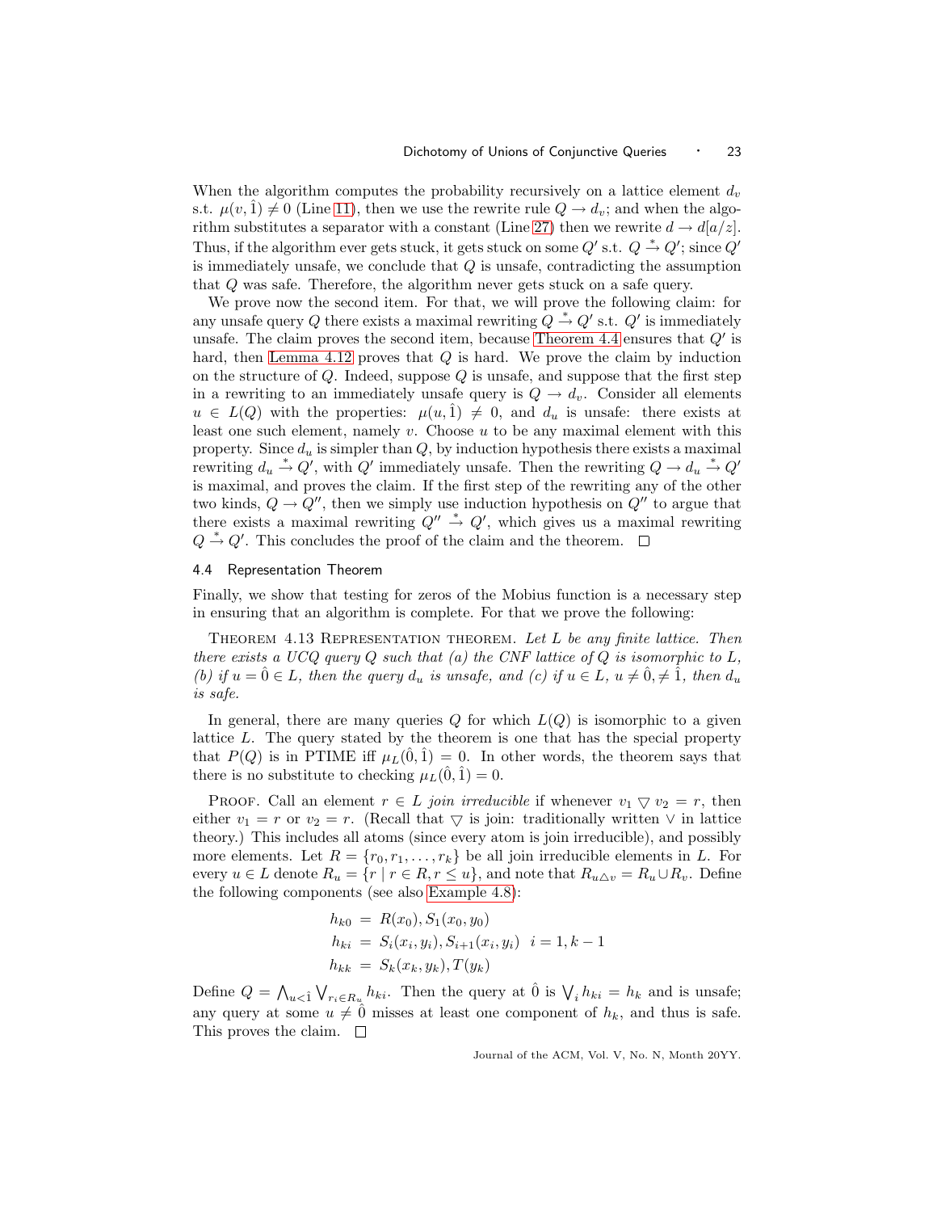When the algorithm computes the probability recursively on a lattice element $d_v$ s.t. $\mu(v, \hat{1}) \neq 0$ (Line 11), then we use the rewrite rule $Q \rightarrow d_v$; and when the algorithm substitutes a separator with a constant (Line 27) then we rewrite $d \rightarrow d[a/z]$. Thus, if the algorithm ever gets stuck, it gets stuck on some $Q'$ s.t. $Q \xrightarrow{*} Q'$; since $Q'$ is immediately unsafe, we conclude that $Q$ is unsafe, contradicting the assumption that $Q$ was safe. Therefore, the algorithm never gets stuck on a safe query.

We prove now the second item. For that, we will prove the following claim: for any unsafe query $Q$ there exists a maximal rewriting $Q \xrightarrow{*} Q'$ s.t. $Q'$ is immediately unsafe. The claim proves the second item, because Theorem 4.4 ensures that $Q'$ is hard, then Lemma 4.12 proves that $Q$ is hard. We prove the claim by induction on the structure of $Q$. Indeed, suppose $Q$ is unsafe, and suppose that the first step in a rewriting to an immediately unsafe query is $Q \rightarrow d_v$. Consider all elements $u \in L(Q)$ with the properties: $\mu(u, \hat{1}) \neq 0$, and $d_u$ is unsafe: there exists at least one such element, namely $v$. Choose $u$ to be any maximal element with this property. Since $d_u$ is simpler than $Q$, by induction hypothesis there exists a maximal rewriting $d_u \xrightarrow{*} Q'$, with $Q'$ immediately unsafe. Then the rewriting $Q \rightarrow d_u \xrightarrow{*} Q'$ is maximal, and proves the claim. If the first step of the rewriting any of the other two kinds, $Q \rightarrow Q''$, then we simply use induction hypothesis on $Q''$ to argue that there exists a maximal rewriting $Q'' \xrightarrow{*} Q'$, which gives us a maximal rewriting $Q \xrightarrow{*} Q'$. This concludes the proof of the claim and the theorem. $\square$

### 4.4 Representation Theorem

Finally, we show that testing for zeros of the Mobius function is a necessary step in ensuring that an algorithm is complete. For that we prove the following:

Theorem 4.13 Representation theorem. *Let $L$ be any finite lattice. Then there exists a UCQ query $Q$ such that (a) the CNF lattice of $Q$ is isomorphic to $L$, (b) if $u = \hat{0} \in L$, then the query $d_u$ is unsafe, and (c) if $u \in L$, $u \neq \hat{0}, \neq \hat{1}$, then $d_u$ is safe.*

In general, there are many queries $Q$ for which $L(Q)$ is isomorphic to a given lattice $L$. The query stated by the theorem is one that has the special property that $P(Q)$ is in PTIME iff $\mu_L(\hat{0}, \hat{1}) = 0$. In other words, the theorem says that there is no substitute to checking $\mu_L(\hat{0}, \hat{1}) = 0$.

Proof. Call an element $r \in L$ *join irreducible* if whenever $v_1 \bigtriangledown v_2 = r$, then either $v_1 = r$ or $v_2 = r$. (Recall that $\bigtriangledown$ is join: traditionally written $\vee$ in lattice theory.) This includes all atoms (since every atom is join irreducible), and possibly more elements. Let $R = \{r_0, r_1, \ldots, r_k\}$ be all join irreducible elements in $L$. For every $u \in L$ denote $R_u = \{r \mid r \in R, r \leq u\}$, and note that $R_{u \triangle v} = R_u \cup R_v$. Define the following components (see also Example 4.8):

$$
\begin{aligned}
h_{k0} &= R(x_0), S_1(x_0, y_0) \\
h_{ki} &= S_i(x_i, y_i), S_{i+1}(x_i, y_i) \quad i = 1, k-1 \\
h_{kk} &= S_k(x_k, y_k), T(y_k)
\end{aligned}
$$

Define $Q = \bigwedge_{u < \hat{1}} \bigvee_{r_i \in R_u} h_{ki}$. Then the query at $\hat{0}$ is $\bigvee_i h_{ki} = h_k$ and is unsafe; any query at some $u \neq \hat{0}$ misses at least one component of $h_k$, and thus is safe. This proves the claim. $\square$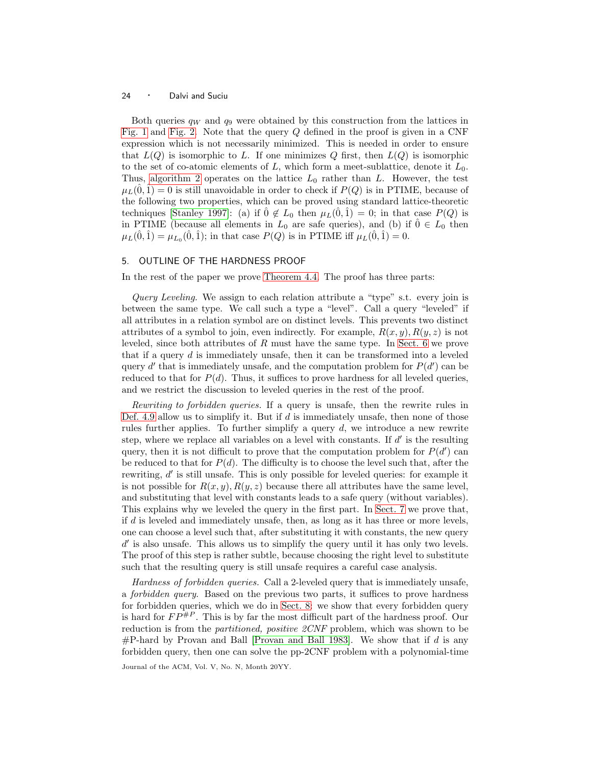Both queries $q_W$ and $q_9$ were obtained by this construction from the lattices in Fig. 1 and Fig. 2. Note that the query $Q$ defined in the proof is given in a CNF expression which is not necessarily minimized. This is needed in order to ensure that $L(Q)$ is isomorphic to $L$. If one minimizes $Q$ first, then $L(Q)$ is isomorphic to the set of co-atomic elements of $L$, which form a meet-sublattice, denote it $L_0$. Thus, algorithm 2 operates on the lattice $L_0$ rather than $L$. However, the test $\mu_L(\hat{0}, \hat{1}) = 0$ is still unavoidable in order to check if $P(Q)$ is in PTIME, because of the following two properties, which can be proved using standard lattice-theoretic techniques [Stanley 1997]: (a) if $\hat{0} \notin L_0$ then $\mu_L(\hat{0}, \hat{1}) = 0$; in that case $P(Q)$ is in PTIME (because all elements in $L_0$ are safe queries), and (b) if $\hat{0} \in L_0$ then $\mu_L(\hat{0}, \hat{1}) = \mu_{L_0}(\hat{0}, \hat{1})$; in that case $P(Q)$ is in PTIME iff $\mu_L(\hat{0}, \hat{1}) = 0$.

## 5. OUTLINE OF THE HARDNESS PROOF

In the rest of the paper we prove Theorem 4.4. The proof has three parts:

*Query Leveling.* We assign to each relation attribute a "type" s.t. every join is between the same type. We call such a type a "level". Call a query "leveled" if all attributes in a relation symbol are on distinct levels. This prevents two distinct attributes of a symbol to join, even indirectly. For example, $R(x, y), R(y, z)$ is not leveled, since both attributes of $R$ must have the same type. In Sect. 6 we prove that if a query $d$ is immediately unsafe, then it can be transformed into a leveled query $d'$ that is immediately unsafe, and the computation problem for $P(d')$ can be reduced to that for $P(d)$. Thus, it suffices to prove hardness for all leveled queries, and we restrict the discussion to leveled queries in the rest of the proof.

*Rewriting to forbidden queries.* If a query is unsafe, then the rewrite rules in Def. 4.9 allow us to simplify it. But if $d$ is immediately unsafe, then none of those rules further applies. To further simplify a query $d$, we introduce a new rewrite step, where we replace all variables on a level with constants. If $d'$ is the resulting query, then it is not difficult to prove that the computation problem for $P(d')$ can be reduced to that for $P(d)$. The difficulty is to choose the level such that, after the rewriting, $d'$ is still unsafe. This is only possible for leveled queries: for example it is not possible for $R(x, y), R(y, z)$ because there all attributes have the same level, and substituting that level with constants leads to a safe query (without variables). This explains why we leveled the query in the first part. In Sect. 7 we prove that, if $d$ is leveled and immediately unsafe, then, as long as it has three or more levels, one can choose a level such that, after substituting it with constants, the new query $d'$ is also unsafe. This allows us to simplify the query until it has only two levels. The proof of this step is rather subtle, because choosing the right level to substitute such that the resulting query is still unsafe requires a careful case analysis.

*Hardness of forbidden queries.* Call a 2-leveled query that is immediately unsafe, a *forbidden query*. Based on the previous two parts, it suffices to prove hardness for forbidden queries, which we do in Sect. 8: we show that every forbidden query is hard for $FP^{\#P}$. This is by far the most difficult part of the hardness proof. Our reduction is from the *partitioned, positive 2CNF* problem, which was shown to be #P-hard by Provan and Ball [Provan and Ball 1983]. We show that if $d$ is any forbidden query, then one can solve the pp-2CNF problem with a polynomial-time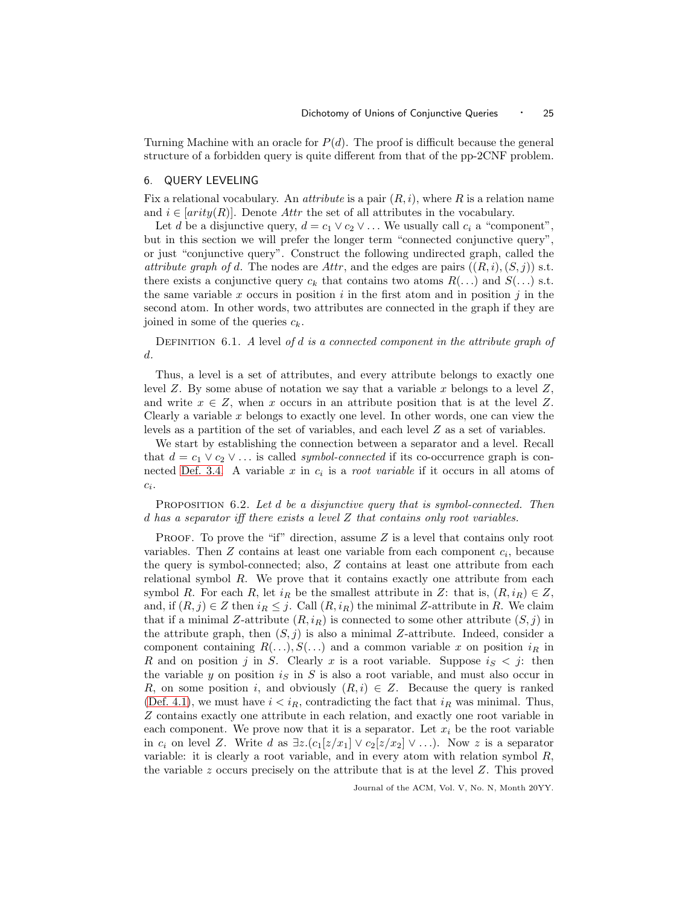Turning Machine with an oracle for $P(d)$. The proof is difficult because the general structure of a forbidden query is quite different from that of the pp-2CNF problem.

## 6. QUERY LEVELING

Fix a relational vocabulary. An *attribute* is a pair $(R, i)$, where $R$ is a relation name and $i \in [arity(R)]$. Denote *Attr* the set of all attributes in the vocabulary.

Let $d$ be a disjunctive query, $d = c_1 \vee c_2 \vee \ldots$ We usually call $c_i$ a "component", but in this section we will prefer the longer term "connected conjunctive query", or just "conjunctive query". Construct the following undirected graph, called the *attribute graph of* $d$. The nodes are *Attr*, and the edges are pairs $((R, i), (S, j))$ s.t. there exists a conjunctive query $c_k$ that contains two atoms $R(\ldots)$ and $S(\ldots)$ s.t. the same variable $x$ occurs in position $i$ in the first atom and in position $j$ in the second atom. In other words, two attributes are connected in the graph if they are joined in some of the queries $c_k$.

Definition 6.1. *A* level *of* $d$ *is a connected component in the attribute graph of* $d$*.*

Thus, a level is a set of attributes, and every attribute belongs to exactly one level $Z$. By some abuse of notation we say that a variable $x$ belongs to a level $Z$, and write $x \in Z$, when $x$ occurs in an attribute position that is at the level $Z$. Clearly a variable $x$ belongs to exactly one level. In other words, one can view the levels as a partition of the set of variables, and each level $Z$ as a set of variables.

We start by establishing the connection between a separator and a level. Recall that $d = c_1 \vee c_2 \vee \ldots$ is called *symbol-connected* if its co-occurrence graph is connected Def. 3.4. A variable $x$ in $c_i$ is a *root variable* if it occurs in all atoms of $c_i$.

Proposition 6.2. *Let* $d$ *be a disjunctive query that is symbol-connected. Then* $d$ *has a separator iff there exists a level* $Z$ *that contains only root variables.*

Proof. To prove the "if" direction, assume $Z$ is a level that contains only root variables. Then $Z$ contains at least one variable from each component $c_i$, because the query is symbol-connected; also, $Z$ contains at least one attribute from each relational symbol $R$. We prove that it contains exactly one attribute from each symbol $R$. For each $R$, let $i_R$ be the smallest attribute in $Z$: that is, $(R, i_R) \in Z$, and, if $(R, j) \in Z$ then $i_R \leq j$. Call $(R, i_R)$ the minimal $Z$-attribute in $R$. We claim that if a minimal $Z$-attribute $(R, i_R)$ is connected to some other attribute $(S, j)$ in the attribute graph, then $(S, j)$ is also a minimal $Z$-attribute. Indeed, consider a component containing $R(\ldots), S(\ldots)$ and a common variable $x$ on position $i_R$ in $R$ and on position $j$ in $S$. Clearly $x$ is a root variable. Suppose $i_S < j$: then the variable $y$ on position $i_S$ in $S$ is also a root variable, and must also occur in $R$, on some position $i$, and obviously $(R, i) \in Z$. Because the query is ranked (Def. 4.1), we must have $i < i_R$, contradicting the fact that $i_R$ was minimal. Thus, $Z$ contains exactly one attribute in each relation, and exactly one root variable in each component. We prove now that it is a separator. Let $x_i$ be the root variable in $c_i$ on level $Z$. Write $d$ as $\exists z.(c_1[z/x_1] \vee c_2[z/x_2] \vee \ldots)$. Now $z$ is a separator variable: it is clearly a root variable, and in every atom with relation symbol $R$, the variable $z$ occurs precisely on the attribute that is at the level $Z$. This proved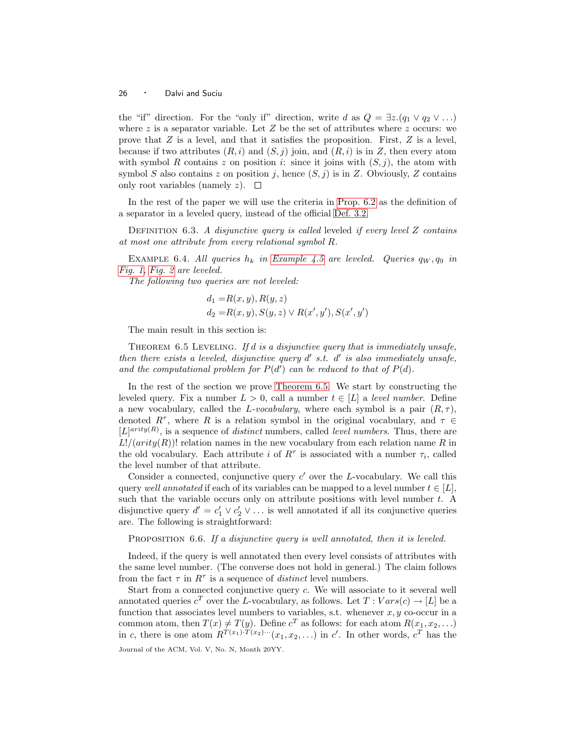the "if" direction. For the "only if" direction, write $d$ as $Q = \exists z.(q_1 \vee q_2 \vee \ldots)$ where $z$ is a separator variable. Let $Z$ be the set of attributes where $z$ occurs: we prove that $Z$ is a level, and that it satisfies the proposition. First, $Z$ is a level, because if two attributes $(R, i)$ and $(S, j)$ join, and $(R, i)$ is in $Z$, then every atom with symbol $R$ contains $z$ on position $i$: since it joins with $(S, j)$, the atom with symbol $S$ also contains $z$ on position $j$, hence $(S, j)$ is in $Z$. Obviously, $Z$ contains only root variables (namely $z$). □

In the rest of the paper we will use the criteria in Prop. 6.2 as the definition of a separator in a leveled query, instead of the official Def. 3.2.

DEFINITION 6.3. *A disjunctive query is called* leveled *if every level $Z$ contains at most one attribute from every relational symbol $R$.*

EXAMPLE 6.4. *All queries $h_k$ in Example 4.5 are leveled. Queries $q_W, q_9$ in Fig. 1, Fig. 2 are leveled.*

*The following two queries are not leveled:*

$$d_1 = R(x, y), R(y, z)$$
$$d_2 = R(x, y), S(y, z) \vee R(x', y'), S(x', y')$$

The main result in this section is:

THEOREM 6.5 LEVELING. *If $d$ is a disjunctive query that is immediately unsafe, then there exists a leveled, disjunctive query $d'$ s.t. $d'$ is also immediately unsafe, and the computational problem for $P(d')$ can be reduced to that of $P(d)$.*

In the rest of the section we prove Theorem 6.5. We start by constructing the leveled query. Fix a number $L > 0$, call a number $t \in [L]$ a *level number*. Define a new vocabulary, called the *$L$-vocabulary*, where each symbol is a pair $(R, \tau)$, denoted $R^\tau$, where $R$ is a relation symbol in the original vocabulary, and $\tau \in [L]^{arity(R)}$, is a sequence of *distinct* numbers, called *level numbers*. Thus, there are $L!/(arity(R))!$ relation names in the new vocabulary from each relation name $R$ in the old vocabulary. Each attribute $i$ of $R^\tau$ is associated with a number $\tau_i$, called the level number of that attribute.

Consider a connected, conjunctive query $c'$ over the $L$-vocabulary. We call this query *well annotated* if each of its variables can be mapped to a level number $t \in [L]$, such that the variable occurs only on attribute positions with level number $t$. A disjunctive query $d' = c'_1 \vee c'_2 \vee \ldots$ is well annotated if all its conjunctive queries are. The following is straightforward:

PROPOSITION 6.6. *If a disjunctive query is well annotated, then it is leveled.*

Indeed, if the query is well annotated then every level consists of attributes with the same level number. (The converse does not hold in general.) The claim follows from the fact $\tau$ in $R^\tau$ is a sequence of *distinct* level numbers.

Start from a connected conjunctive query $c$. We will associate to it several well annotated queries $c^T$ over the $L$-vocabulary, as follows. Let $T : Vars(c) \to [L]$ be a function that associates level numbers to variables, s.t. whenever $x, y$ co-occur in a common atom, then $T(x) \neq T(y)$. Define $c^T$ as follows: for each atom $R(x_1, x_2, \ldots)$ in $c$, there is one atom $R^{T(x_1) \cdot T(x_2) \cdots}(x_1, x_2, \ldots)$ in $c'$. In other words, $c^T$ has the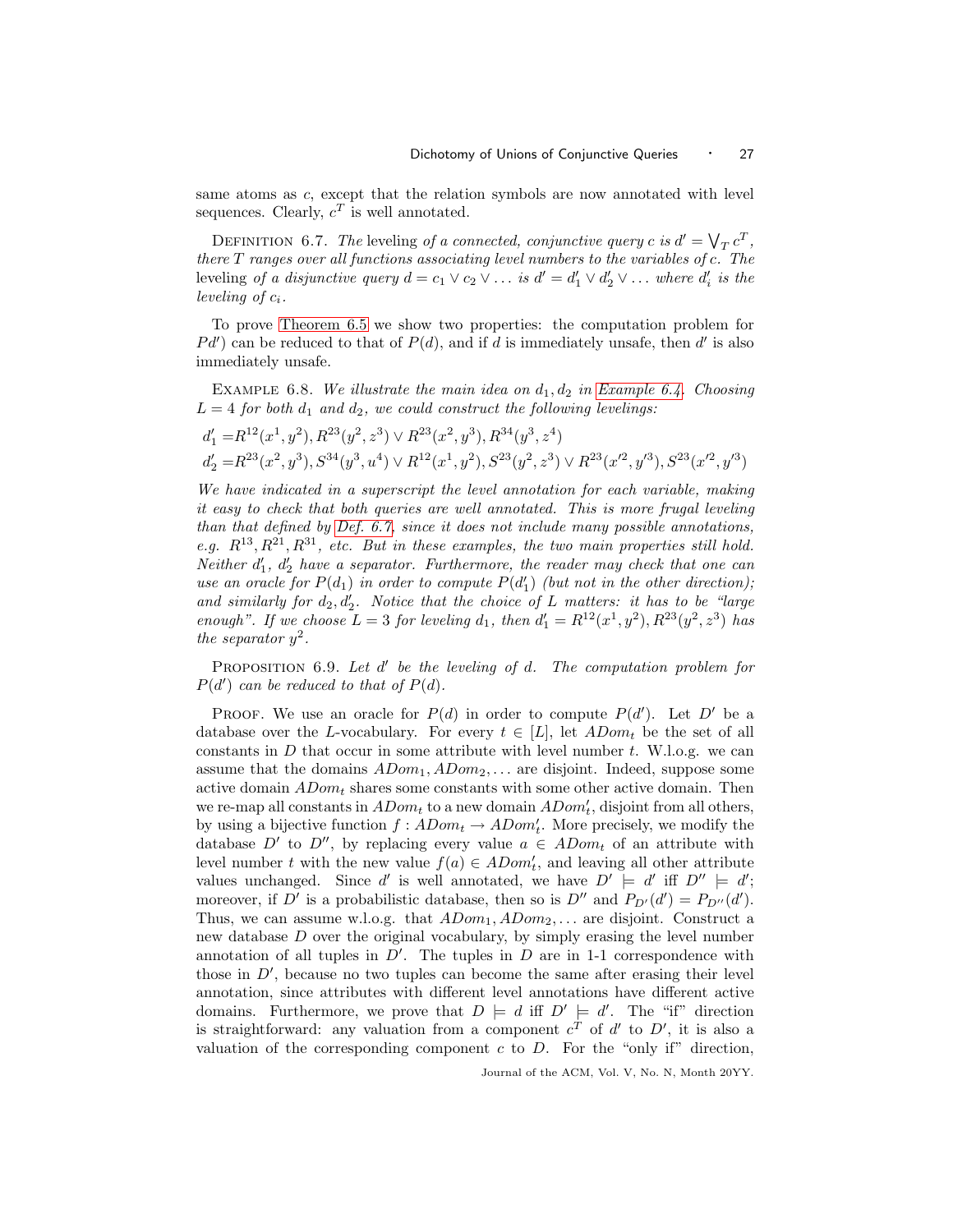same atoms as $c$, except that the relation symbols are now annotated with level sequences. Clearly, $c^T$ is well annotated.

DEFINITION 6.7. *The* leveling *of a connected, conjunctive query $c$ is $d' = \bigvee_T c^T$, there $T$ ranges over all functions associating level numbers to the variables of $c$. The* leveling *of a disjunctive query $d = c_1 \vee c_2 \vee \ldots$ is $d' = d'_1 \vee d'_2 \vee \ldots$ where $d'_i$ is the leveling of $c_i$.*

To prove Theorem 6.5 we show two properties: the computation problem for $Pd'$) can be reduced to that of $P(d)$, and if $d$ is immediately unsafe, then $d'$ is also immediately unsafe.

EXAMPLE 6.8. *We illustrate the main idea on $d_1, d_2$ in Example 6.4. Choosing $L = 4$ for both $d_1$ and $d_2$, we could construct the following levelings:*

$$d'_1 = R^{12}(x^1, y^2), R^{23}(y^2, z^3) \vee R^{23}(x^2, y^3), R^{34}(y^3, z^4)$$
$$d'_2 = R^{23}(x^2, y^3), S^{34}(y^3, u^4) \vee R^{12}(x^1, y^2), S^{23}(y^2, z^3) \vee R^{23}(x'^2, y'^3), S^{23}(x'^2, y'^3)$$

*We have indicated in a superscript the level annotation for each variable, making it easy to check that both queries are well annotated. This is more frugal leveling than that defined by Def. 6.7, since it does not include many possible annotations, e.g. $R^{13}, R^{21}, R^{31}$, etc. But in these examples, the two main properties still hold. Neither $d'_1$, $d'_2$ have a separator. Furthermore, the reader may check that one can use an oracle for $P(d_1)$ in order to compute $P(d'_1)$ (but not in the other direction); and similarly for $d_2, d'_2$. Notice that the choice of $L$ matters: it has to be "large enough". If we choose $L = 3$ for leveling $d_1$, then $d'_1 = R^{12}(x^1, y^2), R^{23}(y^2, z^3)$ has the separator $y^2$.*

PROPOSITION 6.9. *Let $d'$ be the leveling of $d$. The computation problem for $P(d')$ can be reduced to that of $P(d)$.*

PROOF. We use an oracle for $P(d)$ in order to compute $P(d')$. Let $D'$ be a database over the $L$-vocabulary. For every $t \in [L]$, let $ADom_t$ be the set of all constants in $D$ that occur in some attribute with level number $t$. W.l.o.g. we can assume that the domains $ADom_1, ADom_2, \ldots$ are disjoint. Indeed, suppose some active domain $ADom_t$ shares some constants with some other active domain. Then we re-map all constants in $ADom_t$ to a new domain $ADom'_t$, disjoint from all others, by using a bijective function $f : ADom_t \to ADom'_t$. More precisely, we modify the database $D'$ to $D''$, by replacing every value $a \in ADom_t$ of an attribute with level number $t$ with the new value $f(a) \in ADom'_t$, and leaving all other attribute values unchanged. Since $d'$ is well annotated, we have $D' \models d'$ iff $D'' \models d'$; moreover, if $D'$ is a probabilistic database, then so is $D''$ and $P_{D'}(d') = P_{D''}(d')$. Thus, we can assume w.l.o.g. that $ADom_1, ADom_2, \ldots$ are disjoint. Construct a new database $D$ over the original vocabulary, by simply erasing the level number annotation of all tuples in $D'$. The tuples in $D$ are in 1-1 correspondence with those in $D'$, because no two tuples can become the same after erasing their level annotation, since attributes with different level annotations have different active domains. Furthermore, we prove that $D \models d$ iff $D' \models d'$. The "if" direction is straightforward: any valuation from a component $c^T$ of $d'$ to $D'$, it is also a valuation of the corresponding component $c$ to $D$. For the "only if" direction,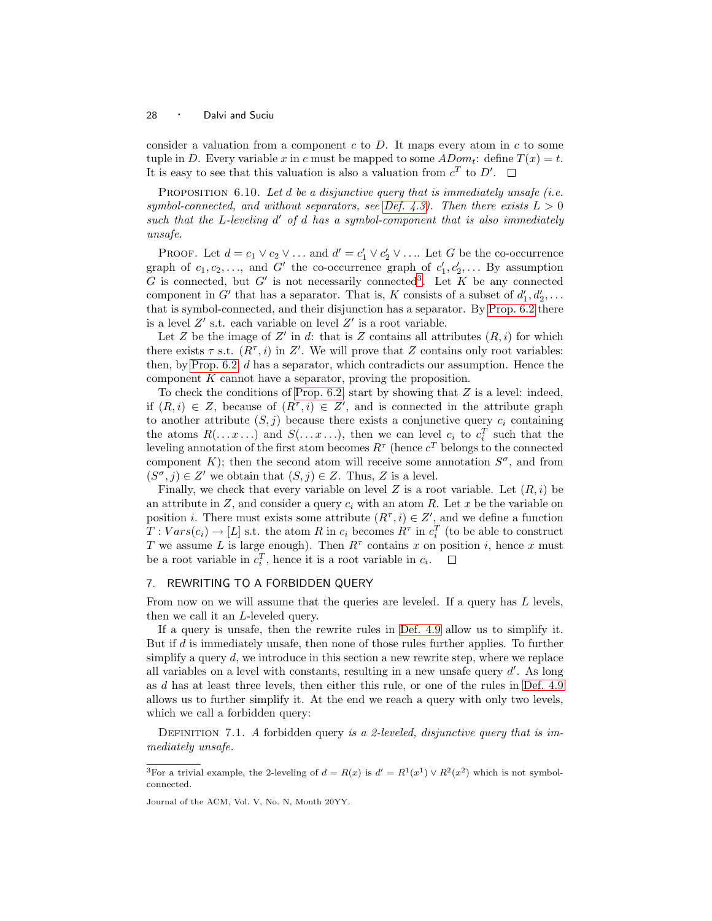consider a valuation from a component $c$ to $D$. It maps every atom in $c$ to some tuple in $D$. Every variable $x$ in $c$ must be mapped to some $ADom_t$: define $T(x) = t$. It is easy to see that this valuation is also a valuation from $c^T$ to $D'$. $\square$

Proposition 6.10. *Let $d$ be a disjunctive query that is immediately unsafe (i.e. symbol-connected, and without separators, see Def. 4.3). Then there exists $L > 0$ such that the $L$-leveling $d'$ of $d$ has a symbol-component that is also immediately unsafe.*

Proof. Let $d = c_1 \vee c_2 \vee \ldots$ and $d' = c'_1 \vee c'_2 \vee \ldots$. Let $G$ be the co-occurrence graph of $c_1, c_2, \ldots$, and $G'$ the co-occurrence graph of $c'_1, c'_2, \ldots$ By assumption $G$ is connected, but $G'$ is not necessarily connected[3]. Let $K$ be any connected component in $G'$ that has a separator. That is, $K$ consists of a subset of $d'_1, d'_2, \ldots$ that is symbol-connected, and their disjunction has a separator. By Prop. 6.2 there is a level $Z'$ s.t. each variable on level $Z'$ is a root variable.

Let $Z$ be the image of $Z'$ in $d$: that is $Z$ contains all attributes $(R, i)$ for which there exists $\tau$ s.t. $(R^\tau, i)$ in $Z'$. We will prove that $Z$ contains only root variables: then, by Prop. 6.2, $d$ has a separator, which contradicts our assumption. Hence the component $K$ cannot have a separator, proving the proposition.

To check the conditions of Prop. 6.2, start by showing that $Z$ is a level: indeed, if $(R, i) \in Z$, because of $(R^\tau, i) \in Z'$, and is connected in the attribute graph to another attribute $(S, j)$ because there exists a conjunctive query $c_i$ containing the atoms $R(\ldots x \ldots)$ and $S(\ldots x \ldots)$, then we can level $c_i$ to $c_i^T$ such that the leveling annotation of the first atom becomes $R^\tau$ (hence $c^T$ belongs to the connected component $K$); then the second atom will receive some annotation $S^\sigma$, and from $(S^\sigma, j) \in Z'$ we obtain that $(S, j) \in Z$. Thus, $Z$ is a level.

Finally, we check that every variable on level $Z$ is a root variable. Let $(R, i)$ be an attribute in $Z$, and consider a query $c_i$ with an atom $R$. Let $x$ be the variable on position $i$. There must exists some attribute $(R^\tau, i) \in Z'$, and we define a function $T : Vars(c_i) \to [L]$ s.t. the atom $R$ in $c_i$ becomes $R^\tau$ in $c_i^T$ (to be able to construct $T$ we assume $L$ is large enough). Then $R^\tau$ contains $x$ on position $i$, hence $x$ must be a root variable in $c_i^T$, hence it is a root variable in $c_i$. $\square$

## 7. REWRITING TO A FORBIDDEN QUERY

From now on we will assume that the queries are leveled. If a query has $L$ levels, then we call it an $L$-leveled query.

If a query is unsafe, then the rewrite rules in Def. 4.9 allow us to simplify it. But if $d$ is immediately unsafe, then none of those rules further applies. To further simplify a query $d$, we introduce in this section a new rewrite step, where we replace all variables on a level with constants, resulting in a new unsafe query $d'$. As long as $d$ has at least three levels, then either this rule, or one of the rules in Def. 4.9 allows us to further simplify it. At the end we reach a query with only two levels, which we call a forbidden query:

Definition 7.1. *A* forbidden query *is a 2-leveled, disjunctive query that is immediately unsafe.*

[3]For a trivial example, the 2-leveling of $d = R(x)$ is $d' = R^1(x^1) \vee R^2(x^2)$ which is not symbol-connected.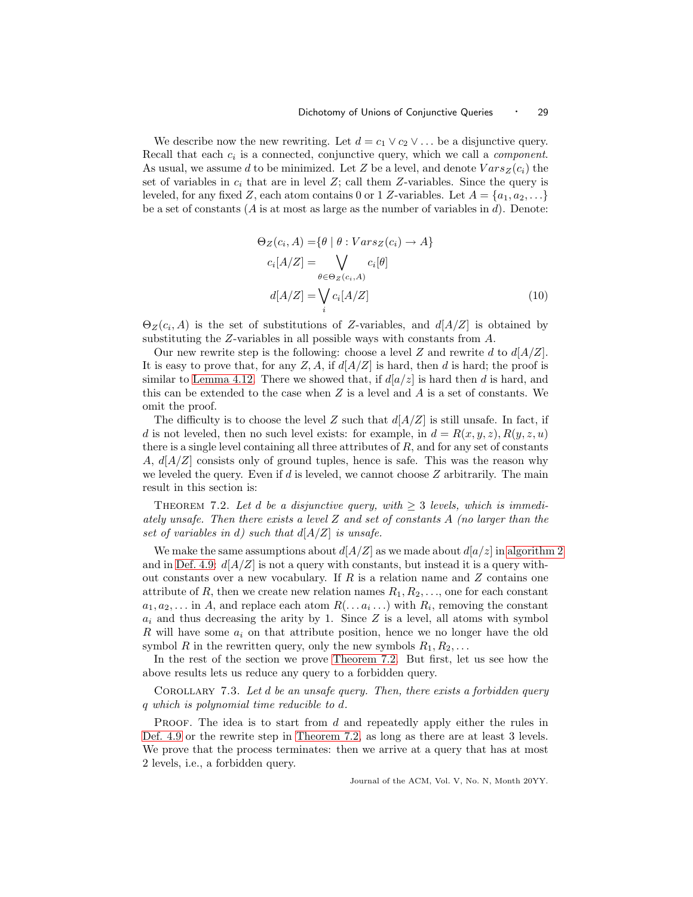We describe now the new rewriting. Let $d = c_1 \vee c_2 \vee \ldots$ be a disjunctive query. Recall that each $c_i$ is a connected, conjunctive query, which we call a *component*. As usual, we assume $d$ to be minimized. Let $Z$ be a level, and denote $Vars_Z(c_i)$ the set of variables in $c_i$ that are in level $Z$; call them $Z$-variables. Since the query is leveled, for any fixed $Z$, each atom contains 0 or 1 $Z$-variables. Let $A = \{a_1, a_2, \ldots\}$ be a set of constants ($A$ is at most as large as the number of variables in $d$). Denote:

$$
\begin{aligned}
\Theta_Z(c_i, A) =& \{\theta \mid \theta : Vars_Z(c_i) \rightarrow A\} \\
c_i[A/Z] =& \bigvee_{\theta \in \Theta_Z(c_i, A)} c_i[\theta] \\
d[A/Z] =& \bigvee_i c_i[A/Z]
\end{aligned} \tag{10}
$$

$\Theta_Z(c_i, A)$ is the set of substitutions of $Z$-variables, and $d[A/Z]$ is obtained by substituting the $Z$-variables in all possible ways with constants from $A$.

Our new rewrite step is the following: choose a level $Z$ and rewrite $d$ to $d[A/Z]$. It is easy to prove that, for any $Z, A$, if $d[A/Z]$ is hard, then $d$ is hard; the proof is similar to Lemma 4.12. There we showed that, if $d[a/z]$ is hard then $d$ is hard, and this can be extended to the case when $Z$ is a level and $A$ is a set of constants. We omit the proof.

The difficulty is to choose the level $Z$ such that $d[A/Z]$ is still unsafe. In fact, if $d$ is not leveled, then no such level exists: for example, in $d = R(x, y, z), R(y, z, u)$ there is a single level containing all three attributes of $R$, and for any set of constants $A$, $d[A/Z]$ consists only of ground tuples, hence is safe. This was the reason why we leveled the query. Even if $d$ is leveled, we cannot choose $Z$ arbitrarily. The main result in this section is:

Theorem 7.2. *Let $d$ be a disjunctive query, with $\geq 3$ levels, which is immediately unsafe. Then there exists a level $Z$ and set of constants $A$ (no larger than the set of variables in $d$) such that $d[A/Z]$ is unsafe.*

We make the same assumptions about $d[A/Z]$ as we made about $d[a/z]$ in algorithm 2 and in Def. 4.9: $d[A/Z]$ is not a query with constants, but instead it is a query without constants over a new vocabulary. If $R$ is a relation name and $Z$ contains one attribute of $R$, then we create new relation names $R_1, R_2, \ldots$, one for each constant $a_1, a_2, \ldots$ in $A$, and replace each atom $R(\ldots a_i \ldots)$ with $R_i$, removing the constant $a_i$ and thus decreasing the arity by 1. Since $Z$ is a level, all atoms with symbol $R$ will have some $a_i$ on that attribute position, hence we no longer have the old symbol $R$ in the rewritten query, only the new symbols $R_1, R_2, \ldots$

In the rest of the section we prove Theorem 7.2. But first, let us see how the above results lets us reduce any query to a forbidden query.

Corollary 7.3. *Let $d$ be an unsafe query. Then, there exists a forbidden query $q$ which is polynomial time reducible to $d$.*

Proof. The idea is to start from $d$ and repeatedly apply either the rules in Def. 4.9 or the rewrite step in Theorem 7.2, as long as there are at least 3 levels. We prove that the process terminates: then we arrive at a query that has at most 2 levels, i.e., a forbidden query.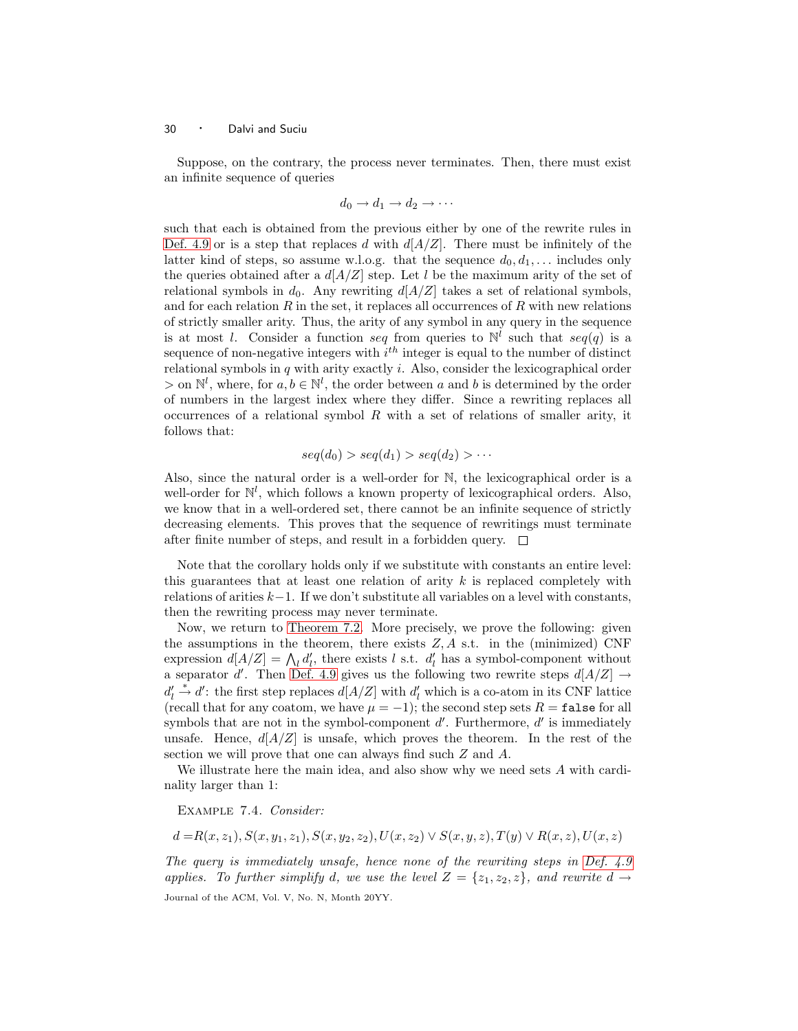Suppose, on the contrary, the process never terminates. Then, there must exist an infinite sequence of queries

$$d_0 \to d_1 \to d_2 \to \cdots$$

such that each is obtained from the previous either by one of the rewrite rules in Def. 4.9 or is a step that replaces $d$ with $d[A/Z]$. There must be infinitely of the latter kind of steps, so assume w.l.o.g. that the sequence $d_0, d_1, \ldots$ includes only the queries obtained after a $d[A/Z]$ step. Let $l$ be the maximum arity of the set of relational symbols in $d_0$. Any rewriting $d[A/Z]$ takes a set of relational symbols, and for each relation $R$ in the set, it replaces all occurrences of $R$ with new relations of strictly smaller arity. Thus, the arity of any symbol in any query in the sequence is at most $l$. Consider a function $seq$ from queries to $\mathbb{N}^l$ such that $seq(q)$ is a sequence of non-negative integers with $i^{th}$ integer is equal to the number of distinct relational symbols in $q$ with arity exactly $i$. Also, consider the lexicographical order $>$ on $\mathbb{N}^l$, where, for $a, b \in \mathbb{N}^l$, the order between $a$ and $b$ is determined by the order of numbers in the largest index where they differ. Since a rewriting replaces all occurrences of a relational symbol $R$ with a set of relations of smaller arity, it follows that:

$$seq(d_0) > seq(d_1) > seq(d_2) > \cdots$$

Also, since the natural order is a well-order for $\mathbb{N}$, the lexicographical order is a well-order for $\mathbb{N}^l$, which follows a known property of lexicographical orders. Also, we know that in a well-ordered set, there cannot be an infinite sequence of strictly decreasing elements. This proves that the sequence of rewritings must terminate after finite number of steps, and result in a forbidden query. $\square$

Note that the corollary holds only if we substitute with constants an entire level: this guarantees that at least one relation of arity $k$ is replaced completely with relations of arities $k-1$. If we don't substitute all variables on a level with constants, then the rewriting process may never terminate.

Now, we return to Theorem 7.2. More precisely, we prove the following: given the assumptions in the theorem, there exists $Z, A$ s.t. in the (minimized) CNF expression $d[A/Z] = \bigwedge_l d'_l$, there exists $l$ s.t. $d'_l$ has a symbol-component without a separator $d'$. Then Def. 4.9 gives us the following two rewrite steps $d[A/Z] \to d'_l \xrightarrow{*} d'$: the first step replaces $d[A/Z]$ with $d'_l$ which is a co-atom in its CNF lattice (recall that for any coatom, we have $\mu = -1$); the second step sets $R = \texttt{false}$ for all symbols that are not in the symbol-component $d'$. Furthermore, $d'$ is immediately unsafe. Hence, $d[A/Z]$ is unsafe, which proves the theorem. In the rest of the section we will prove that one can always find such $Z$ and $A$.

We illustrate here the main idea, and also show why we need sets $A$ with cardinality larger than 1:

Example 7.4. *Consider:*

$$d = R(x, z_1), S(x, y_1, z_1), S(x, y_2, z_2), U(x, z_2) \vee S(x, y, z), T(y) \vee R(x, z), U(x, z)$$

*The query is immediately unsafe, hence none of the rewriting steps in Def. 4.9 applies. To further simplify $d$, we use the level $Z = \{z_1, z_2, z\}$, and rewrite $d \to$*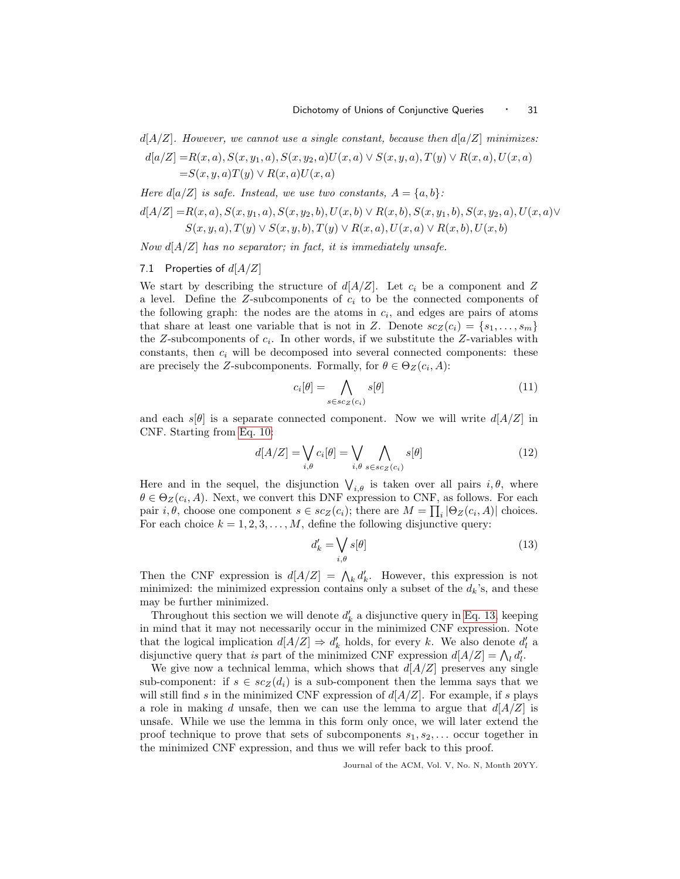$d[A/Z]$. *However, we cannot use a single constant, because then $d[a/Z]$ minimizes:*

$$d[a/Z] = R(x,a), S(x,y_1,a), S(x,y_2,a) U(x,a) \vee S(x,y,a), T(y) \vee R(x,a), U(x,a)$$
$$= S(x,y,a) T(y) \vee R(x,a) U(x,a)$$

*Here $d[a/Z]$ is safe. Instead, we use two constants, $A = \{a,b\}$:*

$$d[A/Z] = R(x,a), S(x,y_1,a), S(x,y_2,b), U(x,b) \vee R(x,b), S(x,y_1,b), S(x,y_2,a), U(x,a) \vee$$
$$S(x,y,a), T(y) \vee S(x,y,b), T(y) \vee R(x,a), U(x,a) \vee R(x,b), U(x,b)$$

*Now $d[A/Z]$ has no separator; in fact, it is immediately unsafe.*

## 7.1 Properties of $d[A/Z]$

We start by describing the structure of $d[A/Z]$. Let $c_i$ be a component and $Z$ a level. Define the $Z$-subcomponents of $c_i$ to be the connected components of the following graph: the nodes are the atoms in $c_i$, and edges are pairs of atoms that share at least one variable that is not in $Z$. Denote $sc_Z(c_i) = \{s_1, \ldots, s_m\}$ the $Z$-subcomponents of $c_i$. In other words, if we substitute the $Z$-variables with constants, then $c_i$ will be decomposed into several connected components: these are precisely the $Z$-subcomponents. Formally, for $\theta \in \Theta_Z(c_i, A)$:

$$c_i[\theta] = \bigwedge_{s \in sc_Z(c_i)} s[\theta] \tag{11}$$

and each $s[\theta]$ is a separate connected component. Now we will write $d[A/Z]$ in CNF. Starting from Eq. 10:

$$d[A/Z] = \bigvee_{i,\theta} c_i[\theta] = \bigvee_{i,\theta} \bigwedge_{s \in sc_Z(c_i)} s[\theta] \tag{12}$$

Here and in the sequel, the disjunction $\bigvee_{i,\theta}$ is taken over all pairs $i, \theta$, where $\theta \in \Theta_Z(c_i, A)$. Next, we convert this DNF expression to CNF, as follows. For each pair $i, \theta$, choose one component $s \in sc_Z(c_i)$; there are $M = \prod_i |\Theta_Z(c_i, A)|$ choices. For each choice $k = 1, 2, 3, \ldots, M$, define the following disjunctive query:

$$d'_k = \bigvee_{i,\theta} s[\theta] \tag{13}$$

Then the CNF expression is $d[A/Z] = \bigwedge_k d'_k$. However, this expression is not minimized: the minimized expression contains only a subset of the $d_k$'s, and these may be further minimized.

Throughout this section we will denote $d'_k$ a disjunctive query in Eq. 13, keeping in mind that it may not necessarily occur in the minimized CNF expression. Note that the logical implication $d[A/Z] \Rightarrow d'_k$ holds, for every $k$. We also denote $d'_l$ a disjunctive query that *is* part of the minimized CNF expression $d[A/Z] = \bigwedge_l d'_l$.

We give now a technical lemma, which shows that $d[A/Z]$ preserves any single sub-component: if $s \in sc_Z(d_i)$ is a sub-component then the lemma says that we will still find $s$ in the minimized CNF expression of $d[A/Z]$. For example, if $s$ plays a role in making $d$ unsafe, then we can use the lemma to argue that $d[A/Z]$ is unsafe. While we use the lemma in this form only once, we will later extend the proof technique to prove that sets of subcomponents $s_1, s_2, \ldots$ occur together in the minimized CNF expression, and thus we will refer back to this proof.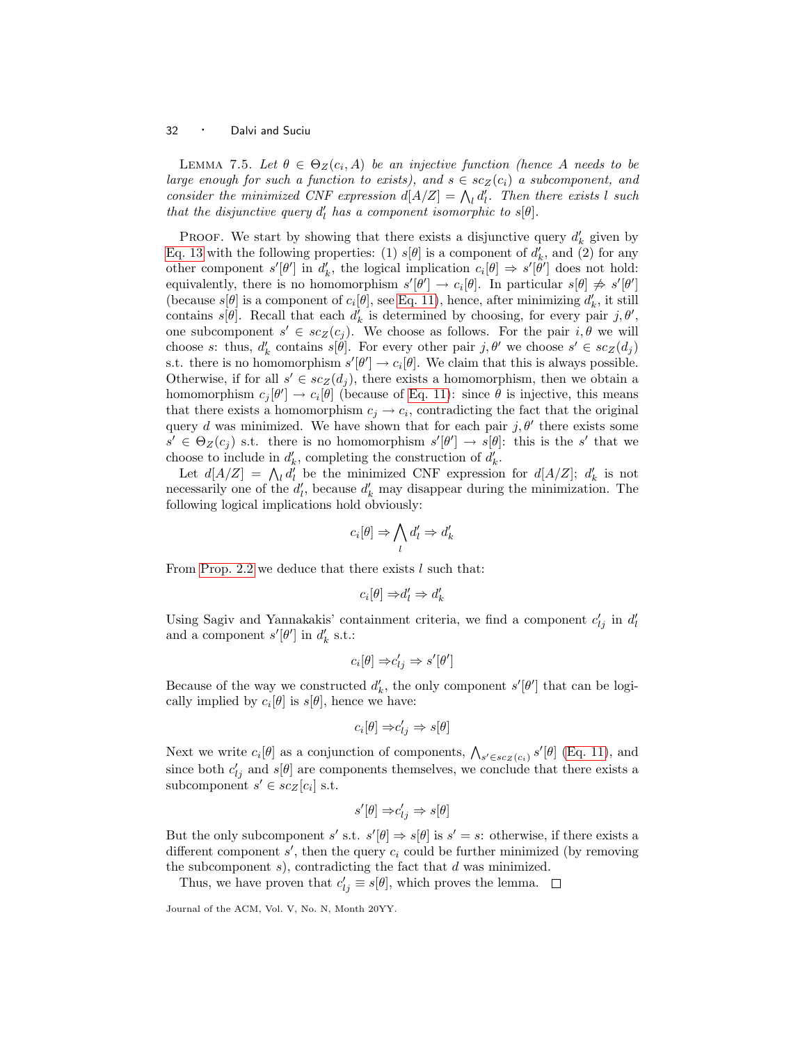LEMMA 7.5. *Let $\theta \in \Theta_Z(c_i, A)$ be an injective function (hence $A$ needs to be large enough for such a function to exists), and $s \in sc_Z(c_i)$ a subcomponent, and consider the minimized CNF expression $d[A/Z] = \bigwedge_l d'_l$. Then there exists $l$ such that the disjunctive query $d'_l$ has a component isomorphic to $s[\theta]$.*

PROOF. We start by showing that there exists a disjunctive query $d'_k$ given by Eq. 13 with the following properties: (1) $s[\theta]$ is a component of $d'_k$, and (2) for any other component $s'[\theta']$ in $d'_k$, the logical implication $c_i[\theta] \Rightarrow s'[\theta']$ does not hold: equivalently, there is no homomorphism $s'[\theta'] \to c_i[\theta]$. In particular $s[\theta] \not\Rightarrow s'[\theta']$ (because $s[\theta]$ is a component of $c_i[\theta]$, see Eq. 11), hence, after minimizing $d'_k$, it still contains $s[\theta]$. Recall that each $d'_k$ is determined by choosing, for every pair $j, \theta'$, one subcomponent $s' \in sc_Z(c_j)$. We choose as follows. For the pair $i, \theta$ we will choose $s$: thus, $d'_k$ contains $s[\theta]$. For every other pair $j, \theta'$ we choose $s' \in sc_Z(d_j)$ s.t. there is no homomorphism $s'[\theta'] \to c_i[\theta]$. We claim that this is always possible. Otherwise, if for all $s' \in sc_Z(d_j)$, there exists a homomorphism, then we obtain a homomorphism $c_j[\theta'] \to c_i[\theta]$ (because of Eq. 11): since $\theta$ is injective, this means that there exists a homomorphism $c_j \to c_i$, contradicting the fact that the original query $d$ was minimized. We have shown that for each pair $j, \theta'$ there exists some $s' \in \Theta_Z(c_j)$ s.t. there is no homomorphism $s'[\theta'] \to s[\theta]$: this is the $s'$ that we choose to include in $d'_k$, completing the construction of $d'_k$.

Let $d[A/Z] = \bigwedge_l d'_l$ be the minimized CNF expression for $d[A/Z]$; $d'_k$ is not necessarily one of the $d'_l$, because $d'_k$ may disappear during the minimization. The following logical implications hold obviously:

$$c_i[\theta] \Rightarrow \bigwedge_l d'_l \Rightarrow d'_k$$

From Prop. 2.2 we deduce that there exists $l$ such that:

$$c_i[\theta] \Rightarrow d'_l \Rightarrow d'_k$$

Using Sagiv and Yannakakis' containment criteria, we find a component $c'_{lj}$ in $d'_l$ and a component $s'[\theta']$ in $d'_k$ s.t.:

$$c_i[\theta] \Rightarrow c'_{lj} \Rightarrow s'[\theta']$$

Because of the way we constructed $d'_k$, the only component $s'[\theta']$ that can be logically implied by $c_i[\theta]$ is $s[\theta]$, hence we have:

$$c_i[\theta] \Rightarrow c'_{lj} \Rightarrow s[\theta]$$

Next we write $c_i[\theta]$ as a conjunction of components, $\bigwedge_{s' \in sc_Z(c_i)} s'[\theta]$ (Eq. 11), and since both $c'_{lj}$ and $s[\theta]$ are components themselves, we conclude that there exists a subcomponent $s' \in sc_Z[c_i]$ s.t.

$$s'[\theta] \Rightarrow c'_{lj} \Rightarrow s[\theta]$$

But the only subcomponent $s'$ s.t. $s'[\theta] \Rightarrow s[\theta]$ is $s' = s$: otherwise, if there exists a different component $s'$, then the query $c_i$ could be further minimized (by removing the subcomponent $s$), contradicting the fact that $d$ was minimized.

Thus, we have proven that $c'_{lj} \equiv s[\theta]$, which proves the lemma. □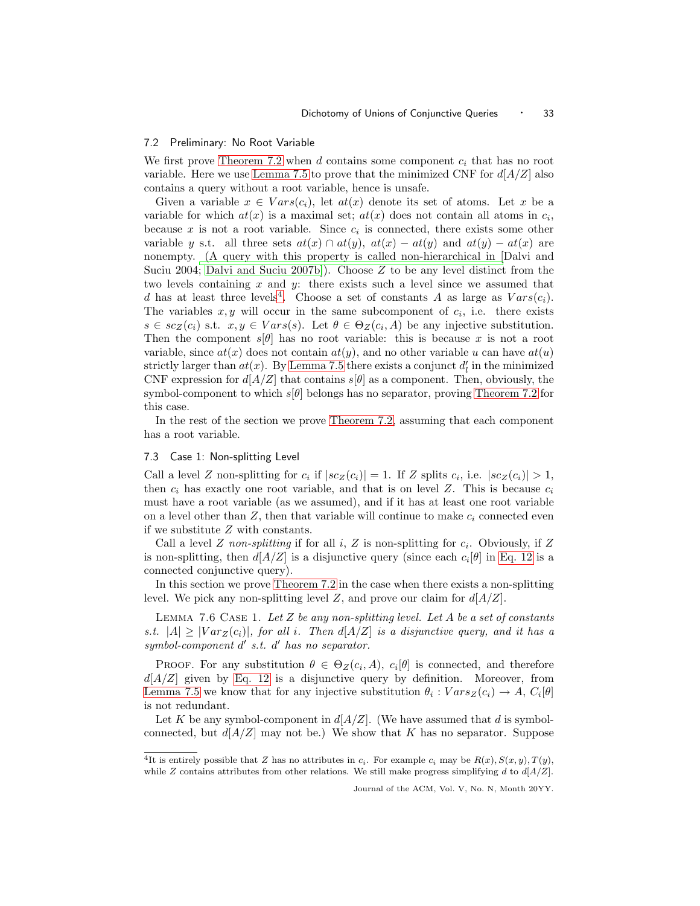## 7.2 Preliminary: No Root Variable

We first prove Theorem 7.2 when $d$ contains some component $c_i$ that has no root variable. Here we use Lemma 7.5 to prove that the minimized CNF for $d[A/Z]$ also contains a query without a root variable, hence is unsafe.

Given a variable $x \in Vars(c_i)$, let $at(x)$ denote its set of atoms. Let $x$ be a variable for which $at(x)$ is a maximal set; $at(x)$ does not contain all atoms in $c_i$, because $x$ is not a root variable. Since $c_i$ is connected, there exists some other variable $y$ s.t. all three sets $at(x) \cap at(y)$, $at(x) - at(y)$ and $at(y) - at(x)$ are nonempty. (A query with this property is called non-hierarchical in [Dalvi and Suciu 2004; Dalvi and Suciu 2007b]). Choose $Z$ to be any level distinct from the two levels containing $x$ and $y$: there exists such a level since we assumed that $d$ has at least three levels[4]. Choose a set of constants $A$ as large as $Vars(c_i)$. The variables $x, y$ will occur in the same subcomponent of $c_i$, i.e. there exists $s \in sc_Z(c_i)$ s.t. $x, y \in Vars(s)$. Let $\theta \in \Theta_Z(c_i, A)$ be any injective substitution. Then the component $s[\theta]$ has no root variable: this is because $x$ is not a root variable, since $at(x)$ does not contain $at(y)$, and no other variable $u$ can have $at(u)$ strictly larger than $at(x)$. By Lemma 7.5 there exists a conjunct $d'_l$ in the minimized CNF expression for $d[A/Z]$ that contains $s[\theta]$ as a component. Then, obviously, the symbol-component to which $s[\theta]$ belongs has no separator, proving Theorem 7.2 for this case.

In the rest of the section we prove Theorem 7.2, assuming that each component has a root variable.

## 7.3 Case 1: Non-splitting Level

Call a level $Z$ non-splitting for $c_i$ if $|sc_Z(c_i)| = 1$. If $Z$ splits $c_i$, i.e. $|sc_Z(c_i)| > 1$, then $c_i$ has exactly one root variable, and that is on level $Z$. This is because $c_i$ must have a root variable (as we assumed), and if it has at least one root variable on a level other than $Z$, then that variable will continue to make $c_i$ connected even if we substitute $Z$ with constants.

Call a level $Z$ *non-splitting* if for all $i$, $Z$ is non-splitting for $c_i$. Obviously, if $Z$ is non-splitting, then $d[A/Z]$ is a disjunctive query (since each $c_i[\theta]$ in Eq. 12 is a connected conjunctive query).

In this section we prove Theorem 7.2 in the case when there exists a non-splitting level. We pick any non-splitting level $Z$, and prove our claim for $d[A/Z]$.

Lemma 7.6 Case 1. *Let $Z$ be any non-splitting level. Let $A$ be a set of constants s.t. $|A| \geq |Var_Z(c_i)|$, for all $i$. Then $d[A/Z]$ is a disjunctive query, and it has a symbol-component $d'$ s.t. $d'$ has no separator.*

Proof. For any substitution $\theta \in \Theta_Z(c_i, A)$, $c_i[\theta]$ is connected, and therefore $d[A/Z]$ given by Eq. 12 is a disjunctive query by definition. Moreover, from Lemma 7.5 we know that for any injective substitution $\theta_i : Vars_Z(c_i) \to A$, $C_i[\theta]$ is not redundant.

Let $K$ be any symbol-component in $d[A/Z]$. (We have assumed that $d$ is symbol-connected, but $d[A/Z]$ may not be.) We show that $K$ has no separator. Suppose

[4] It is entirely possible that $Z$ has no attributes in $c_i$. For example $c_i$ may be $R(x), S(x, y), T(y)$, while $Z$ contains attributes from other relations. We still make progress simplifying $d$ to $d[A/Z]$.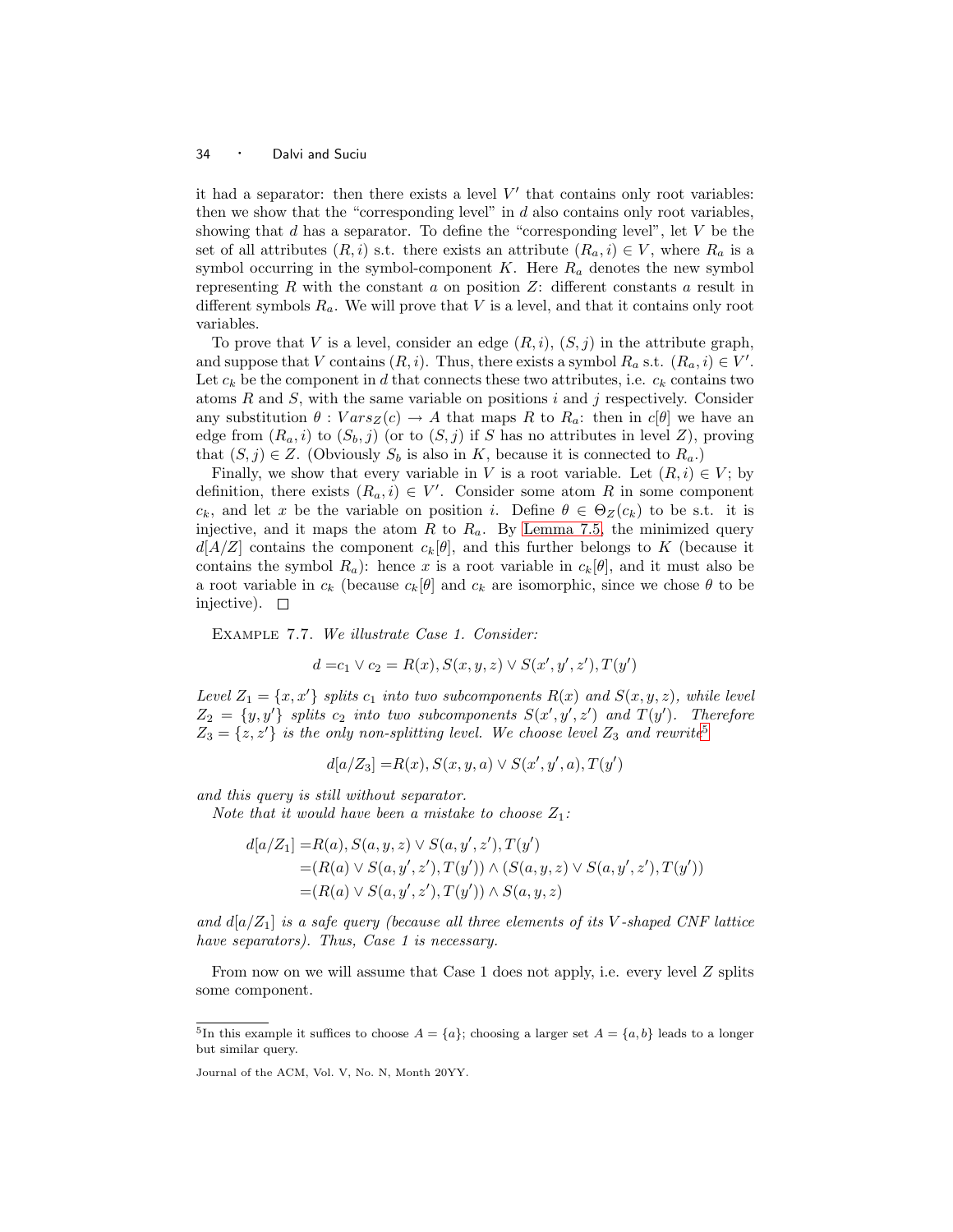it had a separator: then there exists a level $V'$ that contains only root variables: then we show that the "corresponding level" in $d$ also contains only root variables, showing that $d$ has a separator. To define the "corresponding level", let $V$ be the set of all attributes $(R, i)$ s.t. there exists an attribute $(R_a, i) \in V$, where $R_a$ is a symbol occurring in the symbol-component $K$. Here $R_a$ denotes the new symbol representing $R$ with the constant $a$ on position $Z$: different constants $a$ result in different symbols $R_a$. We will prove that $V$ is a level, and that it contains only root variables.

To prove that $V$ is a level, consider an edge $(R, i)$, $(S, j)$ in the attribute graph, and suppose that $V$ contains $(R, i)$. Thus, there exists a symbol $R_a$ s.t. $(R_a, i) \in V'$. Let $c_k$ be the component in $d$ that connects these two attributes, i.e. $c_k$ contains two atoms $R$ and $S$, with the same variable on positions $i$ and $j$ respectively. Consider any substitution $\theta : Vars_Z(c) \to A$ that maps $R$ to $R_a$: then in $c[\theta]$ we have an edge from $(R_a, i)$ to $(S_b, j)$ (or to $(S, j)$ if $S$ has no attributes in level $Z$), proving that $(S, j) \in Z$. (Obviously $S_b$ is also in $K$, because it is connected to $R_a$.)

Finally, we show that every variable in $V$ is a root variable. Let $(R, i) \in V$; by definition, there exists $(R_a, i) \in V'$. Consider some atom $R$ in some component $c_k$, and let $x$ be the variable on position $i$. Define $\theta \in \Theta_Z(c_k)$ to be s.t. it is injective, and it maps the atom $R$ to $R_a$. By Lemma 7.5, the minimized query $d[A/Z]$ contains the component $c_k[\theta]$, and this further belongs to $K$ (because it contains the symbol $R_a$): hence $x$ is a root variable in $c_k[\theta]$, and it must also be a root variable in $c_k$ (because $c_k[\theta]$ and $c_k$ are isomorphic, since we chose $\theta$ to be injective). $\square$

Example 7.7. *We illustrate Case 1. Consider:*

$$d = c_1 \vee c_2 = R(x), S(x, y, z) \vee S(x', y', z'), T(y')$$

*Level $Z_1 = \{x, x'\}$ splits $c_1$ into two subcomponents $R(x)$ and $S(x, y, z)$, while level $Z_2 = \{y, y'\}$ splits $c_2$ into two subcomponents $S(x', y', z')$ and $T(y')$. Therefore $Z_3 = \{z, z'\}$ is the only non-splitting level. We choose level $Z_3$ and rewrite*[5]

$$d[a/Z_3] = R(x), S(x, y, a) \vee S(x', y', a), T(y')$$

*and this query is still without separator.*

*Note that it would have been a mistake to choose $Z_1$:*

$$\begin{aligned}
d[a/Z_1] &= R(a), S(a, y, z) \vee S(a, y', z'), T(y') \\
&= (R(a) \vee S(a, y', z'), T(y')) \wedge (S(a, y, z) \vee S(a, y', z'), T(y')) \\
&= (R(a) \vee S(a, y', z'), T(y')) \wedge S(a, y, z)
\end{aligned}$$

*and $d[a/Z_1]$ is a safe query (because all three elements of its $V$-shaped CNF lattice have separators). Thus, Case 1 is necessary.*

From now on we will assume that Case 1 does not apply, i.e. every level $Z$ splits some component.

[5] In this example it suffices to choose $A = \{a\}$; choosing a larger set $A = \{a, b\}$ leads to a longer but similar query.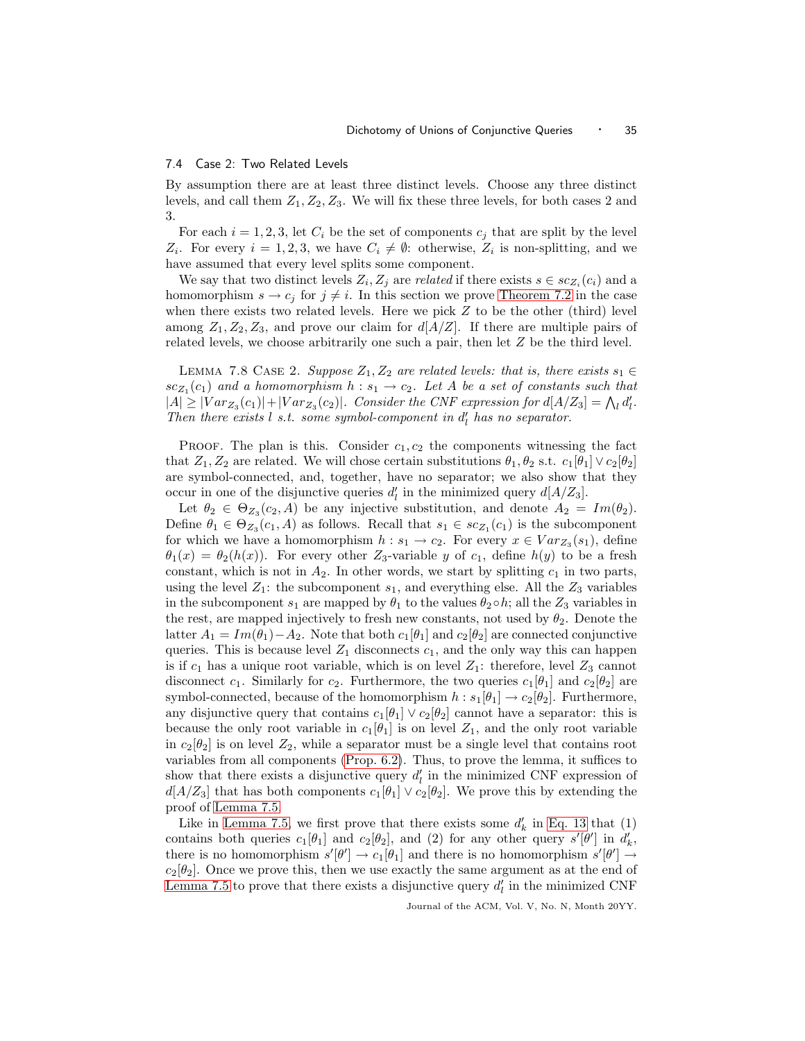### 7.4 Case 2: Two Related Levels

By assumption there are at least three distinct levels. Choose any three distinct levels, and call them $Z_1, Z_2, Z_3$. We will fix these three levels, for both cases 2 and 3.

For each $i = 1, 2, 3$, let $C_i$ be the set of components $c_j$ that are split by the level $Z_i$. For every $i = 1, 2, 3$, we have $C_i \neq \emptyset$: otherwise, $Z_i$ is non-splitting, and we have assumed that every level splits some component.

We say that two distinct levels $Z_i, Z_j$ are *related* if there exists $s \in sc_{Z_i}(c_i)$ and a homomorphism $s \to c_j$ for $j \neq i$. In this section we prove Theorem 7.2 in the case when there exists two related levels. Here we pick $Z$ to be the other (third) level among $Z_1, Z_2, Z_3$, and prove our claim for $d[A/Z]$. If there are multiple pairs of related levels, we choose arbitrarily one such a pair, then let $Z$ be the third level.

LEMMA 7.8 CASE 2. *Suppose $Z_1, Z_2$ are related levels: that is, there exists $s_1 \in sc_{Z_1}(c_1)$ and a homomorphism $h : s_1 \to c_2$. Let $A$ be a set of constants such that $|A| \geq |Var_{Z_3}(c_1)| + |Var_{Z_3}(c_2)|$. Consider the CNF expression for $d[A/Z_3] = \bigwedge_l d'_l$. Then there exists $l$ s.t. some symbol-component in $d'_l$ has no separator.*

PROOF. The plan is this. Consider $c_1, c_2$ the components witnessing the fact that $Z_1, Z_2$ are related. We will chose certain substitutions $\theta_1, \theta_2$ s.t. $c_1[\theta_1] \vee c_2[\theta_2]$ are symbol-connected, and, together, have no separator; we also show that they occur in one of the disjunctive queries $d'_l$ in the minimized query $d[A/Z_3]$.

Let $\theta_2 \in \Theta_{Z_3}(c_2, A)$ be any injective substitution, and denote $A_2 = Im(\theta_2)$. Define $\theta_1 \in \Theta_{Z_3}(c_1, A)$ as follows. Recall that $s_1 \in sc_{Z_1}(c_1)$ is the subcomponent for which we have a homomorphism $h : s_1 \to c_2$. For every $x \in Var_{Z_3}(s_1)$, define $\theta_1(x) = \theta_2(h(x))$. For every other $Z_3$-variable $y$ of $c_1$, define $h(y)$ to be a fresh constant, which is not in $A_2$. In other words, we start by splitting $c_1$ in two parts, using the level $Z_1$: the subcomponent $s_1$, and everything else. All the $Z_3$ variables in the subcomponent $s_1$ are mapped by $\theta_1$ to the values $\theta_2 \circ h$; all the $Z_3$ variables in the rest, are mapped injectively to fresh new constants, not used by $\theta_2$. Denote the latter $A_1 = Im(\theta_1) - A_2$. Note that both $c_1[\theta_1]$ and $c_2[\theta_2]$ are connected conjunctive queries. This is because level $Z_1$ disconnects $c_1$, and the only way this can happen is if $c_1$ has a unique root variable, which is on level $Z_1$: therefore, level $Z_3$ cannot disconnect $c_1$. Similarly for $c_2$. Furthermore, the two queries $c_1[\theta_1]$ and $c_2[\theta_2]$ are symbol-connected, because of the homomorphism $h : s_1[\theta_1] \to c_2[\theta_2]$. Furthermore, any disjunctive query that contains $c_1[\theta_1] \vee c_2[\theta_2]$ cannot have a separator: this is because the only root variable in $c_1[\theta_1]$ is on level $Z_1$, and the only root variable in $c_2[\theta_2]$ is on level $Z_2$, while a separator must be a single level that contains root variables from all components (Prop. 6.2). Thus, to prove the lemma, it suffices to show that there exists a disjunctive query $d'_l$ in the minimized CNF expression of $d[A/Z_3]$ that has both components $c_1[\theta_1] \vee c_2[\theta_2]$. We prove this by extending the proof of Lemma 7.5.

Like in Lemma 7.5, we first prove that there exists some $d'_k$ in Eq. 13 that (1) contains both queries $c_1[\theta_1]$ and $c_2[\theta_2]$, and (2) for any other query $s'[\theta']$ in $d'_k$, there is no homomorphism $s'[\theta'] \to c_1[\theta_1]$ and there is no homomorphism $s'[\theta'] \to c_2[\theta_2]$. Once we prove this, then we use exactly the same argument as at the end of Lemma 7.5 to prove that there exists a disjunctive query $d'_l$ in the minimized CNF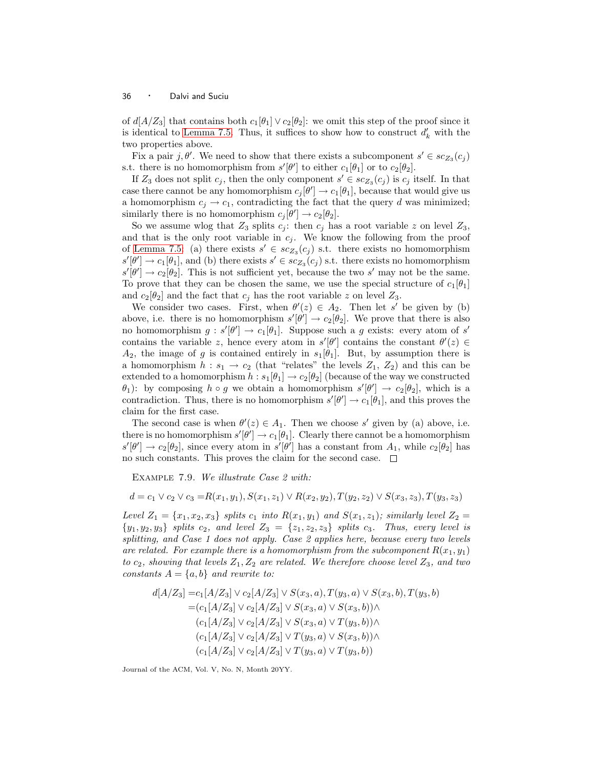of $d[A/Z_3]$ that contains both $c_1[\theta_1] \vee c_2[\theta_2]$: we omit this step of the proof since it is identical to Lemma 7.5. Thus, it suffices to show how to construct $d'_k$ with the two properties above.

Fix a pair $j, \theta'$. We need to show that there exists a subcomponent $s' \in sc_{Z_3}(c_j)$ s.t. there is no homomorphism from $s'[\theta']$ to either $c_1[\theta_1]$ or to $c_2[\theta_2]$.

If $Z_3$ does not split $c_j$, then the only component $s' \in sc_{Z_3}(c_j)$ is $c_j$ itself. In that case there cannot be any homomorphism $c_j[\theta'] \to c_1[\theta_1]$, because that would give us a homomorphism $c_j \to c_1$, contradicting the fact that the query $d$ was minimized; similarly there is no homomorphism $c_j[\theta'] \to c_2[\theta_2]$.

So we assume wlog that $Z_3$ splits $c_j$: then $c_j$ has a root variable $z$ on level $Z_3$, and that is the only root variable in $c_j$. We know the following from the proof of Lemma 7.5: (a) there exists $s' \in sc_{Z_3}(c_j)$ s.t. there exists no homomorphism $s'[\theta'] \to c_1[\theta_1]$, and (b) there exists $s' \in sc_{Z_3}(c_j)$ s.t. there exists no homomorphism $s'[\theta'] \to c_2[\theta_2]$. This is not sufficient yet, because the two $s'$ may not be the same. To prove that they can be chosen the same, we use the special structure of $c_1[\theta_1]$ and $c_2[\theta_2]$ and the fact that $c_j$ has the root variable $z$ on level $Z_3$.

We consider two cases. First, when $\theta'(z) \in A_2$. Then let $s'$ be given by (b) above, i.e. there is no homomorphism $s'[\theta'] \to c_2[\theta_2]$. We prove that there is also no homomorphism $g : s'[\theta'] \to c_1[\theta_1]$. Suppose such a $g$ exists: every atom of $s'$ contains the variable $z$, hence every atom in $s'[\theta']$ contains the constant $\theta'(z) \in A_2$, the image of $g$ is contained entirely in $s_1[\theta_1]$. But, by assumption there is a homomorphism $h : s_1 \to c_2$ (that "relates" the levels $Z_1$, $Z_2$) and this can be extended to a homomorphism $h : s_1[\theta_1] \to c_2[\theta_2]$ (because of the way we constructed $\theta_1$): by composing $h \circ g$ we obtain a homomorphism $s'[\theta'] \to c_2[\theta_2]$, which is a contradiction. Thus, there is no homomorphism $s'[\theta'] \to c_1[\theta_1]$, and this proves the claim for the first case.

The second case is when $\theta'(z) \in A_1$. Then we choose $s'$ given by (a) above, i.e. there is no homomorphism $s'[\theta'] \to c_1[\theta_1]$. Clearly there cannot be a homomorphism $s'[\theta'] \to c_2[\theta_2]$, since every atom in $s'[\theta']$ has a constant from $A_1$, while $c_2[\theta_2]$ has no such constants. This proves the claim for the second case. $\square$

Example 7.9. *We illustrate Case 2 with:*

$$d = c_1 \vee c_2 \vee c_3 = R(x_1, y_1), S(x_1, z_1) \vee R(x_2, y_2), T(y_2, z_2) \vee S(x_3, z_3), T(y_3, z_3)$$

*Level $Z_1 = \{x_1, x_2, x_3\}$ splits $c_1$ into $R(x_1, y_1)$ and $S(x_1, z_1)$; similarly level $Z_2 = \{y_1, y_2, y_3\}$ splits $c_2$, and level $Z_3 = \{z_1, z_2, z_3\}$ splits $c_3$. Thus, every level is splitting, and Case 1 does not apply. Case 2 applies here, because every two levels are related. For example there is a homomorphism from the subcomponent $R(x_1, y_1)$ to $c_2$, showing that levels $Z_1, Z_2$ are related. We therefore choose level $Z_3$, and two constants $A = \{a, b\}$ and rewrite to:*

$$\begin{aligned}
d[A/Z_3] =& c_1[A/Z_3] \vee c_2[A/Z_3] \vee S(x_3, a), T(y_3, a) \vee S(x_3, b), T(y_3, b) \\
=& (c_1[A/Z_3] \vee c_2[A/Z_3] \vee S(x_3, a) \vee S(x_3, b)) \wedge \\
& (c_1[A/Z_3] \vee c_2[A/Z_3] \vee S(x_3, a) \vee T(y_3, b)) \wedge \\
& (c_1[A/Z_3] \vee c_2[A/Z_3] \vee T(y_3, a) \vee S(x_3, b)) \wedge \\
& (c_1[A/Z_3] \vee c_2[A/Z_3] \vee T(y_3, a) \vee T(y_3, b))
\end{aligned}$$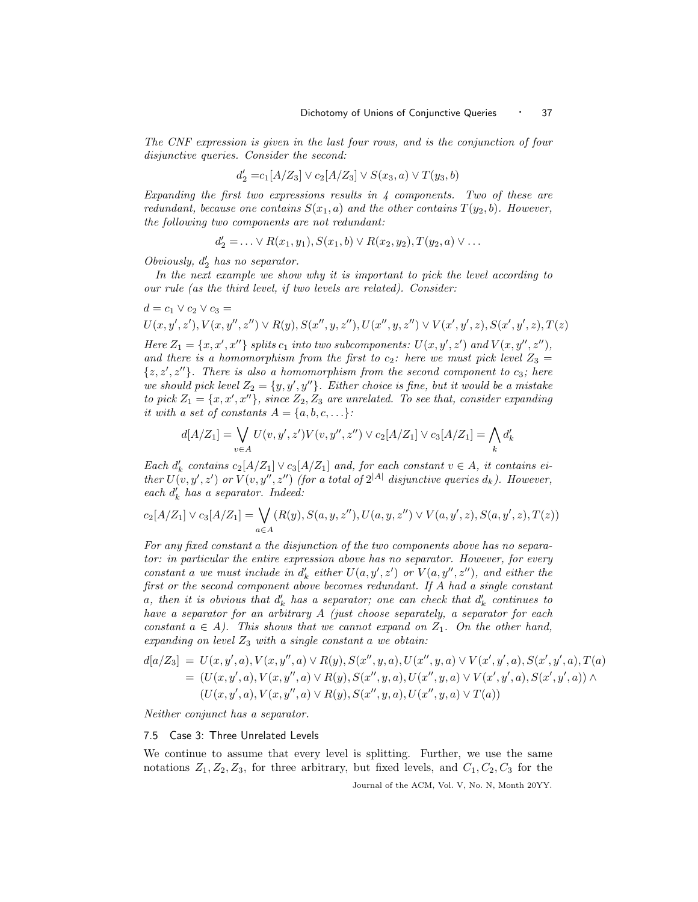*The CNF expression is given in the last four rows, and is the conjunction of four disjunctive queries. Consider the second:*

$$d'_2 = c_1[A/Z_3] \vee c_2[A/Z_3] \vee S(x_3, a) \vee T(y_3, b)$$

*Expanding the first two expressions results in 4 components. Two of these are redundant, because one contains $S(x_1, a)$ and the other contains $T(y_2, b)$. However, the following two components are not redundant:*

$$d'_2 = \ldots \vee R(x_1, y_1), S(x_1, b) \vee R(x_2, y_2), T(y_2, a) \vee \ldots$$

*Obviously, $d'_2$ has no separator.*

*In the next example we show why it is important to pick the level according to our rule (as the third level, if two levels are related). Consider:*

$$d = c_1 \vee c_2 \vee c_3 =$$
$$U(x, y', z'), V(x, y'', z'') \vee R(y), S(x'', y, z''), U(x'', y, z'') \vee V(x', y', z), S(x', y', z), T(z)$$

*Here $Z_1 = \{x, x', x''\}$ splits $c_1$ into two subcomponents: $U(x, y', z')$ and $V(x, y'', z'')$, and there is a homomorphism from the first to $c_2$: here we must pick level $Z_3 = \{z, z', z''\}$. There is also a homomorphism from the second component to $c_3$; here we should pick level $Z_2 = \{y, y', y''\}$. Either choice is fine, but it would be a mistake to pick $Z_1 = \{x, x', x''\}$, since $Z_2, Z_3$ are unrelated. To see that, consider expanding it with a set of constants $A = \{a, b, c, \ldots\}$:*

$$d[A/Z_1] = \bigvee_{v \in A} U(v, y', z')V(v, y'', z'') \vee c_2[A/Z_1] \vee c_3[A/Z_1] = \bigwedge_k d'_k$$

*Each $d'_k$ contains $c_2[A/Z_1] \vee c_3[A/Z_1]$ and, for each constant $v \in A$, it contains either $U(v, y', z')$ or $V(v, y'', z'')$ (for a total of $2^{|A|}$ disjunctive queries $d_k$). However, each $d'_k$ has a separator. Indeed:*

$$c_2[A/Z_1] \vee c_3[A/Z_1] = \bigvee_{a \in A} (R(y), S(a, y, z''), U(a, y, z'') \vee V(a, y', z), S(a, y', z), T(z))$$

*For any fixed constant a the disjunction of the two components above has no separator: in particular the entire expression above has no separator. However, for every constant a we must include in $d'_k$ either $U(a, y', z')$ or $V(a, y'', z'')$, and either the first or the second component above becomes redundant. If A had a single constant a, then it is obvious that $d'_k$ has a separator; one can check that $d'_k$ continues to have a separator for an arbitrary A (just choose separately, a separator for each constant $a \in A$). This shows that we cannot expand on $Z_1$. On the other hand, expanding on level $Z_3$ with a single constant a we obtain:*

$$\begin{aligned}
d[a/Z_3] &= U(x, y', a), V(x, y'', a) \vee R(y), S(x'', y, a), U(x'', y, a) \vee V(x', y', a), S(x', y', a), T(a) \\
&= (U(x, y', a), V(x, y'', a) \vee R(y), S(x'', y, a), U(x'', y, a) \vee V(x', y', a), S(x', y', a)) \wedge \\
&\quad\; (U(x, y', a), V(x, y'', a) \vee R(y), S(x'', y, a), U(x'', y, a) \vee T(a))
\end{aligned}$$

*Neither conjunct has a separator.*

### 7.5 Case 3: Three Unrelated Levels

We continue to assume that every level is splitting. Further, we use the same notations $Z_1, Z_2, Z_3$, for three arbitrary, but fixed levels, and $C_1, C_2, C_3$ for the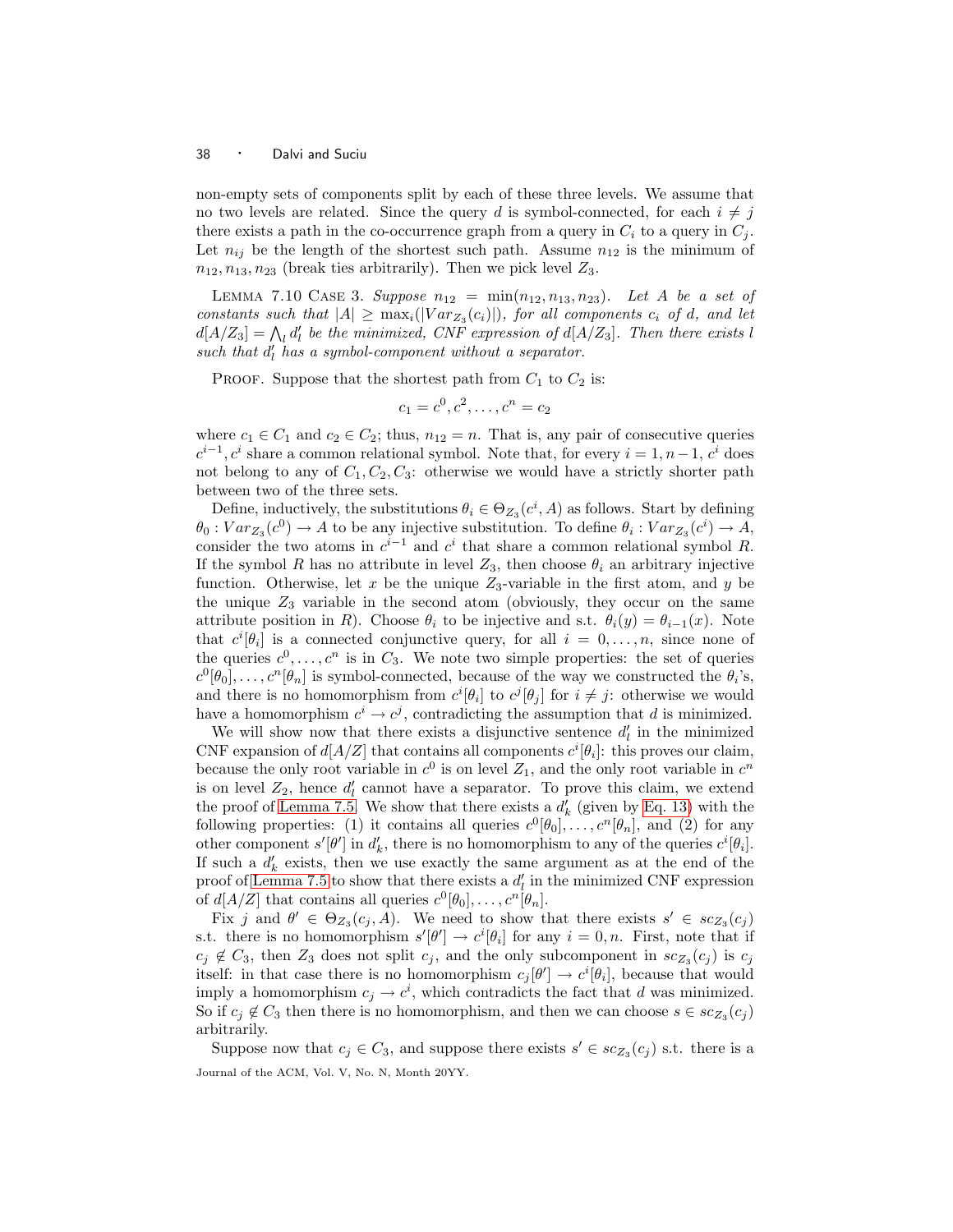non-empty sets of components split by each of these three levels. We assume that no two levels are related. Since the query $d$ is symbol-connected, for each $i \neq j$ there exists a path in the co-occurrence graph from a query in $C_i$ to a query in $C_j$. Let $n_{ij}$ be the length of the shortest such path. Assume $n_{12}$ is the minimum of $n_{12}, n_{13}, n_{23}$ (break ties arbitrarily). Then we pick level $Z_3$.

LEMMA 7.10 CASE 3. *Suppose $n_{12} = \min(n_{12}, n_{13}, n_{23})$. Let $A$ be a set of constants such that $|A| \geq \max_i(|Var_{Z_3}(c_i)|)$, for all components $c_i$ of $d$, and let $d[A/Z_3] = \bigwedge_l d'_l$ be the minimized, CNF expression of $d[A/Z_3]$. Then there exists $l$ such that $d'_l$ has a symbol-component without a separator.*

PROOF. Suppose that the shortest path from $C_1$ to $C_2$ is:

$$c_1 = c^0, c^2, \ldots, c^n = c_2$$

where $c_1 \in C_1$ and $c_2 \in C_2$; thus, $n_{12} = n$. That is, any pair of consecutive queries $c^{i-1}, c^i$ share a common relational symbol. Note that, for every $i = 1, n-1$, $c^i$ does not belong to any of $C_1, C_2, C_3$: otherwise we would have a strictly shorter path between two of the three sets.

Define, inductively, the substitutions $\theta_i \in \Theta_{Z_3}(c^i, A)$ as follows. Start by defining $\theta_0 : Var_{Z_3}(c^0) \to A$ to be any injective substitution. To define $\theta_i : Var_{Z_3}(c^i) \to A$, consider the two atoms in $c^{i-1}$ and $c^i$ that share a common relational symbol $R$. If the symbol $R$ has no attribute in level $Z_3$, then choose $\theta_i$ an arbitrary injective function. Otherwise, let $x$ be the unique $Z_3$-variable in the first atom, and $y$ be the unique $Z_3$ variable in the second atom (obviously, they occur on the same attribute position in $R$). Choose $\theta_i$ to be injective and s.t. $\theta_i(y) = \theta_{i-1}(x)$. Note that $c^i[\theta_i]$ is a connected conjunctive query, for all $i = 0, \ldots, n$, since none of the queries $c^0, \ldots, c^n$ is in $C_3$. We note two simple properties: the set of queries $c^0[\theta_0], \ldots, c^n[\theta_n]$ is symbol-connected, because of the way we constructed the $\theta_i$'s, and there is no homomorphism from $c^i[\theta_i]$ to $c^j[\theta_j]$ for $i \neq j$: otherwise we would have a homomorphism $c^i \to c^j$, contradicting the assumption that $d$ is minimized.

We will show now that there exists a disjunctive sentence $d'_l$ in the minimized CNF expansion of $d[A/Z]$ that contains all components $c^i[\theta_i]$: this proves our claim, because the only root variable in $c^0$ is on level $Z_1$, and the only root variable in $c^n$ is on level $Z_2$, hence $d'_l$ cannot have a separator. To prove this claim, we extend the proof of Lemma 7.5. We show that there exists a $d'_k$ (given by Eq. 13) with the following properties: (1) it contains all queries $c^0[\theta_0], \ldots, c^n[\theta_n]$, and (2) for any other component $s'[\theta']$ in $d'_k$, there is no homomorphism to any of the queries $c^i[\theta_i]$. If such a $d'_k$ exists, then we use exactly the same argument as at the end of the proof of Lemma 7.5 to show that there exists a $d'_l$ in the minimized CNF expression of $d[A/Z]$ that contains all queries $c^0[\theta_0], \ldots, c^n[\theta_n]$.

Fix $j$ and $\theta' \in \Theta_{Z_3}(c_j, A)$. We need to show that there exists $s' \in sc_{Z_3}(c_j)$ s.t. there is no homomorphism $s'[\theta'] \to c^i[\theta_i]$ for any $i = 0, n$. First, note that if $c_j \notin C_3$, then $Z_3$ does not split $c_j$, and the only subcomponent in $sc_{Z_3}(c_j)$ is $c_j$ itself: in that case there is no homomorphism $c_j[\theta'] \to c^i[\theta_i]$, because that would imply a homomorphism $c_j \to c^i$, which contradicts the fact that $d$ was minimized. So if $c_j \notin C_3$ then there is no homomorphism, and then we can choose $s \in sc_{Z_3}(c_j)$ arbitrarily.

Suppose now that $c_j \in C_3$, and suppose there exists $s' \in sc_{Z_3}(c_j)$ s.t. there is a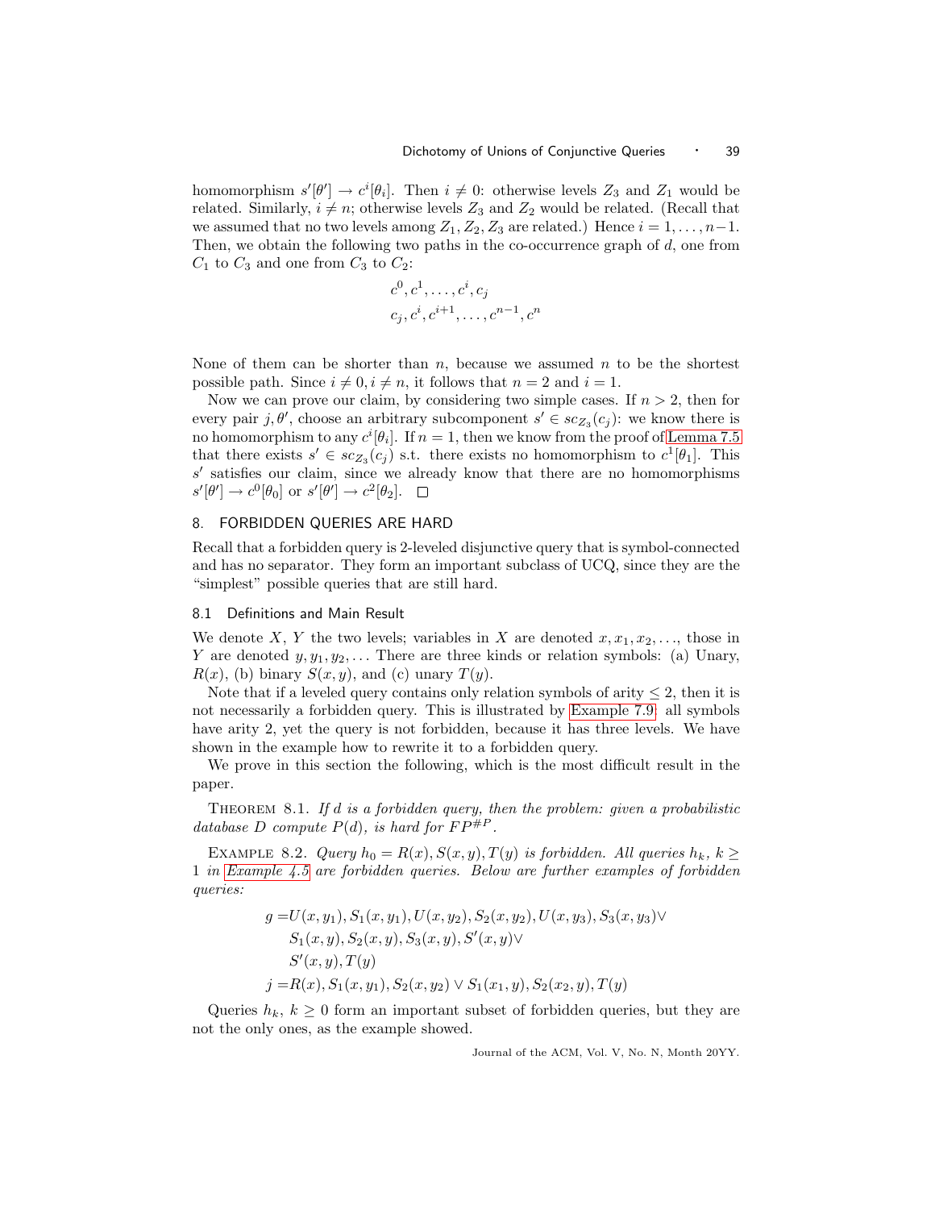homomorphism $s'[\theta'] \to c^i[\theta_i]$. Then $i \neq 0$: otherwise levels $Z_3$ and $Z_1$ would be related. Similarly, $i \neq n$; otherwise levels $Z_3$ and $Z_2$ would be related. (Recall that we assumed that no two levels among $Z_1, Z_2, Z_3$ are related.) Hence $i = 1, \ldots, n-1$. Then, we obtain the following two paths in the co-occurrence graph of $d$, one from $C_1$ to $C_3$ and one from $C_3$ to $C_2$:

$$c^0, c^1, \ldots, c^i, c_j$$
$$c_j, c^i, c^{i+1}, \ldots, c^{n-1}, c^n$$

None of them can be shorter than $n$, because we assumed $n$ to be the shortest possible path. Since $i \neq 0, i \neq n$, it follows that $n = 2$ and $i = 1$.

Now we can prove our claim, by considering two simple cases. If $n > 2$, then for every pair $j, \theta'$, choose an arbitrary subcomponent $s' \in sc_{Z_3}(c_j)$: we know there is no homomorphism to any $c^i[\theta_i]$. If $n = 1$, then we know from the proof of Lemma 7.5 that there exists $s' \in sc_{Z_3}(c_j)$ s.t. there exists no homomorphism to $c^1[\theta_1]$. This $s'$ satisfies our claim, since we already know that there are no homomorphisms $s'[\theta'] \to c^0[\theta_0]$ or $s'[\theta'] \to c^2[\theta_2]$. □

## 8. FORBIDDEN QUERIES ARE HARD

Recall that a forbidden query is 2-leveled disjunctive query that is symbol-connected and has no separator. They form an important subclass of UCQ, since they are the "simplest" possible queries that are still hard.

### 8.1 Definitions and Main Result

We denote $X$, $Y$ the two levels; variables in $X$ are denoted $x, x_1, x_2, \ldots$, those in $Y$ are denoted $y, y_1, y_2, \ldots$ There are three kinds or relation symbols: (a) Unary, $R(x)$, (b) binary $S(x, y)$, and (c) unary $T(y)$.

Note that if a leveled query contains only relation symbols of arity $\leq 2$, then it is not necessarily a forbidden query. This is illustrated by Example 7.9: all symbols have arity 2, yet the query is not forbidden, because it has three levels. We have shown in the example how to rewrite it to a forbidden query.

We prove in this section the following, which is the most difficult result in the paper.

THEOREM 8.1. *If $d$ is a forbidden query, then the problem: given a probabilistic database $D$ compute $P(d)$, is hard for $FP^{\#P}$.*

EXAMPLE 8.2. *Query $h_0 = R(x), S(x, y), T(y)$ is forbidden. All queries $h_k$, $k \geq 1$ in Example 4.5 are forbidden queries. Below are further examples of forbidden queries:*

$$\begin{aligned}
g = &U(x, y_1), S_1(x, y_1), U(x, y_2), S_2(x, y_2), U(x, y_3), S_3(x, y_3) \vee \\
&S_1(x, y), S_2(x, y), S_3(x, y), S'(x, y) \vee \\
&S'(x, y), T(y) \\
j = &R(x), S_1(x, y_1), S_2(x, y_2) \vee S_1(x_1, y), S_2(x_2, y), T(y)
\end{aligned}$$

Queries $h_k$, $k \geq 0$ form an important subset of forbidden queries, but they are not the only ones, as the example showed.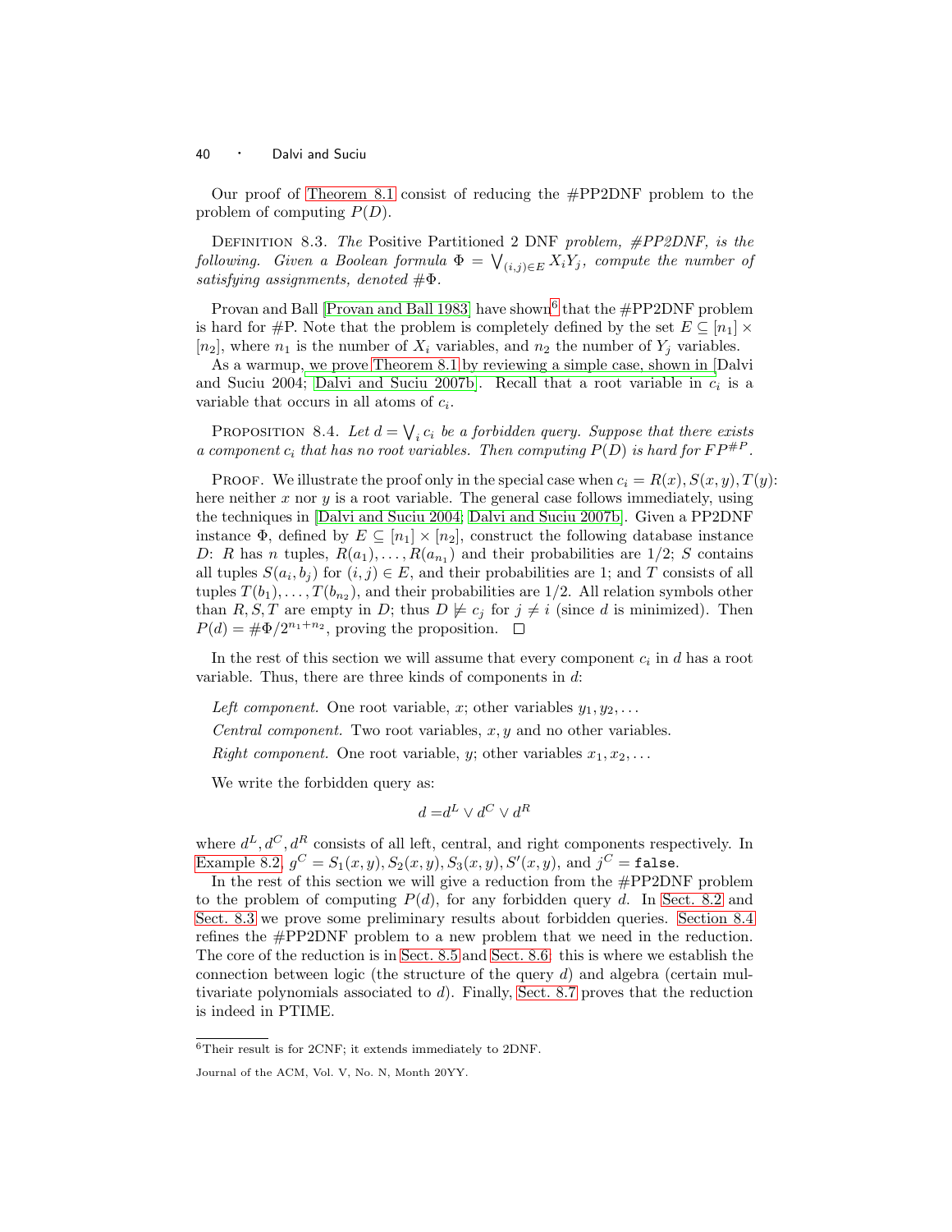Our proof of Theorem 8.1 consist of reducing the #PP2DNF problem to the problem of computing $P(D)$.

Definition 8.3. *The* Positive Partitioned 2 DNF *problem, #PP2DNF, is the following. Given a Boolean formula $\Phi = \bigvee_{(i,j) \in E} X_i Y_j$, compute the number of satisfying assignments, denoted $\#\Phi$.*

Provan and Ball [Provan and Ball 1983] have shown[6] that the #PP2DNF problem is hard for #P. Note that the problem is completely defined by the set $E \subseteq [n_1] \times [n_2]$, where $n_1$ is the number of $X_i$ variables, and $n_2$ the number of $Y_j$ variables.

As a warmup, we prove Theorem 8.1 by reviewing a simple case, shown in [Dalvi and Suciu 2004; Dalvi and Suciu 2007b]. Recall that a root variable in $c_i$ is a variable that occurs in all atoms of $c_i$.

Proposition 8.4. *Let $d = \bigvee_i c_i$ be a forbidden query. Suppose that there exists a component $c_i$ that has no root variables. Then computing $P(D)$ is hard for $FP^{\#P}$.*

Proof. We illustrate the proof only in the special case when $c_i = R(x), S(x,y), T(y)$: here neither $x$ nor $y$ is a root variable. The general case follows immediately, using the techniques in [Dalvi and Suciu 2004; Dalvi and Suciu 2007b]. Given a PP2DNF instance $\Phi$, defined by $E \subseteq [n_1] \times [n_2]$, construct the following database instance $D$: $R$ has $n$ tuples, $R(a_1), \ldots, R(a_{n_1})$ and their probabilities are $1/2$; $S$ contains all tuples $S(a_i, b_j)$ for $(i,j) \in E$, and their probabilities are 1; and $T$ consists of all tuples $T(b_1), \ldots, T(b_{n_2})$, and their probabilities are $1/2$. All relation symbols other than $R, S, T$ are empty in $D$; thus $D \not\models c_j$ for $j \neq i$ (since $d$ is minimized). Then $P(d) = \#\Phi / 2^{n_1+n_2}$, proving the proposition. $\square$

In the rest of this section we will assume that every component $c_i$ in $d$ has a root variable. Thus, there are three kinds of components in $d$:

*Left component.* One root variable, $x$; other variables $y_1, y_2, \ldots$

*Central component.* Two root variables, $x, y$ and no other variables.

*Right component.* One root variable, $y$; other variables $x_1, x_2, \ldots$

We write the forbidden query as:

$$d = d^L \vee d^C \vee d^R$$

where $d^L, d^C, d^R$ consists of all left, central, and right components respectively. In Example 8.2, $g^C = S_1(x,y), S_2(x,y), S_3(x,y), S'(x,y)$, and $j^C = \texttt{false}$.

In the rest of this section we will give a reduction from the #PP2DNF problem to the problem of computing $P(d)$, for any forbidden query $d$. In Sect. 8.2 and Sect. 8.3 we prove some preliminary results about forbidden queries. Section 8.4 refines the #PP2DNF problem to a new problem that we need in the reduction. The core of the reduction is in Sect. 8.5 and Sect. 8.6: this is where we establish the connection between logic (the structure of the query $d$) and algebra (certain multivariate polynomials associated to $d$). Finally, Sect. 8.7 proves that the reduction is indeed in PTIME.

[6] Their result is for 2CNF; it extends immediately to 2DNF.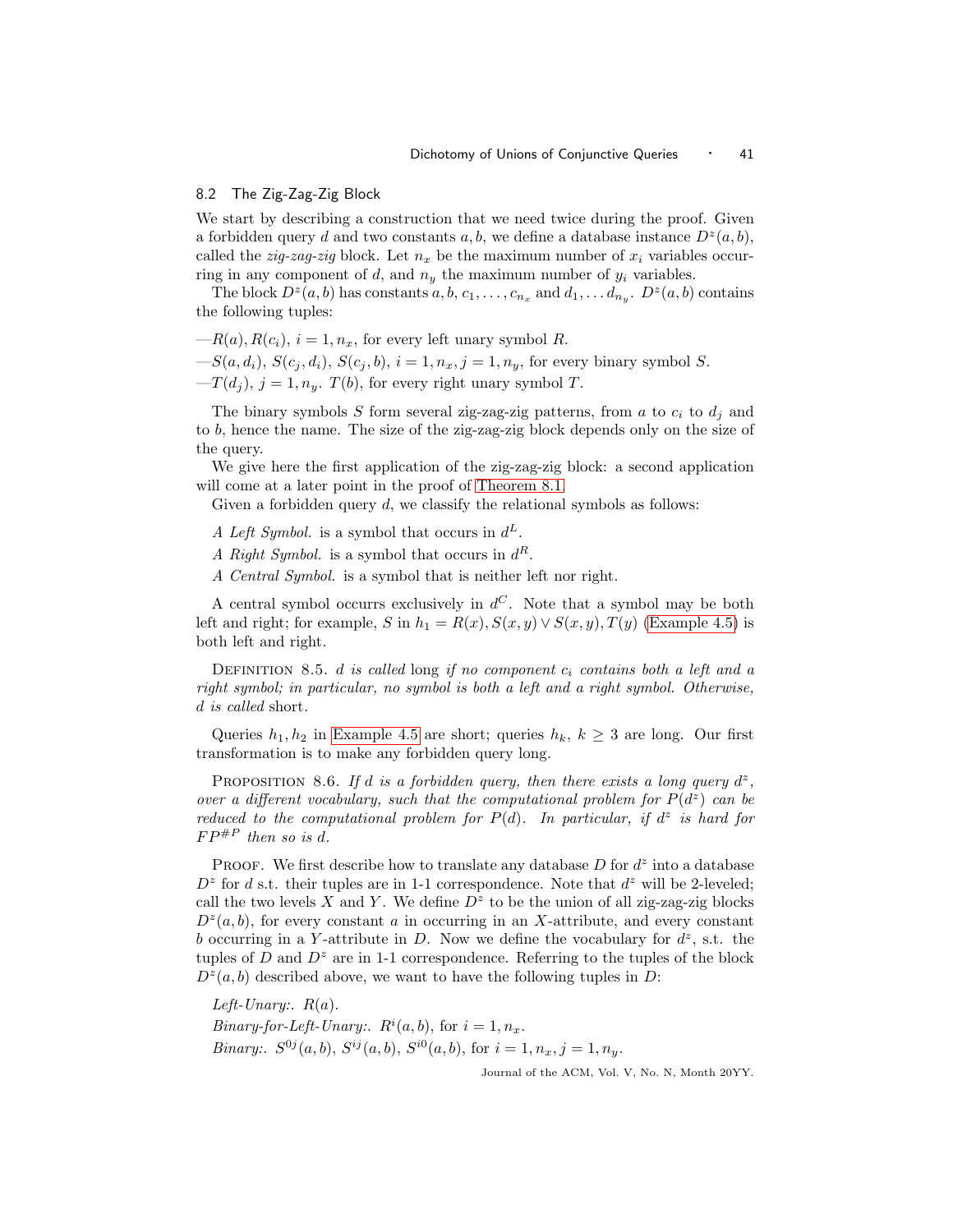### 8.2 The Zig-Zag-Zig Block

We start by describing a construction that we need twice during the proof. Given a forbidden query $d$ and two constants $a, b$, we define a database instance $D^z(a, b)$, called the *zig-zag-zig* block. Let $n_x$ be the maximum number of $x_i$ variables occurring in any component of $d$, and $n_y$ the maximum number of $y_i$ variables.

The block $D^z(a, b)$ has constants $a, b, c_1, \ldots, c_{n_x}$ and $d_1, \ldots d_{n_y}$. $D^z(a, b)$ contains the following tuples:

—$R(a), R(c_i)$, $i = 1, n_x$, for every left unary symbol $R$.

—$S(a, d_i)$, $S(c_j, d_i)$, $S(c_j, b)$, $i = 1, n_x, j = 1, n_y$, for every binary symbol $S$.

—$T(d_j)$, $j = 1, n_y$. $T(b)$, for every right unary symbol $T$.

The binary symbols $S$ form several zig-zag-zig patterns, from $a$ to $c_i$ to $d_j$ and to $b$, hence the name. The size of the zig-zag-zig block depends only on the size of the query.

We give here the first application of the zig-zag-zig block: a second application will come at a later point in the proof of Theorem 8.1.

Given a forbidden query $d$, we classify the relational symbols as follows:

*A Left Symbol.* is a symbol that occurs in $d^L$.

*A Right Symbol.* is a symbol that occurs in $d^R$.

*A Central Symbol.* is a symbol that is neither left nor right.

A central symbol occurrs exclusively in $d^C$. Note that a symbol may be both left and right; for example, $S$ in $h_1 = R(x), S(x, y) \vee S(x, y), T(y)$ (Example 4.5) is both left and right.

Definition 8.5. *$d$ is called* long *if no component $c_i$ contains both a left and a right symbol; in particular, no symbol is both a left and a right symbol. Otherwise, $d$ is called* short.

Queries $h_1, h_2$ in Example 4.5 are short; queries $h_k$, $k \geq 3$ are long. Our first transformation is to make any forbidden query long.

Proposition 8.6. *If $d$ is a forbidden query, then there exists a long query $d^z$, over a different vocabulary, such that the computational problem for $P(d^z)$ can be reduced to the computational problem for $P(d)$. In particular, if $d^z$ is hard for $FP^{\#P}$ then so is $d$.*

Proof. We first describe how to translate any database $D$ for $d^z$ into a database $D^z$ for $d$ s.t. their tuples are in 1-1 correspondence. Note that $d^z$ will be 2-leveled; call the two levels $X$ and $Y$. We define $D^z$ to be the union of all zig-zag-zig blocks $D^z(a, b)$, for every constant $a$ in occurring in an $X$-attribute, and every constant $b$ occurring in a $Y$-attribute in $D$. Now we define the vocabulary for $d^z$, s.t. the tuples of $D$ and $D^z$ are in 1-1 correspondence. Referring to the tuples of the block $D^z(a, b)$ described above, we want to have the following tuples in $D$:

*Left-Unary:.* $R(a)$.

*Binary-for-Left-Unary:.* $R^i(a, b)$, for $i = 1, n_x$.

*Binary:.* $S^{0j}(a, b)$, $S^{ij}(a, b)$, $S^{i0}(a, b)$, for $i = 1, n_x, j = 1, n_y$.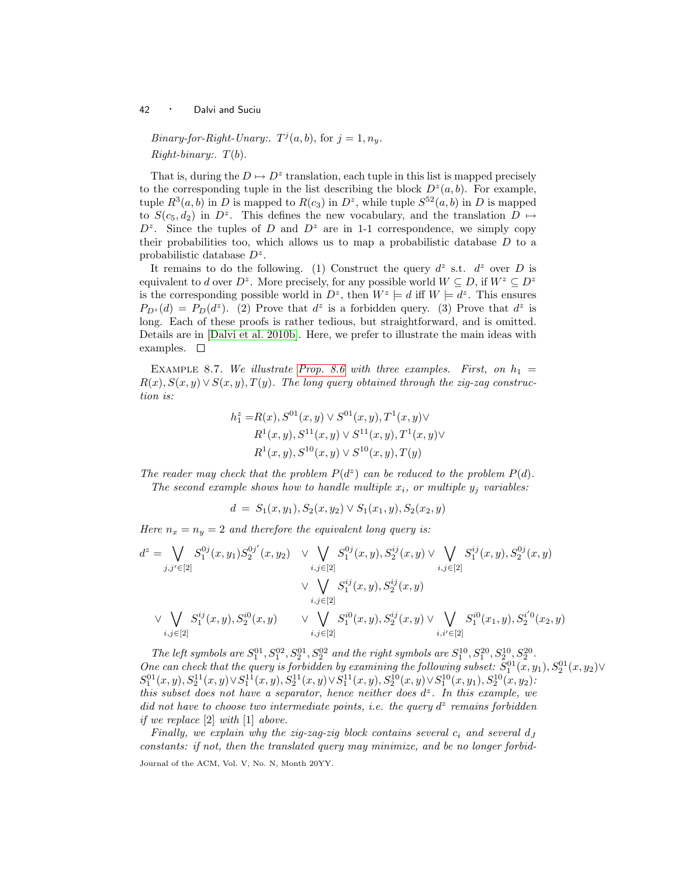*Binary-for-Right-Unary:.* $T^j(a,b)$, for $j = 1, n_y$.

*Right-binary:.* $T(b)$.

That is, during the $D \mapsto D^z$ translation, each tuple in this list is mapped precisely to the corresponding tuple in the list describing the block $D^z(a,b)$. For example, tuple $R^3(a,b)$ in $D$ is mapped to $R(c_3)$ in $D^z$, while tuple $S^{52}(a,b)$ in $D$ is mapped to $S(c_5, d_2)$ in $D^z$. This defines the new vocabulary, and the translation $D \mapsto D^z$. Since the tuples of $D$ and $D^z$ are in 1-1 correspondence, we simply copy their probabilities too, which allows us to map a probabilistic database $D$ to a probabilistic database $D^z$.

It remains to do the following. (1) Construct the query $d^z$ s.t. $d^z$ over $D$ is equivalent to $d$ over $D^z$. More precisely, for any possible world $W \subseteq D$, if $W^z \subseteq D^z$ is the corresponding possible world in $D^z$, then $W^z \models d$ iff $W \models d^z$. This ensures $P_{D^z}(d) = P_D(d^z)$. (2) Prove that $d^z$ is a forbidden query. (3) Prove that $d^z$ is long. Each of these proofs is rather tedious, but straightforward, and is omitted. Details are in [Dalvi et al. 2010b]. Here, we prefer to illustrate the main ideas with examples. □

Example 8.7. *We illustrate Prop. 8.6 with three examples. First, on $h_1 = R(x), S(x,y) \vee S(x,y), T(y)$. The long query obtained through the zig-zag construction is:*

$$\begin{aligned} h_1^z = & R(x), S^{01}(x,y) \vee S^{01}(x,y), T^1(x,y) \vee \\ & R^1(x,y), S^{11}(x,y) \vee S^{11}(x,y), T^1(x,y) \vee \\ & R^1(x,y), S^{10}(x,y) \vee S^{10}(x,y), T(y) \end{aligned}$$

*The reader may check that the problem $P(d^z)$ can be reduced to the problem $P(d)$.*

*The second example shows how to handle multiple $x_i$, or multiple $y_j$ variables:*

$$d = S_1(x, y_1), S_2(x, y_2) \vee S_1(x_1, y), S_2(x_2, y)$$

*Here $n_x = n_y = 2$ and therefore the equivalent long query is:*

$$\begin{aligned} d^z = & \bigvee_{j,j' \in [2]} S_1^{0j}(x, y_1) S_2^{0j'}(x, y_2) \quad \vee \bigvee_{i,j \in [2]} S_1^{0j}(x,y), S_2^{ij}(x,y) \vee \bigvee_{i,j \in [2]} S_1^{ij}(x,y), S_2^{0j}(x,y) \\ & \qquad\qquad\qquad\qquad\qquad \vee \bigvee_{i,j \in [2]} S_1^{ij}(x,y), S_2^{ij}(x,y) \\ & \vee \bigvee_{i,j \in [2]} S_1^{ij}(x,y), S_2^{i0}(x,y) \qquad \vee \bigvee_{i,j \in [2]} S_1^{i0}(x,y), S_2^{ij}(x,y) \vee \bigvee_{i,i' \in [2]} S_1^{i0}(x_1,y), S_2^{i'0}(x_2,y) \end{aligned}$$

*The left symbols are $S_1^{01}, S_1^{02}, S_2^{01}, S_2^{02}$ and the right symbols are $S_1^{10}, S_1^{20}, S_2^{10}, S_2^{20}$. One can check that the query is forbidden by examining the following subset: $S_1^{01}(x,y_1), S_2^{01}(x,y_2) \vee S_1^{01}(x,y), S_2^{11}(x,y) \vee S_1^{11}(x,y), S_2^{11}(x,y) \vee S_1^{11}(x,y), S_2^{10}(x,y) \vee S_1^{10}(x,y_1), S_2^{10}(x,y_2)$: this subset does not have a separator, hence neither does $d^z$. In this example, we did not have to choose two intermediate points, i.e. the query $d^z$ remains forbidden if we replace $[2]$ with $[1]$ above.*

*Finally, we explain why the zig-zag-zig block contains several $c_i$ and several $d_J$ constants: if not, then the translated query may minimize, and be no longer forbid-*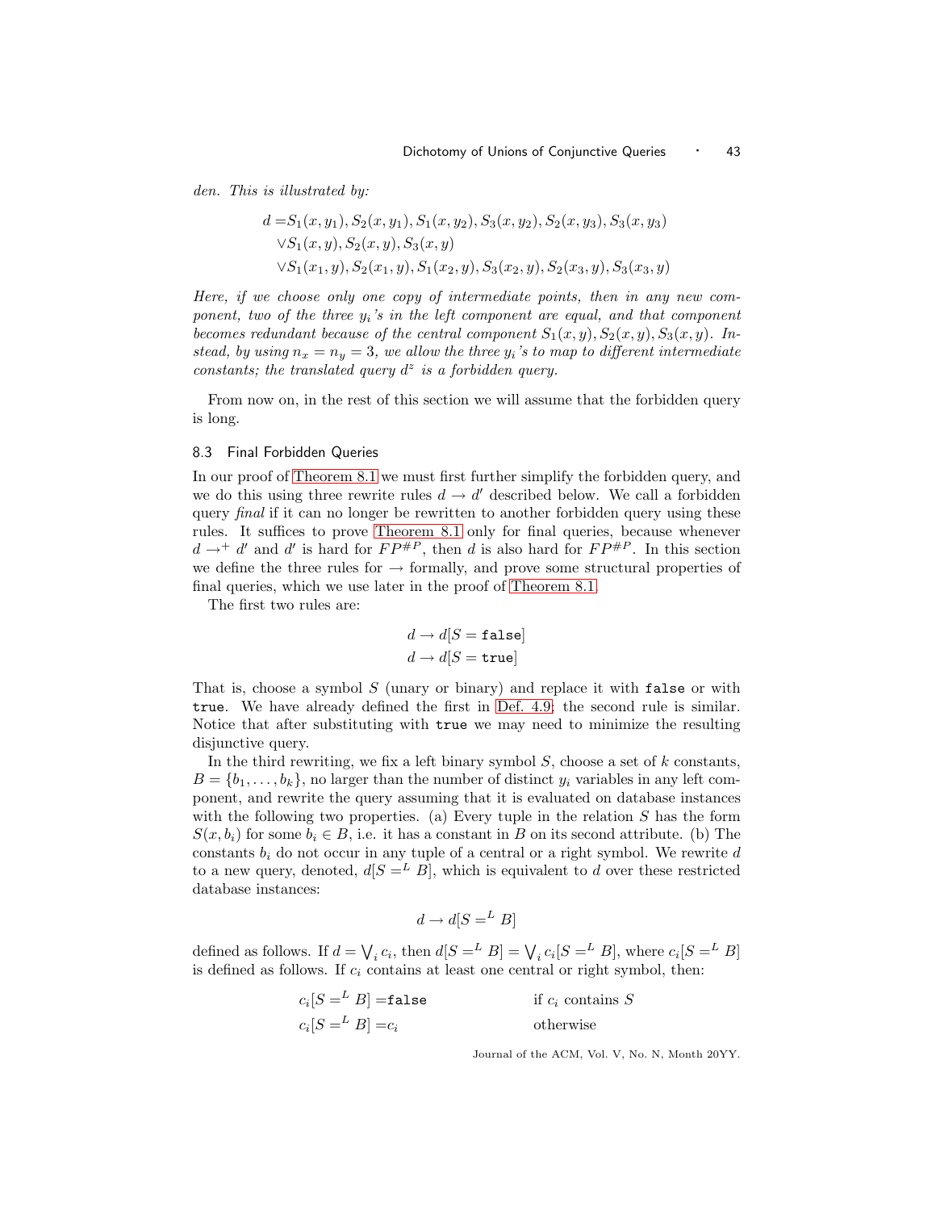*den. This is illustrated by:*

$$
\begin{aligned}
d =& S_1(x, y_1), S_2(x, y_1), S_1(x, y_2), S_3(x, y_2), S_2(x, y_3), S_3(x, y_3) \\
&\vee S_1(x, y), S_2(x, y), S_3(x, y) \\
&\vee S_1(x_1, y), S_2(x_1, y), S_1(x_2, y), S_3(x_2, y), S_2(x_3, y), S_3(x_3, y)
\end{aligned}
$$

*Here, if we choose only one copy of intermediate points, then in any new component, two of the three $y_i$'s in the left component are equal, and that component becomes redundant because of the central component $S_1(x, y), S_2(x, y), S_3(x, y)$. Instead, by using $n_x = n_y = 3$, we allow the three $y_i$'s to map to different intermediate constants; the translated query $d^z$ is a forbidden query.*

From now on, in the rest of this section we will assume that the forbidden query is long.

### 8.3 Final Forbidden Queries

In our proof of Theorem 8.1 we must first further simplify the forbidden query, and we do this using three rewrite rules $d \to d'$ described below. We call a forbidden query *final* if it can no longer be rewritten to another forbidden query using these rules. It suffices to prove Theorem 8.1 only for final queries, because whenever $d \to^+ d'$ and $d'$ is hard for $FP^{\#P}$, then $d$ is also hard for $FP^{\#P}$. In this section we define the three rules for $\to$ formally, and prove some structural properties of final queries, which we use later in the proof of Theorem 8.1.

The first two rules are:

$$
\begin{aligned}
d &\to d[S = \texttt{false}] \\
d &\to d[S = \texttt{true}]
\end{aligned}
$$

That is, choose a symbol $S$ (unary or binary) and replace it with `false` or with `true`. We have already defined the first in Def. 4.9; the second rule is similar. Notice that after substituting with `true` we may need to minimize the resulting disjunctive query.

In the third rewriting, we fix a left binary symbol $S$, choose a set of $k$ constants, $B = \{b_1, \ldots, b_k\}$, no larger than the number of distinct $y_i$ variables in any left component, and rewrite the query assuming that it is evaluated on database instances with the following two properties. (a) Every tuple in the relation $S$ has the form $S(x, b_i)$ for some $b_i \in B$, i.e. it has a constant in $B$ on its second attribute. (b) The constants $b_i$ do not occur in any tuple of a central or a right symbol. We rewrite $d$ to a new query, denoted, $d[S =^L B]$, which is equivalent to $d$ over these restricted database instances:

$$
d \to d[S =^L B]
$$

defined as follows. If $d = \bigvee_i c_i$, then $d[S =^L B] = \bigvee_i c_i[S =^L B]$, where $c_i[S =^L B]$ is defined as follows. If $c_i$ contains at least one central or right symbol, then:

$$
\begin{aligned}
c_i[S =^L B] &= \texttt{false} && \text{if } c_i \text{ contains } S \\
c_i[S =^L B] &= c_i && \text{otherwise}
\end{aligned}
$$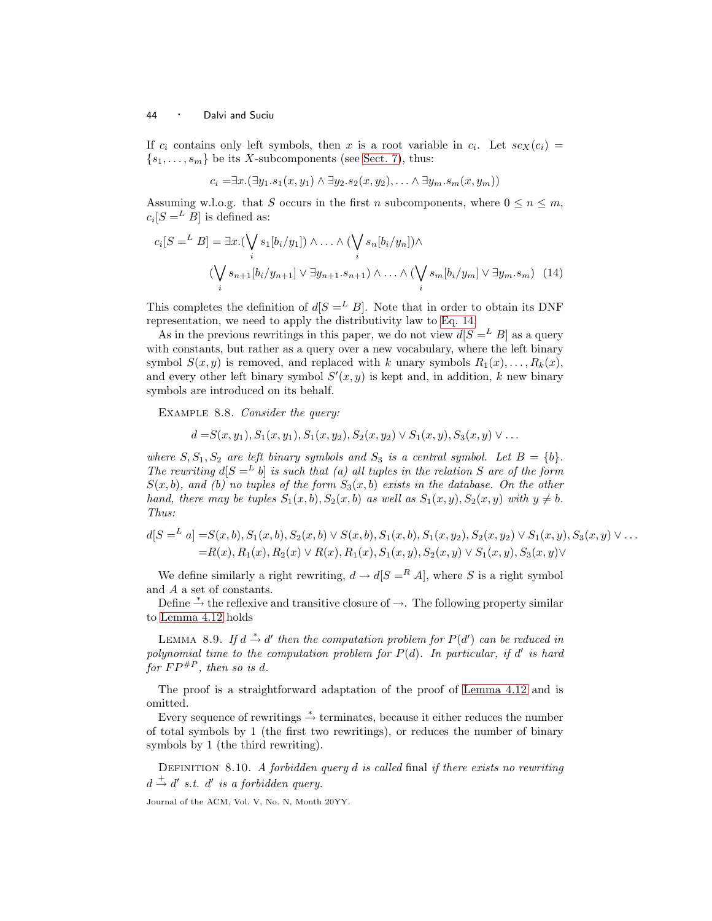If $c_i$ contains only left symbols, then $x$ is a root variable in $c_i$. Let $sc_X(c_i) = \{s_1, \ldots, s_m\}$ be its $X$-subcomponents (see Sect. 7), thus:

$$c_i = \exists x.(\exists y_1.s_1(x, y_1) \wedge \exists y_2.s_2(x, y_2), \ldots \wedge \exists y_m.s_m(x, y_m))$$

Assuming w.l.o.g. that $S$ occurs in the first $n$ subcomponents, where $0 \leq n \leq m$, $c_i[S =^L B]$ is defined as:

$$\begin{aligned} c_i[S =^L B] = \exists x.(\bigvee_i s_1[b_i/y_1]) \wedge \ldots \wedge (\bigvee_i s_n[b_i/y_n]) \wedge \\ (\bigvee_i s_{n+1}[b_i/y_{n+1}] \vee \exists y_{n+1}.s_{n+1}) \wedge \ldots \wedge (\bigvee_i s_m[b_i/y_m] \vee \exists y_m.s_m) \quad (14) \end{aligned}$$

This completes the definition of $d[S =^L B]$. Note that in order to obtain its DNF representation, we need to apply the distributivity law to Eq. 14.

As in the previous rewritings in this paper, we do not view $d[S =^L B]$ as a query with constants, but rather as a query over a new vocabulary, where the left binary symbol $S(x, y)$ is removed, and replaced with $k$ unary symbols $R_1(x), \ldots, R_k(x)$, and every other left binary symbol $S'(x, y)$ is kept and, in addition, $k$ new binary symbols are introduced on its behalf.

Example 8.8. *Consider the query:*

$$d = S(x, y_1), S_1(x, y_1), S_1(x, y_2), S_2(x, y_2) \vee S_1(x, y), S_3(x, y) \vee \ldots$$

*where $S, S_1, S_2$ are left binary symbols and $S_3$ is a central symbol. Let $B = \{b\}$. The rewriting $d[S =^L b]$ is such that (a) all tuples in the relation $S$ are of the form $S(x, b)$, and (b) no tuples of the form $S_3(x, b)$ exists in the database. On the other hand, there may be tuples $S_1(x, b), S_2(x, b)$ as well as $S_1(x, y), S_2(x, y)$ with $y \neq b$. Thus:*

$$\begin{aligned} d[S =^L a] =& S(x, b), S_1(x, b), S_2(x, b) \vee S(x, b), S_1(x, b), S_1(x, y_2), S_2(x, y_2) \vee S_1(x, y), S_3(x, y) \vee \ldots \\ =& R(x), R_1(x), R_2(x) \vee R(x), R_1(x), S_1(x, y), S_2(x, y) \vee S_1(x, y), S_3(x, y) \vee \end{aligned}$$

We define similarly a right rewriting, $d \rightarrow d[S =^R A]$, where $S$ is a right symbol and $A$ a set of constants.

Define $\xrightarrow{*}$ the reflexive and transitive closure of $\rightarrow$. The following property similar to Lemma 4.12 holds

Lemma 8.9. *If $d \xrightarrow{*} d'$ then the computation problem for $P(d')$ can be reduced in polynomial time to the computation problem for $P(d)$. In particular, if $d'$ is hard for $FP^{\#P}$, then so is $d$.*

The proof is a straightforward adaptation of the proof of Lemma 4.12 and is omitted.

Every sequence of rewritings $\xrightarrow{*}$ terminates, because it either reduces the number of total symbols by 1 (the first two rewritings), or reduces the number of binary symbols by 1 (the third rewriting).

Definition 8.10. *A forbidden query $d$ is called* final *if there exists no rewriting $d \xrightarrow{+} d'$ s.t. $d'$ is a forbidden query.*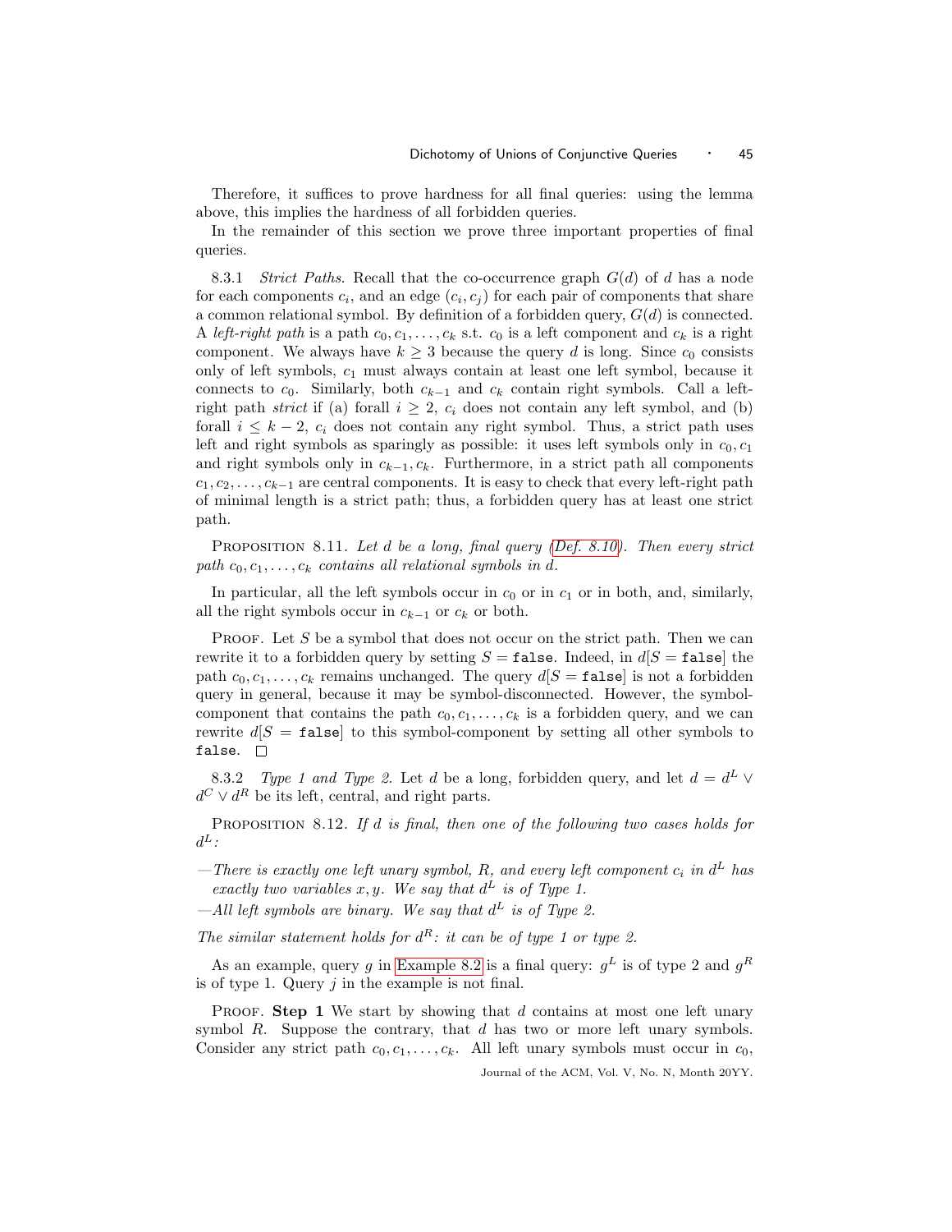Therefore, it suffices to prove hardness for all final queries: using the lemma above, this implies the hardness of all forbidden queries.

In the remainder of this section we prove three important properties of final queries.

8.3.1 *Strict Paths.* Recall that the co-occurrence graph $G(d)$ of $d$ has a node for each components $c_i$, and an edge $(c_i, c_j)$ for each pair of components that share a common relational symbol. By definition of a forbidden query, $G(d)$ is connected. A *left-right path* is a path $c_0, c_1, \ldots, c_k$ s.t. $c_0$ is a left component and $c_k$ is a right component. We always have $k \geq 3$ because the query $d$ is long. Since $c_0$ consists only of left symbols, $c_1$ must always contain at least one left symbol, because it connects to $c_0$. Similarly, both $c_{k-1}$ and $c_k$ contain right symbols. Call a left-right path *strict* if (a) forall $i \geq 2$, $c_i$ does not contain any left symbol, and (b) forall $i \leq k-2$, $c_i$ does not contain any right symbol. Thus, a strict path uses left and right symbols as sparingly as possible: it uses left symbols only in $c_0, c_1$ and right symbols only in $c_{k-1}, c_k$. Furthermore, in a strict path all components $c_1, c_2, \ldots, c_{k-1}$ are central components. It is easy to check that every left-right path of minimal length is a strict path; thus, a forbidden query has at least one strict path.

Proposition 8.11. *Let $d$ be a long, final query (Def. 8.10). Then every strict path $c_0, c_1, \ldots, c_k$ contains all relational symbols in $d$.*

In particular, all the left symbols occur in $c_0$ or in $c_1$ or in both, and, similarly, all the right symbols occur in $c_{k-1}$ or $c_k$ or both.

Proof. Let $S$ be a symbol that does not occur on the strict path. Then we can rewrite it to a forbidden query by setting $S = \texttt{false}$. Indeed, in $d[S = \texttt{false}]$ the path $c_0, c_1, \ldots, c_k$ remains unchanged. The query $d[S = \texttt{false}]$ is not a forbidden query in general, because it may be symbol-disconnected. However, the symbol-component that contains the path $c_0, c_1, \ldots, c_k$ is a forbidden query, and we can rewrite $d[S = \texttt{false}]$ to this symbol-component by setting all other symbols to $\texttt{false}$. □

8.3.2 *Type 1 and Type 2.* Let $d$ be a long, forbidden query, and let $d = d^L \vee d^C \vee d^R$ be its left, central, and right parts.

Proposition 8.12. *If $d$ is final, then one of the following two cases holds for $d^L$:*

- *There is exactly one left unary symbol, $R$, and every left component $c_i$ in $d^L$ has exactly two variables $x, y$. We say that $d^L$ is of Type 1.*
- *All left symbols are binary. We say that $d^L$ is of Type 2.*

*The similar statement holds for $d^R$: it can be of type 1 or type 2.*

As an example, query $g$ in Example 8.2 is a final query: $g^L$ is of type 2 and $g^R$ is of type 1. Query $j$ in the example is not final.

Proof. **Step 1** We start by showing that $d$ contains at most one left unary symbol $R$. Suppose the contrary, that $d$ has two or more left unary symbols. Consider any strict path $c_0, c_1, \ldots, c_k$. All left unary symbols must occur in $c_0$,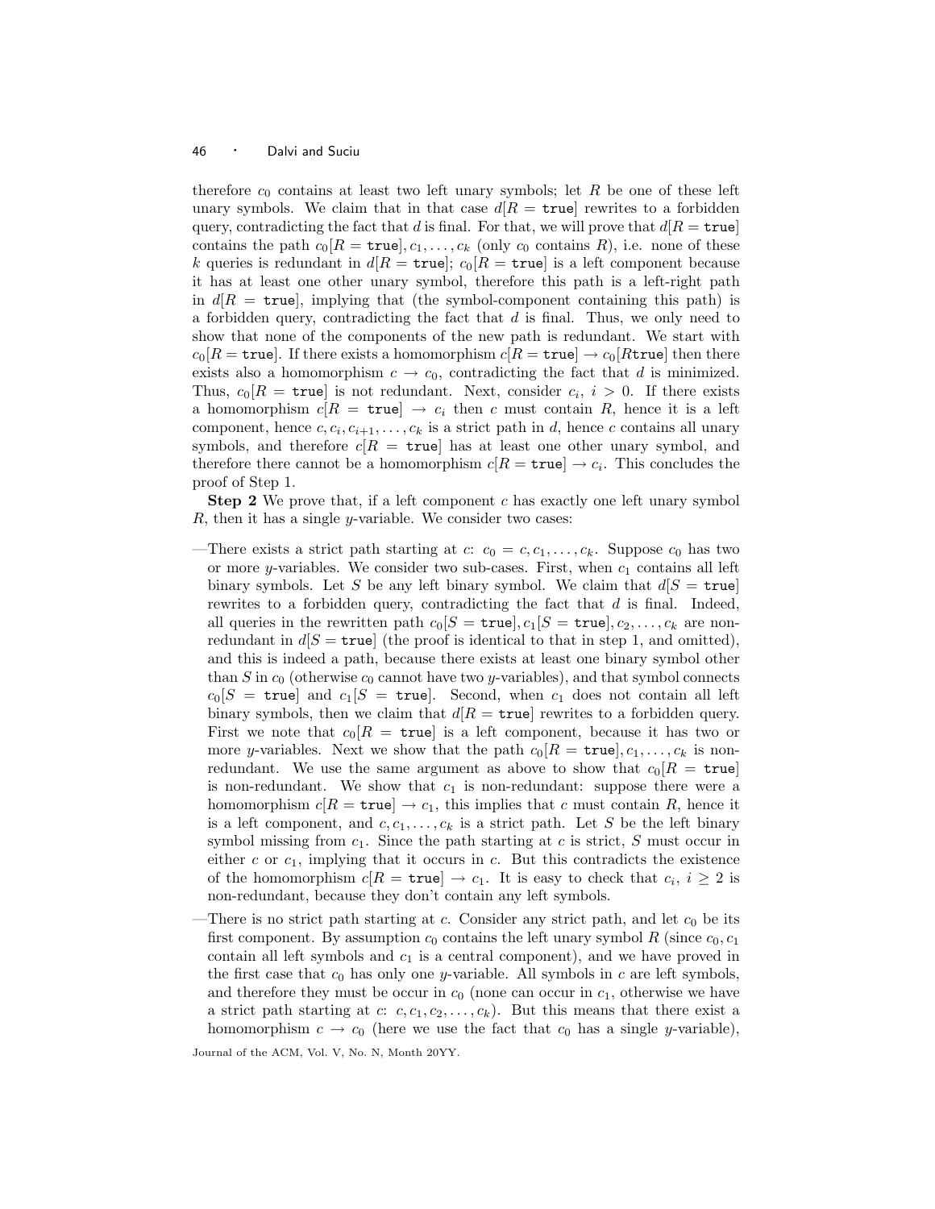therefore $c_0$ contains at least two left unary symbols; let $R$ be one of these left unary symbols. We claim that in that case $d[R = \texttt{true}]$ rewrites to a forbidden query, contradicting the fact that $d$ is final. For that, we will prove that $d[R = \texttt{true}]$ contains the path $c_0[R = \texttt{true}], c_1, \ldots, c_k$ (only $c_0$ contains $R$), i.e. none of these $k$ queries is redundant in $d[R = \texttt{true}]$; $c_0[R = \texttt{true}]$ is a left component because it has at least one other unary symbol, therefore this path is a left-right path in $d[R = \texttt{true}]$, implying that (the symbol-component containing this path) is a forbidden query, contradicting the fact that $d$ is final. Thus, we only need to show that none of the components of the new path is redundant. We start with $c_0[R = \texttt{true}]$. If there exists a homomorphism $c[R = \texttt{true}] \rightarrow c_0[R\texttt{true}]$ then there exists also a homomorphism $c \rightarrow c_0$, contradicting the fact that $d$ is minimized. Thus, $c_0[R = \texttt{true}]$ is not redundant. Next, consider $c_i$, $i > 0$. If there exists a homomorphism $c[R = \texttt{true}] \rightarrow c_i$ then $c$ must contain $R$, hence it is a left component, hence $c, c_i, c_{i+1}, \ldots, c_k$ is a strict path in $d$, hence $c$ contains all unary symbols, and therefore $c[R = \texttt{true}]$ has at least one other unary symbol, and therefore there cannot be a homomorphism $c[R = \texttt{true}] \rightarrow c_i$. This concludes the proof of Step 1.

**Step 2** We prove that, if a left component $c$ has exactly one left unary symbol $R$, then it has a single $y$-variable. We consider two cases:

—There exists a strict path starting at $c$: $c_0 = c, c_1, \ldots, c_k$. Suppose $c_0$ has two or more $y$-variables. We consider two sub-cases. First, when $c_1$ contains all left binary symbols. Let $S$ be any left binary symbol. We claim that $d[S = \texttt{true}]$ rewrites to a forbidden query, contradicting the fact that $d$ is final. Indeed, all queries in the rewritten path $c_0[S = \texttt{true}], c_1[S = \texttt{true}], c_2, \ldots, c_k$ are non-redundant in $d[S = \texttt{true}]$ (the proof is identical to that in step 1, and omitted), and this is indeed a path, because there exists at least one binary symbol other than $S$ in $c_0$ (otherwise $c_0$ cannot have two $y$-variables), and that symbol connects $c_0[S = \texttt{true}]$ and $c_1[S = \texttt{true}]$. Second, when $c_1$ does not contain all left binary symbols, then we claim that $d[R = \texttt{true}]$ rewrites to a forbidden query. First we note that $c_0[R = \texttt{true}]$ is a left component, because it has two or more $y$-variables. Next we show that the path $c_0[R = \texttt{true}], c_1, \ldots, c_k$ is non-redundant. We use the same argument as above to show that $c_0[R = \texttt{true}]$ is non-redundant. We show that $c_1$ is non-redundant: suppose there were a homomorphism $c[R = \texttt{true}] \rightarrow c_1$, this implies that $c$ must contain $R$, hence it is a left component, and $c, c_1, \ldots, c_k$ is a strict path. Let $S$ be the left binary symbol missing from $c_1$. Since the path starting at $c$ is strict, $S$ must occur in either $c$ or $c_1$, implying that it occurs in $c$. But this contradicts the existence of the homomorphism $c[R = \texttt{true}] \rightarrow c_1$. It is easy to check that $c_i$, $i \geq 2$ is non-redundant, because they don't contain any left symbols.

—There is no strict path starting at $c$. Consider any strict path, and let $c_0$ be its first component. By assumption $c_0$ contains the left unary symbol $R$ (since $c_0, c_1$ contain all left symbols and $c_1$ is a central component), and we have proved in the first case that $c_0$ has only one $y$-variable. All symbols in $c$ are left symbols, and therefore they must be occur in $c_0$ (none can occur in $c_1$, otherwise we have a strict path starting at $c$: $c, c_1, c_2, \ldots, c_k$). But this means that there exist a homomorphism $c \rightarrow c_0$ (here we use the fact that $c_0$ has a single $y$-variable),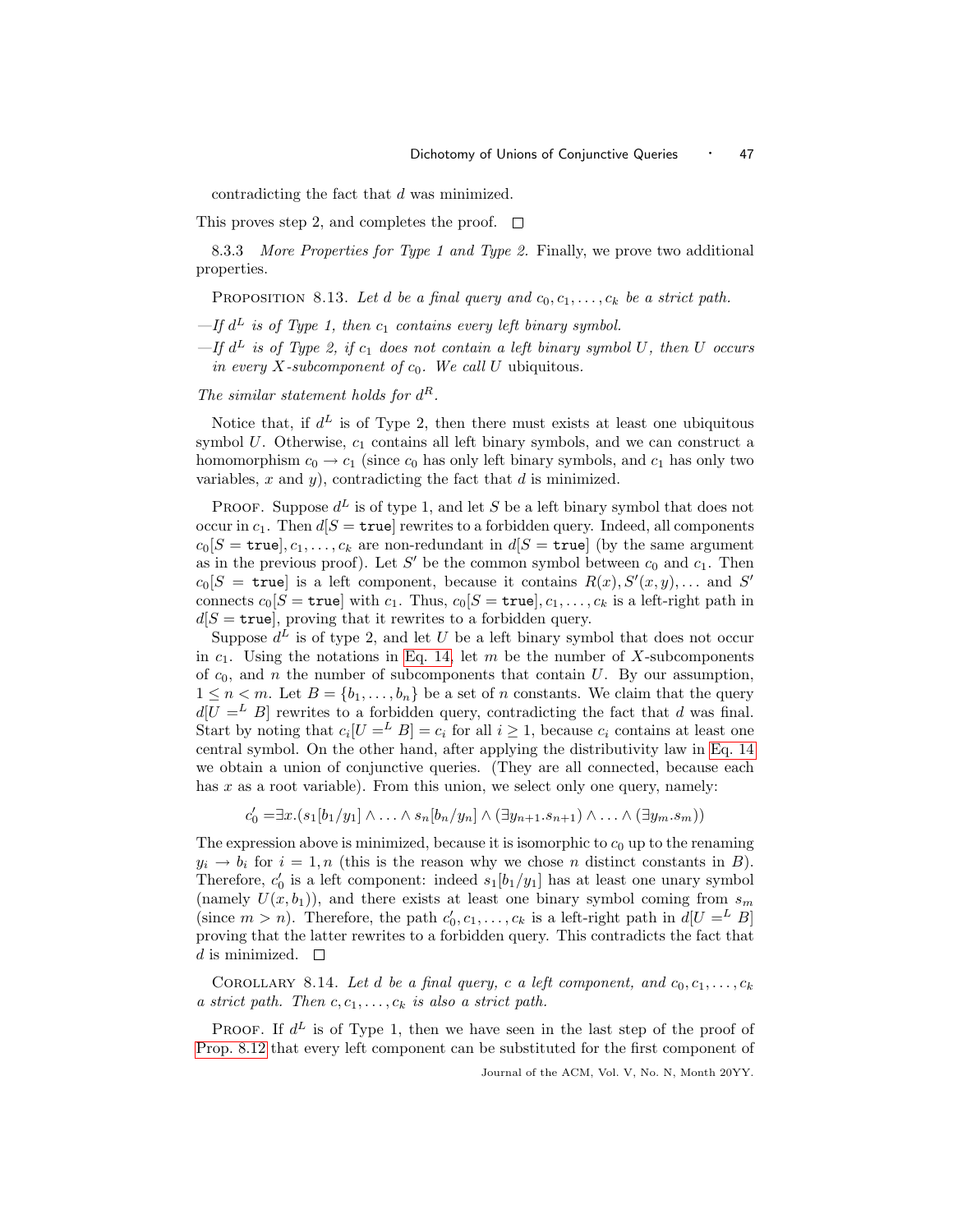contradicting the fact that $d$ was minimized.

This proves step 2, and completes the proof. □

8.3.3 *More Properties for Type 1 and Type 2.* Finally, we prove two additional properties.

PROPOSITION 8.13. *Let $d$ be a final query and $c_0, c_1, \ldots, c_k$ be a strict path.*

- *If $d^L$ is of Type 1, then $c_1$ contains every left binary symbol.*
- *If $d^L$ is of Type 2, if $c_1$ does not contain a left binary symbol $U$, then $U$ occurs in every $X$-subcomponent of $c_0$. We call $U$* ubiquitous.

*The similar statement holds for $d^R$.*

Notice that, if $d^L$ is of Type 2, then there must exists at least one ubiquitous symbol $U$. Otherwise, $c_1$ contains all left binary symbols, and we can construct a homomorphism $c_0 \to c_1$ (since $c_0$ has only left binary symbols, and $c_1$ has only two variables, $x$ and $y$), contradicting the fact that $d$ is minimized.

PROOF. Suppose $d^L$ is of type 1, and let $S$ be a left binary symbol that does not occur in $c_1$. Then $d[S = \texttt{true}]$ rewrites to a forbidden query. Indeed, all components $c_0[S = \texttt{true}], c_1, \ldots, c_k$ are non-redundant in $d[S = \texttt{true}]$ (by the same argument as in the previous proof). Let $S'$ be the common symbol between $c_0$ and $c_1$. Then $c_0[S = \texttt{true}]$ is a left component, because it contains $R(x), S'(x, y), \ldots$ and $S'$ connects $c_0[S = \texttt{true}]$ with $c_1$. Thus, $c_0[S = \texttt{true}], c_1, \ldots, c_k$ is a left-right path in $d[S = \texttt{true}]$, proving that it rewrites to a forbidden query.

Suppose $d^L$ is of type 2, and let $U$ be a left binary symbol that does not occur in $c_1$. Using the notations in Eq. 14, let $m$ be the number of $X$-subcomponents of $c_0$, and $n$ the number of subcomponents that contain $U$. By our assumption, $1 \leq n < m$. Let $B = \{b_1, \ldots, b_n\}$ be a set of $n$ constants. We claim that the query $d[U =^L B]$ rewrites to a forbidden query, contradicting the fact that $d$ was final. Start by noting that $c_i[U =^L B] = c_i$ for all $i \geq 1$, because $c_i$ contains at least one central symbol. On the other hand, after applying the distributivity law in Eq. 14 we obtain a union of conjunctive queries. (They are all connected, because each has $x$ as a root variable). From this union, we select only one query, namely:

$$c_0' = \exists x.(s_1[b_1/y_1] \wedge \ldots \wedge s_n[b_n/y_n] \wedge (\exists y_{n+1}.s_{n+1}) \wedge \ldots \wedge (\exists y_m.s_m))$$

The expression above is minimized, because it is isomorphic to $c_0$ up to the renaming $y_i \to b_i$ for $i = 1, n$ (this is the reason why we chose $n$ distinct constants in $B$). Therefore, $c_0'$ is a left component: indeed $s_1[b_1/y_1]$ has at least one unary symbol (namely $U(x, b_1)$), and there exists at least one binary symbol coming from $s_m$ (since $m > n$). Therefore, the path $c_0', c_1, \ldots, c_k$ is a left-right path in $d[U =^L B]$ proving that the latter rewrites to a forbidden query. This contradicts the fact that $d$ is minimized. □

COROLLARY 8.14. *Let $d$ be a final query, $c$ a left component, and $c_0, c_1, \ldots, c_k$ a strict path. Then $c, c_1, \ldots, c_k$ is also a strict path.*

PROOF. If $d^L$ is of Type 1, then we have seen in the last step of the proof of Prop. 8.12 that every left component can be substituted for the first component of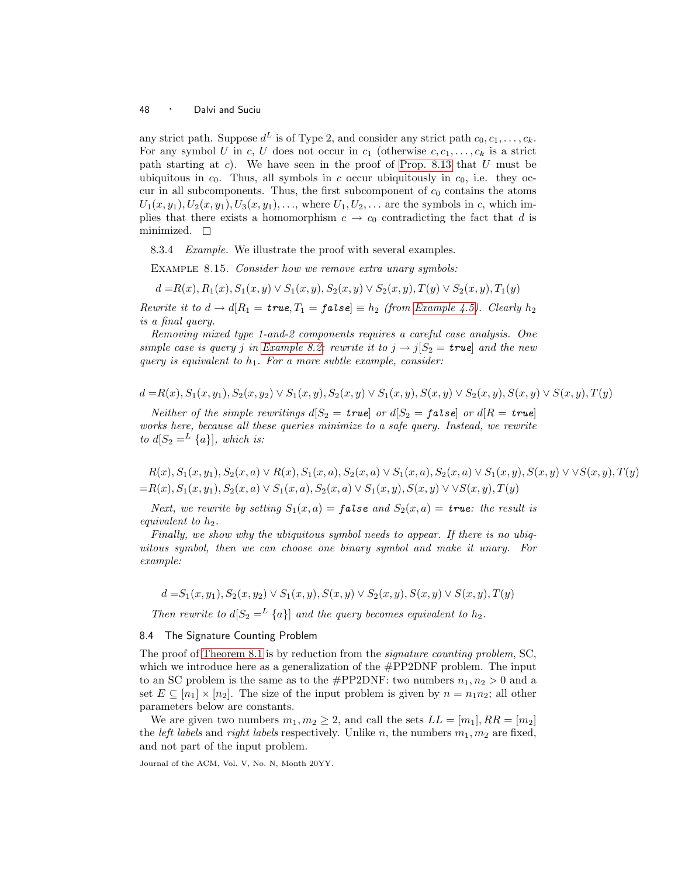any strict path. Suppose $d^L$ is of Type 2, and consider any strict path $c_0, c_1, \ldots, c_k$. For any symbol $U$ in $c$, $U$ does not occur in $c_1$ (otherwise $c, c_1, \ldots, c_k$ is a strict path starting at $c$). We have seen in the proof of Prop. 8.13 that $U$ must be ubiquitous in $c_0$. Thus, all symbols in $c$ occur ubiquitously in $c_0$, i.e. they occur in all subcomponents. Thus, the first subcomponent of $c_0$ contains the atoms $U_1(x, y_1), U_2(x, y_1), U_3(x, y_1), \ldots$, where $U_1, U_2, \ldots$ are the symbols in $c$, which implies that there exists a homomorphism $c \rightarrow c_0$ contradicting the fact that $d$ is minimized. $\square$

8.3.4 *Example.* We illustrate the proof with several examples.

Example 8.15. *Consider how we remove extra unary symbols:*

$$d = R(x), R_1(x), S_1(x, y) \vee S_1(x, y), S_2(x, y) \vee S_2(x, y), T(y) \vee S_2(x, y), T_1(y)$$

*Rewrite it to $d \rightarrow d[R_1 = \textbf{true}, T_1 = \textbf{false}] \equiv h_2$ (from Example 4.5). Clearly $h_2$ is a final query.*

*Removing mixed type 1-and-2 components requires a careful case analysis. One simple case is query $j$ in Example 8.2: rewrite it to $j \rightarrow j[S_2 = \textbf{true}]$ and the new query is equivalent to $h_1$. For a more subtle example, consider:*

$$d = R(x), S_1(x, y_1), S_2(x, y_2) \vee S_1(x, y), S_2(x, y) \vee S_1(x, y), S(x, y) \vee S_2(x, y), S(x, y) \vee S(x, y), T(y)$$

*Neither of the simple rewritings $d[S_2 = \textbf{true}]$ or $d[S_2 = \textbf{false}]$ or $d[R = \textbf{true}]$ works here, because all these queries minimize to a safe query. Instead, we rewrite to $d[S_2 =^L \{a\}]$, which is:*

$$\begin{aligned}
&R(x), S_1(x, y_1), S_2(x, a) \vee R(x), S_1(x, a), S_2(x, a) \vee S_1(x, a), S_2(x, a) \vee S_1(x, y), S(x, y) \vee \vee S(x, y), T(y) \\
=&R(x), S_1(x, y_1), S_2(x, a) \vee S_1(x, a), S_2(x, a) \vee S_1(x, y), S(x, y) \vee \vee S(x, y), T(y)
\end{aligned}$$

*Next, we rewrite by setting $S_1(x, a) = \textbf{false}$ and $S_2(x, a) = \textbf{true}$: the result is equivalent to $h_2$.*

*Finally, we show why the ubiquitous symbol needs to appear. If there is no ubiquitous symbol, then we can choose one binary symbol and make it unary. For example:*

$$d = S_1(x, y_1), S_2(x, y_2) \vee S_1(x, y), S(x, y) \vee S_2(x, y), S(x, y) \vee S(x, y), T(y)$$

*Then rewrite to $d[S_2 =^L \{a\}]$ and the query becomes equivalent to $h_2$.*

## 8.4 The Signature Counting Problem

The proof of Theorem 8.1 is by reduction from the *signature counting problem*, SC, which we introduce here as a generalization of the #PP2DNF problem. The input to an SC problem is the same as to the #PP2DNF: two numbers $n_1, n_2 > 0$ and a set $E \subseteq [n_1] \times [n_2]$. The size of the input problem is given by $n = n_1 n_2$; all other parameters below are constants.

We are given two numbers $m_1, m_2 \geq 2$, and call the sets $LL = [m_1], RR = [m_2]$ the *left labels* and *right labels* respectively. Unlike $n$, the numbers $m_1, m_2$ are fixed, and not part of the input problem.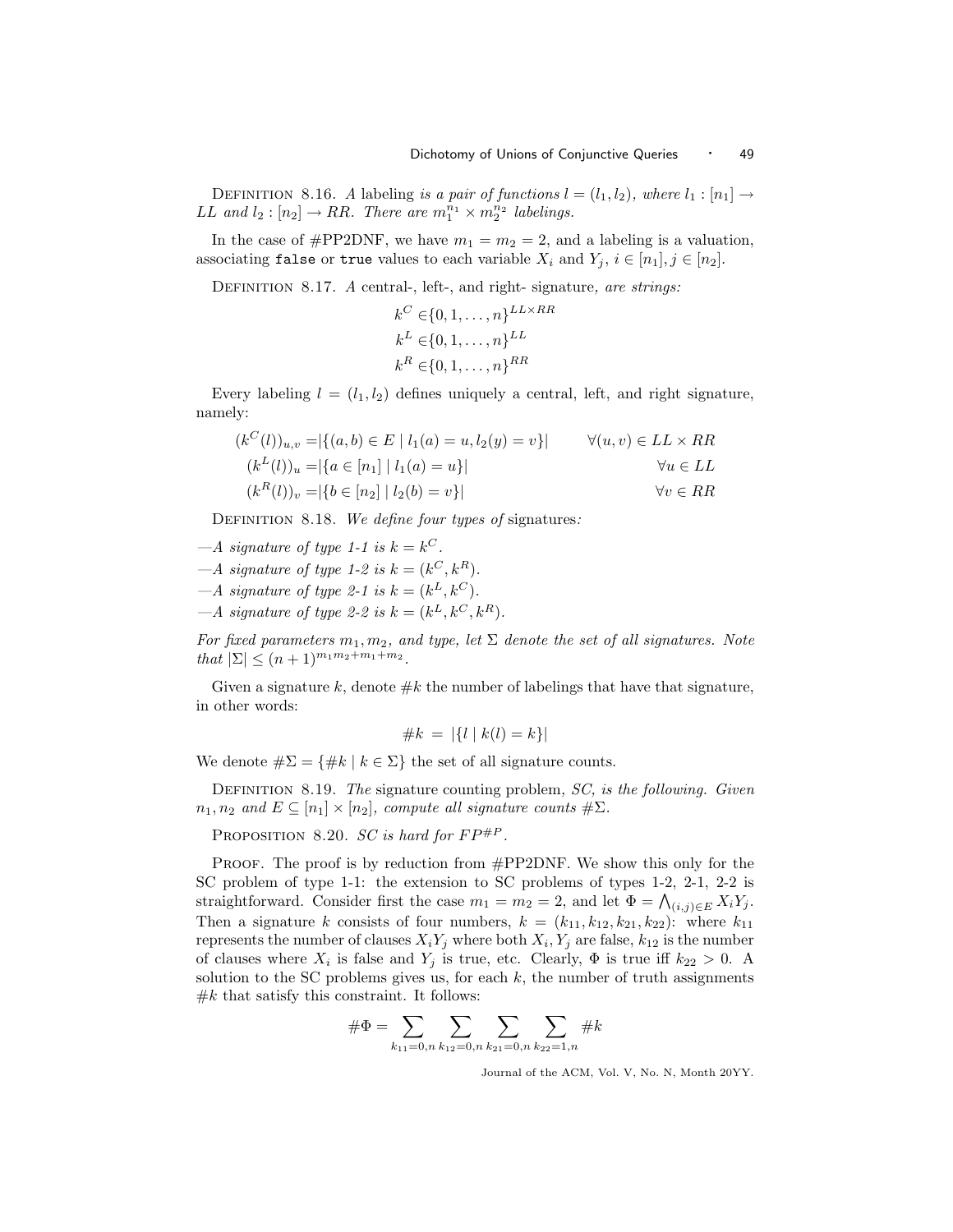DEFINITION 8.16. *A* labeling *is a pair of functions $l = (l_1, l_2)$, where $l_1 : [n_1] \to LL$ and $l_2 : [n_2] \to RR$. There are $m_1^{n_1} \times m_2^{n_2}$ labelings.*

In the case of #PP2DNF, we have $m_1 = m_2 = 2$, and a labeling is a valuation, associating `false` or `true` values to each variable $X_i$ and $Y_j$, $i \in [n_1], j \in [n_2]$.

DEFINITION 8.17. *A* central-, left-, and right- signature*, are strings:*

$$k^C \in \{0, 1, \ldots, n\}^{LL \times RR}$$
$$k^L \in \{0, 1, \ldots, n\}^{LL}$$
$$k^R \in \{0, 1, \ldots, n\}^{RR}$$

Every labeling $l = (l_1, l_2)$ defines uniquely a central, left, and right signature, namely:

$$(k^C(l))_{u,v} = |\{(a, b) \in E \mid l_1(a) = u, l_2(y) = v\}| \qquad \forall (u, v) \in LL \times RR$$
$$(k^L(l))_u = |\{a \in [n_1] \mid l_1(a) = u\}| \qquad \forall u \in LL$$
$$(k^R(l))_v = |\{b \in [n_2] \mid l_2(b) = v\}| \qquad \forall v \in RR$$

DEFINITION 8.18. *We define four types of* signatures*:*

—*A signature of type 1-1 is $k = k^C$.*
—*A signature of type 1-2 is $k = (k^C, k^R)$.*
—*A signature of type 2-1 is $k = (k^L, k^C)$.*
—*A signature of type 2-2 is $k = (k^L, k^C, k^R)$.*

*For fixed parameters $m_1, m_2$, and type, let $\Sigma$ denote the set of all signatures. Note that $|\Sigma| \leq (n+1)^{m_1 m_2 + m_1 + m_2}$.*

Given a signature $k$, denote $\#k$ the number of labelings that have that signature, in other words:

$$\#k \;=\; |\{l \mid k(l) = k\}|$$

We denote $\#\Sigma = \{\#k \mid k \in \Sigma\}$ the set of all signature counts.

DEFINITION 8.19. *The* signature counting problem*, SC, is the following. Given $n_1, n_2$ and $E \subseteq [n_1] \times [n_2]$, compute all signature counts $\#\Sigma$.*

PROPOSITION 8.20. *SC is hard for $FP^{\#P}$.*

PROOF. The proof is by reduction from #PP2DNF. We show this only for the SC problem of type 1-1: the extension to SC problems of types 1-2, 2-1, 2-2 is straightforward. Consider first the case $m_1 = m_2 = 2$, and let $\Phi = \bigwedge_{(i,j) \in E} X_i Y_j$. Then a signature $k$ consists of four numbers, $k = (k_{11}, k_{12}, k_{21}, k_{22})$: where $k_{11}$ represents the number of clauses $X_i Y_j$ where both $X_i, Y_j$ are false, $k_{12}$ is the number of clauses where $X_i$ is false and $Y_j$ is true, etc. Clearly, $\Phi$ is true iff $k_{22} > 0$. A solution to the SC problems gives us, for each $k$, the number of truth assignments $\#k$ that satisfy this constraint. It follows:

$$\#\Phi = \sum_{k_{11}=0,n} \sum_{k_{12}=0,n} \sum_{k_{21}=0,n} \sum_{k_{22}=1,n} \#k$$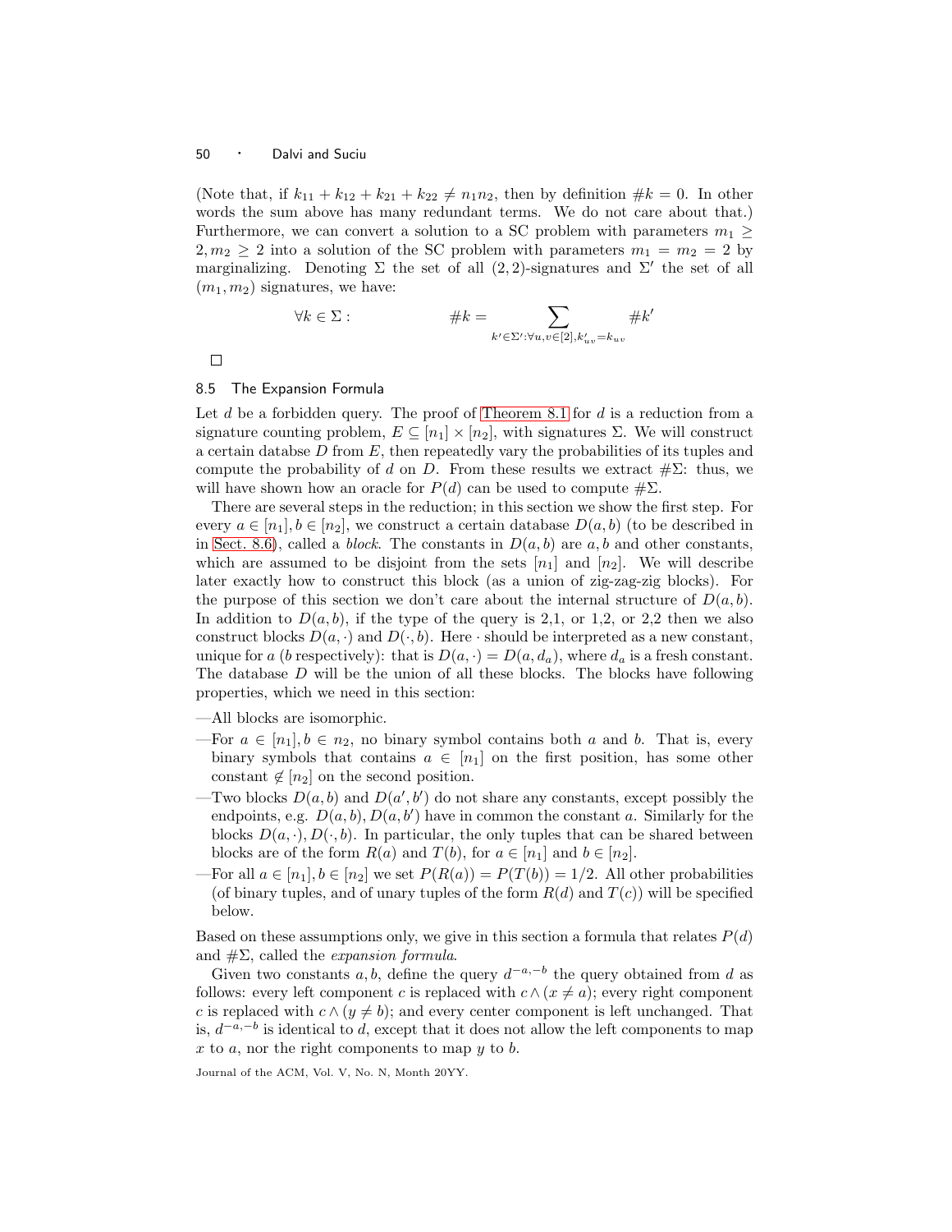(Note that, if $k_{11} + k_{12} + k_{21} + k_{22} \neq n_1 n_2$, then by definition $\#k = 0$. In other words the sum above has many redundant terms. We do not care about that.) Furthermore, we can convert a solution to a SC problem with parameters $m_1 \geq 2, m_2 \geq 2$ into a solution of the SC problem with parameters $m_1 = m_2 = 2$ by marginalizing. Denoting $\Sigma$ the set of all $(2,2)$-signatures and $\Sigma'$ the set of all $(m_1, m_2)$ signatures, we have:

$$\forall k \in \Sigma : \qquad \#k = \sum_{k' \in \Sigma' : \forall u,v \in [2], k'_{uv} = k_{uv}} \#k'$$

□

### 8.5 The Expansion Formula

Let $d$ be a forbidden query. The proof of Theorem 8.1 for $d$ is a reduction from a signature counting problem, $E \subseteq [n_1] \times [n_2]$, with signatures $\Sigma$. We will construct a certain databse $D$ from $E$, then repeatedly vary the probabilities of its tuples and compute the probability of $d$ on $D$. From these results we extract $\#\Sigma$: thus, we will have shown how an oracle for $P(d)$ can be used to compute $\#\Sigma$.

There are several steps in the reduction; in this section we show the first step. For every $a \in [n_1], b \in [n_2]$, we construct a certain database $D(a, b)$ (to be described in in Sect. 8.6), called a *block*. The constants in $D(a, b)$ are $a, b$ and other constants, which are assumed to be disjoint from the sets $[n_1]$ and $[n_2]$. We will describe later exactly how to construct this block (as a union of zig-zag-zig blocks). For the purpose of this section we don't care about the internal structure of $D(a, b)$. In addition to $D(a, b)$, if the type of the query is 2,1, or 1,2, or 2,2 then we also construct blocks $D(a, \cdot)$ and $D(\cdot, b)$. Here $\cdot$ should be interpreted as a new constant, unique for $a$ ($b$ respectively): that is $D(a, \cdot) = D(a, d_a)$, where $d_a$ is a fresh constant. The database $D$ will be the union of all these blocks. The blocks have following properties, which we need in this section:

—All blocks are isomorphic.

—For $a \in [n_1], b \in n_2$, no binary symbol contains both $a$ and $b$. That is, every binary symbols that contains $a \in [n_1]$ on the first position, has some other constant $\notin [n_2]$ on the second position.

—Two blocks $D(a, b)$ and $D(a', b')$ do not share any constants, except possibly the endpoints, e.g. $D(a, b), D(a, b')$ have in common the constant $a$. Similarly for the blocks $D(a, \cdot), D(\cdot, b)$. In particular, the only tuples that can be shared between blocks are of the form $R(a)$ and $T(b)$, for $a \in [n_1]$ and $b \in [n_2]$.

—For all $a \in [n_1], b \in [n_2]$ we set $P(R(a)) = P(T(b)) = 1/2$. All other probabilities (of binary tuples, and of unary tuples of the form $R(d)$ and $T(c)$) will be specified below.

Based on these assumptions only, we give in this section a formula that relates $P(d)$ and $\#\Sigma$, called the *expansion formula*.

Given two constants $a, b$, define the query $d^{-a,-b}$ the query obtained from $d$ as follows: every left component $c$ is replaced with $c \wedge (x \neq a)$; every right component $c$ is replaced with $c \wedge (y \neq b)$; and every center component is left unchanged. That is, $d^{-a,-b}$ is identical to $d$, except that it does not allow the left components to map $x$ to $a$, nor the right components to map $y$ to $b$.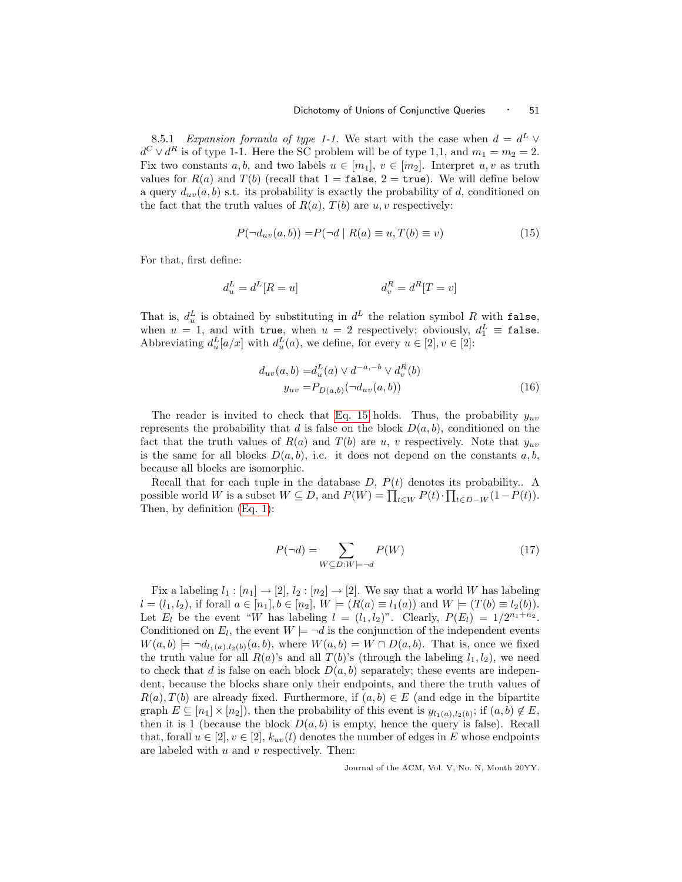8.5.1 *Expansion formula of type 1-1.* We start with the case when $d = d^L \vee d^C \vee d^R$ is of type 1-1. Here the SC problem will be of type 1,1, and $m_1 = m_2 = 2$. Fix two constants $a, b$, and two labels $u \in [m_1]$, $v \in [m_2]$. Interpret $u, v$ as truth values for $R(a)$ and $T(b)$ (recall that $1 = \texttt{false}$, $2 = \texttt{true}$). We will define below a query $d_{uv}(a, b)$ s.t. its probability is exactly the probability of $d$, conditioned on the fact that the truth values of $R(a)$, $T(b)$ are $u, v$ respectively:

$$P(\neg d_{uv}(a, b)) = P(\neg d \mid R(a) \equiv u, T(b) \equiv v) \tag{15}$$

For that, first define:

$$d_u^L = d^L[R = u] \qquad\qquad d_v^R = d^R[T = v]$$

That is, $d_u^L$ is obtained by substituting in $d^L$ the relation symbol $R$ with $\texttt{false}$, when $u = 1$, and with $\texttt{true}$, when $u = 2$ respectively; obviously, $d_1^L \equiv \texttt{false}$. Abbreviating $d_u^L[a/x]$ with $d_u^L(a)$, we define, for every $u \in [2], v \in [2]$:

$$\begin{aligned} d_{uv}(a, b) &= d_u^L(a) \vee d^{-a,-b} \vee d_v^R(b) \\ y_{uv} &= P_{D(a,b)}(\neg d_{uv}(a, b)) \end{aligned} \tag{16}$$

The reader is invited to check that Eq. 15 holds. Thus, the probability $y_{uv}$ represents the probability that $d$ is false on the block $D(a, b)$, conditioned on the fact that the truth values of $R(a)$ and $T(b)$ are $u$, $v$ respectively. Note that $y_{uv}$ is the same for all blocks $D(a, b)$, i.e. it does not depend on the constants $a, b$, because all blocks are isomorphic.

Recall that for each tuple in the database $D$, $P(t)$ denotes its probability.. A possible world $W$ is a subset $W \subseteq D$, and $P(W) = \prod_{t \in W} P(t) \cdot \prod_{t \in D - W}(1 - P(t))$. Then, by definition (Eq. 1):

$$P(\neg d) = \sum_{W \subseteq D : W \models \neg d} P(W) \tag{17}$$

Fix a labeling $l_1 : [n_1] \to [2]$, $l_2 : [n_2] \to [2]$. We say that a world $W$ has labeling $l = (l_1, l_2)$, if forall $a \in [n_1], b \in [n_2]$, $W \models (R(a) \equiv l_1(a))$ and $W \models (T(b) \equiv l_2(b))$. Let $E_l$ be the event "$W$ has labeling $l = (l_1, l_2)$". Clearly, $P(E_l) = 1/2^{n_1+n_2}$. Conditioned on $E_l$, the event $W \models \neg d$ is the conjunction of the independent events $W(a, b) \models \neg d_{l_1(a), l_2(b)}(a, b)$, where $W(a, b) = W \cap D(a, b)$. That is, once we fixed the truth value for all $R(a)$'s and all $T(b)$'s (through the labeling $l_1, l_2$), we need to check that $d$ is false on each block $D(a, b)$ separately; these events are independent, because the blocks share only their endpoints, and there the truth values of $R(a), T(b)$ are already fixed. Furthermore, if $(a, b) \in E$ (and edge in the bipartite graph $E \subseteq [n_1] \times [n_2]$), then the probability of this event is $y_{l_1(a), l_2(b)}$; if $(a, b) \notin E$, then it is 1 (because the block $D(a, b)$ is empty, hence the query is false). Recall that, forall $u \in [2], v \in [2]$, $k_{uv}(l)$ denotes the number of edges in $E$ whose endpoints are labeled with $u$ and $v$ respectively. Then: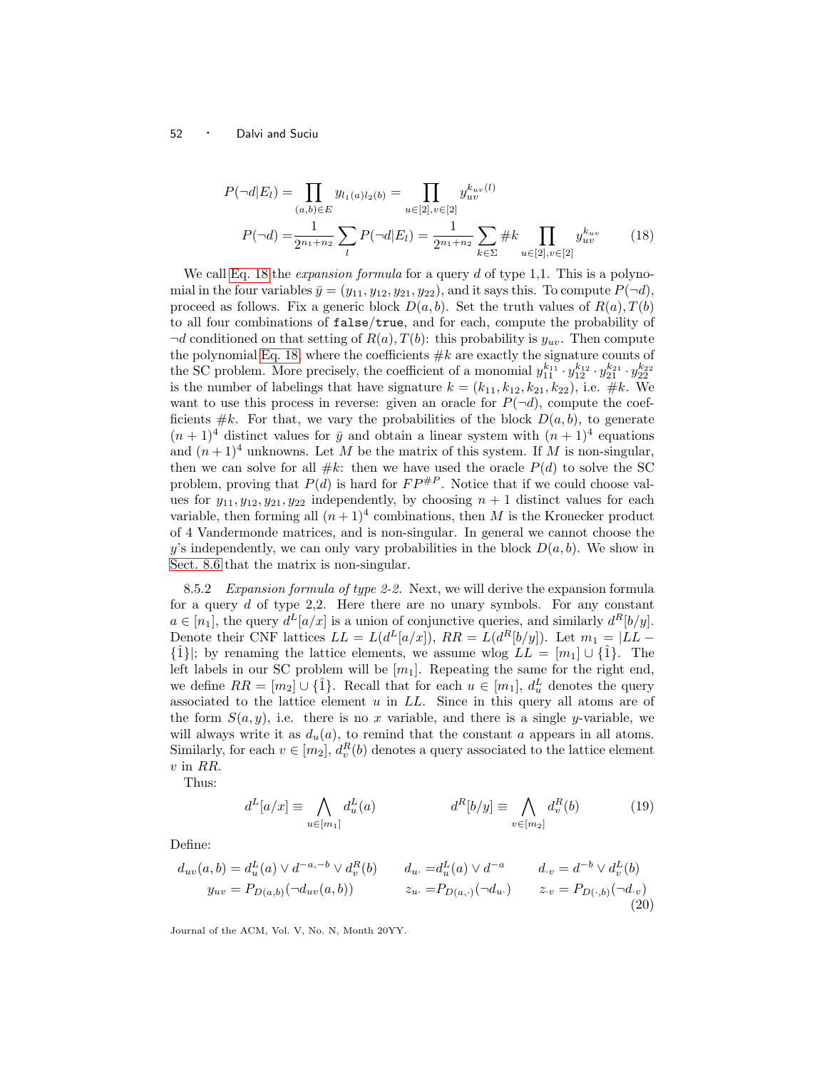$$
\begin{aligned}
P(\neg d|E_l) &= \prod_{(a,b)\in E} y_{l_1(a)l_2(b)} = \prod_{u\in[2],v\in[2]} y_{uv}^{k_{uv}(l)} \\
P(\neg d) &= \frac{1}{2^{n_1+n_2}} \sum_l P(\neg d|E_l) = \frac{1}{2^{n_1+n_2}} \sum_{k\in\Sigma} \#k \prod_{u\in[2],v\in[2]} y_{uv}^{k_{uv}} \qquad (18)
\end{aligned}
$$

We call Eq. 18 the *expansion formula* for a query $d$ of type 1,1. This is a polynomial in the four variables $\bar{y} = (y_{11}, y_{12}, y_{21}, y_{22})$, and it says this. To compute $P(\neg d)$, proceed as follows. Fix a generic block $D(a,b)$. Set the truth values of $R(a), T(b)$ to all four combinations of false/true, and for each, compute the probability of $\neg d$ conditioned on that setting of $R(a), T(b)$: this probability is $y_{uv}$. Then compute the polynomial Eq. 18, where the coefficients $\#k$ are exactly the signature counts of the SC problem. More precisely, the coefficient of a monomial $y_{11}^{k_{11}} \cdot y_{12}^{k_{12}} \cdot y_{21}^{k_{21}} \cdot y_{22}^{k_{22}}$ is the number of labelings that have signature $k = (k_{11}, k_{12}, k_{21}, k_{22})$, i.e. $\#k$. We want to use this process in reverse: given an oracle for $P(\neg d)$, compute the coefficients $\#k$. For that, we vary the probabilities of the block $D(a,b)$, to generate $(n+1)^4$ distinct values for $\bar{y}$ and obtain a linear system with $(n+1)^4$ equations and $(n+1)^4$ unknowns. Let $M$ be the matrix of this system. If $M$ is non-singular, then we can solve for all $\#k$: then we have used the oracle $P(d)$ to solve the SC problem, proving that $P(d)$ is hard for $FP^{\#P}$. Notice that if we could choose values for $y_{11}, y_{12}, y_{21}, y_{22}$ independently, by choosing $n+1$ distinct values for each variable, then forming all $(n+1)^4$ combinations, then $M$ is the Kronecker product of 4 Vandermonde matrices, and is non-singular. In general we cannot choose the $y$'s independently, we can only vary probabilities in the block $D(a,b)$. We show in Sect. 8.6 that the matrix is non-singular.

8.5.2 *Expansion formula of type 2-2.* Next, we will derive the expansion formula for a query $d$ of type 2,2. Here there are no unary symbols. For any constant $a \in [n_1]$, the query $d^L[a/x]$ is a union of conjunctive queries, and similarly $d^R[b/y]$. Denote their CNF lattices $LL = L(d^L[a/x])$, $RR = L(d^R[b/y])$. Let $m_1 = |LL - \{\hat{1}\}|$; by renaming the lattice elements, we assume wlog $LL = [m_1] \cup \{\hat{1}\}$. The left labels in our SC problem will be $[m_1]$. Repeating the same for the right end, we define $RR = [m_2] \cup \{\hat{1}\}$. Recall that for each $u \in [m_1]$, $d_u^L$ denotes the query associated to the lattice element $u$ in $LL$. Since in this query all atoms are of the form $S(a,y)$, i.e. there is no $x$ variable, and there is a single $y$-variable, we will always write it as $d_u(a)$, to remind that the constant $a$ appears in all atoms. Similarly, for each $v \in [m_2]$, $d_v^R(b)$ denotes a query associated to the lattice element $v$ in $RR$.

Thus:

$$
d^L[a/x] \equiv \bigwedge_{u\in[m_1]} d_u^L(a) \qquad\qquad d^R[b/y] \equiv \bigwedge_{v\in[m_2]} d_v^R(b) \qquad (19)
$$

Define:

$$
\begin{aligned}
d_{uv}(a,b) &= d_u^L(a) \vee d^{-a,-b} \vee d_v^R(b) & d_{u\cdot} &= d_u^L(a) \vee d^{-a} & d_{\cdot v} &= d^{-b} \vee d_v^L(b) \\
y_{uv} &= P_{D(a,b)}(\neg d_{uv}(a,b)) & z_{u\cdot} &= P_{D(a,\cdot)}(\neg d_{u\cdot}) & z_{\cdot v} &= P_{D(\cdot,b)}(\neg d_{\cdot v})
\end{aligned} \qquad (20)
$$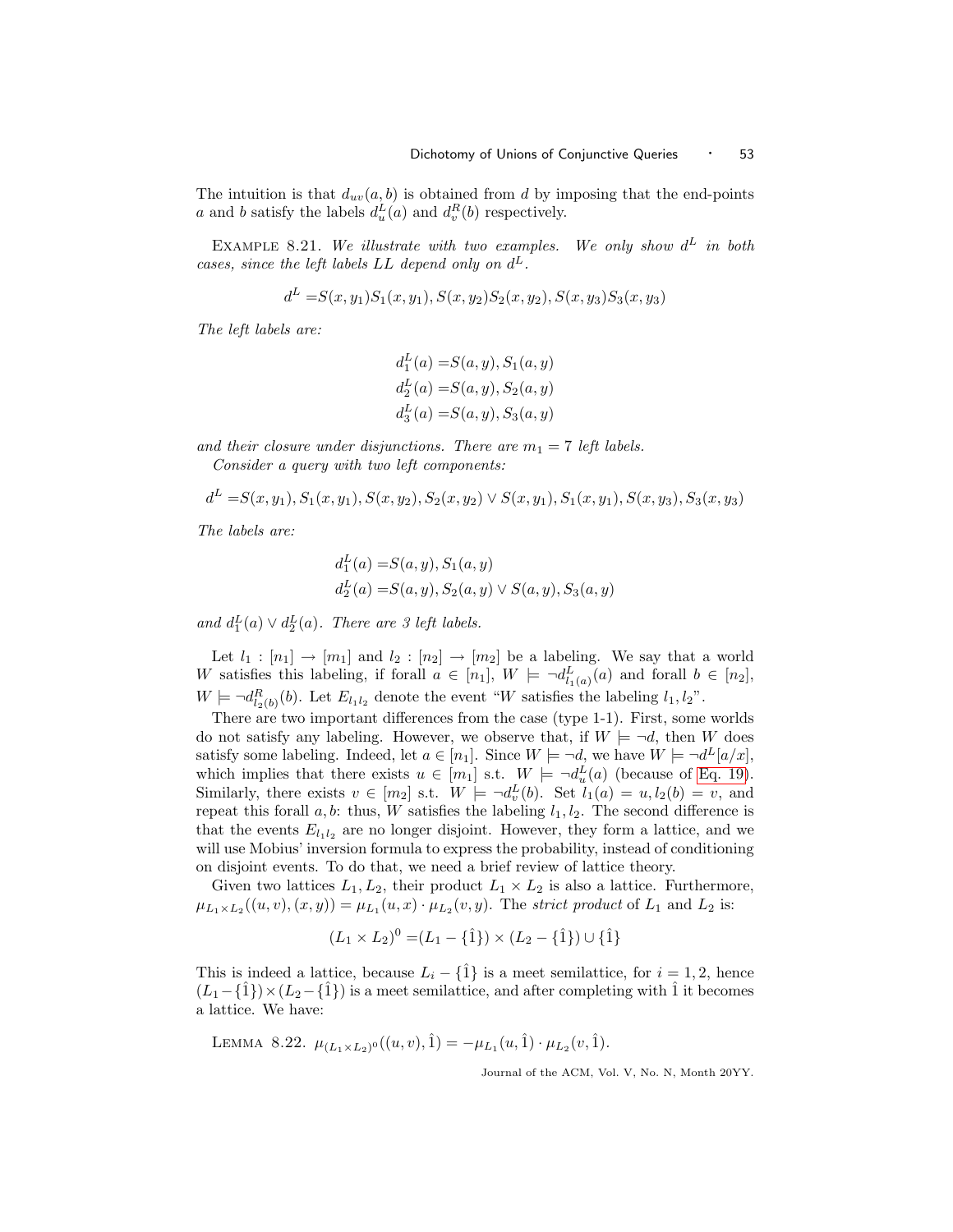The intuition is that $d_{uv}(a, b)$ is obtained from $d$ by imposing that the end-points $a$ and $b$ satisfy the labels $d^L_u(a)$ and $d^R_v(b)$ respectively.

Example 8.21. *We illustrate with two examples. We only show $d^L$ in both cases, since the left labels LL depend only on $d^L$.*

$$d^L = S(x, y_1)S_1(x, y_1), S(x, y_2)S_2(x, y_2), S(x, y_3)S_3(x, y_3)$$

*The left labels are:*

$$\begin{aligned}
d^L_1(a) =& S(a, y), S_1(a, y) \\
d^L_2(a) =& S(a, y), S_2(a, y) \\
d^L_3(a) =& S(a, y), S_3(a, y)
\end{aligned}$$

*and their closure under disjunctions. There are $m_1 = 7$ left labels.*

*Consider a query with two left components:*

$$d^L = S(x, y_1), S_1(x, y_1), S(x, y_2), S_2(x, y_2) \vee S(x, y_1), S_1(x, y_1), S(x, y_3), S_3(x, y_3)$$

*The labels are:*

$$\begin{aligned}
d^L_1(a) =& S(a, y), S_1(a, y) \\
d^L_2(a) =& S(a, y), S_2(a, y) \vee S(a, y), S_3(a, y)
\end{aligned}$$

*and $d^L_1(a) \vee d^L_2(a)$. There are 3 left labels.*

Let $l_1 : [n_1] \to [m_1]$ and $l_2 : [n_2] \to [m_2]$ be a labeling. We say that a world $W$ satisfies this labeling, if forall $a \in [n_1]$, $W \models \neg d^L_{l_1(a)}(a)$ and forall $b \in [n_2]$, $W \models \neg d^R_{l_2(b)}(b)$. Let $E_{l_1 l_2}$ denote the event "$W$ satisfies the labeling $l_1, l_2$".

There are two important differences from the case (type 1-1). First, some worlds do not satisfy any labeling. However, we observe that, if $W \models \neg d$, then $W$ does satisfy some labeling. Indeed, let $a \in [n_1]$. Since $W \models \neg d$, we have $W \models \neg d^L[a/x]$, which implies that there exists $u \in [m_1]$ s.t. $W \models \neg d^L_u(a)$ (because of Eq. 19). Similarly, there exists $v \in [m_2]$ s.t. $W \models \neg d^L_v(b)$. Set $l_1(a) = u, l_2(b) = v$, and repeat this forall $a, b$: thus, $W$ satisfies the labeling $l_1, l_2$. The second difference is that the events $E_{l_1 l_2}$ are no longer disjoint. However, they form a lattice, and we will use Mobius' inversion formula to express the probability, instead of conditioning on disjoint events. To do that, we need a brief review of lattice theory.

Given two lattices $L_1, L_2$, their product $L_1 \times L_2$ is also a lattice. Furthermore, $\mu_{L_1 \times L_2}((u, v), (x, y)) = \mu_{L_1}(u, x) \cdot \mu_{L_2}(v, y)$. The *strict product* of $L_1$ and $L_2$ is:

$$(L_1 \times L_2)^0 = (L_1 - \{\hat{1}\}) \times (L_2 - \{\hat{1}\}) \cup \{\hat{1}\}$$

This is indeed a lattice, because $L_i - \{\hat{1}\}$ is a meet semilattice, for $i = 1, 2$, hence $(L_1 - \{\hat{1}\}) \times (L_2 - \{\hat{1}\})$ is a meet semilattice, and after completing with $\hat{1}$ it becomes a lattice. We have:

Lemma 8.22. $\mu_{(L_1 \times L_2)^0}((u, v), \hat{1}) = -\mu_{L_1}(u, \hat{1}) \cdot \mu_{L_2}(v, \hat{1})$.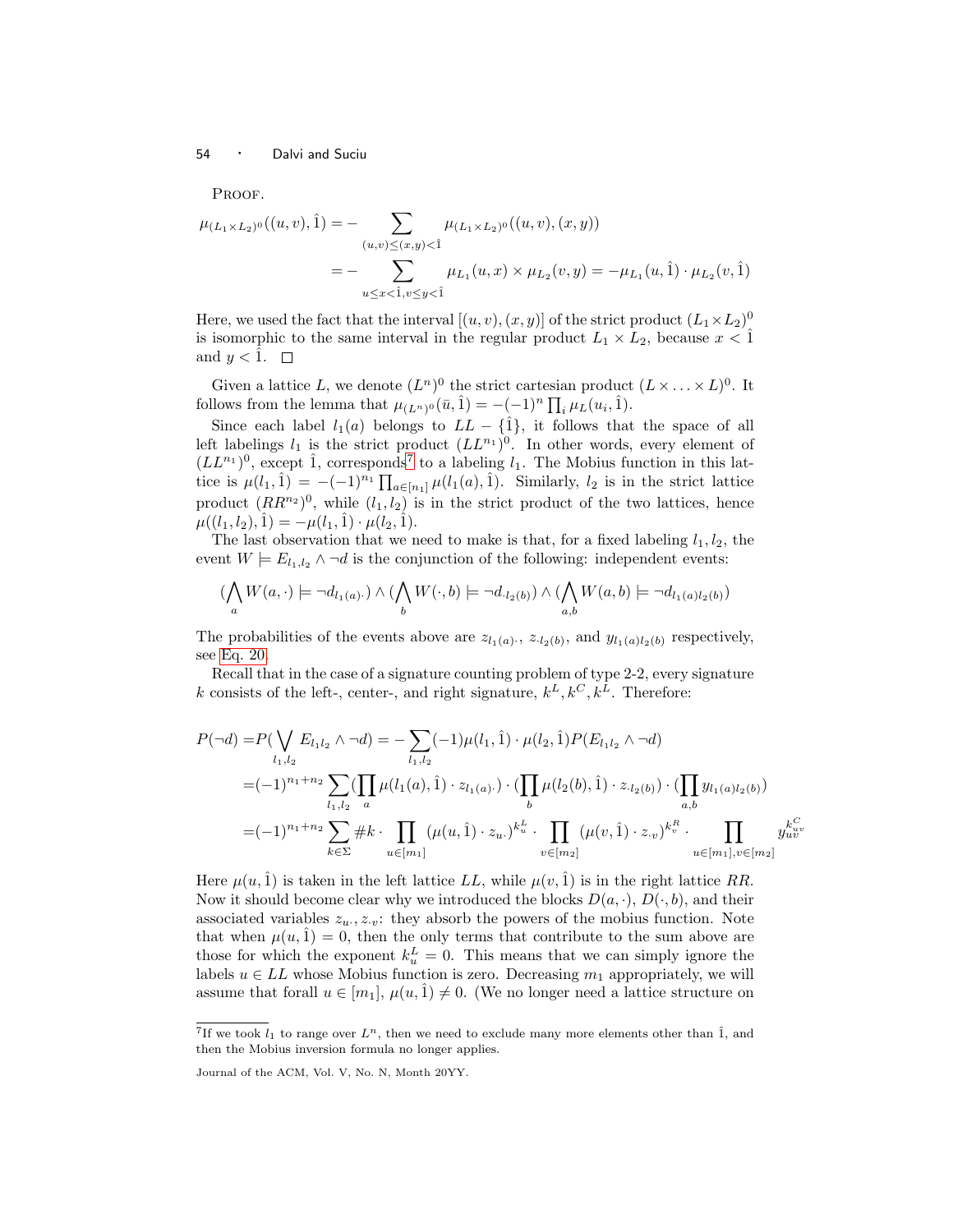PROOF.

$$\mu_{(L_1\times L_2)^0}((u,v),\hat{1}) = -\sum_{(u,v)\le(x,y)<\hat{1}} \mu_{(L_1\times L_2)^0}((u,v),(x,y))$$
$$= -\sum_{u\le x<\hat{1}, v\le y<\hat{1}} \mu_{L_1}(u,x)\times\mu_{L_2}(v,y) = -\mu_{L_1}(u,\hat{1})\cdot\mu_{L_2}(v,\hat{1})$$

Here, we used the fact that the interval $[(u,v),(x,y)]$ of the strict product $(L_1\times L_2)^0$ is isomorphic to the same interval in the regular product $L_1\times L_2$, because $x<\hat{1}$ and $y<\hat{1}$. □

Given a lattice $L$, we denote $(L^n)^0$ the strict cartesian product $(L\times\ldots\times L)^0$. It follows from the lemma that $\mu_{(L^n)^0}(\bar{u},\hat{1}) = -(-1)^n\prod_i \mu_L(u_i,\hat{1})$.

Since each label $l_1(a)$ belongs to $LL-\{\hat{1}\}$, it follows that the space of all left labelings $l_1$ is the strict product $(LL^{n_1})^0$. In other words, every element of $(LL^{n_1})^0$, except $\hat{1}$, corresponds[7] to a labeling $l_1$. The Mobius function in this lattice is $\mu(l_1,\hat{1}) = -(-1)^{n_1}\prod_{a\in[n_1]}\mu(l_1(a),\hat{1})$. Similarly, $l_2$ is in the strict lattice product $(RR^{n_2})^0$, while $(l_1,l_2)$ is in the strict product of the two lattices, hence $\mu((l_1,l_2),\hat{1}) = -\mu(l_1,\hat{1})\cdot\mu(l_2,\hat{1})$.

The last observation that we need to make is that, for a fixed labeling $l_1,l_2$, the event $W\models E_{l_1,l_2}\wedge\neg d$ is the conjunction of the following: independent events:

$$(\bigwedge_a W(a,\cdot)\models\neg d_{l_1(a)\cdot})\wedge(\bigwedge_b W(\cdot,b)\models\neg d_{\cdot l_2(b)})\wedge(\bigwedge_{a,b} W(a,b)\models\neg d_{l_1(a)l_2(b)})$$

The probabilities of the events above are $z_{l_1(a)\cdot}$, $z_{\cdot l_2(b)}$, and $y_{l_1(a)l_2(b)}$ respectively, see Eq. 20.

Recall that in the case of a signature counting problem of type 2-2, every signature $k$ consists of the left-, center-, and right signature, $k^L, k^C, k^L$. Therefore:

$$P(\neg d) = P(\bigvee_{l_1,l_2} E_{l_1l_2}\wedge\neg d) = -\sum_{l_1,l_2}(-1)\mu(l_1,\hat{1})\cdot\mu(l_2,\hat{1})P(E_{l_1l_2}\wedge\neg d)$$
$$= (-1)^{n_1+n_2}\sum_{l_1,l_2}(\prod_a\mu(l_1(a),\hat{1})\cdot z_{l_1(a)\cdot})\cdot(\prod_b\mu(l_2(b),\hat{1})\cdot z_{\cdot l_2(b)})\cdot(\prod_{a,b} y_{l_1(a)l_2(b)})$$
$$= (-1)^{n_1+n_2}\sum_{k\in\Sigma}\#k\cdot\prod_{u\in[m_1]}(\mu(u,\hat{1})\cdot z_{u\cdot})^{k_u^L}\cdot\prod_{v\in[m_2]}(\mu(v,\hat{1})\cdot z_{\cdot v})^{k_v^R}\cdot\prod_{u\in[m_1],v\in[m_2]} y_{uv}^{k_{uv}^C}$$

Here $\mu(u,\hat{1})$ is taken in the left lattice $LL$, while $\mu(v,\hat{1})$ is in the right lattice $RR$. Now it should become clear why we introduced the blocks $D(a,\cdot)$, $D(\cdot,b)$, and their associated variables $z_{u\cdot}, z_{\cdot v}$: they absorb the powers of the mobius function. Note that when $\mu(u,\hat{1})=0$, then the only terms that contribute to the sum above are those for which the exponent $k_u^L=0$. This means that we can simply ignore the labels $u\in LL$ whose Mobius function is zero. Decreasing $m_1$ appropriately, we will assume that forall $u\in[m_1]$, $\mu(u,\hat{1})\neq 0$. (We no longer need a lattice structure on

[7] If we took $l_1$ to range over $L^n$, then we need to exclude many more elements other than $\hat{1}$, and then the Mobius inversion formula no longer applies.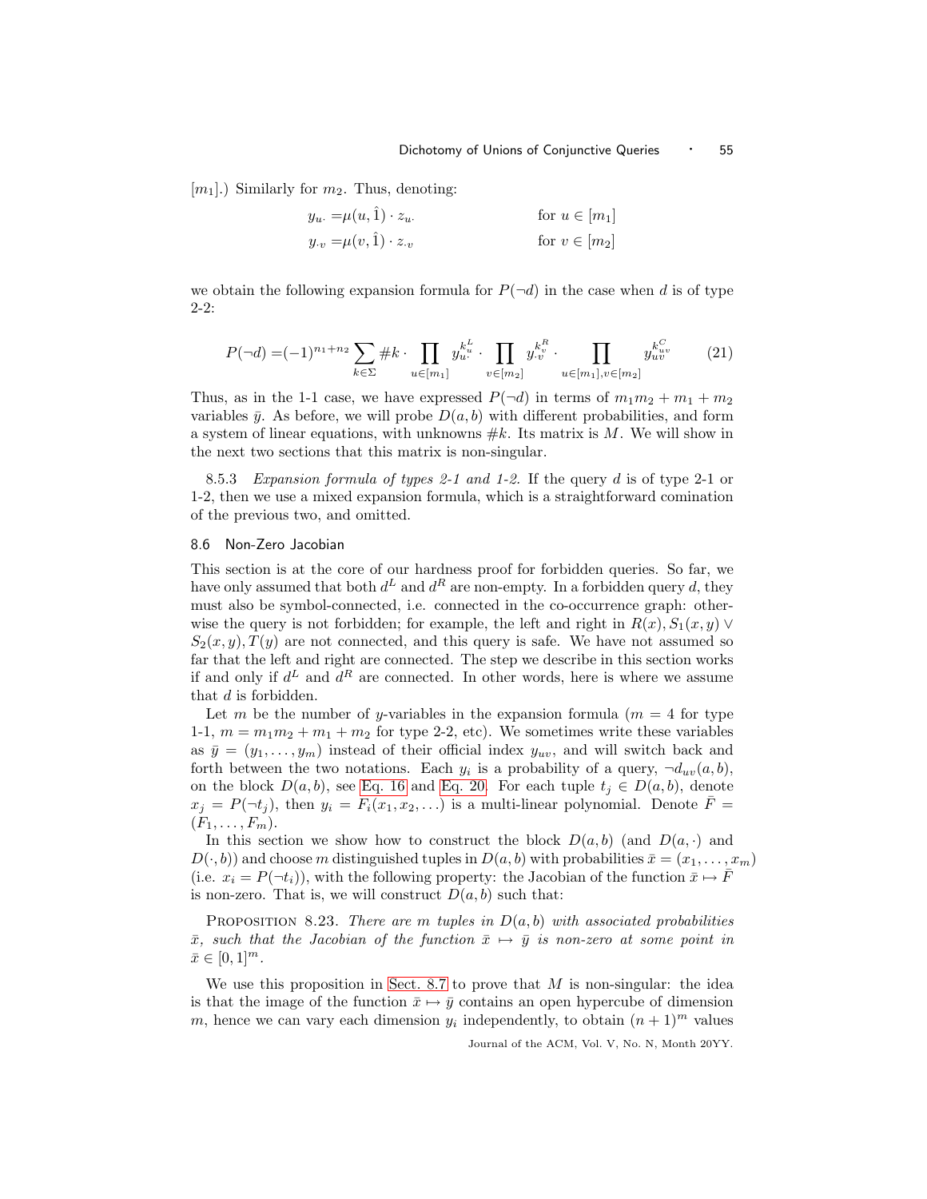$[m_1]$.) Similarly for $m_2$. Thus, denoting:

$$y_{u\cdot} = \mu(u, \hat{1}) \cdot z_{u\cdot} \qquad \text{for } u \in [m_1]$$

$$y_{\cdot v} = \mu(v, \hat{1}) \cdot z_{\cdot v} \qquad \text{for } v \in [m_2]$$

we obtain the following expansion formula for $P(\neg d)$ in the case when $d$ is of type 2-2:

$$P(\neg d) = (-1)^{n_1+n_2} \sum_{k \in \Sigma} \#k \cdot \prod_{u \in [m_1]} y_{u\cdot}^{k^L_u} \cdot \prod_{v \in [m_2]} y_{\cdot v}^{k^R_v} \cdot \prod_{u \in [m_1], v \in [m_2]} y_{uv}^{k^C_{uv}} \tag{21}$$

Thus, as in the 1-1 case, we have expressed $P(\neg d)$ in terms of $m_1 m_2 + m_1 + m_2$ variables $\bar{y}$. As before, we will probe $D(a, b)$ with different probabilities, and form a system of linear equations, with unknowns $\#k$. Its matrix is $M$. We will show in the next two sections that this matrix is non-singular.

8.5.3 *Expansion formula of types 2-1 and 1-2.* If the query $d$ is of type 2-1 or 1-2, then we use a mixed expansion formula, which is a straightforward comination of the previous two, and omitted.

## 8.6 Non-Zero Jacobian

This section is at the core of our hardness proof for forbidden queries. So far, we have only assumed that both $d^L$ and $d^R$ are non-empty. In a forbidden query $d$, they must also be symbol-connected, i.e. connected in the co-occurrence graph: otherwise the query is not forbidden; for example, the left and right in $R(x), S_1(x, y) \vee S_2(x, y), T(y)$ are not connected, and this query is safe. We have not assumed so far that the left and right are connected. The step we describe in this section works if and only if $d^L$ and $d^R$ are connected. In other words, here is where we assume that $d$ is forbidden.

Let $m$ be the number of $y$-variables in the expansion formula ($m = 4$ for type 1-1, $m = m_1 m_2 + m_1 + m_2$ for type 2-2, etc). We sometimes write these variables as $\bar{y} = (y_1, \ldots, y_m)$ instead of their official index $y_{uv}$, and will switch back and forth between the two notations. Each $y_i$ is a probability of a query, $\neg d_{uv}(a, b)$, on the block $D(a, b)$, see Eq. 16 and Eq. 20. For each tuple $t_j \in D(a, b)$, denote $x_j = P(\neg t_j)$, then $y_i = F_i(x_1, x_2, \ldots)$ is a multi-linear polynomial. Denote $\bar{F} = (F_1, \ldots, F_m)$.

In this section we show how to construct the block $D(a, b)$ (and $D(a, \cdot)$ and $D(\cdot, b)$) and choose $m$ distinguished tuples in $D(a, b)$ with probabilities $\bar{x} = (x_1, \ldots, x_m)$ (i.e. $x_i = P(\neg t_i)$), with the following property: the Jacobian of the function $\bar{x} \mapsto \bar{F}$ is non-zero. That is, we will construct $D(a, b)$ such that:

Proposition 8.23. *There are $m$ tuples in $D(a, b)$ with associated probabilities $\bar{x}$, such that the Jacobian of the function $\bar{x} \mapsto \bar{y}$ is non-zero at some point in $\bar{x} \in [0, 1]^m$.*

We use this proposition in Sect. 8.7 to prove that $M$ is non-singular: the idea is that the image of the function $\bar{x} \mapsto \bar{y}$ contains an open hypercube of dimension $m$, hence we can vary each dimension $y_i$ independently, to obtain $(n + 1)^m$ values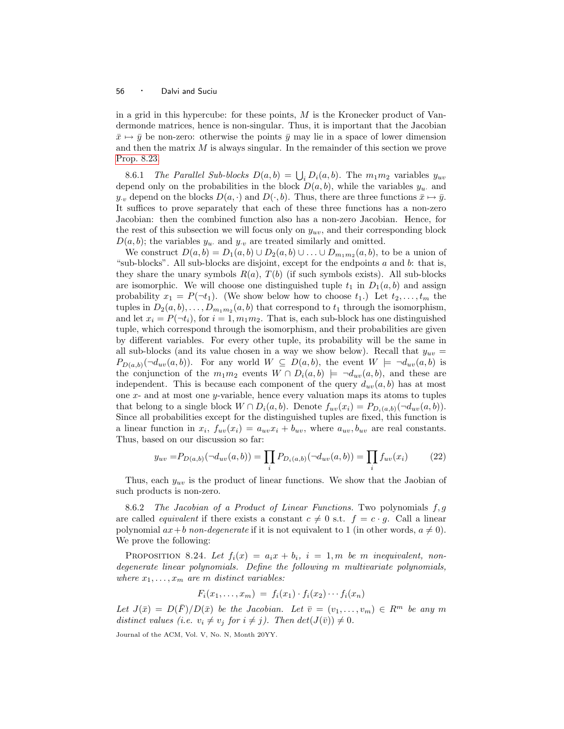in a grid in this hypercube: for these points, $M$ is the Kronecker product of Vandermonde matrices, hence is non-singular. Thus, it is important that the Jacobian $\bar{x} \mapsto \bar{y}$ be non-zero: otherwise the points $\bar{y}$ may lie in a space of lower dimension and then the matrix $M$ is always singular. In the remainder of this section we prove Prop. 8.23.

8.6.1 *The Parallel Sub-blocks* $D(a, b) = \bigcup_i D_i(a, b)$. The $m_1 m_2$ variables $y_{uv}$ depend only on the probabilities in the block $D(a, b)$, while the variables $y_{u\cdot}$ and $y_{\cdot v}$ depend on the blocks $D(a, \cdot)$ and $D(\cdot, b)$. Thus, there are three functions $\bar{x} \mapsto \bar{y}$. It suffices to prove separately that each of these three functions has a non-zero Jacobian: then the combined function also has a non-zero Jacobian. Hence, for the rest of this subsection we will focus only on $y_{uv}$, and their corresponding block $D(a, b)$; the variables $y_{u\cdot}$ and $y_{\cdot v}$ are treated similarly and omitted.

We construct $D(a, b) = D_1(a, b) \cup D_2(a, b) \cup \ldots \cup D_{m_1 m_2}(a, b)$, to be a union of "sub-blocks". All sub-blocks are disjoint, except for the endpoints $a$ and $b$: that is, they share the unary symbols $R(a)$, $T(b)$ (if such symbols exists). All sub-blocks are isomorphic. We will choose one distinguished tuple $t_1$ in $D_1(a, b)$ and assign probability $x_1 = P(\neg t_1)$. (We show below how to choose $t_1$.) Let $t_2, \ldots, t_m$ the tuples in $D_2(a, b), \ldots, D_{m_1 m_2}(a, b)$ that correspond to $t_1$ through the isomorphism, and let $x_i = P(\neg t_i)$, for $i = 1, m_1 m_2$. That is, each sub-block has one distinguished tuple, which correspond through the isomorphism, and their probabilities are given by different variables. For every other tuple, its probability will be the same in all sub-blocks (and its value chosen in a way we show below). Recall that $y_{uv} = P_{D(a,b)}(\neg d_{uv}(a, b))$. For any world $W \subseteq D(a, b)$, the event $W \models \neg d_{uv}(a, b)$ is the conjunction of the $m_1 m_2$ events $W \cap D_i(a, b) \models \neg d_{uv}(a, b)$, and these are independent. This is because each component of the query $d_{uv}(a, b)$ has at most one $x$- and at most one $y$-variable, hence every valuation maps its atoms to tuples that belong to a single block $W \cap D_i(a, b)$. Denote $f_{uv}(x_i) = P_{D_i(a,b)}(\neg d_{uv}(a, b))$. Since all probabilities except for the distinguished tuples are fixed, this function is a linear function in $x_i$, $f_{uv}(x_i) = a_{uv} x_i + b_{uv}$, where $a_{uv}, b_{uv}$ are real constants. Thus, based on our discussion so far:

$$y_{uv} = P_{D(a,b)}(\neg d_{uv}(a, b)) = \prod_i P_{D_i(a,b)}(\neg d_{uv}(a, b)) = \prod_i f_{uv}(x_i) \tag{22}$$

Thus, each $y_{uv}$ is the product of linear functions. We show that the Jaobian of such products is non-zero.

8.6.2 *The Jacobian of a Product of Linear Functions.* Two polynomials $f, g$ are called *equivalent* if there exists a constant $c \neq 0$ s.t. $f = c \cdot g$. Call a linear polynomial $ax + b$ *non-degenerate* if it is not equivalent to 1 (in other words, $a \neq 0$). We prove the following:

PROPOSITION 8.24. *Let $f_i(x) = a_i x + b_i$, $i = 1, m$ be $m$ inequivalent, non-degenerate linear polynomials. Define the following $m$ multivariate polynomials, where $x_1, \ldots, x_m$ are $m$ distinct variables:*

$$F_i(x_1, \ldots, x_m) = f_i(x_1) \cdot f_i(x_2) \cdots f_i(x_n)$$

*Let $J(\bar{x}) = D(\bar{F})/D(\bar{x})$ be the Jacobian. Let $\bar{v} = (v_1, \ldots, v_m) \in R^m$ be any $m$ distinct values (i.e. $v_i \neq v_j$ for $i \neq j$). Then $det(J(\bar{v})) \neq 0$.*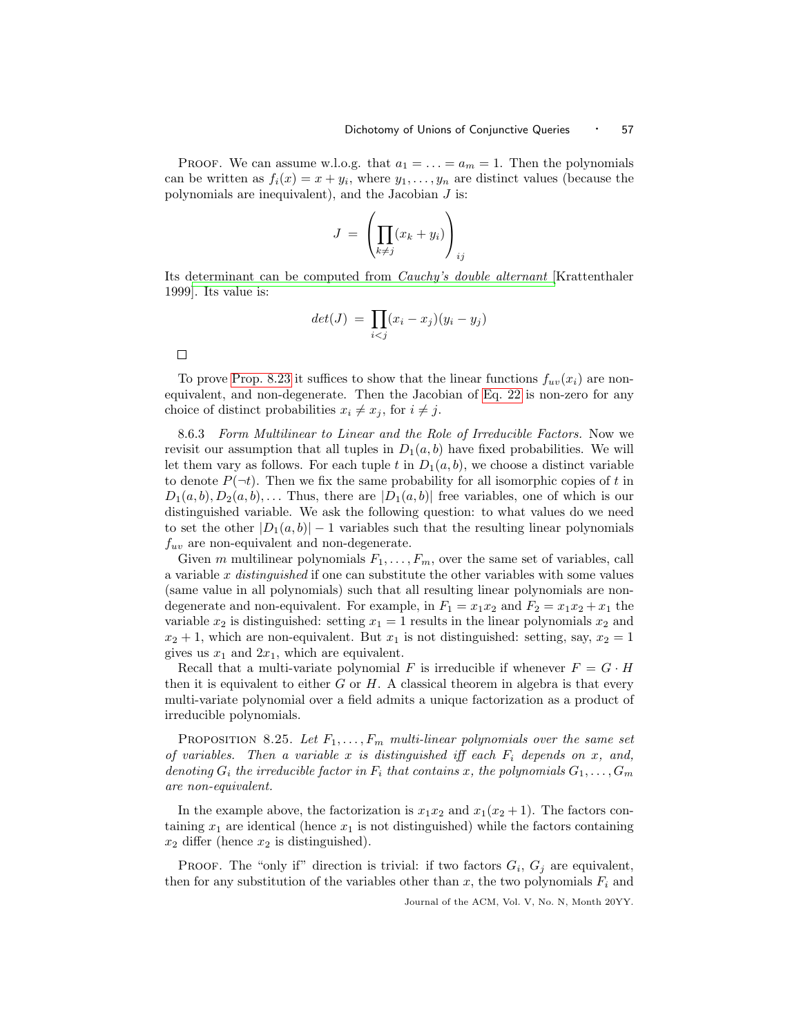PROOF. We can assume w.l.o.g. that $a_1 = \ldots = a_m = 1$. Then the polynomials can be written as $f_i(x) = x + y_i$, where $y_1, \ldots, y_n$ are distinct values (because the polynomials are inequivalent), and the Jacobian $J$ is:

$$J = \left( \prod_{k \neq j} (x_k + y_i) \right)_{ij}$$

Its determinant can be computed from *Cauchy's double alternant* [Krattenthaler 1999]. Its value is:

$$det(J) = \prod_{i<j} (x_i - x_j)(y_i - y_j)$$

□

To prove Prop. 8.23 it suffices to show that the linear functions $f_{uv}(x_i)$ are non-equivalent, and non-degenerate. Then the Jacobian of Eq. 22 is non-zero for any choice of distinct probabilities $x_i \neq x_j$, for $i \neq j$.

8.6.3 *Form Multilinear to Linear and the Role of Irreducible Factors.* Now we revisit our assumption that all tuples in $D_1(a, b)$ have fixed probabilities. We will let them vary as follows. For each tuple $t$ in $D_1(a, b)$, we choose a distinct variable to denote $P(\neg t)$. Then we fix the same probability for all isomorphic copies of $t$ in $D_1(a, b), D_2(a, b), \ldots$ Thus, there are $|D_1(a, b)|$ free variables, one of which is our distinguished variable. We ask the following question: to what values do we need to set the other $|D_1(a, b)| - 1$ variables such that the resulting linear polynomials $f_{uv}$ are non-equivalent and non-degenerate.

Given $m$ multilinear polynomials $F_1, \ldots, F_m$, over the same set of variables, call a variable $x$ *distinguished* if one can substitute the other variables with some values (same value in all polynomials) such that all resulting linear polynomials are non-degenerate and non-equivalent. For example, in $F_1 = x_1 x_2$ and $F_2 = x_1 x_2 + x_1$ the variable $x_2$ is distinguished: setting $x_1 = 1$ results in the linear polynomials $x_2$ and $x_2 + 1$, which are non-equivalent. But $x_1$ is not distinguished: setting, say, $x_2 = 1$ gives us $x_1$ and $2x_1$, which are equivalent.

Recall that a multi-variate polynomial $F$ is irreducible if whenever $F = G \cdot H$ then it is equivalent to either $G$ or $H$. A classical theorem in algebra is that every multi-variate polynomial over a field admits a unique factorization as a product of irreducible polynomials.

PROPOSITION 8.25. *Let $F_1, \ldots, F_m$ multi-linear polynomials over the same set of variables. Then a variable $x$ is distinguished iff each $F_i$ depends on $x$, and, denoting $G_i$ the irreducible factor in $F_i$ that contains $x$, the polynomials $G_1, \ldots, G_m$ are non-equivalent.*

In the example above, the factorization is $x_1 x_2$ and $x_1(x_2 + 1)$. The factors containing $x_1$ are identical (hence $x_1$ is not distinguished) while the factors containing $x_2$ differ (hence $x_2$ is distinguished).

PROOF. The "only if" direction is trivial: if two factors $G_i$, $G_j$ are equivalent, then for any substitution of the variables other than $x$, the two polynomials $F_i$ and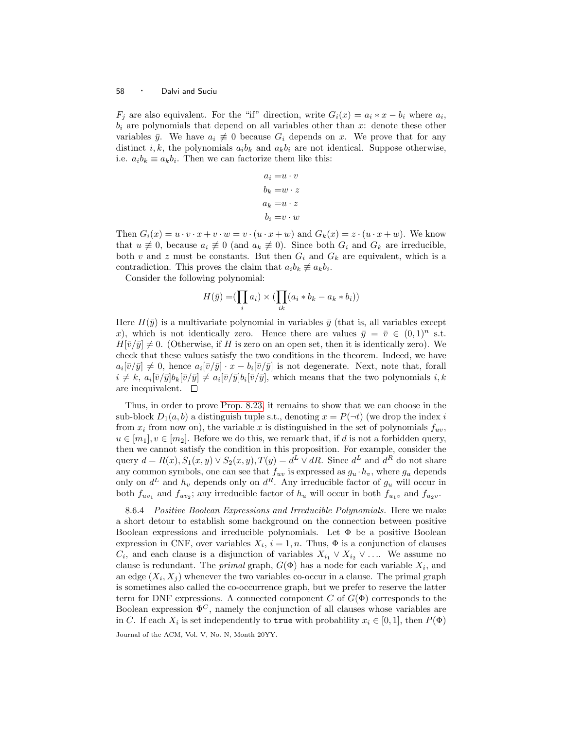$F_j$ are also equivalent. For the "if" direction, write $G_i(x) = a_i * x - b_i$ where $a_i$, $b_i$ are polynomials that depend on all variables other than $x$: denote these other variables $\bar{y}$. We have $a_i \not\equiv 0$ because $G_i$ depends on $x$. We prove that for any distinct $i, k$, the polynomials $a_i b_k$ and $a_k b_i$ are not identical. Suppose otherwise, i.e. $a_i b_k \equiv a_k b_i$. Then we can factorize them like this:

$$
\begin{aligned}
a_i =& u \cdot v \\
b_k =& w \cdot z \\
a_k =& u \cdot z \\
b_i =& v \cdot w
\end{aligned}
$$

Then $G_i(x) = u \cdot v \cdot x + v \cdot w = v \cdot (u \cdot x + w)$ and $G_k(x) = z \cdot (u \cdot x + w)$. We know that $u \not\equiv 0$, because $a_i \not\equiv 0$ (and $a_k \not\equiv 0$). Since both $G_i$ and $G_k$ are irreducible, both $v$ and $z$ must be constants. But then $G_i$ and $G_k$ are equivalent, which is a contradiction. This proves the claim that $a_i b_k \not\equiv a_k b_i$.

Consider the following polynomial:

$$
H(\bar{y}) = (\prod_i a_i) \times (\prod_{ik} (a_i * b_k - a_k * b_i))
$$

Here $H(\bar{y})$ is a multivariate polynomial in variables $\bar{y}$ (that is, all variables except $x$), which is not identically zero. Hence there are values $\bar{y} = \bar{v} \in (0,1)^n$ s.t. $H[\bar{v}/\bar{y}] \neq 0$. (Otherwise, if $H$ is zero on an open set, then it is identically zero). We check that these values satisfy the two conditions in the theorem. Indeed, we have $a_i[\bar{v}/\bar{y}] \neq 0$, hence $a_i[\bar{v}/\bar{y}] \cdot x - b_i[\bar{v}/\bar{y}]$ is not degenerate. Next, note that, forall $i \neq k$, $a_i[\bar{v}/\bar{y}] b_k[\bar{v}/\bar{y}] \neq a_i[\bar{v}/\bar{y}] b_i[\bar{v}/\bar{y}]$, which means that the two polynomials $i, k$ are inequivalent. $\square$

Thus, in order to prove Prop. 8.23, it remains to show that we can choose in the sub-block $D_1(a, b)$ a distinguish tuple s.t., denoting $x = P(\neg t)$ (we drop the index $i$ from $x_i$ from now on), the variable $x$ is distinguished in the set of polynomials $f_{uv}$, $u \in [m_1], v \in [m_2]$. Before we do this, we remark that, if $d$ is not a forbidden query, then we cannot satisfy the condition in this proposition. For example, consider the query $d = R(x), S_1(x, y) \vee S_2(x, y), T(y) = d^L \vee dR$. Since $d^L$ and $d^R$ do not share any common symbols, one can see that $f_{uv}$ is expressed as $g_u \cdot h_v$, where $g_u$ depends only on $d^L$ and $h_v$ depends only on $d^R$. Any irreducible factor of $g_u$ will occur in both $f_{uv_1}$ and $f_{uv_2}$; any irreducible factor of $h_u$ will occur in both $f_{u_1 v}$ and $f_{u_2 v}$.

8.6.4 *Positive Boolean Expressions and Irreducible Polynomials.* Here we make a short detour to establish some background on the connection between positive Boolean expressions and irreducible polynomials. Let $\Phi$ be a positive Boolean expression in CNF, over variables $X_i$, $i = 1, n$. Thus, $\Phi$ is a conjunction of clauses $C_i$, and each clause is a disjunction of variables $X_{i_1} \vee X_{i_2} \vee \ldots$. We assume no clause is redundant. The *primal* graph, $G(\Phi)$ has a node for each variable $X_i$, and an edge $(X_i, X_j)$ whenever the two variables co-occur in a clause. The primal graph is sometimes also called the co-occurrence graph, but we prefer to reserve the latter term for DNF expressions. A connected component $C$ of $G(\Phi)$ corresponds to the Boolean expression $\Phi^C$, namely the conjunction of all clauses whose variables are in $C$. If each $X_i$ is set independently to true with probability $x_i \in [0,1]$, then $P(\Phi)$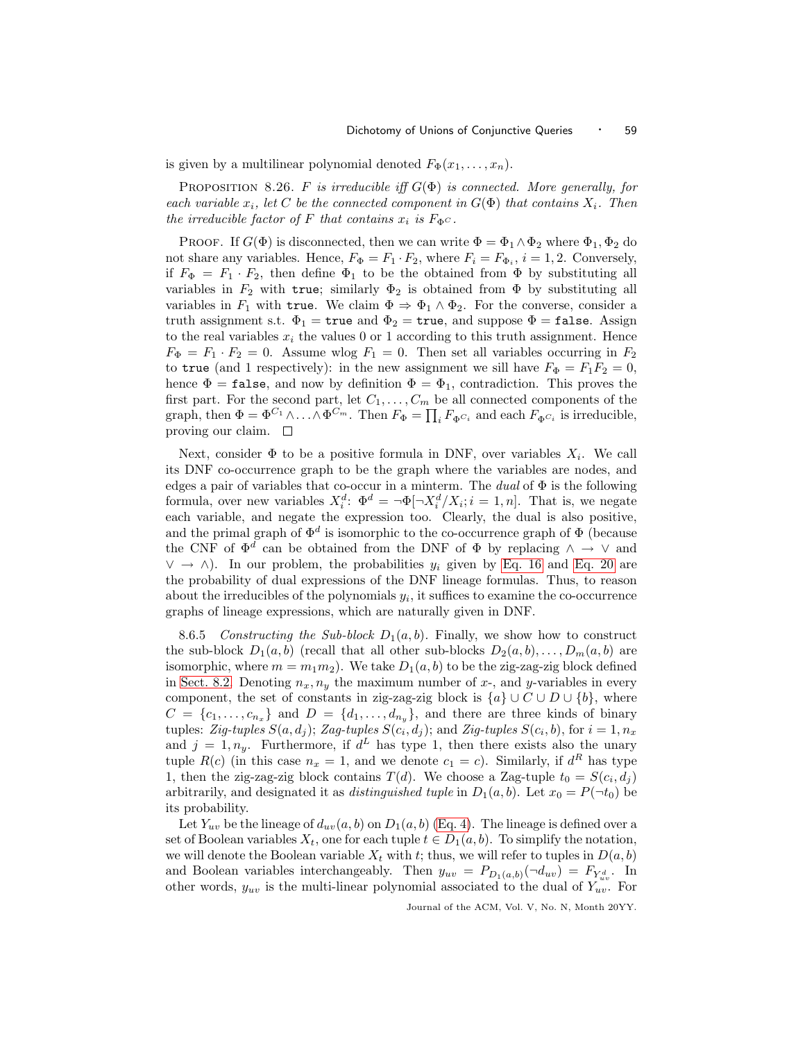is given by a multilinear polynomial denoted $F_\Phi(x_1, \ldots, x_n)$.

PROPOSITION 8.26. *$F$ is irreducible iff $G(\Phi)$ is connected. More generally, for each variable $x_i$, let $C$ be the connected component in $G(\Phi)$ that contains $X_i$. Then the irreducible factor of $F$ that contains $x_i$ is $F_{\Phi^C}$.*

PROOF. If $G(\Phi)$ is disconnected, then we can write $\Phi = \Phi_1 \wedge \Phi_2$ where $\Phi_1, \Phi_2$ do not share any variables. Hence, $F_\Phi = F_1 \cdot F_2$, where $F_i = F_{\Phi_i}$, $i = 1, 2$. Conversely, if $F_\Phi = F_1 \cdot F_2$, then define $\Phi_1$ to be the obtained from $\Phi$ by substituting all variables in $F_2$ with `true`; similarly $\Phi_2$ is obtained from $\Phi$ by substituting all variables in $F_1$ with `true`. We claim $\Phi \Rightarrow \Phi_1 \wedge \Phi_2$. For the converse, consider a truth assignment s.t. $\Phi_1 =$ `true` and $\Phi_2 =$ `true`, and suppose $\Phi =$ `false`. Assign to the real variables $x_i$ the values 0 or 1 according to this truth assignment. Hence $F_\Phi = F_1 \cdot F_2 = 0$. Assume wlog $F_1 = 0$. Then set all variables occurring in $F_2$ to `true` (and 1 respectively): in the new assignment we sill have $F_\Phi = F_1 F_2 = 0$, hence $\Phi =$ `false`, and now by definition $\Phi = \Phi_1$, contradiction. This proves the first part. For the second part, let $C_1, \ldots, C_m$ be all connected components of the graph, then $\Phi = \Phi^{C_1} \wedge \ldots \wedge \Phi^{C_m}$. Then $F_\Phi = \prod_i F_{\Phi^{C_i}}$ and each $F_{\Phi^{C_i}}$ is irreducible, proving our claim. $\square$

Next, consider $\Phi$ to be a positive formula in DNF, over variables $X_i$. We call its DNF co-occurrence graph to be the graph where the variables are nodes, and edges a pair of variables that co-occur in a minterm. The *dual* of $\Phi$ is the following formula, over new variables $X_i^d$: $\Phi^d = \neg\Phi[\neg X_i^d / X_i; i = 1, n]$. That is, we negate each variable, and negate the expression too. Clearly, the dual is also positive, and the primal graph of $\Phi^d$ is isomorphic to the co-occurrence graph of $\Phi$ (because the CNF of $\Phi^d$ can be obtained from the DNF of $\Phi$ by replacing $\wedge \to \vee$ and $\vee \to \wedge$). In our problem, the probabilities $y_i$ given by Eq. 16 and Eq. 20 are the probability of dual expressions of the DNF lineage formulas. Thus, to reason about the irreducibles of the polynomials $y_i$, it suffices to examine the co-occurrence graphs of lineage expressions, which are naturally given in DNF.

8.6.5 *Constructing the Sub-block $D_1(a, b)$.* Finally, we show how to construct the sub-block $D_1(a, b)$ (recall that all other sub-blocks $D_2(a, b), \ldots, D_m(a, b)$ are isomorphic, where $m = m_1 m_2$). We take $D_1(a, b)$ to be the zig-zag-zig block defined in Sect. 8.2. Denoting $n_x, n_y$ the maximum number of $x$-, and $y$-variables in every component, the set of constants in zig-zag-zig block is $\{a\} \cup C \cup D \cup \{b\}$, where $C = \{c_1, \ldots, c_{n_x}\}$ and $D = \{d_1, \ldots, d_{n_y}\}$, and there are three kinds of binary tuples: *Zig-tuples* $S(a, d_j)$; *Zag-tuples* $S(c_i, d_j)$; and *Zig-tuples* $S(c_i, b)$, for $i = 1, n_x$ and $j = 1, n_y$. Furthermore, if $d^L$ has type 1, then there exists also the unary tuple $R(c)$ (in this case $n_x = 1$, and we denote $c_1 = c$). Similarly, if $d^R$ has type 1, then the zig-zag-zig block contains $T(d)$. We choose a Zag-tuple $t_0 = S(c_i, d_j)$ arbitrarily, and designated it as *distinguished tuple* in $D_1(a, b)$. Let $x_0 = P(\neg t_0)$ be its probability.

Let $Y_{uv}$ be the lineage of $d_{uv}(a, b)$ on $D_1(a, b)$ (Eq. 4). The lineage is defined over a set of Boolean variables $X_t$, one for each tuple $t \in D_1(a, b)$. To simplify the notation, we will denote the Boolean variable $X_t$ with $t$; thus, we will refer to tuples in $D(a, b)$ and Boolean variables interchangeably. Then $y_{uv} = P_{D_1(a,b)}(\neg d_{uv}) = F_{Y_{uv}^d}$. In other words, $y_{uv}$ is the multi-linear polynomial associated to the dual of $Y_{uv}$. For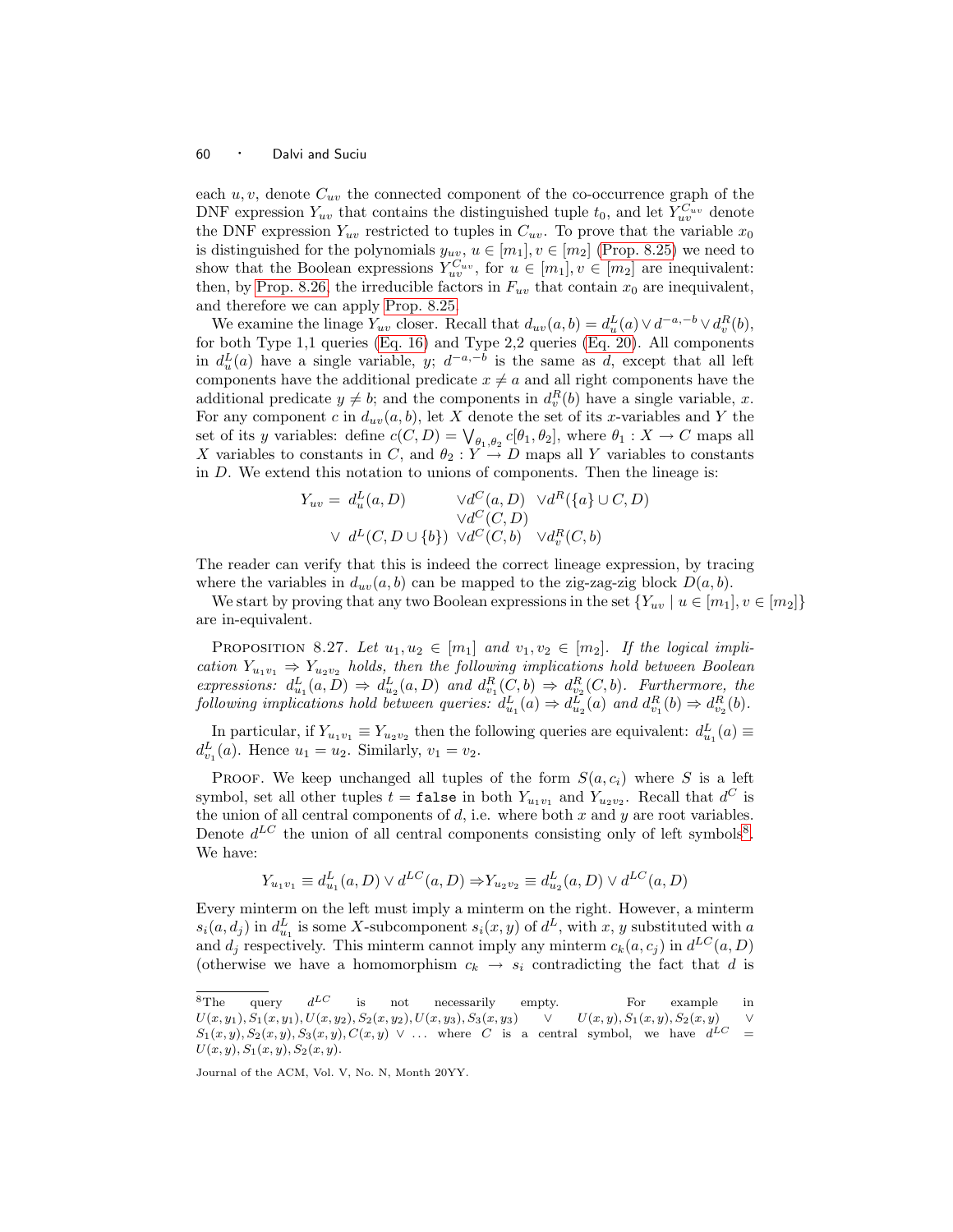each $u, v$, denote $C_{uv}$ the connected component of the co-occurrence graph of the DNF expression $Y_{uv}$ that contains the distinguished tuple $t_0$, and let $Y_{uv}^{C_{uv}}$ denote the DNF expression $Y_{uv}$ restricted to tuples in $C_{uv}$. To prove that the variable $x_0$ is distinguished for the polynomials $y_{uv}$, $u \in [m_1], v \in [m_2]$ (Prop. 8.25) we need to show that the Boolean expressions $Y_{uv}^{C_{uv}}$, for $u \in [m_1], v \in [m_2]$ are inequivalent: then, by Prop. 8.26, the irreducible factors in $F_{uv}$ that contain $x_0$ are inequivalent, and therefore we can apply Prop. 8.25.

We examine the linage $Y_{uv}$ closer. Recall that $d_{uv}(a, b) = d_u^L(a) \vee d^{-a,-b} \vee d_v^R(b)$, for both Type 1,1 queries (Eq. 16) and Type 2,2 queries (Eq. 20). All components in $d_u^L(a)$ have a single variable, $y$; $d^{-a,-b}$ is the same as $d$, except that all left components have the additional predicate $x \neq a$ and all right components have the additional predicate $y \neq b$; and the components in $d_v^R(b)$ have a single variable, $x$. For any component $c$ in $d_{uv}(a, b)$, let $X$ denote the set of its $x$-variables and $Y$ the set of its $y$ variables: define $c(C, D) = \bigvee_{\theta_1, \theta_2} c[\theta_1, \theta_2]$, where $\theta_1 : X \to C$ maps all $X$ variables to constants in $C$, and $\theta_2 : Y \to D$ maps all $Y$ variables to constants in $D$. We extend this notation to unions of components. Then the lineage is:

$$
\begin{aligned}
Y_{uv} = \;& d_u^L(a, D) && \vee d^C(a, D) && \vee d^R(\{a\} \cup C, D) \\
& && \vee d^C(C, D) && \\
\vee \;& d^L(C, D \cup \{b\}) && \vee d^C(C, b) && \vee d_v^R(C, b)
\end{aligned}
$$

The reader can verify that this is indeed the correct lineage expression, by tracing where the variables in $d_{uv}(a, b)$ can be mapped to the zig-zag-zig block $D(a, b)$.

We start by proving that any two Boolean expressions in the set $\{Y_{uv} \mid u \in [m_1], v \in [m_2]\}$ are in-equivalent.

Proposition 8.27. *Let $u_1, u_2 \in [m_1]$ and $v_1, v_2 \in [m_2]$. If the logical implication $Y_{u_1 v_1} \Rightarrow Y_{u_2 v_2}$ holds, then the following implications hold between Boolean expressions: $d_{u_1}^L(a, D) \Rightarrow d_{u_2}^L(a, D)$ and $d_{v_1}^R(C, b) \Rightarrow d_{v_2}^R(C, b)$. Furthermore, the following implications hold between queries: $d_{u_1}^L(a) \Rightarrow d_{u_2}^L(a)$ and $d_{v_1}^R(b) \Rightarrow d_{v_2}^R(b)$.*

In particular, if $Y_{u_1 v_1} \equiv Y_{u_2 v_2}$ then the following queries are equivalent: $d_{u_1}^L(a) \equiv d_{v_1}^L(a)$. Hence $u_1 = u_2$. Similarly, $v_1 = v_2$.

Proof. We keep unchanged all tuples of the form $S(a, c_i)$ where $S$ is a left symbol, set all other tuples $t = \texttt{false}$ in both $Y_{u_1 v_1}$ and $Y_{u_2 v_2}$. Recall that $d^C$ is the union of all central components of $d$, i.e. where both $x$ and $y$ are root variables. Denote $d^{LC}$ the union of all central components consisting only of left symbols[8]. We have:

$$
Y_{u_1 v_1} \equiv d_{u_1}^L(a, D) \vee d^{LC}(a, D) \Rightarrow Y_{u_2 v_2} \equiv d_{u_2}^L(a, D) \vee d^{LC}(a, D)
$$

Every minterm on the left must imply a minterm on the right. However, a minterm $s_i(a, d_j)$ in $d_{u_1}^L$ is some $X$-subcomponent $s_i(x, y)$ of $d^L$, with $x, y$ substituted with $a$ and $d_j$ respectively. This minterm cannot imply any minterm $c_k(a, c_j)$ in $d^{LC}(a, D)$ (otherwise we have a homomorphism $c_k \to s_i$ contradicting the fact that $d$ is

[8]The query $d^{LC}$ is not necessarily empty. For example in $U(x, y_1), S_1(x, y_1), U(x, y_2), S_2(x, y_2), U(x, y_3), S_3(x, y_3) \;\vee\; U(x, y), S_1(x, y), S_2(x, y) \;\vee\; S_1(x, y), S_2(x, y), S_3(x, y), C(x, y) \vee \ldots$ where $C$ is a central symbol, we have $d^{LC} = U(x, y), S_1(x, y), S_2(x, y)$.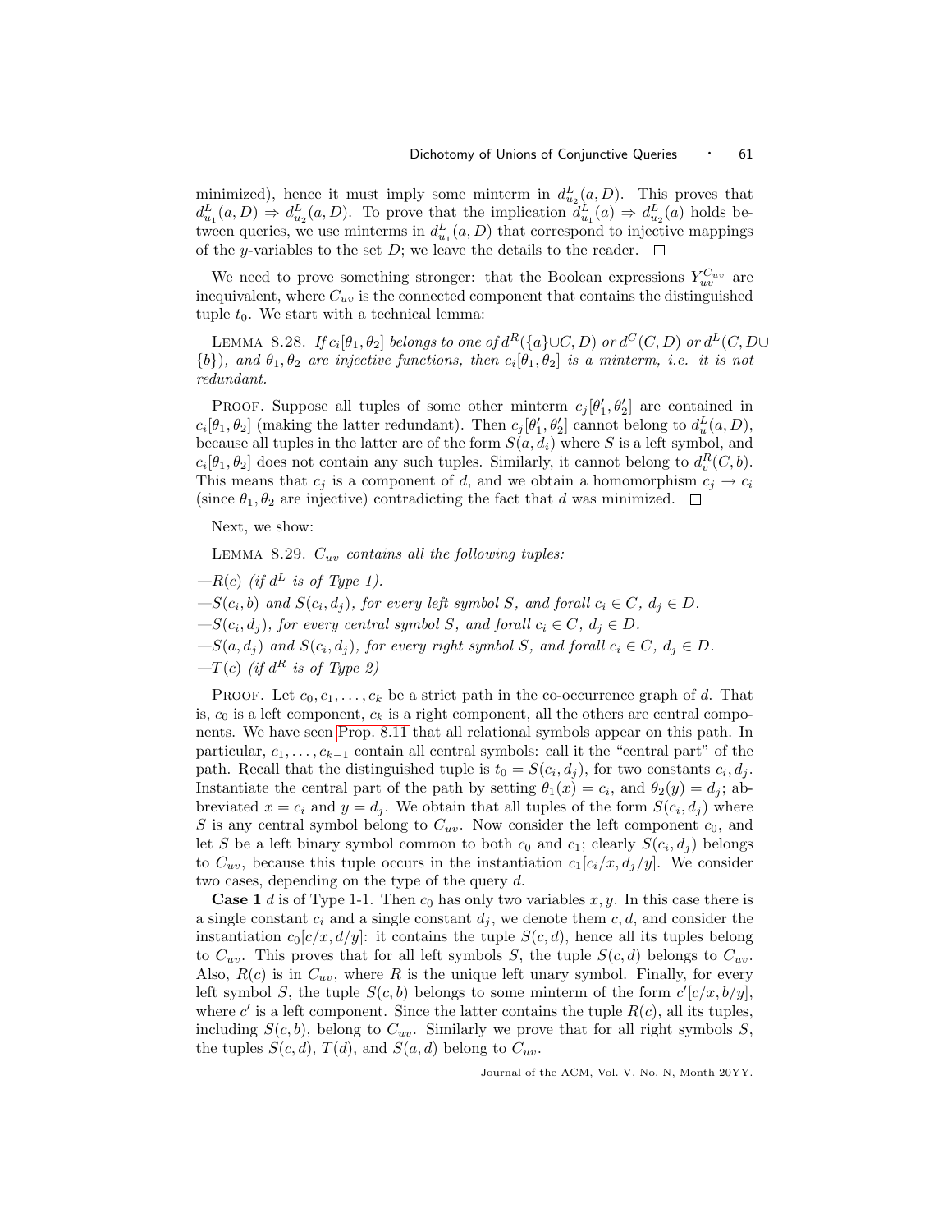minimized), hence it must imply some minterm in $d^L_{u_2}(a, D)$. This proves that $d^L_{u_1}(a, D) \Rightarrow d^L_{u_2}(a, D)$. To prove that the implication $d^L_{u_1}(a) \Rightarrow d^L_{u_2}(a)$ holds between queries, we use minterms in $d^L_{u_1}(a, D)$ that correspond to injective mappings of the $y$-variables to the set $D$; we leave the details to the reader. $\square$

We need to prove something stronger: that the Boolean expressions $Y^{C_{uv}}_{uv}$ are inequivalent, where $C_{uv}$ is the connected component that contains the distinguished tuple $t_0$. We start with a technical lemma:

Lemma 8.28. *If $c_i[\theta_1, \theta_2]$ belongs to one of $d^R(\{a\} \cup C, D)$ or $d^C(C, D)$ or $d^L(C, D \cup \{b\})$, and $\theta_1, \theta_2$ are injective functions, then $c_i[\theta_1, \theta_2]$ is a minterm, i.e. it is not redundant.*

Proof. Suppose all tuples of some other minterm $c_j[\theta'_1, \theta'_2]$ are contained in $c_i[\theta_1, \theta_2]$ (making the latter redundant). Then $c_j[\theta'_1, \theta'_2]$ cannot belong to $d^L_u(a, D)$, because all tuples in the latter are of the form $S(a, d_i)$ where $S$ is a left symbol, and $c_i[\theta_1, \theta_2]$ does not contain any such tuples. Similarly, it cannot belong to $d^R_v(C, b)$. This means that $c_j$ is a component of $d$, and we obtain a homomorphism $c_j \to c_i$ (since $\theta_1, \theta_2$ are injective) contradicting the fact that $d$ was minimized. $\square$

Next, we show:

Lemma 8.29. *$C_{uv}$ contains all the following tuples:*

—*$R(c)$ (if $d^L$ is of Type 1).*

—*$S(c_i, b)$ and $S(c_i, d_j)$, for every left symbol $S$, and forall $c_i \in C$, $d_j \in D$.*

—*$S(c_i, d_j)$, for every central symbol $S$, and forall $c_i \in C$, $d_j \in D$.*

—*$S(a, d_j)$ and $S(c_i, d_j)$, for every right symbol $S$, and forall $c_i \in C$, $d_j \in D$.*

—*$T(c)$ (if $d^R$ is of Type 2)*

Proof. Let $c_0, c_1, \ldots, c_k$ be a strict path in the co-occurrence graph of $d$. That is, $c_0$ is a left component, $c_k$ is a right component, all the others are central components. We have seen Prop. 8.11 that all relational symbols appear on this path. In particular, $c_1, \ldots, c_{k-1}$ contain all central symbols: call it the "central part" of the path. Recall that the distinguished tuple is $t_0 = S(c_i, d_j)$, for two constants $c_i, d_j$. Instantiate the central part of the path by setting $\theta_1(x) = c_i$, and $\theta_2(y) = d_j$; abbreviated $x = c_i$ and $y = d_j$. We obtain that all tuples of the form $S(c_i, d_j)$ where $S$ is any central symbol belong to $C_{uv}$. Now consider the left component $c_0$, and let $S$ be a left binary symbol common to both $c_0$ and $c_1$; clearly $S(c_i, d_j)$ belongs to $C_{uv}$, because this tuple occurs in the instantiation $c_1[c_i/x, d_j/y]$. We consider two cases, depending on the type of the query $d$.

**Case 1** $d$ is of Type 1-1. Then $c_0$ has only two variables $x, y$. In this case there is a single constant $c_i$ and a single constant $d_j$, we denote them $c, d$, and consider the instantiation $c_0[c/x, d/y]$: it contains the tuple $S(c, d)$, hence all its tuples belong to $C_{uv}$. This proves that for all left symbols $S$, the tuple $S(c, d)$ belongs to $C_{uv}$. Also, $R(c)$ is in $C_{uv}$, where $R$ is the unique left unary symbol. Finally, for every left symbol $S$, the tuple $S(c, b)$ belongs to some minterm of the form $c'[c/x, b/y]$, where $c'$ is a left component. Since the latter contains the tuple $R(c)$, all its tuples, including $S(c, b)$, belong to $C_{uv}$. Similarly we prove that for all right symbols $S$, the tuples $S(c, d)$, $T(d)$, and $S(a, d)$ belong to $C_{uv}$.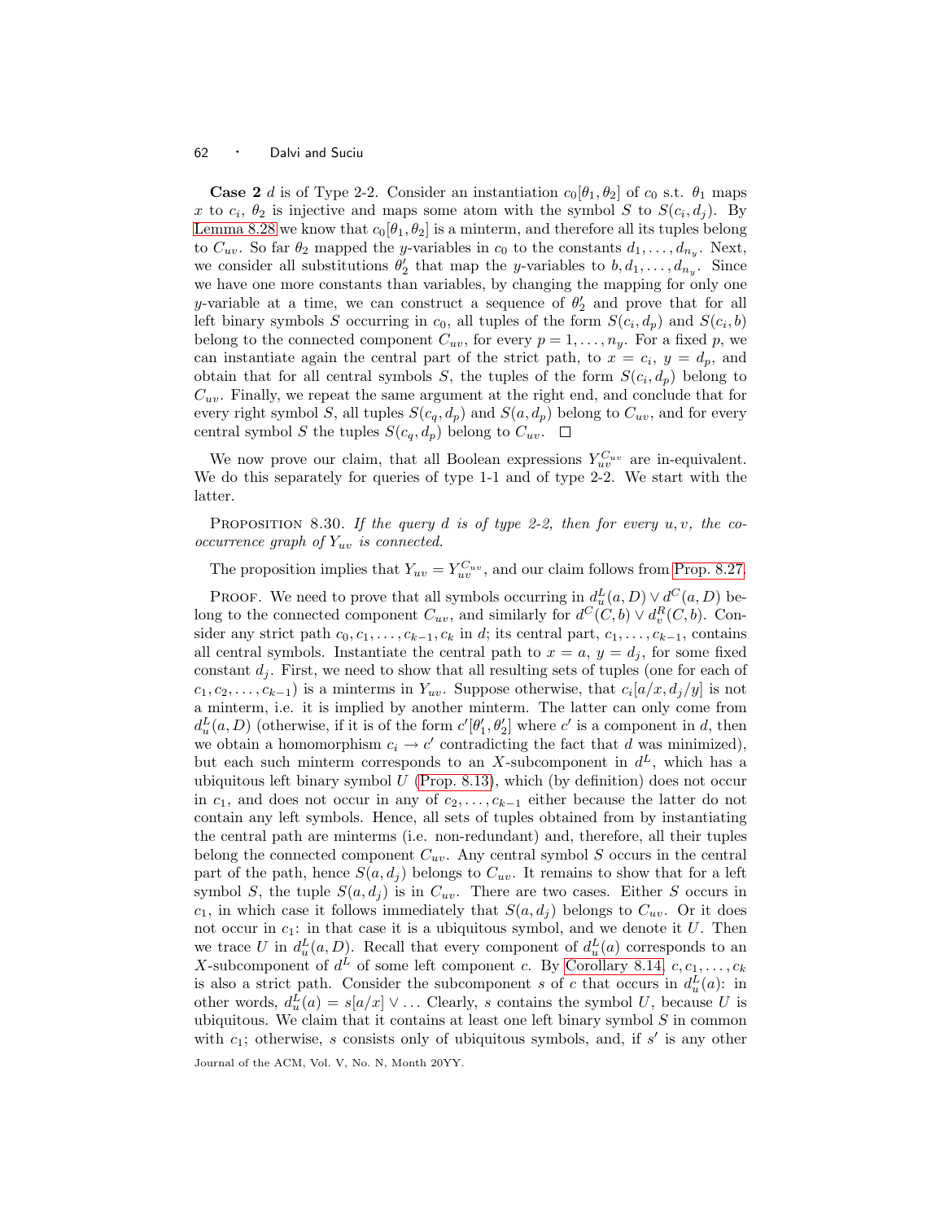**Case 2** $d$ is of Type 2-2. Consider an instantiation $c_0[\theta_1, \theta_2]$ of $c_0$ s.t. $\theta_1$ maps $x$ to $c_i$, $\theta_2$ is injective and maps some atom with the symbol $S$ to $S(c_i, d_j)$. By Lemma 8.28 we know that $c_0[\theta_1, \theta_2]$ is a minterm, and therefore all its tuples belong to $C_{uv}$. So far $\theta_2$ mapped the $y$-variables in $c_0$ to the constants $d_1, \ldots, d_{n_y}$. Next, we consider all substitutions $\theta_2'$ that map the $y$-variables to $b, d_1, \ldots, d_{n_y}$. Since we have one more constants than variables, by changing the mapping for only one $y$-variable at a time, we can construct a sequence of $\theta_2'$ and prove that for all left binary symbols $S$ occurring in $c_0$, all tuples of the form $S(c_i, d_p)$ and $S(c_i, b)$ belong to the connected component $C_{uv}$, for every $p = 1, \ldots, n_y$. For a fixed $p$, we can instantiate again the central part of the strict path, to $x = c_i$, $y = d_p$, and obtain that for all central symbols $S$, the tuples of the form $S(c_i, d_p)$ belong to $C_{uv}$. Finally, we repeat the same argument at the right end, and conclude that for every right symbol $S$, all tuples $S(c_q, d_p)$ and $S(a, d_p)$ belong to $C_{uv}$, and for every central symbol $S$ the tuples $S(c_q, d_p)$ belong to $C_{uv}$. $\square$

We now prove our claim, that all Boolean expressions $Y_{uv}^{C_{uv}}$ are in-equivalent. We do this separately for queries of type 1-1 and of type 2-2. We start with the latter.

Proposition 8.30. *If the query $d$ is of type 2-2, then for every $u, v$, the co-occurrence graph of $Y_{uv}$ is connected.*

The proposition implies that $Y_{uv} = Y_{uv}^{C_{uv}}$, and our claim follows from Prop. 8.27.

Proof. We need to prove that all symbols occurring in $d_u^L(a, D) \vee d^C(a, D)$ belong to the connected component $C_{uv}$, and similarly for $d^C(C, b) \vee d_v^R(C, b)$. Consider any strict path $c_0, c_1, \ldots, c_{k-1}, c_k$ in $d$; its central part, $c_1, \ldots, c_{k-1}$, contains all central symbols. Instantiate the central path to $x = a$, $y = d_j$, for some fixed constant $d_j$. First, we need to show that all resulting sets of tuples (one for each of $c_1, c_2, \ldots, c_{k-1}$) is a minterms in $Y_{uv}$. Suppose otherwise, that $c_i[a/x, d_j/y]$ is not a minterm, i.e. it is implied by another minterm. The latter can only come from $d_u^L(a, D)$ (otherwise, if it is of the form $c'[\theta_1', \theta_2']$ where $c'$ is a component in $d$, then we obtain a homomorphism $c_i \rightarrow c'$ contradicting the fact that $d$ was minimized), but each such minterm corresponds to an $X$-subcomponent in $d^L$, which has a ubiquitous left binary symbol $U$ (Prop. 8.13), which (by definition) does not occur in $c_1$, and does not occur in any of $c_2, \ldots, c_{k-1}$ either because the latter do not contain any left symbols. Hence, all sets of tuples obtained from by instantiating the central path are minterms (i.e. non-redundant) and, therefore, all their tuples belong the connected component $C_{uv}$. Any central symbol $S$ occurs in the central part of the path, hence $S(a, d_j)$ belongs to $C_{uv}$. It remains to show that for a left symbol $S$, the tuple $S(a, d_j)$ is in $C_{uv}$. There are two cases. Either $S$ occurs in $c_1$, in which case it follows immediately that $S(a, d_j)$ belongs to $C_{uv}$. Or it does not occur in $c_1$: in that case it is a ubiquitous symbol, and we denote it $U$. Then we trace $U$ in $d_u^L(a, D)$. Recall that every component of $d_u^L(a)$ corresponds to an $X$-subcomponent of $d^L$ of some left component $c$. By Corollary 8.14, $c, c_1, \ldots, c_k$ is also a strict path. Consider the subcomponent $s$ of $c$ that occurs in $d_u^L(a)$: in other words, $d_u^L(a) = s[a/x] \vee \ldots$ Clearly, $s$ contains the symbol $U$, because $U$ is ubiquitous. We claim that it contains at least one left binary symbol $S$ in common with $c_1$; otherwise, $s$ consists only of ubiquitous symbols, and, if $s'$ is any other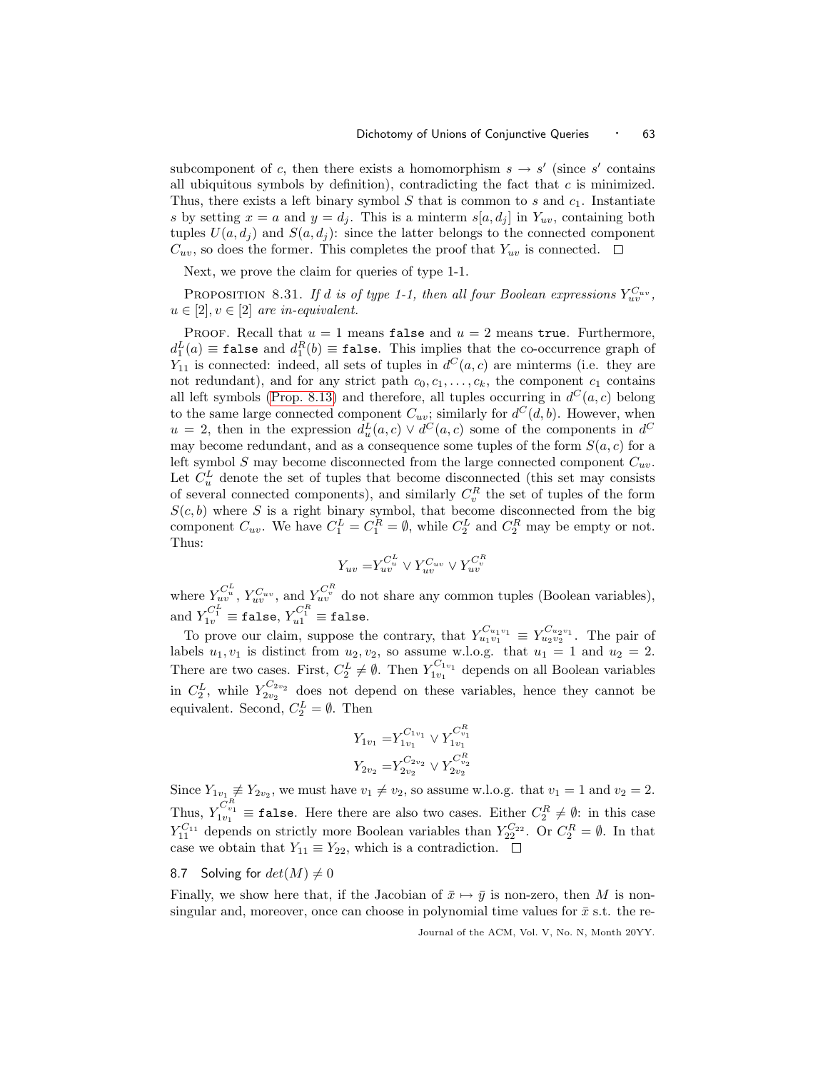subcomponent of $c$, then there exists a homomorphism $s \to s'$ (since $s'$ contains all ubiquitous symbols by definition), contradicting the fact that $c$ is minimized. Thus, there exists a left binary symbol $S$ that is common to $s$ and $c_1$. Instantiate $s$ by setting $x = a$ and $y = d_j$. This is a minterm $s[a, d_j]$ in $Y_{uv}$, containing both tuples $U(a, d_j)$ and $S(a, d_j)$: since the latter belongs to the connected component $C_{uv}$, so does the former. This completes the proof that $Y_{uv}$ is connected. □

Next, we prove the claim for queries of type 1-1.

Proposition 8.31. *If $d$ is of type 1-1, then all four Boolean expressions $Y_{uv}^{C_{uv}}$, $u \in [2], v \in [2]$ are in-equivalent.*

Proof. Recall that $u = 1$ means `false` and $u = 2$ means `true`. Furthermore, $d_1^L(a) \equiv \texttt{false}$ and $d_1^R(b) \equiv \texttt{false}$. This implies that the co-occurrence graph of $Y_{11}$ is connected: indeed, all sets of tuples in $d^C(a, c)$ are minterms (i.e. they are not redundant), and for any strict path $c_0, c_1, \ldots, c_k$, the component $c_1$ contains all left symbols (Prop. 8.13) and therefore, all tuples occurring in $d^C(a, c)$ belong to the same large connected component $C_{uv}$; similarly for $d^C(d, b)$. However, when $u = 2$, then in the expression $d_u^L(a, c) \vee d^C(a, c)$ some of the components in $d^C$ may become redundant, and as a consequence some tuples of the form $S(a, c)$ for a left symbol $S$ may become disconnected from the large connected component $C_{uv}$. Let $C_u^L$ denote the set of tuples that become disconnected (this set may consists of several connected components), and similarly $C_v^R$ the set of tuples of the form $S(c, b)$ where $S$ is a right binary symbol, that become disconnected from the big component $C_{uv}$. We have $C_1^L = C_1^R = \emptyset$, while $C_2^L$ and $C_2^R$ may be empty or not. Thus:

$$Y_{uv} = Y_{uv}^{C_u^L} \vee Y_{uv}^{C_{uv}} \vee Y_{uv}^{C_v^R}$$

where $Y_{uv}^{C_u^L}$, $Y_{uv}^{C_{uv}}$, and $Y_{uv}^{C_v^R}$ do not share any common tuples (Boolean variables), and $Y_{1v}^{C_1^L} \equiv \texttt{false}$, $Y_{u1}^{C_1^R} \equiv \texttt{false}$.

To prove our claim, suppose the contrary, that $Y_{u_1 v_1}^{C_{u_1 v_1}} \equiv Y_{u_2 v_2}^{C_{u_2 v_1}}$. The pair of labels $u_1, v_1$ is distinct from $u_2, v_2$, so assume w.l.o.g. that $u_1 = 1$ and $u_2 = 2$. There are two cases. First, $C_2^L \neq \emptyset$. Then $Y_{1v_1}^{C_{1v_1}}$ depends on all Boolean variables in $C_2^L$, while $Y_{2v_2}^{C_{2v_2}}$ does not depend on these variables, hence they cannot be equivalent. Second, $C_2^L = \emptyset$. Then

$$Y_{1v_1} = Y_{1v_1}^{C_{1v_1}} \vee Y_{1v_1}^{C_{v_1}^R}$$
$$Y_{2v_2} = Y_{2v_2}^{C_{2v_2}} \vee Y_{2v_2}^{C_{v_2}^R}$$

Since $Y_{1v_1} \not\equiv Y_{2v_2}$, we must have $v_1 \neq v_2$, so assume w.l.o.g. that $v_1 = 1$ and $v_2 = 2$. Thus, $Y_{1v_1}^{C_{v_1}^R} \equiv \texttt{false}$. Here there are also two cases. Either $C_2^R \neq \emptyset$: in this case $Y_{11}^{C_{11}}$ depends on strictly more Boolean variables than $Y_{22}^{C_{22}}$. Or $C_2^R = \emptyset$. In that case we obtain that $Y_{11} \equiv Y_{22}$, which is a contradiction. □

### 8.7 Solving for $det(M) \neq 0$

Finally, we show here that, if the Jacobian of $\bar{x} \mapsto \bar{y}$ is non-zero, then $M$ is non-singular and, moreover, once can choose in polynomial time values for $\bar{x}$ s.t. the re-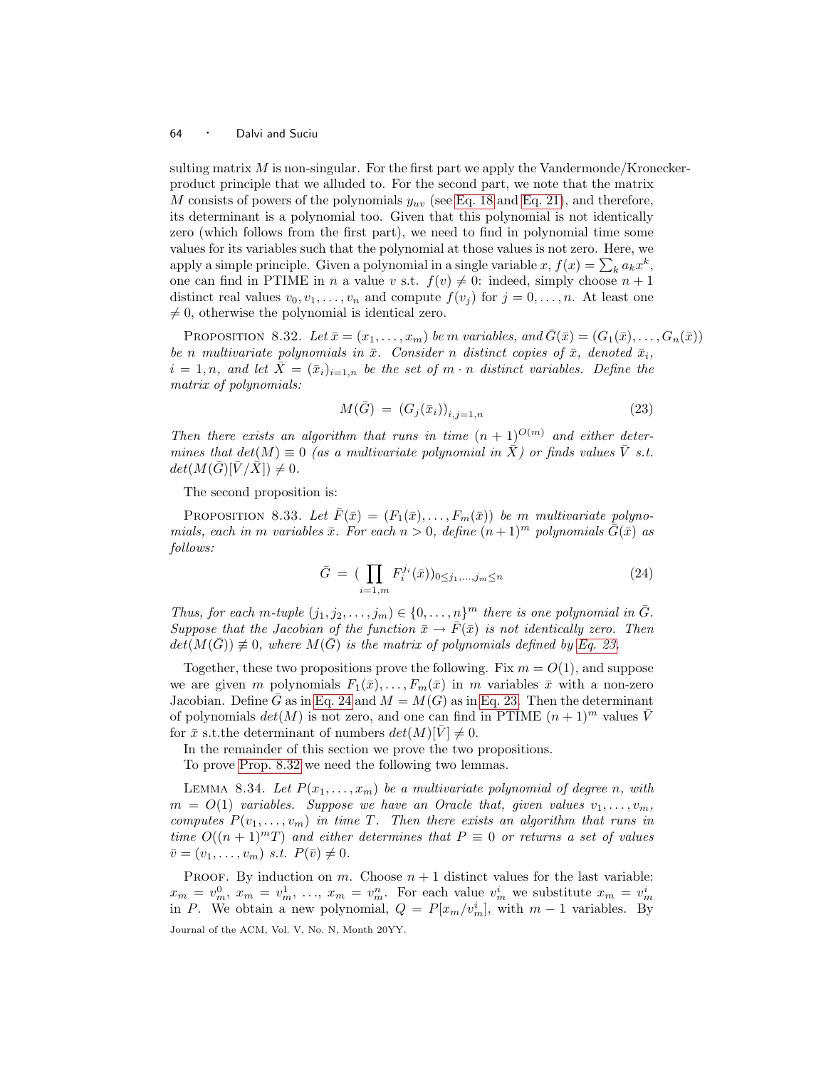sulting matrix $M$ is non-singular. For the first part we apply the Vandermonde/Kronecker-product principle that we alluded to. For the second part, we note that the matrix $M$ consists of powers of the polynomials $y_{uv}$ (see Eq. 18 and Eq. 21), and therefore, its determinant is a polynomial too. Given that this polynomial is not identically zero (which follows from the first part), we need to find in polynomial time some values for its variables such that the polynomial at those values is not zero. Here, we apply a simple principle. Given a polynomial in a single variable $x$, $f(x) = \sum_k a_k x^k$, one can find in PTIME in $n$ a value $v$ s.t. $f(v) \neq 0$: indeed, simply choose $n+1$ distinct real values $v_0, v_1, \ldots, v_n$ and compute $f(v_j)$ for $j = 0, \ldots, n$. At least one $\neq 0$, otherwise the polynomial is identical zero.

Proposition 8.32. *Let $\bar{x} = (x_1, \ldots, x_m)$ be $m$ variables, and $\bar{G}(\bar{x}) = (G_1(\bar{x}), \ldots, G_n(\bar{x}))$ be $n$ multivariate polynomials in $\bar{x}$. Consider $n$ distinct copies of $\bar{x}$, denoted $\bar{x}_i$, $i = 1, n$, and let $\bar{X} = (\bar{x}_i)_{i=1,n}$ be the set of $m \cdot n$ distinct variables. Define the matrix of polynomials:*

$$M(\bar{G}) = (G_j(\bar{x}_i))_{i,j=1,n} \tag{23}$$

*Then there exists an algorithm that runs in time $(n+1)^{O(m)}$ and either determines that $det(M) \equiv 0$ (as a multivariate polynomial in $\bar{X}$) or finds values $\bar{V}$ s.t. $det(M(\bar{G})[\bar{V}/\bar{X}]) \neq 0$.*

The second proposition is:

Proposition 8.33. *Let $\bar{F}(\bar{x}) = (F_1(\bar{x}), \ldots, F_m(\bar{x}))$ be $m$ multivariate polynomials, each in $m$ variables $\bar{x}$. For each $n > 0$, define $(n+1)^m$ polynomials $\bar{G}(\bar{x})$ as follows:*

$$\bar{G} = (\prod_{i=1,m} F_i^{j_i}(\bar{x}))_{0 \leq j_1, \ldots, j_m \leq n} \tag{24}$$

*Thus, for each $m$-tuple $(j_1, j_2, \ldots, j_m) \in \{0, \ldots, n\}^m$ there is one polynomial in $\bar{G}$. Suppose that the Jacobian of the function $\bar{x} \to \bar{F}(\bar{x})$ is not identically zero. Then $det(M(\bar{G})) \not\equiv 0$, where $M(\bar{G})$ is the matrix of polynomials defined by Eq. 23.*

Together, these two propositions prove the following. Fix $m = O(1)$, and suppose we are given $m$ polynomials $F_1(\bar{x}), \ldots, F_m(\bar{x})$ in $m$ variables $\bar{x}$ with a non-zero Jacobian. Define $\bar{G}$ as in Eq. 24 and $M = M(G)$ as in Eq. 23. Then the determinant of polynomials $det(M)$ is not zero, and one can find in PTIME $(n+1)^m$ values $\bar{V}$ for $\bar{x}$ s.t.the determinant of numbers $det(M)[\bar{V}] \neq 0$.

In the remainder of this section we prove the two propositions.

To prove Prop. 8.32 we need the following two lemmas.

Lemma 8.34. *Let $P(x_1, \ldots, x_m)$ be a multivariate polynomial of degree $n$, with $m = O(1)$ variables. Suppose we have an Oracle that, given values $v_1, \ldots, v_m$, computes $P(v_1, \ldots, v_m)$ in time $T$. Then there exists an algorithm that runs in time $O((n+1)^m T)$ and either determines that $P \equiv 0$ or returns a set of values $\bar{v} = (v_1, \ldots, v_m)$ s.t. $P(\bar{v}) \neq 0$.*

Proof. By induction on $m$. Choose $n+1$ distinct values for the last variable: $x_m = v_m^0$, $x_m = v_m^1$, $\ldots$, $x_m = v_m^n$. For each value $v_m^i$ we substitute $x_m = v_m^i$ in $P$. We obtain a new polynomial, $Q = P[x_m/v_m^i]$, with $m-1$ variables. By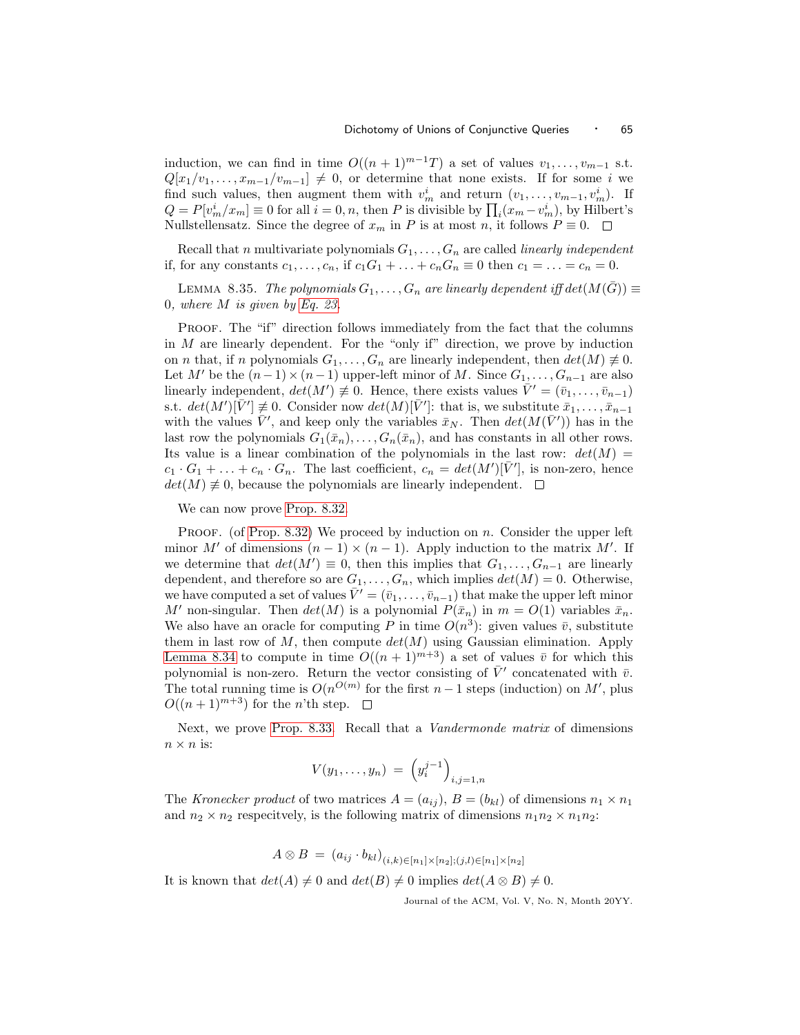induction, we can find in time $O((n+1)^{m-1}T)$ a set of values $v_1, \ldots, v_{m-1}$ s.t. $Q[x_1/v_1, \ldots, x_{m-1}/v_{m-1}] \neq 0$, or determine that none exists. If for some $i$ we find such values, then augment them with $v_m^i$ and return $(v_1, \ldots, v_{m-1}, v_m^i)$. If $Q = P[v_m^i/x_m] \equiv 0$ for all $i = 0, n$, then $P$ is divisible by $\prod_i (x_m - v_m^i)$, by Hilbert's Nullstellensatz. Since the degree of $x_m$ in $P$ is at most $n$, it follows $P \equiv 0$. □

Recall that $n$ multivariate polynomials $G_1, \ldots, G_n$ are called *linearly independent* if, for any constants $c_1, \ldots, c_n$, if $c_1 G_1 + \ldots + c_n G_n \equiv 0$ then $c_1 = \ldots = c_n = 0$.

LEMMA 8.35. *The polynomials $G_1, \ldots, G_n$ are linearly dependent iff $det(M(\bar{G})) \equiv 0$, where $M$ is given by Eq. 23.*

PROOF. The "if" direction follows immediately from the fact that the columns in $M$ are linearly dependent. For the "only if" direction, we prove by induction on $n$ that, if $n$ polynomials $G_1, \ldots, G_n$ are linearly independent, then $det(M) \not\equiv 0$. Let $M'$ be the $(n-1) \times (n-1)$ upper-left minor of $M$. Since $G_1, \ldots, G_{n-1}$ are also linearly independent, $det(M') \not\equiv 0$. Hence, there exists values $\bar{V}' = (\bar{v}_1, \ldots, \bar{v}_{n-1})$ s.t. $det(M')[\bar{V}'] \not\equiv 0$. Consider now $det(M)[\bar{V}']$: that is, we substitute $\bar{x}_1, \ldots, \bar{x}_{n-1}$ with the values $\bar{V}'$, and keep only the variables $\bar{x}_N$. Then $det(M(\bar{V}'))$ has in the last row the polynomials $G_1(\bar{x}_n), \ldots, G_n(\bar{x}_n)$, and has constants in all other rows. Its value is a linear combination of the polynomials in the last row: $det(M) = c_1 \cdot G_1 + \ldots + c_n \cdot G_n$. The last coefficient, $c_n = det(M')[\bar{V}']$, is non-zero, hence $det(M) \not\equiv 0$, because the polynomials are linearly independent. □

We can now prove Prop. 8.32.

PROOF. (of Prop. 8.32) We proceed by induction on $n$. Consider the upper left minor $M'$ of dimensions $(n-1) \times (n-1)$. Apply induction to the matrix $M'$. If we determine that $det(M') \equiv 0$, then this implies that $G_1, \ldots, G_{n-1}$ are linearly dependent, and therefore so are $G_1, \ldots, G_n$, which implies $det(M) = 0$. Otherwise, we have computed a set of values $\bar{V}' = (\bar{v}_1, \ldots, \bar{v}_{n-1})$ that make the upper left minor $M'$ non-singular. Then $det(M)$ is a polynomial $P(\bar{x}_n)$ in $m = O(1)$ variables $\bar{x}_n$. We also have an oracle for computing $P$ in time $O(n^3)$: given values $\bar{v}$, substitute them in last row of $M$, then compute $det(M)$ using Gaussian elimination. Apply Lemma 8.34 to compute in time $O((n+1)^{m+3})$ a set of values $\bar{v}$ for which this polynomial is non-zero. Return the vector consisting of $\bar{V}'$ concatenated with $\bar{v}$. The total running time is $O(n^{O(m)}$ for the first $n-1$ steps (induction) on $M'$, plus $O((n+1)^{m+3})$ for the $n$'th step. □

Next, we prove Prop. 8.33. Recall that a *Vandermonde matrix* of dimensions $n \times n$ is:

$$V(y_1, \ldots, y_n) \;=\; \left(y_i^{j-1}\right)_{i,j=1,n}$$

The *Kronecker product* of two matrices $A = (a_{ij})$, $B = (b_{kl})$ of dimensions $n_1 \times n_1$ and $n_2 \times n_2$ respecitvely, is the following matrix of dimensions $n_1 n_2 \times n_1 n_2$:

$$A \otimes B \;=\; \left(a_{ij} \cdot b_{kl}\right)_{(i,k) \in [n_1] \times [n_2]; (j,l) \in [n_1] \times [n_2]}$$

It is known that $det(A) \neq 0$ and $det(B) \neq 0$ implies $det(A \otimes B) \neq 0$.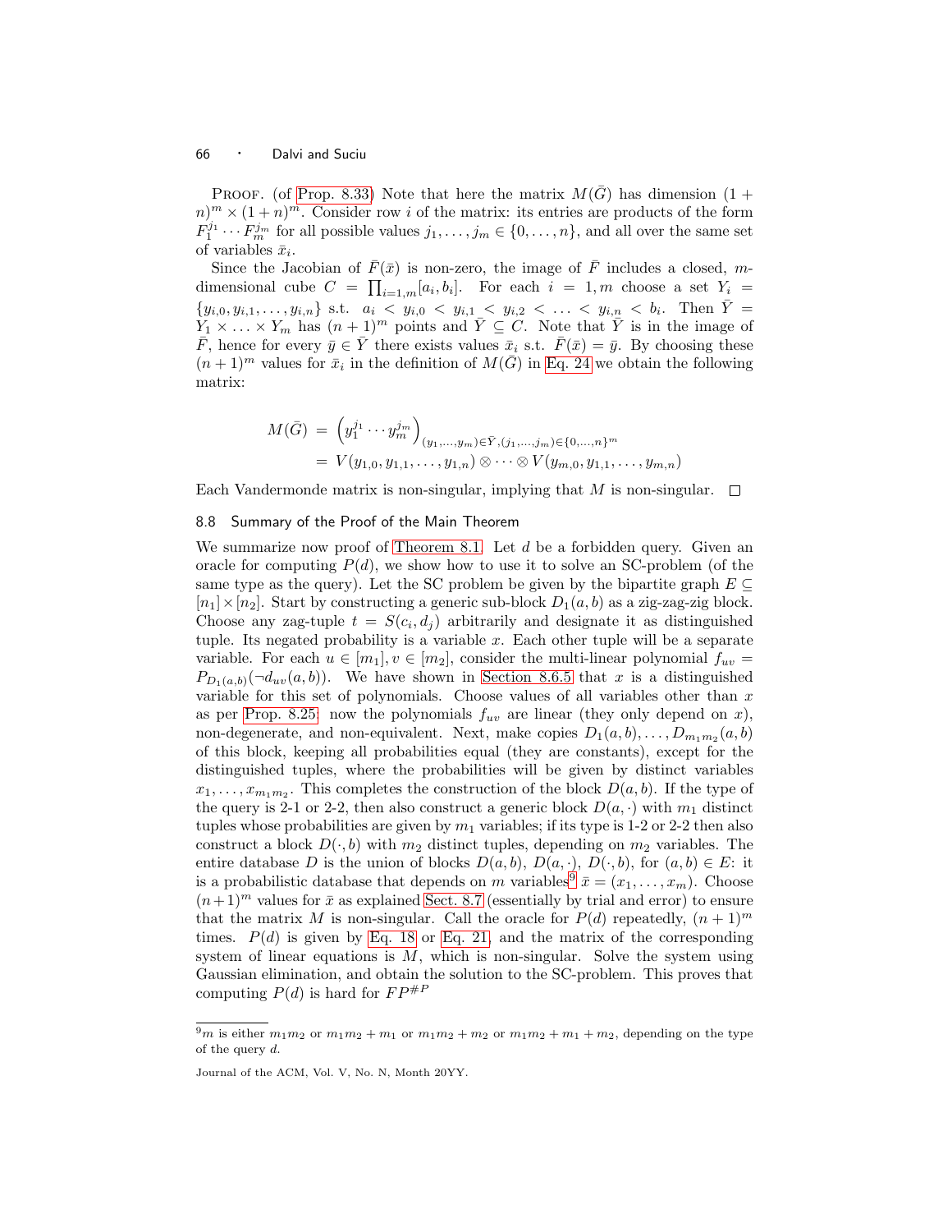PROOF. (of Prop. 8.33) Note that here the matrix $M(\bar{G})$ has dimension $(1 + n)^m \times (1+n)^m$. Consider row $i$ of the matrix: its entries are products of the form $F_1^{j_1} \cdots F_m^{j_m}$ for all possible values $j_1, \ldots, j_m \in \{0, \ldots, n\}$, and all over the same set of variables $\bar{x}_i$.

Since the Jacobian of $\bar{F}(\bar{x})$ is non-zero, the image of $\bar{F}$ includes a closed, $m$-dimensional cube $C = \prod_{i=1,m}[a_i, b_i]$. For each $i = 1, m$ choose a set $Y_i = \{y_{i,0}, y_{i,1}, \ldots, y_{i,n}\}$ s.t. $a_i < y_{i,0} < y_{i,1} < y_{i,2} < \ldots < y_{i,n} < b_i$. Then $\bar{Y} = Y_1 \times \ldots \times Y_m$ has $(n+1)^m$ points and $\bar{Y} \subseteq C$. Note that $\bar{Y}$ is in the image of $\bar{F}$, hence for every $\bar{y} \in \bar{Y}$ there exists values $\bar{x}_i$ s.t. $\bar{F}(\bar{x}) = \bar{y}$. By choosing these $(n+1)^m$ values for $\bar{x}_i$ in the definition of $M(\bar{G})$ in Eq. 24 we obtain the following matrix:

$$
\begin{aligned}
M(\bar{G}) &= \left(y_1^{j_1} \cdots y_m^{j_m}\right)_{(y_1,\ldots,y_m)\in\bar{Y},(j_1,\ldots,j_m)\in\{0,\ldots,n\}^m} \\
&= V(y_{1,0}, y_{1,1}, \ldots, y_{1,n}) \otimes \cdots \otimes V(y_{m,0}, y_{1,1}, \ldots, y_{m,n})
\end{aligned}
$$

Each Vandermonde matrix is non-singular, implying that $M$ is non-singular. □

## 8.8 Summary of the Proof of the Main Theorem

We summarize now proof of Theorem 8.1. Let $d$ be a forbidden query. Given an oracle for computing $P(d)$, we show how to use it to solve an SC-problem (of the same type as the query). Let the SC problem be given by the bipartite graph $E \subseteq [n_1] \times [n_2]$. Start by constructing a generic sub-block $D_1(a, b)$ as a zig-zag-zig block. Choose any zag-tuple $t = S(c_i, d_j)$ arbitrarily and designate it as distinguished tuple. Its negated probability is a variable $x$. Each other tuple will be a separate variable. For each $u \in [m_1], v \in [m_2]$, consider the multi-linear polynomial $f_{uv} = P_{D_1(a,b)}(\neg d_{uv}(a, b))$. We have shown in Section 8.6.5 that $x$ is a distinguished variable for this set of polynomials. Choose values of all variables other than $x$ as per Prop. 8.25: now the polynomials $f_{uv}$ are linear (they only depend on $x$), non-degenerate, and non-equivalent. Next, make copies $D_1(a, b), \ldots, D_{m_1 m_2}(a, b)$ of this block, keeping all probabilities equal (they are constants), except for the distinguished tuples, where the probabilities will be given by distinct variables $x_1, \ldots, x_{m_1 m_2}$. This completes the construction of the block $D(a, b)$. If the type of the query is 2-1 or 2-2, then also construct a generic block $D(a, \cdot)$ with $m_1$ distinct tuples whose probabilities are given by $m_1$ variables; if its type is 1-2 or 2-2 then also construct a block $D(\cdot, b)$ with $m_2$ distinct tuples, depending on $m_2$ variables. The entire database $D$ is the union of blocks $D(a, b)$, $D(a, \cdot)$, $D(\cdot, b)$, for $(a, b) \in E$: it is a probabilistic database that depends on $m$ variables[9] $\bar{x} = (x_1, \ldots, x_m)$. Choose $(n+1)^m$ values for $\bar{x}$ as explained Sect. 8.7 (essentially by trial and error) to ensure that the matrix $M$ is non-singular. Call the oracle for $P(d)$ repeatedly, $(n+1)^m$ times. $P(d)$ is given by Eq. 18 or Eq. 21, and the matrix of the corresponding system of linear equations is $M$, which is non-singular. Solve the system using Gaussian elimination, and obtain the solution to the SC-problem. This proves that computing $P(d)$ is hard for $FP^{\#P}$

[9] $m$ is either $m_1 m_2$ or $m_1 m_2 + m_1$ or $m_1 m_2 + m_2$ or $m_1 m_2 + m_1 + m_2$, depending on the type of the query $d$.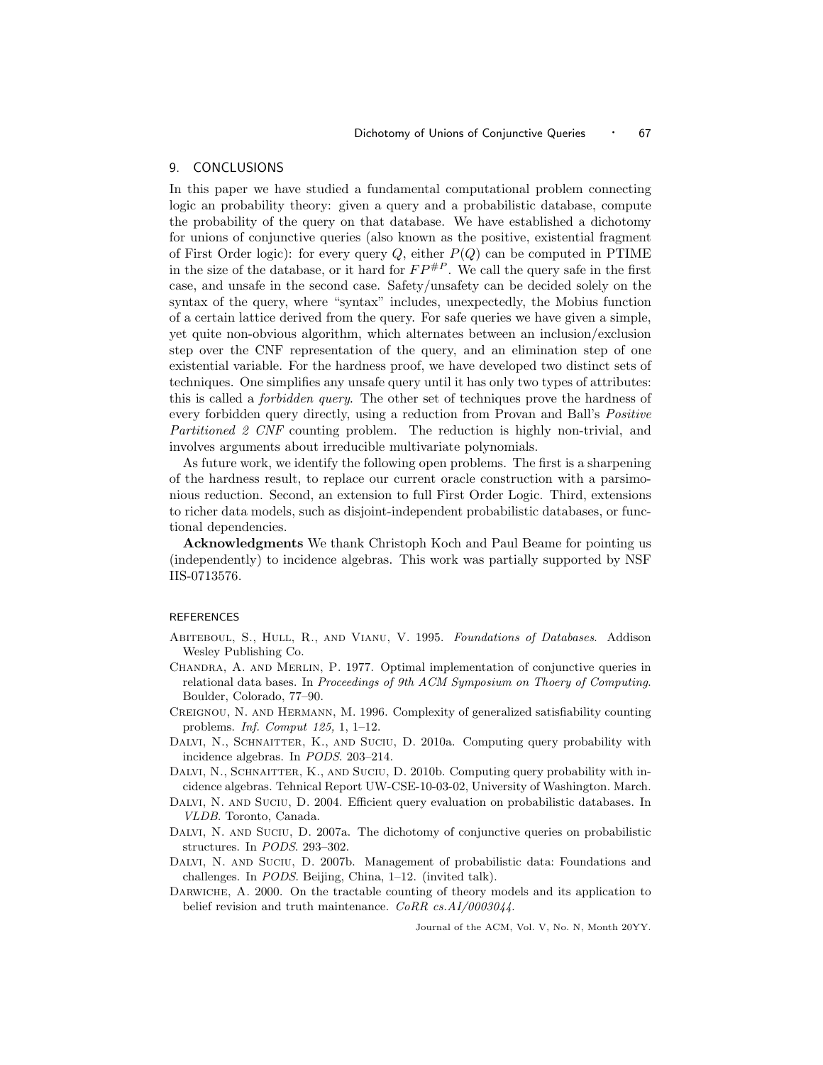## 9. CONCLUSIONS

In this paper we have studied a fundamental computational problem connecting logic an probability theory: given a query and a probabilistic database, compute the probability of the query on that database. We have established a dichotomy for unions of conjunctive queries (also known as the positive, existential fragment of First Order logic): for every query $Q$, either $P(Q)$ can be computed in PTIME in the size of the database, or it hard for $FP^{\#P}$. We call the query safe in the first case, and unsafe in the second case. Safety/unsafety can be decided solely on the syntax of the query, where "syntax" includes, unexpectedly, the Mobius function of a certain lattice derived from the query. For safe queries we have given a simple, yet quite non-obvious algorithm, which alternates between an inclusion/exclusion step over the CNF representation of the query, and an elimination step of one existential variable. For the hardness proof, we have developed two distinct sets of techniques. One simplifies any unsafe query until it has only two types of attributes: this is called a *forbidden query*. The other set of techniques prove the hardness of every forbidden query directly, using a reduction from Provan and Ball's *Positive Partitioned 2 CNF* counting problem. The reduction is highly non-trivial, and involves arguments about irreducible multivariate polynomials.

As future work, we identify the following open problems. The first is a sharpening of the hardness result, to replace our current oracle construction with a parsimonious reduction. Second, an extension to full First Order Logic. Third, extensions to richer data models, such as disjoint-independent probabilistic databases, or functional dependencies.

**Acknowledgments** We thank Christoph Koch and Paul Beame for pointing us (independently) to incidence algebras. This work was partially supported by NSF IIS-0713576.

## REFERENCES

Abiteboul, S., Hull, R., and Vianu, V. 1995. *Foundations of Databases*. Addison Wesley Publishing Co.

Chandra, A. and Merlin, P. 1977. Optimal implementation of conjunctive queries in relational data bases. In *Proceedings of 9th ACM Symposium on Thoery of Computing*. Boulder, Colorado, 77–90.

Creignou, N. and Hermann, M. 1996. Complexity of generalized satisfiability counting problems. *Inf. Comput 125,* 1, 1–12.

Dalvi, N., Schnaitter, K., and Suciu, D. 2010a. Computing query probability with incidence algebras. In *PODS*. 203–214.

Dalvi, N., Schnaitter, K., and Suciu, D. 2010b. Computing query probability with incidence algebras. Tehnical Report UW-CSE-10-03-02, University of Washington. March.

Dalvi, N. and Suciu, D. 2004. Efficient query evaluation on probabilistic databases. In *VLDB*. Toronto, Canada.

Dalvi, N. and Suciu, D. 2007a. The dichotomy of conjunctive queries on probabilistic structures. In *PODS*. 293–302.

Dalvi, N. and Suciu, D. 2007b. Management of probabilistic data: Foundations and challenges. In *PODS*. Beijing, China, 1–12. (invited talk).

Darwiche, A. 2000. On the tractable counting of theory models and its application to belief revision and truth maintenance. *CoRR cs.AI/0003044*.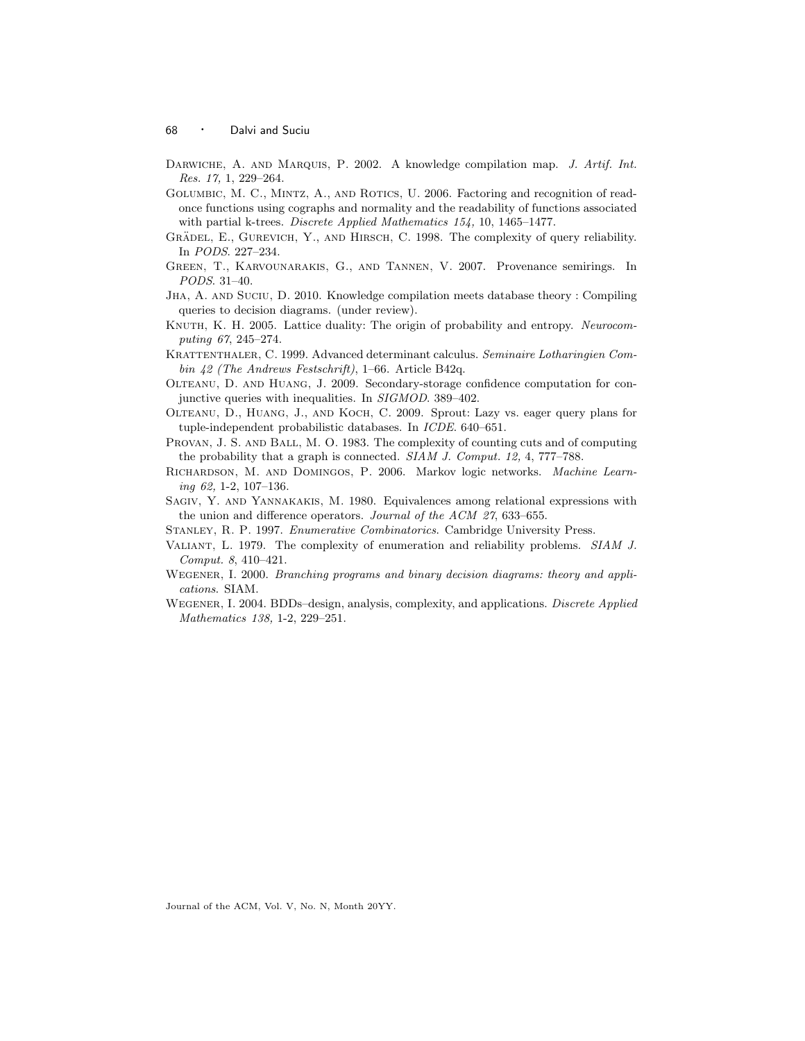Darwiche, A. and Marquis, P. 2002. A knowledge compilation map. *J. Artif. Int. Res. 17,* 1, 229–264.

Golumbic, M. C., Mintz, A., and Rotics, U. 2006. Factoring and recognition of read-once functions using cographs and normality and the readability of functions associated with partial k-trees. *Discrete Applied Mathematics 154,* 10, 1465–1477.

Grädel, E., Gurevich, Y., and Hirsch, C. 1998. The complexity of query reliability. In *PODS*. 227–234.

Green, T., Karvounarakis, G., and Tannen, V. 2007. Provenance semirings. In *PODS*. 31–40.

Jha, A. and Suciu, D. 2010. Knowledge compilation meets database theory : Compiling queries to decision diagrams. (under review).

Knuth, K. H. 2005. Lattice duality: The origin of probability and entropy. *Neurocomputing 67*, 245–274.

Krattenthaler, C. 1999. Advanced determinant calculus. *Seminaire Lotharingien Combin 42 (The Andrews Festschrift)*, 1–66. Article B42q.

Olteanu, D. and Huang, J. 2009. Secondary-storage confidence computation for conjunctive queries with inequalities. In *SIGMOD*. 389–402.

Olteanu, D., Huang, J., and Koch, C. 2009. Sprout: Lazy vs. eager query plans for tuple-independent probabilistic databases. In *ICDE*. 640–651.

Provan, J. S. and Ball, M. O. 1983. The complexity of counting cuts and of computing the probability that a graph is connected. *SIAM J. Comput. 12,* 4, 777–788.

Richardson, M. and Domingos, P. 2006. Markov logic networks. *Machine Learning 62,* 1-2, 107–136.

Sagiv, Y. and Yannakakis, M. 1980. Equivalences among relational expressions with the union and difference operators. *Journal of the ACM 27*, 633–655.

Stanley, R. P. 1997. *Enumerative Combinatorics*. Cambridge University Press.

Valiant, L. 1979. The complexity of enumeration and reliability problems. *SIAM J. Comput. 8*, 410–421.

Wegener, I. 2000. *Branching programs and binary decision diagrams: theory and applications*. SIAM.

Wegener, I. 2004. BDDs–design, analysis, complexity, and applications. *Discrete Applied Mathematics 138,* 1-2, 229–251.